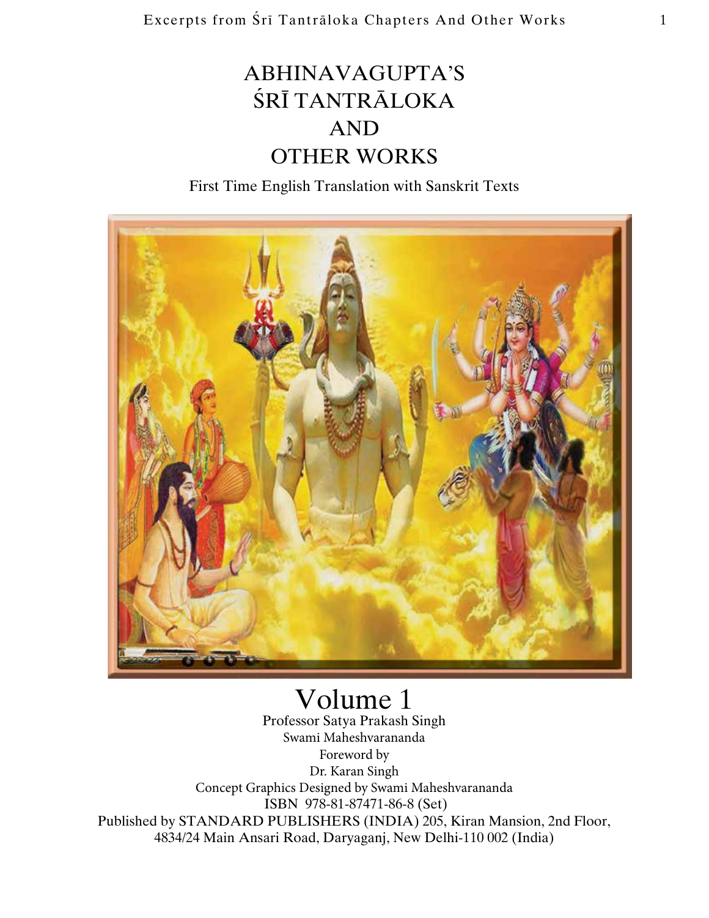# ABHINAVAGUPTA'S ŚRĪ TANTRĀLOKA AND OTHER WORKS

First Time English Translation with Sanskrit Texts

## Volume 1

Professor Satya Prakash Singh

Swami Maheshvarananda

Foreword by

Dr. Karan Singh

Concept Graphics Designed by Swami Maheshvarananda

ISBN 978-81-87471-86-8 (Set)

Published by STANDARD PUBLISHERS (INDIA) 205, Kiran Mansion, 2nd Floor, 4834/24 Main Ansari Road, Daryaganj, New Delhi-110 002 (India)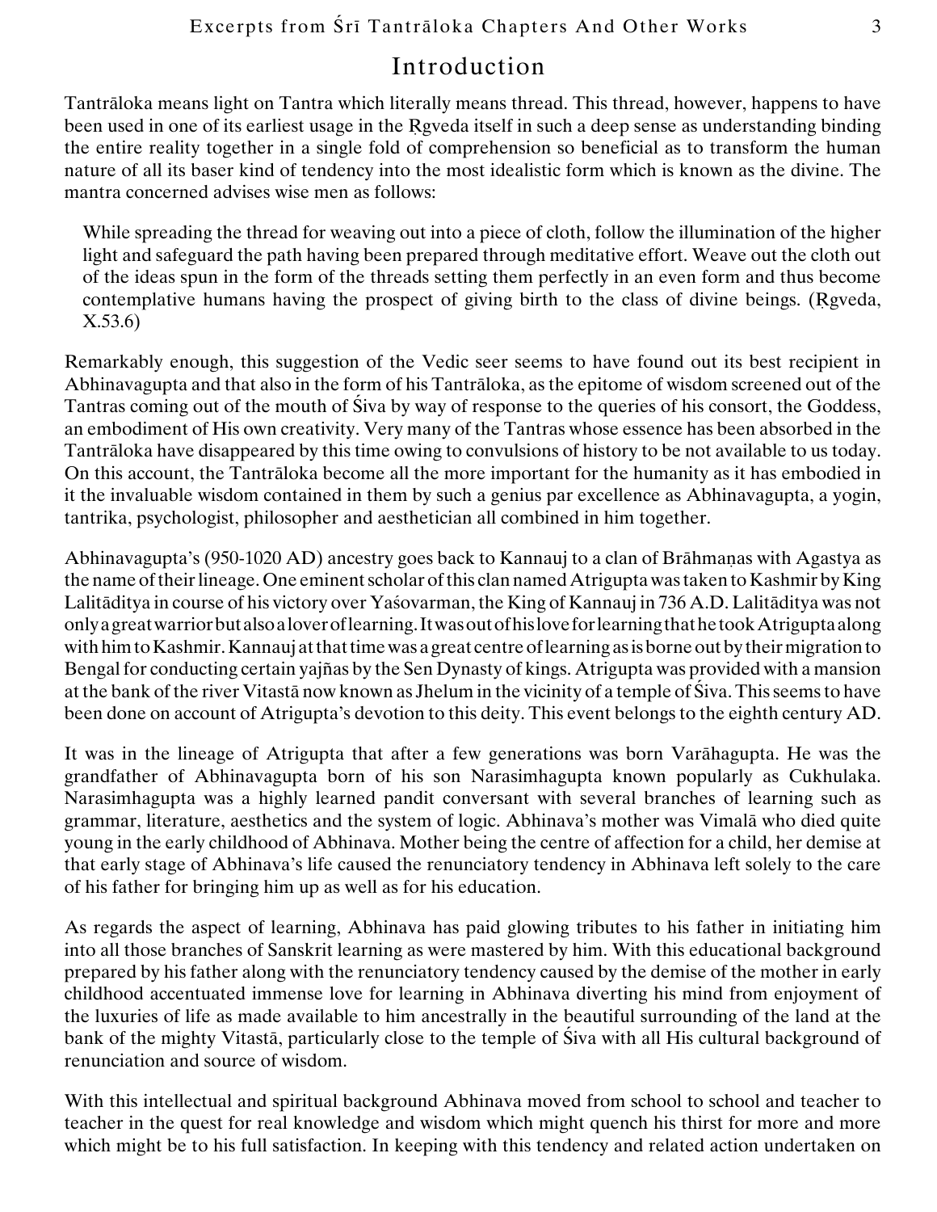# Introduction

Tantrāloka means light on Tantra which literally means thread. This thread, however, happens to have been used in one of its earliest usage in the Ṛgveda itself in such a deep sense as understanding binding the entire reality together in a single fold of comprehension so beneficial as to transform the human nature of all its baser kind of tendency into the most idealistic form which is known as the divine. The mantra concerned advises wise men as follows:

> While spreading the thread for weaving out into a piece of cloth, follow the illumination of the higher light and safeguard the path having been prepared through meditative effort. Weave out the cloth out of the ideas spun in the form of the threads setting them perfectly in an even form and thus become contemplative humans having the prospect of giving birth to the class of divine beings. (Ṛgveda, X.53.6)

Remarkably enough, this suggestion of the Vedic seer seems to have found out its best recipient in Abhinavagupta and that also in the form of his Tantrāloka, as the epitome of wisdom screened out of the Tantras coming out of the mouth of Śiva by way of response to the queries of his consort, the Goddess, an embodiment of His own creativity. Very many of the Tantras whose essence has been absorbed in the Tantrāloka have disappeared by this time owing to convulsions of history to be not available to us today. On this account, the Tantrāloka become all the more important for the humanity as it has embodied in it the invaluable wisdom contained in them by such a genius par excellence as Abhinavagupta, a yogin, tantrika, psychologist, philosopher and aesthetician all combined in him together.

Abhinavagupta's (950-1020 AD) ancestry goes back to Kannauj to a clan of Brāhmaṇas with Agastya as the name of their lineage. One eminent scholar of this clan named Atrigupta was taken to Kashmir by King Lalitāditya in course of his victory over Yaśovarman, the King of Kannauj in 736 A.D. Lalitāditya was not only a great warrior but also a lover of learning. It was out of his love for learning that he took Atrigupta along with him to Kashmir. Kannauj at that time was a great centre of learning as is borne out by their migration to Bengal for conducting certain yajñas by the Sen Dynasty of kings. Atrigupta was provided with a mansion at the bank of the river Vitastā now known as Jhelum in the vicinity of a temple of Śiva. This seems to have been done on account of Atrigupta's devotion to this deity. This event belongs to the eighth century AD.

It was in the lineage of Atrigupta that after a few generations was born Varāhagupta. He was the grandfather of Abhinavagupta born of his son Narasimhagupta known popularly as Cukhulaka. Narasimhagupta was a highly learned pandit conversant with several branches of learning such as grammar, literature, aesthetics and the system of logic. Abhinava's mother was Vimalā who died quite young in the early childhood of Abhinava. Mother being the centre of affection for a child, her demise at that early stage of Abhinava's life caused the renunciatory tendency in Abhinava left solely to the care of his father for bringing him up as well as for his education.

As regards the aspect of learning, Abhinava has paid glowing tributes to his father in initiating him into all those branches of Sanskrit learning as were mastered by him. With this educational background prepared by his father along with the renunciatory tendency caused by the demise of the mother in early childhood accentuated immense love for learning in Abhinava diverting his mind from enjoyment of the luxuries of life as made available to him ancestrally in the beautiful surrounding of the land at the bank of the mighty Vitastā, particularly close to the temple of Śiva with all His cultural background of renunciation and source of wisdom.

With this intellectual and spiritual background Abhinava moved from school to school and teacher to teacher in the quest for real knowledge and wisdom which might quench his thirst for more and more which might be to his full satisfaction. In keeping with this tendency and related action undertaken on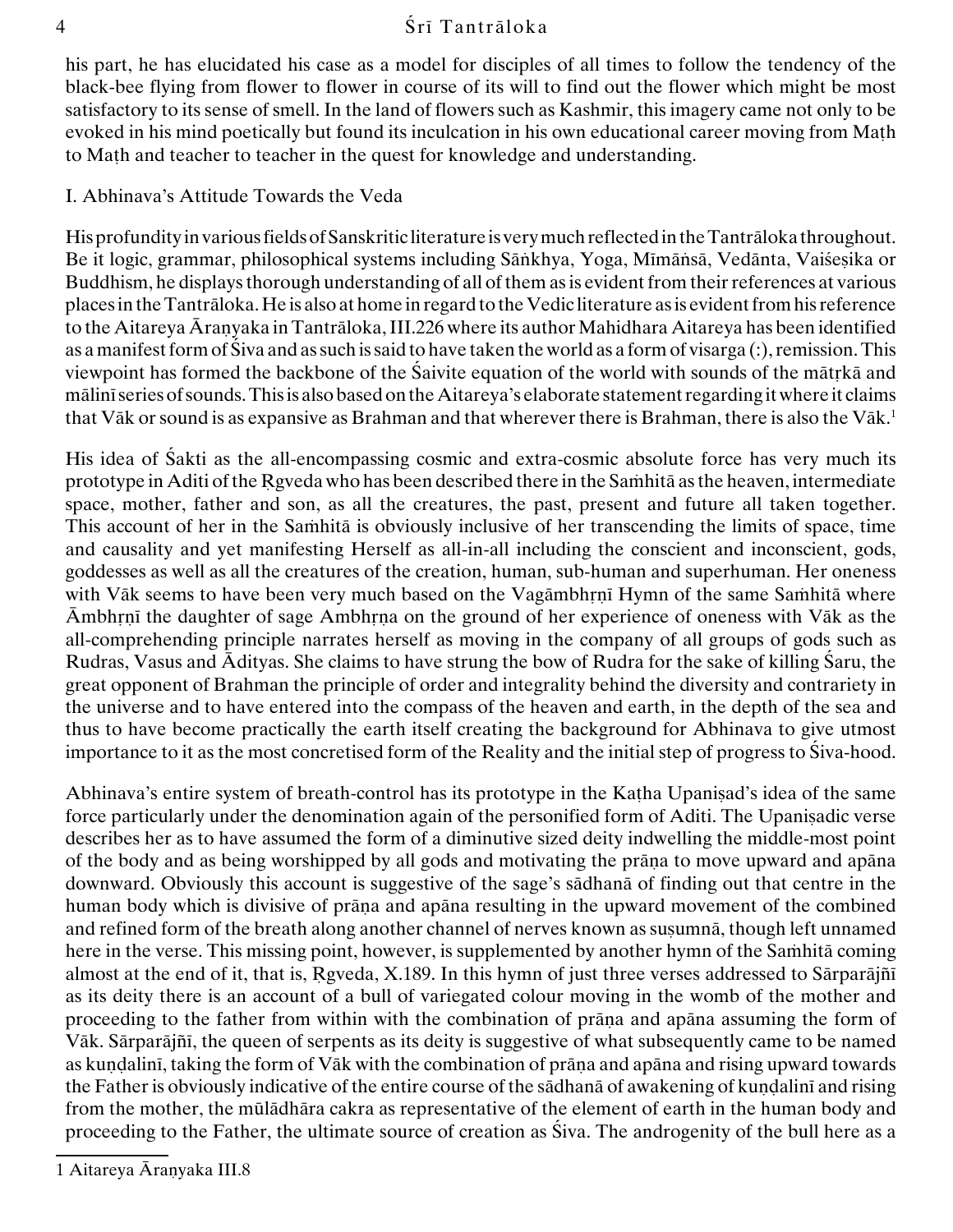his part, he has elucidated his case as a model for disciples of all times to follow the tendency of the black-bee flying from flower to flower in course of its will to find out the flower which might be most satisfactory to its sense of smell. In the land of flowers such as Kashmir, this imagery came not only to be evoked in his mind poetically but found its inculcation in his own educational career moving from Maṭh to Maṭh and teacher to teacher in the quest for knowledge and understanding.

## I. Abhinava's Attitude Towards the Veda

His profundity in various fields of Sanskritic literature is very much reflected in the Tantrāloka throughout. Be it logic, grammar, philosophical systems including Sāṅkhya, Yoga, Mīmāṁsā, Vedānta, Vaiśeṣika or Buddhism, he displays thorough understanding of all of them as is evident from their references at various places in the Tantrāloka. He is also at home in regard to the Vedic literature as is evident from his reference to the Aitareya Āraṇyaka in Tantrāloka, III.226 where its author Mahidhara Aitareya has been identified as a manifest form of Śiva and as such is said to have taken the world as a form of visarga (:), remission. This viewpoint has formed the backbone of the Śaivite equation of the world with sounds of the mātṛkā and mālinī series of sounds. This is also based on the Aitareya's elaborate statement regarding it where it claims that Vāk or sound is as expansive as Brahman and that wherever there is Brahman, there is also the Vāk.[1]

His idea of Śakti as the all-encompassing cosmic and extra-cosmic absolute force has very much its prototype in Aditi of the Ṛgveda who has been described there in the Saṁhitā as the heaven, intermediate space, mother, father and son, as all the creatures, the past, present and future all taken together. This account of her in the Saṁhitā is obviously inclusive of her transcending the limits of space, time and causality and yet manifesting Herself as all-in-all including the conscient and inconscient, gods, goddesses as well as all the creatures of the creation, human, sub-human and superhuman. Her oneness with Vāk seems to have been very much based on the Vagāmbhṛṇī Hymn of the same Saṁhitā where Āmbhṛṇī the daughter of sage Ambhṛṇa on the ground of her experience of oneness with Vāk as the all-comprehending principle narrates herself as moving in the company of all groups of gods such as Rudras, Vasus and Ādityas. She claims to have strung the bow of Rudra for the sake of killing Śaru, the great opponent of Brahman the principle of order and integrality behind the diversity and contrariety in the universe and to have entered into the compass of the heaven and earth, in the depth of the sea and thus to have become practically the earth itself creating the background for Abhinava to give utmost importance to it as the most concretised form of the Reality and the initial step of progress to Śiva-hood.

Abhinava's entire system of breath-control has its prototype in the Kaṭha Upaniṣad's idea of the same force particularly under the denomination again of the personified form of Aditi. The Upaniṣadic verse describes her as to have assumed the form of a diminutive sized deity indwelling the middle-most point of the body and as being worshipped by all gods and motivating the prāṇa to move upward and apāna downward. Obviously this account is suggestive of the sage's sādhanā of finding out that centre in the human body which is divisive of prāṇa and apāna resulting in the upward movement of the combined and refined form of the breath along another channel of nerves known as suṣumnā, though left unnamed here in the verse. This missing point, however, is supplemented by another hymn of the Saṁhitā coming almost at the end of it, that is, Ṛgveda, X.189. In this hymn of just three verses addressed to Sārparājñī as its deity there is an account of a bull of variegated colour moving in the womb of the mother and proceeding to the father from within with the combination of prāṇa and apāna assuming the form of Vāk. Sārparājñī, the queen of serpents as its deity is suggestive of what subsequently came to be named as kuṇḍalinī, taking the form of Vāk with the combination of prāṇa and apāna and rising upward towards the Father is obviously indicative of the entire course of the sādhanā of awakening of kuṇḍalinī and rising from the mother, the mūlādhāra cakra as representative of the element of earth in the human body and proceeding to the Father, the ultimate source of creation as Śiva. The androgenity of the bull here as a

---

1 Aitareya Āraṇyaka III.8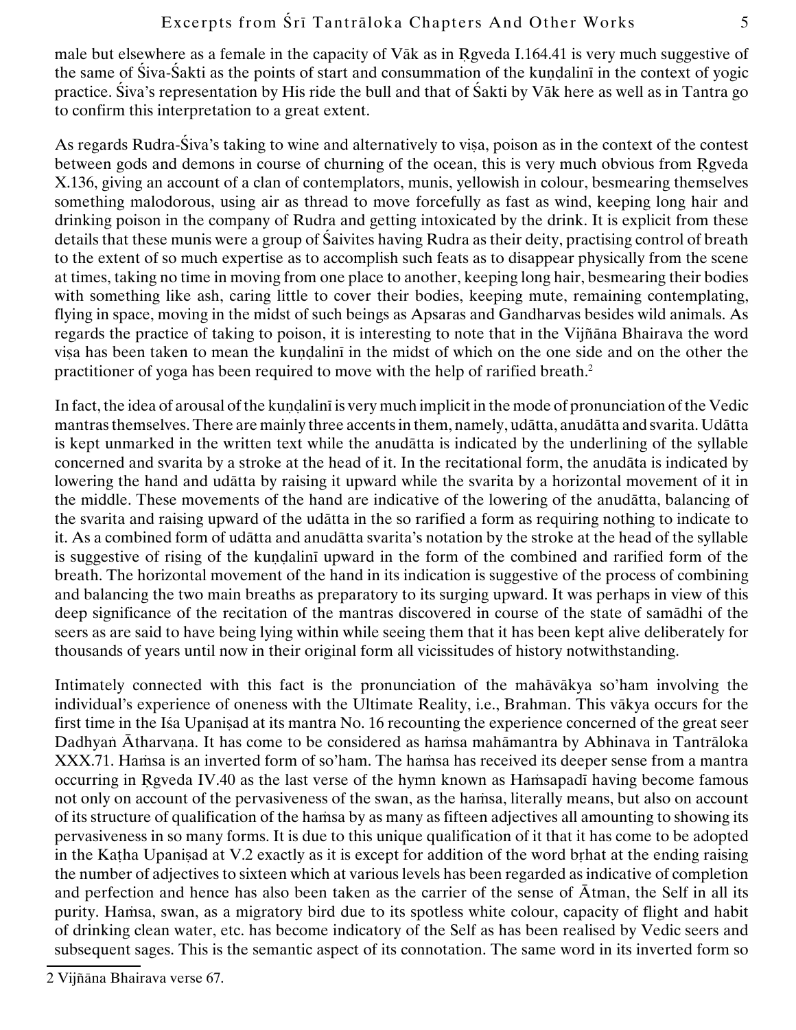male but elsewhere as a female in the capacity of Vāk as in Ṛgveda I.164.41 is very much suggestive of the same of Śiva-Śakti as the points of start and consummation of the kuṇḍalinī in the context of yogic practice. Śiva's representation by His ride the bull and that of Śakti by Vāk here as well as in Tantra go to confirm this interpretation to a great extent.

As regards Rudra-Śiva's taking to wine and alternatively to viṣa, poison as in the context of the contest between gods and demons in course of churning of the ocean, this is very much obvious from Ṛgveda X.136, giving an account of a clan of contemplators, munis, yellowish in colour, besmearing themselves something malodorous, using air as thread to move forcefully as fast as wind, keeping long hair and drinking poison in the company of Rudra and getting intoxicated by the drink. It is explicit from these details that these munis were a group of Śaivites having Rudra as their deity, practising control of breath to the extent of so much expertise as to accomplish such feats as to disappear physically from the scene at times, taking no time in moving from one place to another, keeping long hair, besmearing their bodies with something like ash, caring little to cover their bodies, keeping mute, remaining contemplating, flying in space, moving in the midst of such beings as Apsaras and Gandharvas besides wild animals. As regards the practice of taking to poison, it is interesting to note that in the Vijñāna Bhairava the word viṣa has been taken to mean the kuṇḍalinī in the midst of which on the one side and on the other the practitioner of yoga has been required to move with the help of rarified breath.[2]

In fact, the idea of arousal of the kuṇḍalinī is very much implicit in the mode of pronunciation of the Vedic mantras themselves. There are mainly three accents in them, namely, udātta, anudātta and svarita. Udātta is kept unmarked in the written text while the anudātta is indicated by the underlining of the syllable concerned and svarita by a stroke at the head of it. In the recitational form, the anudāta is indicated by lowering the hand and udātta by raising it upward while the svarita by a horizontal movement of it in the middle. These movements of the hand are indicative of the lowering of the anudātta, balancing of the svarita and raising upward of the udātta in the so rarified a form as requiring nothing to indicate to it. As a combined form of udātta and anudātta svarita's notation by the stroke at the head of the syllable is suggestive of rising of the kuṇḍalinī upward in the form of the combined and rarified form of the breath. The horizontal movement of the hand in its indication is suggestive of the process of combining and balancing the two main breaths as preparatory to its surging upward. It was perhaps in view of this deep significance of the recitation of the mantras discovered in course of the state of samādhi of the seers as are said to have being lying within while seeing them that it has been kept alive deliberately for thousands of years until now in their original form all vicissitudes of history notwithstanding.

Intimately connected with this fact is the pronunciation of the mahāvākya so'ham involving the individual's experience of oneness with the Ultimate Reality, i.e., Brahman. This vākya occurs for the first time in the Iśa Upaniṣad at its mantra No. 16 recounting the experience concerned of the great seer Dadhyaṅ Ātharvaṇa. It has come to be considered as haṁsa mahāmantra by Abhinava in Tantrāloka XXX.71. Haṁsa is an inverted form of so'ham. The haṁsa has received its deeper sense from a mantra occurring in Ṛgveda IV.40 as the last verse of the hymn known as Haṁsapadī having become famous not only on account of the pervasiveness of the swan, as the haṁsa, literally means, but also on account of its structure of qualification of the haṁsa by as many as fifteen adjectives all amounting to showing its pervasiveness in so many forms. It is due to this unique qualification of it that it has come to be adopted in the Kaṭha Upaniṣad at V.2 exactly as it is except for addition of the word bṛhat at the ending raising the number of adjectives to sixteen which at various levels has been regarded as indicative of completion and perfection and hence has also been taken as the carrier of the sense of Ātman, the Self in all its purity. Haṁsa, swan, as a migratory bird due to its spotless white colour, capacity of flight and habit of drinking clean water, etc. has become indicatory of the Self as has been realised by Vedic seers and subsequent sages. This is the semantic aspect of its connotation. The same word in its inverted form so

2 Vijñāna Bhairava verse 67.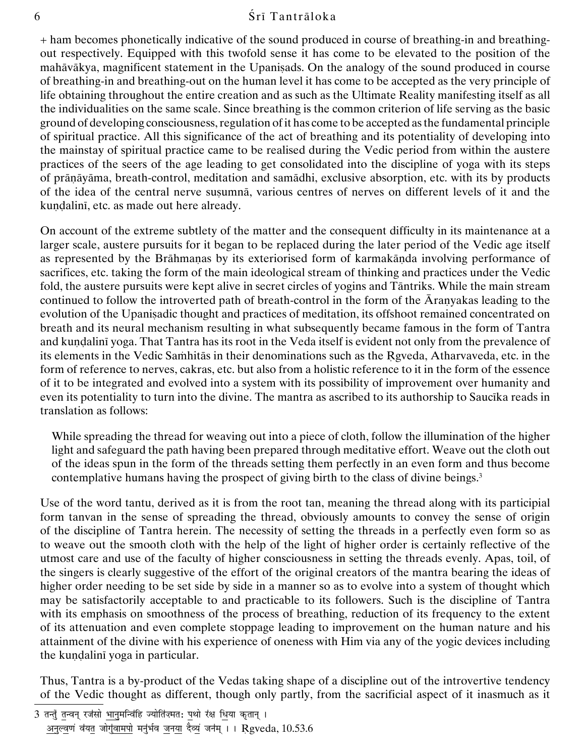+ ham becomes phonetically indicative of the sound produced in course of breathing-in and breathing-out respectively. Equipped with this twofold sense it has come to be elevated to the position of the mahāvākya, magnificent statement in the Upaniṣads. On the analogy of the sound produced in course of breathing-in and breathing-out on the human level it has come to be accepted as the very principle of life obtaining throughout the entire creation and as such as the Ultimate Reality manifesting itself as all the individualities on the same scale. Since breathing is the common criterion of life serving as the basic ground of developing consciousness, regulation of it has come to be accepted as the fundamental principle of spiritual practice. All this significance of the act of breathing and its potentiality of developing into the mainstay of spiritual practice came to be realised during the Vedic period from within the austere practices of the seers of the age leading to get consolidated into the discipline of yoga with its steps of prāṇāyāma, breath-control, meditation and samādhi, exclusive absorption, etc. with its by products of the idea of the central nerve suṣumnā, various centres of nerves on different levels of it and the kuṇḍalinī, etc. as made out here already.

On account of the extreme subtlety of the matter and the consequent difficulty in its maintenance at a larger scale, austere pursuits for it began to be replaced during the later period of the Vedic age itself as represented by the Brāhmaṇas by its exteriorised form of karmakāṇḍa involving performance of sacrifices, etc. taking the form of the main ideological stream of thinking and practices under the Vedic fold, the austere pursuits were kept alive in secret circles of yogins and Tāntriks. While the main stream continued to follow the introverted path of breath-control in the form of the Āraṇyakas leading to the evolution of the Upaniṣadic thought and practices of meditation, its offshoot remained concentrated on breath and its neural mechanism resulting in what subsequently became famous in the form of Tantra and kuṇḍalinī yoga. That Tantra has its root in the Veda itself is evident not only from the prevalence of its elements in the Vedic Saṁhitās in their denominations such as the Ṛgveda, Atharvaveda, etc. in the form of reference to nerves, cakras, etc. but also from a holistic reference to it in the form of the essence of it to be integrated and evolved into a system with its possibility of improvement over humanity and even its potentiality to turn into the divine. The mantra as ascribed to its authorship to Saucīka reads in translation as follows:

> While spreading the thread for weaving out into a piece of cloth, follow the illumination of the higher light and safeguard the path having been prepared through meditative effort. Weave out the cloth out of the ideas spun in the form of the threads setting them perfectly in an even form and thus become contemplative humans having the prospect of giving birth to the class of divine beings.[3]

Use of the word tantu, derived as it is from the root tan, meaning the thread along with its participial form tanvan in the sense of spreading the thread, obviously amounts to convey the sense of origin of the discipline of Tantra herein. The necessity of setting the threads in a perfectly even form so as to weave out the smooth cloth with the help of the light of higher order is certainly reflective of the utmost care and use of the faculty of higher consciousness in setting the threads evenly. Apas, toil, of the singers is clearly suggestive of the effort of the original creators of the mantra bearing the ideas of higher order needing to be set side by side in a manner so as to evolve into a system of thought which may be satisfactorily acceptable to and practicable to its followers. Such is the discipline of Tantra with its emphasis on smoothness of the process of breathing, reduction of its frequency to the extent of its attenuation and even complete stoppage leading to improvement on the human nature and his attainment of the divine with his experience of oneness with Him via any of the yogic devices including the kuṇḍalinī yoga in particular.

Thus, Tantra is a by-product of the Vedas taking shape of a discipline out of the introvertive tendency of the Vedic thought as different, though only partly, from the sacrificial aspect of it inasmuch as it

---

3 तन्तुं तन्वन् रजसो भानुमन्विहि ज्योतिष्मतः पथो रक्ष धिया कृतान् ।
अनुल्वणं वयत जोगुवामपो मनुर्भव जनया दैव्यं जनम् ।। Ṛgveda, 10.53.6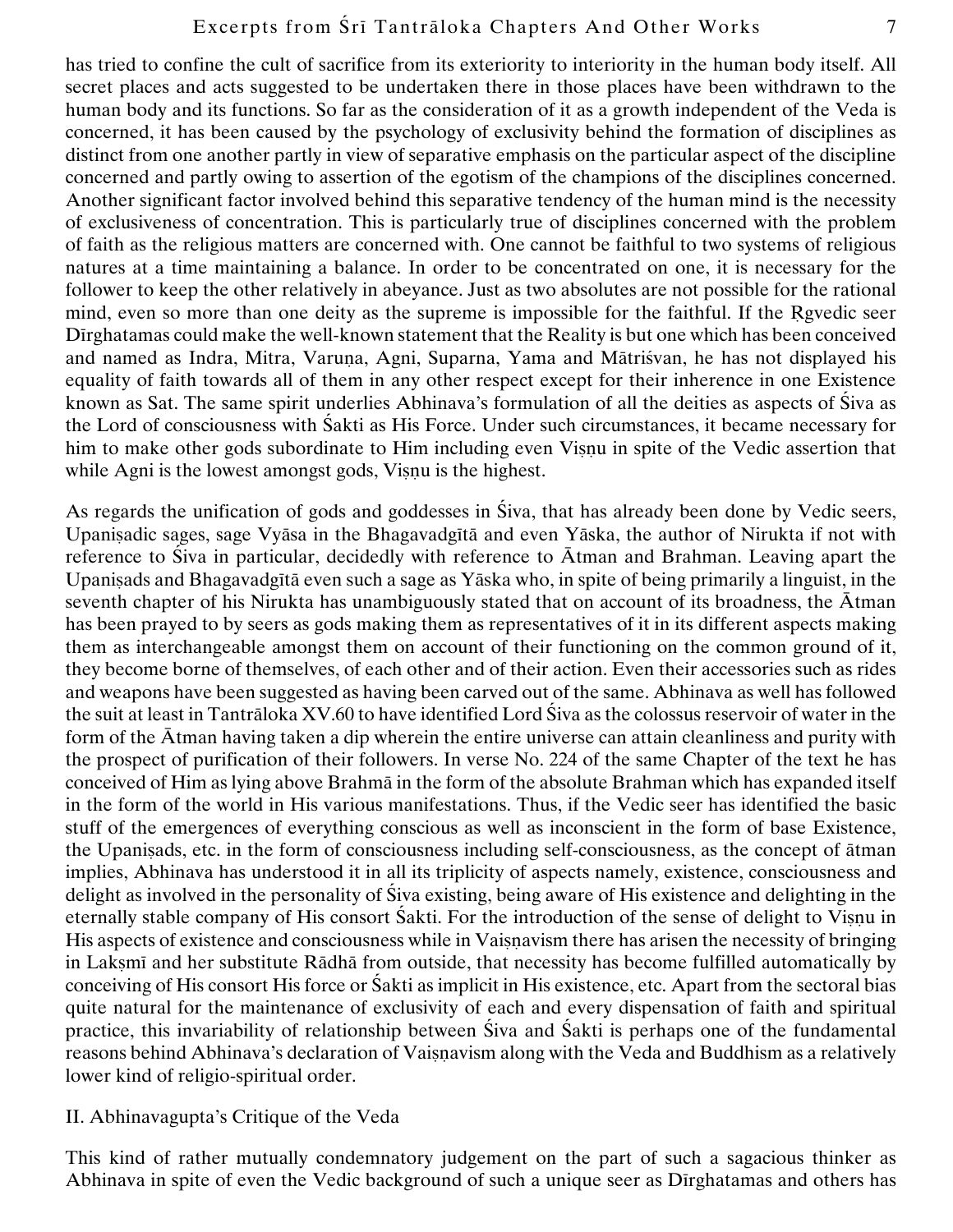has tried to confine the cult of sacrifice from its exteriority to interiority in the human body itself. All secret places and acts suggested to be undertaken there in those places have been withdrawn to the human body and its functions. So far as the consideration of it as a growth independent of the Veda is concerned, it has been caused by the psychology of exclusivity behind the formation of disciplines as distinct from one another partly in view of separative emphasis on the particular aspect of the discipline concerned and partly owing to assertion of the egotism of the champions of the disciplines concerned. Another significant factor involved behind this separative tendency of the human mind is the necessity of exclusiveness of concentration. This is particularly true of disciplines concerned with the problem of faith as the religious matters are concerned with. One cannot be faithful to two systems of religious natures at a time maintaining a balance. In order to be concentrated on one, it is necessary for the follower to keep the other relatively in abeyance. Just as two absolutes are not possible for the rational mind, even so more than one deity as the supreme is impossible for the faithful. If the Ṛgvedic seer Dīrghatamas could make the well-known statement that the Reality is but one which has been conceived and named as Indra, Mitra, Varuṇa, Agni, Suparna, Yama and Mātriśvan, he has not displayed his equality of faith towards all of them in any other respect except for their inherence in one Existence known as Sat. The same spirit underlies Abhinava's formulation of all the deities as aspects of Śiva as the Lord of consciousness with Śakti as His Force. Under such circumstances, it became necessary for him to make other gods subordinate to Him including even Viṣṇu in spite of the Vedic assertion that while Agni is the lowest amongst gods, Viṣṇu is the highest.

As regards the unification of gods and goddesses in Śiva, that has already been done by Vedic seers, Upaniṣadic sages, sage Vyāsa in the Bhagavadgītā and even Yāska, the author of Nirukta if not with reference to Śiva in particular, decidedly with reference to Ātman and Brahman. Leaving apart the Upaniṣads and Bhagavadgītā even such a sage as Yāska who, in spite of being primarily a linguist, in the seventh chapter of his Nirukta has unambiguously stated that on account of its broadness, the Ātman has been prayed to by seers as gods making them as representatives of it in its different aspects making them as interchangeable amongst them on account of their functioning on the common ground of it, they become borne of themselves, of each other and of their action. Even their accessories such as rides and weapons have been suggested as having been carved out of the same. Abhinava as well has followed the suit at least in Tantrāloka XV.60 to have identified Lord Śiva as the colossus reservoir of water in the form of the Ātman having taken a dip wherein the entire universe can attain cleanliness and purity with the prospect of purification of their followers. In verse No. 224 of the same Chapter of the text he has conceived of Him as lying above Brahmā in the form of the absolute Brahman which has expanded itself in the form of the world in His various manifestations. Thus, if the Vedic seer has identified the basic stuff of the emergences of everything conscious as well as inconscient in the form of base Existence, the Upaniṣads, etc. in the form of consciousness including self-consciousness, as the concept of ātman implies, Abhinava has understood it in all its triplicity of aspects namely, existence, consciousness and delight as involved in the personality of Śiva existing, being aware of His existence and delighting in the eternally stable company of His consort Śakti. For the introduction of the sense of delight to Viṣṇu in His aspects of existence and consciousness while in Vaiṣṇavism there has arisen the necessity of bringing in Lakṣmī and her substitute Rādhā from outside, that necessity has become fulfilled automatically by conceiving of His consort His force or Śakti as implicit in His existence, etc. Apart from the sectoral bias quite natural for the maintenance of exclusivity of each and every dispensation of faith and spiritual practice, this invariability of relationship between Śiva and Śakti is perhaps one of the fundamental reasons behind Abhinava's declaration of Vaiṣṇavism along with the Veda and Buddhism as a relatively lower kind of religio-spiritual order.

## II. Abhinavagupta's Critique of the Veda

This kind of rather mutually condemnatory judgement on the part of such a sagacious thinker as Abhinava in spite of even the Vedic background of such a unique seer as Dīrghatamas and others has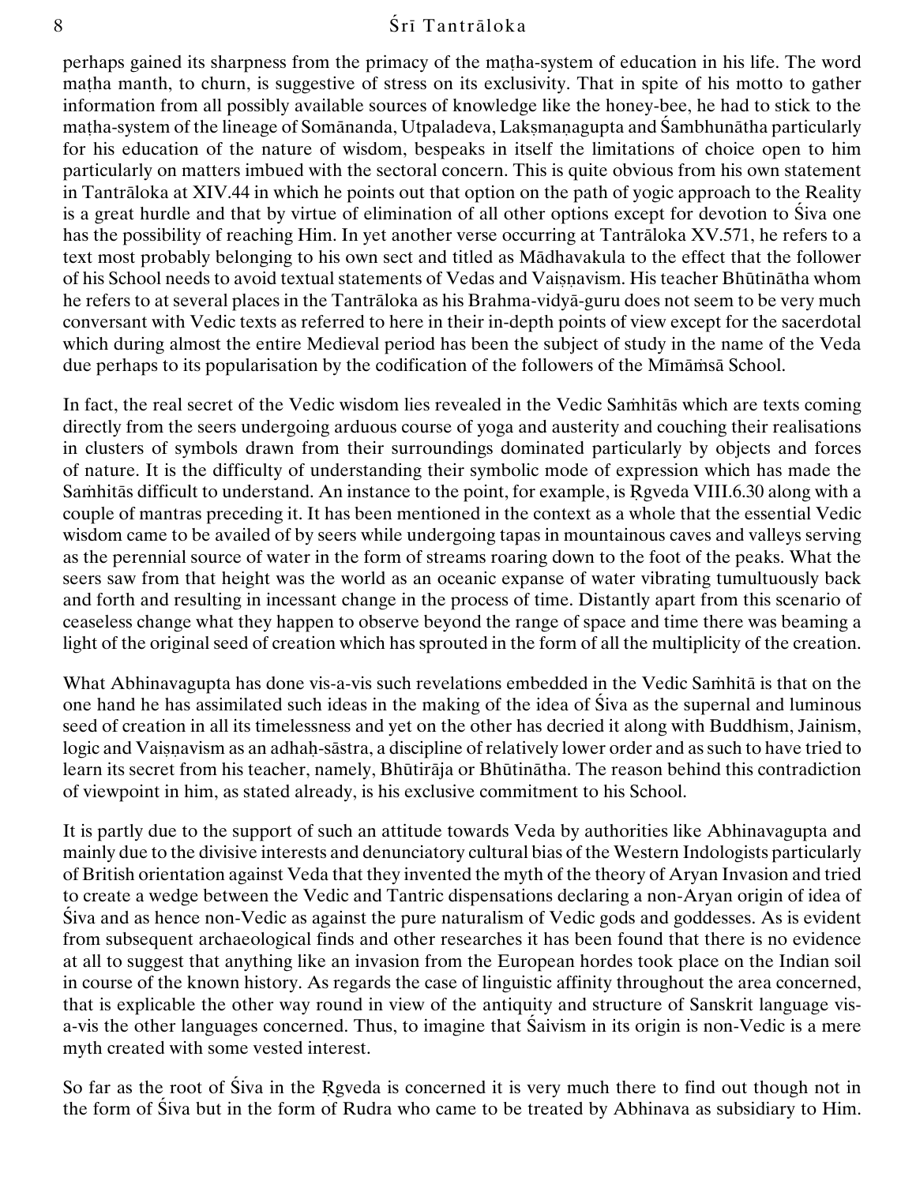perhaps gained its sharpness from the primacy of the maṭha-system of education in his life. The word maṭha manth, to churn, is suggestive of stress on its exclusivity. That in spite of his motto to gather information from all possibly available sources of knowledge like the honey-bee, he had to stick to the maṭha-system of the lineage of Somānanda, Utpaladeva, Lakṣmaṇagupta and Śambhunātha particularly for his education of the nature of wisdom, bespeaks in itself the limitations of choice open to him particularly on matters imbued with the sectoral concern. This is quite obvious from his own statement in Tantrāloka at XIV.44 in which he points out that option on the path of yogic approach to the Reality is a great hurdle and that by virtue of elimination of all other options except for devotion to Śiva one has the possibility of reaching Him. In yet another verse occurring at Tantrāloka XV.571, he refers to a text most probably belonging to his own sect and titled as Mādhavakula to the effect that the follower of his School needs to avoid textual statements of Vedas and Vaiṣṇavism. His teacher Bhūtinātha whom he refers to at several places in the Tantrāloka as his Brahma-vidyā-guru does not seem to be very much conversant with Vedic texts as referred to here in their in-depth points of view except for the sacerdotal which during almost the entire Medieval period has been the subject of study in the name of the Veda due perhaps to its popularisation by the codification of the followers of the Mīmāṁsā School.

In fact, the real secret of the Vedic wisdom lies revealed in the Vedic Saṁhitās which are texts coming directly from the seers undergoing arduous course of yoga and austerity and couching their realisations in clusters of symbols drawn from their surroundings dominated particularly by objects and forces of nature. It is the difficulty of understanding their symbolic mode of expression which has made the Saṁhitās difficult to understand. An instance to the point, for example, is Ṛgveda VIII.6.30 along with a couple of mantras preceding it. It has been mentioned in the context as a whole that the essential Vedic wisdom came to be availed of by seers while undergoing tapas in mountainous caves and valleys serving as the perennial source of water in the form of streams roaring down to the foot of the peaks. What the seers saw from that height was the world as an oceanic expanse of water vibrating tumultuously back and forth and resulting in incessant change in the process of time. Distantly apart from this scenario of ceaseless change what they happen to observe beyond the range of space and time there was beaming a light of the original seed of creation which has sprouted in the form of all the multiplicity of the creation.

What Abhinavagupta has done vis-a-vis such revelations embedded in the Vedic Saṁhitā is that on the one hand he has assimilated such ideas in the making of the idea of Śiva as the supernal and luminous seed of creation in all its timelessness and yet on the other has decried it along with Buddhism, Jainism, logic and Vaiṣṇavism as an adhaḥ-sāstra, a discipline of relatively lower order and as such to have tried to learn its secret from his teacher, namely, Bhūtirāja or Bhūtinātha. The reason behind this contradiction of viewpoint in him, as stated already, is his exclusive commitment to his School.

It is partly due to the support of such an attitude towards Veda by authorities like Abhinavagupta and mainly due to the divisive interests and denunciatory cultural bias of the Western Indologists particularly of British orientation against Veda that they invented the myth of the theory of Aryan Invasion and tried to create a wedge between the Vedic and Tantric dispensations declaring a non-Aryan origin of idea of Śiva and as hence non-Vedic as against the pure naturalism of Vedic gods and goddesses. As is evident from subsequent archaeological finds and other researches it has been found that there is no evidence at all to suggest that anything like an invasion from the European hordes took place on the Indian soil in course of the known history. As regards the case of linguistic affinity throughout the area concerned, that is explicable the other way round in view of the antiquity and structure of Sanskrit language vis-a-vis the other languages concerned. Thus, to imagine that Śaivism in its origin is non-Vedic is a mere myth created with some vested interest.

So far as the root of Śiva in the Ṛgveda is concerned it is very much there to find out though not in the form of Śiva but in the form of Rudra who came to be treated by Abhinava as subsidiary to Him.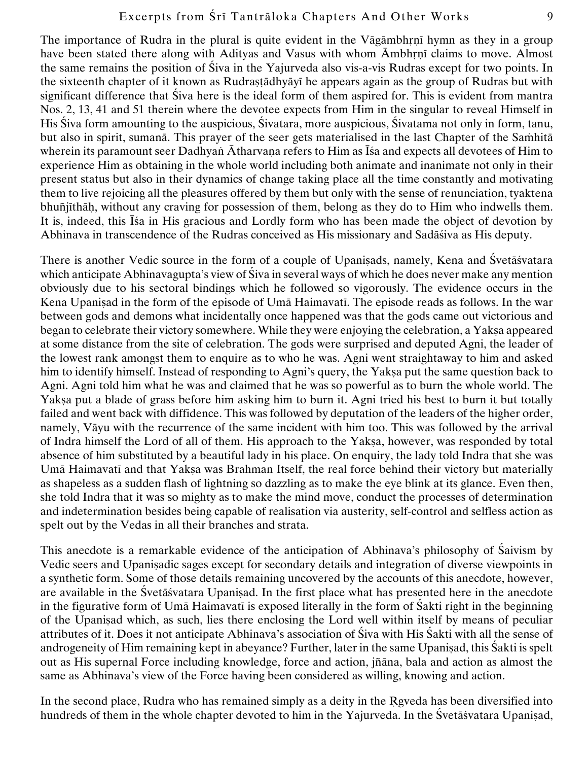The importance of Rudra in the plural is quite evident in the Vāgāmbhṛṇī hymn as they in a group have been stated there along with Adityas and Vasus with whom Āmbhṛṇī claims to move. Almost the same remains the position of Śiva in the Yajurveda also vis-a-vis Rudras except for two points. In the sixteenth chapter of it known as Rudraṣṭādhyāyī he appears again as the group of Rudras but with significant difference that Śiva here is the ideal form of them aspired for. This is evident from mantra Nos. 2, 13, 41 and 51 therein where the devotee expects from Him in the singular to reveal Himself in His Śiva form amounting to the auspicious, Śivatara, more auspicious, Śivatama not only in form, tanu, but also in spirit, sumanā. This prayer of the seer gets materialised in the last Chapter of the Saṁhitā wherein its paramount seer Dadhyaṅ Ātharvaṇa refers to Him as Īśa and expects all devotees of Him to experience Him as obtaining in the whole world including both animate and inanimate not only in their present status but also in their dynamics of change taking place all the time constantly and motivating them to live rejoicing all the pleasures offered by them but only with the sense of renunciation, tyaktena bhuñjīthāḥ, without any craving for possession of them, belong as they do to Him who indwells them. It is, indeed, this Īśa in His gracious and Lordly form who has been made the object of devotion by Abhinava in transcendence of the Rudras conceived as His missionary and Sadāśiva as His deputy.

There is another Vedic source in the form of a couple of Upaniṣads, namely, Kena and Śvetāśvatara which anticipate Abhinavagupta's view of Śiva in several ways of which he does never make any mention obviously due to his sectoral bindings which he followed so vigorously. The evidence occurs in the Kena Upaniṣad in the form of the episode of Umā Haimavatī. The episode reads as follows. In the war between gods and demons what incidentally once happened was that the gods came out victorious and began to celebrate their victory somewhere. While they were enjoying the celebration, a Yakṣa appeared at some distance from the site of celebration. The gods were surprised and deputed Agni, the leader of the lowest rank amongst them to enquire as to who he was. Agni went straightaway to him and asked him to identify himself. Instead of responding to Agni's query, the Yakṣa put the same question back to Agni. Agni told him what he was and claimed that he was so powerful as to burn the whole world. The Yakṣa put a blade of grass before him asking him to burn it. Agni tried his best to burn it but totally failed and went back with diffidence. This was followed by deputation of the leaders of the higher order, namely, Vāyu with the recurrence of the same incident with him too. This was followed by the arrival of Indra himself the Lord of all of them. His approach to the Yakṣa, however, was responded by total absence of him substituted by a beautiful lady in his place. On enquiry, the lady told Indra that she was Umā Haimavatī and that Yakṣa was Brahman Itself, the real force behind their victory but materially as shapeless as a sudden flash of lightning so dazzling as to make the eye blink at its glance. Even then, she told Indra that it was so mighty as to make the mind move, conduct the processes of determination and indetermination besides being capable of realisation via austerity, self-control and selfless action as spelt out by the Vedas in all their branches and strata.

This anecdote is a remarkable evidence of the anticipation of Abhinava's philosophy of Śaivism by Vedic seers and Upaniṣadic sages except for secondary details and integration of diverse viewpoints in a synthetic form. Some of those details remaining uncovered by the accounts of this anecdote, however, are available in the Śvetāśvatara Upaniṣad. In the first place what has presented here in the anecdote in the figurative form of Umā Haimavatī is exposed literally in the form of Śakti right in the beginning of the Upaniṣad which, as such, lies there enclosing the Lord well within itself by means of peculiar attributes of it. Does it not anticipate Abhinava's association of Śiva with His Śakti with all the sense of androgeneity of Him remaining kept in abeyance? Further, later in the same Upaniṣad, this Śakti is spelt out as His supernal Force including knowledge, force and action, jñāna, bala and action as almost the same as Abhinava's view of the Force having been considered as willing, knowing and action.

In the second place, Rudra who has remained simply as a deity in the Ṛgveda has been diversified into hundreds of them in the whole chapter devoted to him in the Yajurveda. In the Śvetāśvatara Upaniṣad,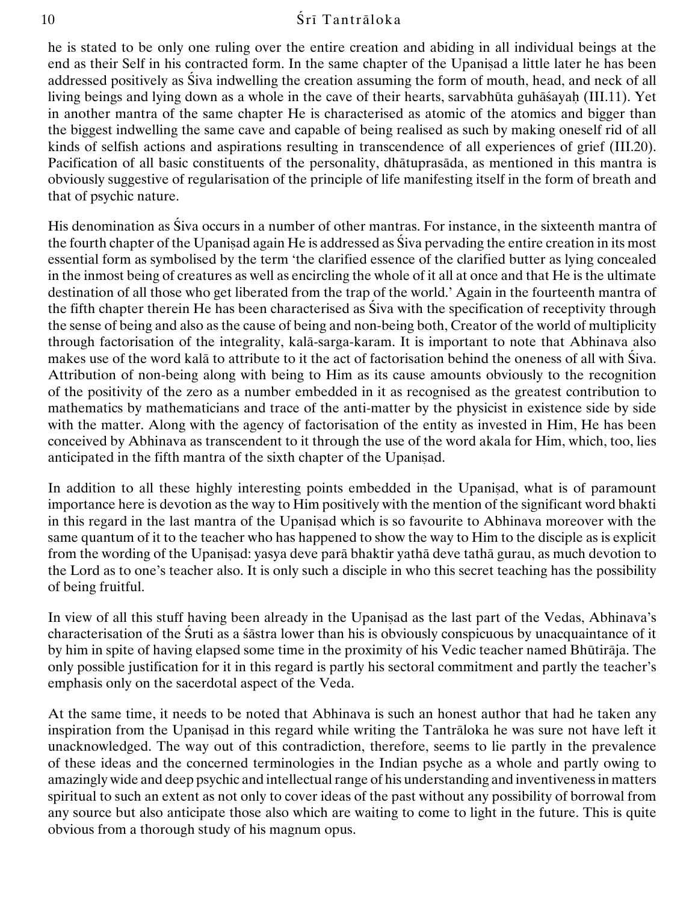he is stated to be only one ruling over the entire creation and abiding in all individual beings at the end as their Self in his contracted form. In the same chapter of the Upaniṣad a little later he has been addressed positively as Śiva indwelling the creation assuming the form of mouth, head, and neck of all living beings and lying down as a whole in the cave of their hearts, sarvabhūta guhāśayaḥ (III.11). Yet in another mantra of the same chapter He is characterised as atomic of the atomics and bigger than the biggest indwelling the same cave and capable of being realised as such by making oneself rid of all kinds of selfish actions and aspirations resulting in transcendence of all experiences of grief (III.20). Pacification of all basic constituents of the personality, dhātuprasāda, as mentioned in this mantra is obviously suggestive of regularisation of the principle of life manifesting itself in the form of breath and that of psychic nature.

His denomination as Śiva occurs in a number of other mantras. For instance, in the sixteenth mantra of the fourth chapter of the Upaniṣad again He is addressed as Śiva pervading the entire creation in its most essential form as symbolised by the term 'the clarified essence of the clarified butter as lying concealed in the inmost being of creatures as well as encircling the whole of it all at once and that He is the ultimate destination of all those who get liberated from the trap of the world.' Again in the fourteenth mantra of the fifth chapter therein He has been characterised as Śiva with the specification of receptivity through the sense of being and also as the cause of being and non-being both, Creator of the world of multiplicity through factorisation of the integrality, kalā-sarga-karam. It is important to note that Abhinava also makes use of the word kalā to attribute to it the act of factorisation behind the oneness of all with Śiva. Attribution of non-being along with being to Him as its cause amounts obviously to the recognition of the positivity of the zero as a number embedded in it as recognised as the greatest contribution to mathematics by mathematicians and trace of the anti-matter by the physicist in existence side by side with the matter. Along with the agency of factorisation of the entity as invested in Him, He has been conceived by Abhinava as transcendent to it through the use of the word akala for Him, which, too, lies anticipated in the fifth mantra of the sixth chapter of the Upaniṣad.

In addition to all these highly interesting points embedded in the Upaniṣad, what is of paramount importance here is devotion as the way to Him positively with the mention of the significant word bhakti in this regard in the last mantra of the Upaniṣad which is so favourite to Abhinava moreover with the same quantum of it to the teacher who has happened to show the way to Him to the disciple as is explicit from the wording of the Upaniṣad: yasya deve parā bhaktir yathā deve tathā gurau, as much devotion to the Lord as to one's teacher also. It is only such a disciple in who this secret teaching has the possibility of being fruitful.

In view of all this stuff having been already in the Upaniṣad as the last part of the Vedas, Abhinava's characterisation of the Śruti as a śāstra lower than his is obviously conspicuous by unacquaintance of it by him in spite of having elapsed some time in the proximity of his Vedic teacher named Bhūtirāja. The only possible justification for it in this regard is partly his sectoral commitment and partly the teacher's emphasis only on the sacerdotal aspect of the Veda.

At the same time, it needs to be noted that Abhinava is such an honest author that had he taken any inspiration from the Upaniṣad in this regard while writing the Tantrāloka he was sure not have left it unacknowledged. The way out of this contradiction, therefore, seems to lie partly in the prevalence of these ideas and the concerned terminologies in the Indian psyche as a whole and partly owing to amazingly wide and deep psychic and intellectual range of his understanding and inventiveness in matters spiritual to such an extent as not only to cover ideas of the past without any possibility of borrowal from any source but also anticipate those also which are waiting to come to light in the future. This is quite obvious from a thorough study of his magnum opus.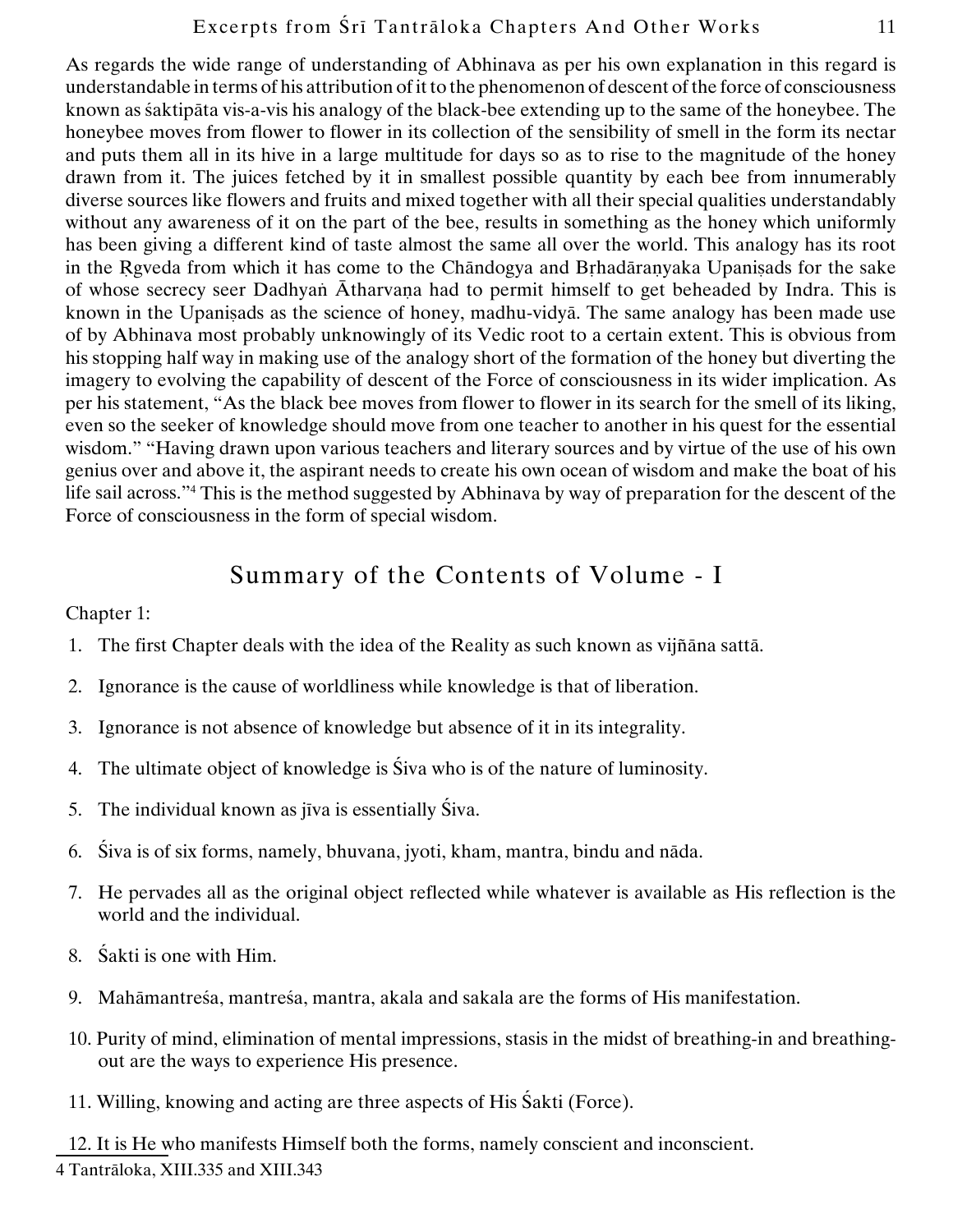As regards the wide range of understanding of Abhinava as per his own explanation in this regard is understandable in terms of his attribution of it to the phenomenon of descent of the force of consciousness known as śaktipāta vis-a-vis his analogy of the black-bee extending up to the same of the honeybee. The honeybee moves from flower to flower in its collection of the sensibility of smell in the form its nectar and puts them all in its hive in a large multitude for days so as to rise to the magnitude of the honey drawn from it. The juices fetched by it in smallest possible quantity by each bee from innumerably diverse sources like flowers and fruits and mixed together with all their special qualities understandably without any awareness of it on the part of the bee, results in something as the honey which uniformly has been giving a different kind of taste almost the same all over the world. This analogy has its root in the Ṛgveda from which it has come to the Chāndogya and Bṛhadāraṇyaka Upaniṣads for the sake of whose secrecy seer Dadhyaṅ Ātharvaṇa had to permit himself to get beheaded by Indra. This is known in the Upaniṣads as the science of honey, madhu-vidyā. The same analogy has been made use of by Abhinava most probably unknowingly of its Vedic root to a certain extent. This is obvious from his stopping half way in making use of the analogy short of the formation of the honey but diverting the imagery to evolving the capability of descent of the Force of consciousness in its wider implication. As per his statement, "As the black bee moves from flower to flower in its search for the smell of its liking, even so the seeker of knowledge should move from one teacher to another in his quest for the essential wisdom." "Having drawn upon various teachers and literary sources and by virtue of the use of his own genius over and above it, the aspirant needs to create his own ocean of wisdom and make the boat of his life sail across."[4] This is the method suggested by Abhinava by way of preparation for the descent of the Force of consciousness in the form of special wisdom.

## Summary of the Contents of Volume - I

Chapter 1:

1. The first Chapter deals with the idea of the Reality as such known as vijñāna sattā.
2. Ignorance is the cause of worldliness while knowledge is that of liberation.
3. Ignorance is not absence of knowledge but absence of it in its integrality.
4. The ultimate object of knowledge is Śiva who is of the nature of luminosity.
5. The individual known as jīva is essentially Śiva.
6. Śiva is of six forms, namely, bhuvana, jyoti, kham, mantra, bindu and nāda.
7. He pervades all as the original object reflected while whatever is available as His reflection is the world and the individual.
8. Śakti is one with Him.
9. Mahāmantreśa, mantreśa, mantra, akala and sakala are the forms of His manifestation.
10. Purity of mind, elimination of mental impressions, stasis in the midst of breathing-in and breathing-out are the ways to experience His presence.
11. Willing, knowing and acting are three aspects of His Śakti (Force).
12. It is He who manifests Himself both the forms, namely conscient and inconscient.

4 Tantrāloka, XIII.335 and XIII.343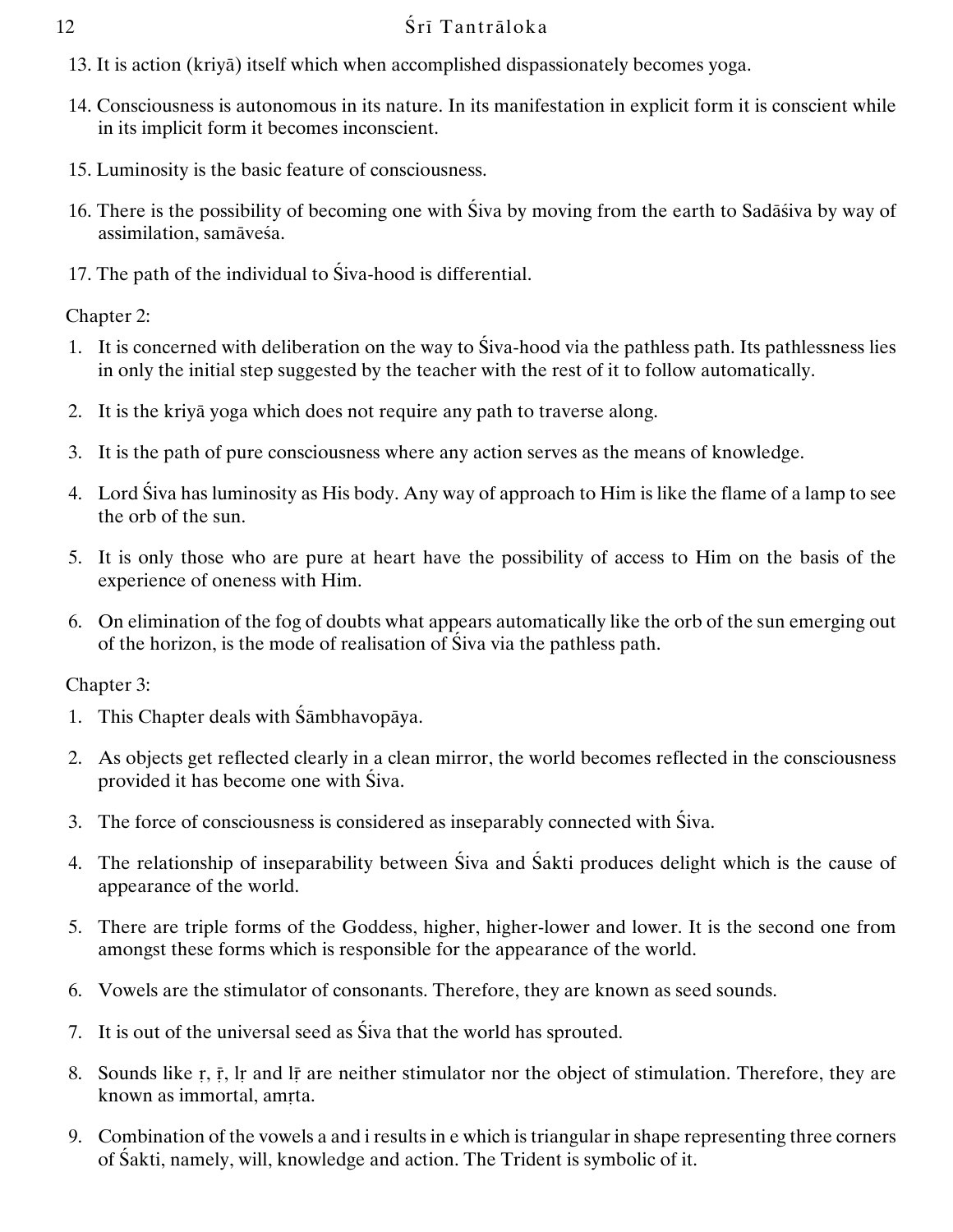13. It is action (kriyā) itself which when accomplished dispassionately becomes yoga.

14. Consciousness is autonomous in its nature. In its manifestation in explicit form it is conscient while in its implicit form it becomes inconscient.

15. Luminosity is the basic feature of consciousness.

16. There is the possibility of becoming one with Śiva by moving from the earth to Sadāśiva by way of assimilation, samāveśa.

17. The path of the individual to Śiva-hood is differential.

Chapter 2:

1. It is concerned with deliberation on the way to Śiva-hood via the pathless path. Its pathlessness lies in only the initial step suggested by the teacher with the rest of it to follow automatically.
2. It is the kriyā yoga which does not require any path to traverse along.
3. It is the path of pure consciousness where any action serves as the means of knowledge.
4. Lord Śiva has luminosity as His body. Any way of approach to Him is like the flame of a lamp to see the orb of the sun.
5. It is only those who are pure at heart have the possibility of access to Him on the basis of the experience of oneness with Him.
6. On elimination of the fog of doubts what appears automatically like the orb of the sun emerging out of the horizon, is the mode of realisation of Śiva via the pathless path.

Chapter 3:

1. This Chapter deals with Śāmbhavopāya.
2. As objects get reflected clearly in a clean mirror, the world becomes reflected in the consciousness provided it has become one with Śiva.
3. The force of consciousness is considered as inseparably connected with Śiva.
4. The relationship of inseparability between Śiva and Śakti produces delight which is the cause of appearance of the world.
5. There are triple forms of the Goddess, higher, higher-lower and lower. It is the second one from amongst these forms which is responsible for the appearance of the world.
6. Vowels are the stimulator of consonants. Therefore, they are known as seed sounds.
7. It is out of the universal seed as Śiva that the world has sprouted.
8. Sounds like ṛ, ṝ, lṛ and lṝ are neither stimulator nor the object of stimulation. Therefore, they are known as immortal, amṛta.
9. Combination of the vowels a and i results in e which is triangular in shape representing three corners of Śakti, namely, will, knowledge and action. The Trident is symbolic of it.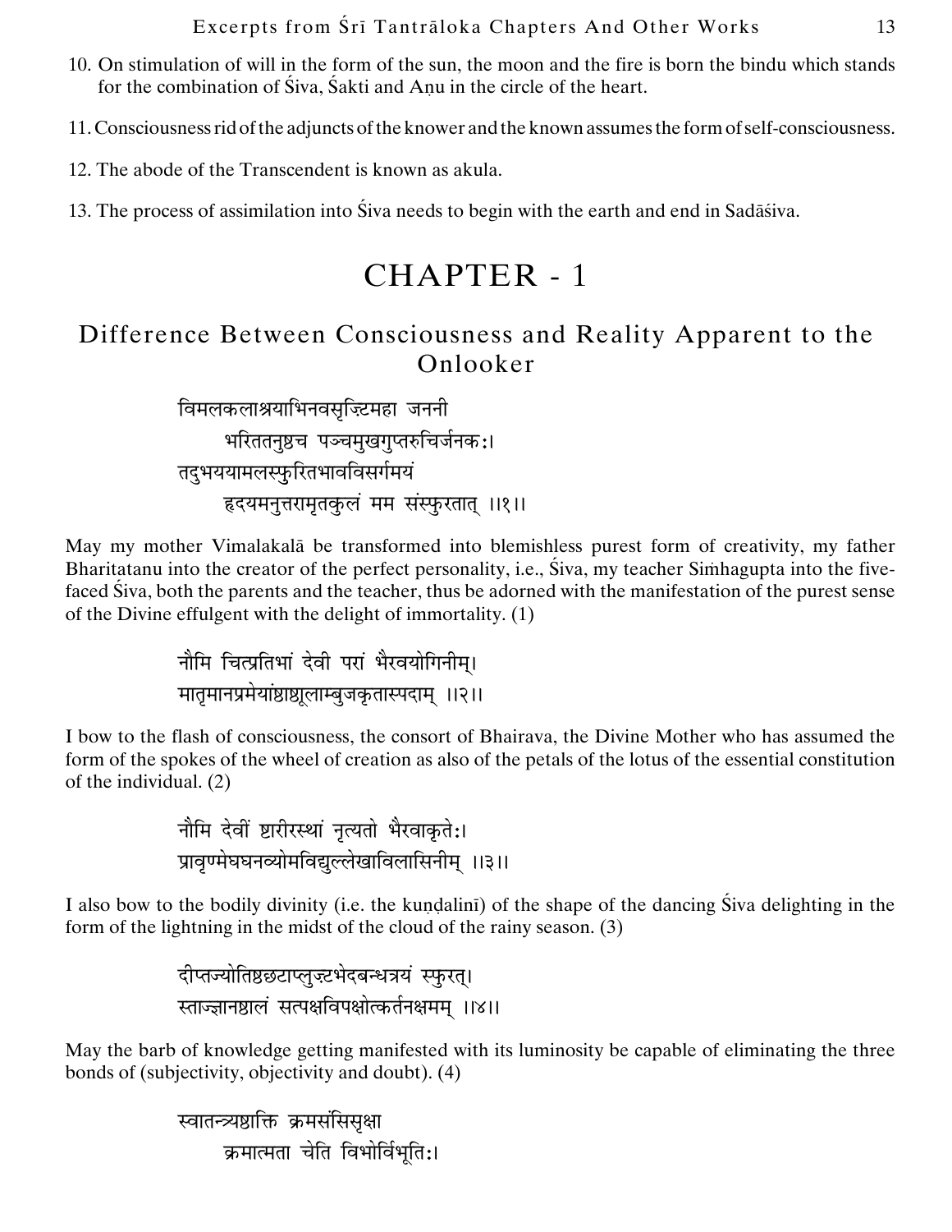10. On stimulation of will in the form of the sun, the moon and the fire is born the bindu which stands for the combination of Śiva, Śakti and Aṇu in the circle of the heart.

11. Consciousness rid of the adjuncts of the knower and the known assumes the form of self-consciousness.

12. The abode of the Transcendent is known as akula.

13. The process of assimilation into Śiva needs to begin with the earth and end in Sadāśiva.

# CHAPTER - 1

## Difference Between Consciousness and Reality Apparent to the Onlooker

> विमलकलाश्रयाभिनवसृष्टिमहा जननी
> भरिततनुश्च पञ्चमुखगुप्तरुचिर्जनकः।
> तदुभययामलस्फुरितभावविसर्गमयं
> हृदयमनुत्तरामृतकुलं मम संस्फुरतात् ॥१॥

May my mother Vimalakalā be transformed into blemishless purest form of creativity, my father Bharitatanu into the creator of the perfect personality, i.e., Śiva, my teacher Siṁhagupta into the five-faced Śiva, both the parents and the teacher, thus be adorned with the manifestation of the purest sense of the Divine effulgent with the delight of immortality. (1)

> नौमि चित्प्रतिभां देवी परां भैरवयोगिनीम्।
> मातृमानप्रमेयांशशूलाम्बुजकृतास्पदाम् ॥२॥

I bow to the flash of consciousness, the consort of Bhairava, the Divine Mother who has assumed the form of the spokes of the wheel of creation as also of the petals of the lotus of the essential constitution of the individual. (2)

> नौमि देवीं शरीरस्थां नृत्यतो भैरवाकृतेः।
> प्रावृण्मेघघनव्योमविद्युल्लेखाविलासिनीम् ॥३॥

I also bow to the bodily divinity (i.e. the kuṇḍalinī) of the shape of the dancing Śiva delighting in the form of the lightning in the midst of the cloud of the rainy season. (3)

> दीप्तज्योतिश्छटाप्लुष्टभेदबन्धत्रयं स्फुरत्।
> स्ताज्ज्ञानशूलं सत्पक्षविपक्षोत्कर्तनक्षमम् ॥४॥

May the barb of knowledge getting manifested with its luminosity be capable of eliminating the three bonds of (subjectivity, objectivity and doubt). (4)

> स्वातन्त्र्यशक्ति क्रमसंसिसृक्षा
> क्रमात्मता चेति विभोर्विभूतिः।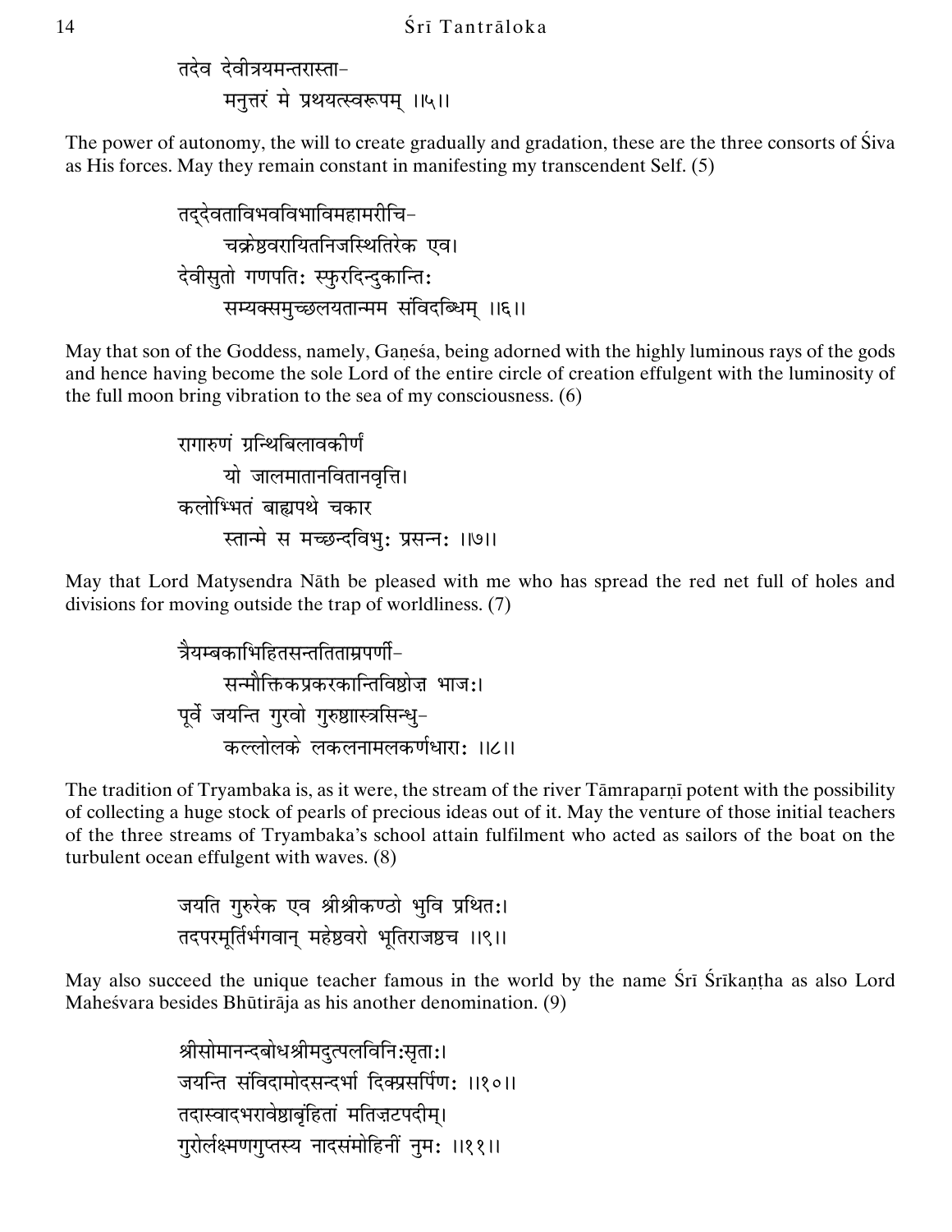तदेव देवीत्रयमन्तरास्ता-
मनुत्तरं मे प्रथयत्स्वरूपम् ।।५।।

The power of autonomy, the will to create gradually and gradation, these are the three consorts of Śiva as His forces. May they remain constant in manifesting my transcendent Self. (5)

तद्देवताविभवविभाविमहामरीचि-
चक्रेश्वरायितनिजस्थितिरेक एव।
देवीसुतो गणपतिः स्फुरदिन्दुकान्तिः
सम्यक्समुच्छलयतान्मम संविदब्धिम् ।।६।।

May that son of the Goddess, namely, Gaṇeśa, being adorned with the highly luminous rays of the gods and hence having become the sole Lord of the entire circle of creation effulgent with the luminosity of the full moon bring vibration to the sea of my consciousness. (6)

रागारुणं ग्रन्थिबिलावकीर्णं
यो जालमातानवितानवृत्ति।
कलोम्भितं बाह्यपथे चकार
स्तान्मे स मच्छन्दविभुः प्रसन्नः ।।७।।

May that Lord Matysendra Nāth be pleased with me who has spread the red net full of holes and divisions for moving outside the trap of worldliness. (7)

त्रैयम्बकाभिहितसन्तितताम्रपर्णी-
सन्मौक्तिकप्रकरकान्तिविशेषभाजः।
पूर्वे जयन्ति गुरवो गुरुशास्त्रसिन्धु-
कल्लोलके लकलनामलकर्णधाराः ।।८।।

The tradition of Tryambaka is, as it were, the stream of the river Tāmraparṇī potent with the possibility of collecting a huge stock of pearls of precious ideas out of it. May the venture of those initial teachers of the three streams of Tryambaka's school attain fulfilment who acted as sailors of the boat on the turbulent ocean effulgent with waves. (8)

जयति गुरुरेक एव श्रीश्रीकण्ठो भुवि प्रथितः।
तदपरमूर्तिर्भगवान् महेश्वरो भूतिराजश्च ।।९।।

May also succeed the unique teacher famous in the world by the name Śrī Śrīkaṇṭha as also Lord Maheśvara besides Bhūtirāja as his another denomination. (9)

श्रीसोमानन्दबोधश्रीमदुत्पलविनिःसृताः।
जयन्ति संविदामोदसन्दर्भा दिक्प्रसर्पिणः ।।१०।।
तदास्वादभरावेशबृंहितां मतिज़टपदीम्।
गुरोर्लक्ष्मणगुप्तस्य नादसंमोहिनीं नुमः ।।११।।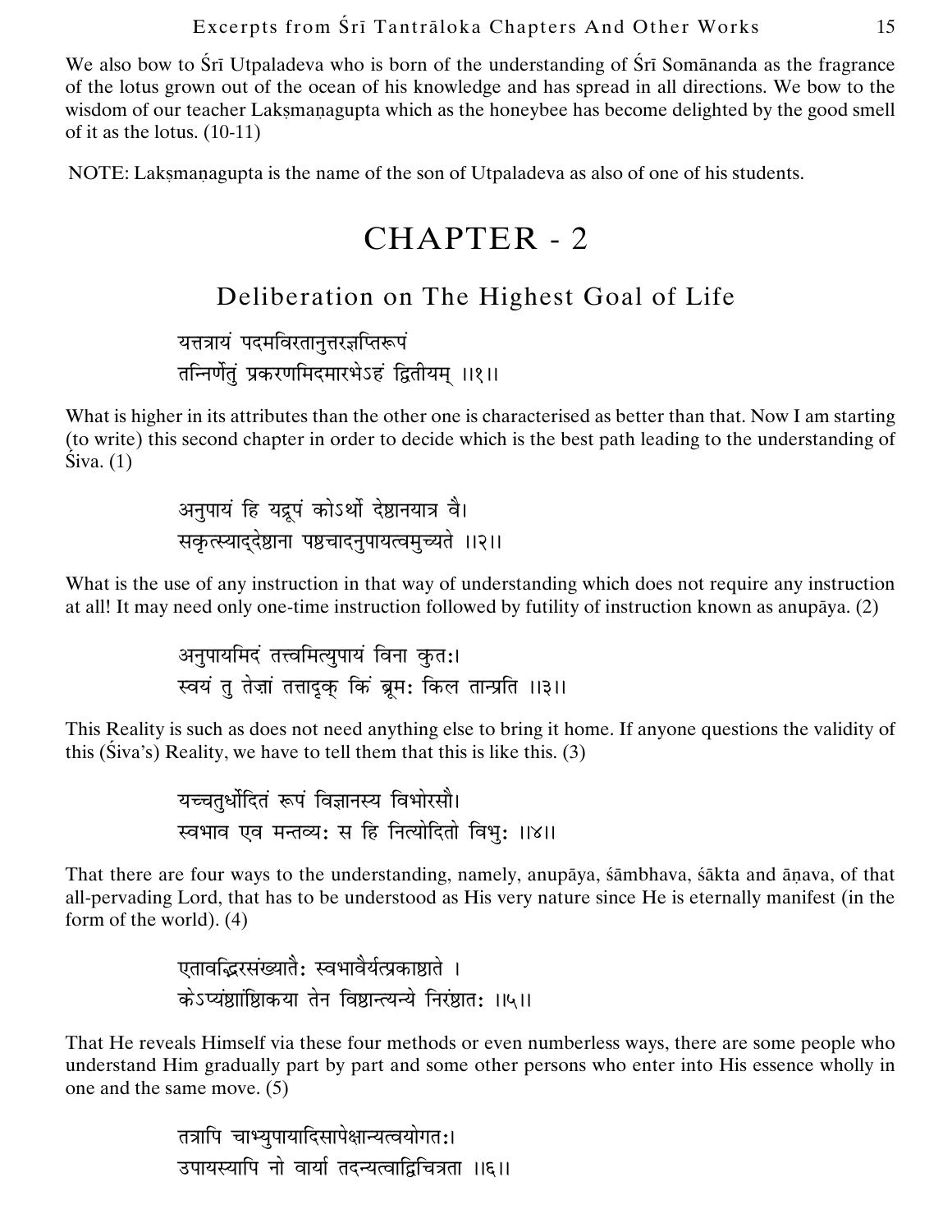We also bow to Śrī Utpaladeva who is born of the understanding of Śrī Somānanda as the fragrance of the lotus grown out of the ocean of his knowledge and has spread in all directions. We bow to the wisdom of our teacher Lakṣmaṇagupta which as the honeybee has become delighted by the good smell of it as the lotus. (10-11)

NOTE: Lakṣmaṇagupta is the name of the son of Utpaladeva as also of one of his students.

# CHAPTER - 2

## Deliberation on The Highest Goal of Life

यत्तत्रायं पदमविरतानुत्तरज्ञप्तिरूपं
तन्निर्णेतुं प्रकरणमिदमारभेऽहं द्वितीयम् ।।१।।

What is higher in its attributes than the other one is characterised as better than that. Now I am starting (to write) this second chapter in order to decide which is the best path leading to the understanding of Śiva. (1)

अनुपायं हि यद्रूपं कोऽर्थो देष्ठानयात्र वै।
सकृत्स्याद्देष्ठाना पष्ठचादनुपायत्वमुच्यते ।।२।।

What is the use of any instruction in that way of understanding which does not require any instruction at all! It may need only one-time instruction followed by futility of instruction known as anupāya. (2)

अनुपायमिदं तत्त्वमित्युपायं विना कुतः।
स्वयं तु तेज़ां तत्तादृक् किं ब्रूमः किल तान्प्रति ।।३।।

This Reality is such as does not need anything else to bring it home. If anyone questions the validity of this (Śiva's) Reality, we have to tell them that this is like this. (3)

यच्चतुर्धोदितं रूपं विज्ञानस्य विभोरसौ।
स्वभाव एव मन्तव्यः स हि नित्योदितो विभुः ।।४।।

That there are four ways to the understanding, namely, anupāya, śāmbhava, śākta and āṇava, of that all-pervading Lord, that has to be understood as His very nature since He is eternally manifest (in the form of the world). (4)

एतावद्भिरसंख्यातैः स्वभावैर्यत्प्रकाष्ठाते ।
केऽप्यंष्ठांष्ठिकया तेन विष्ठान्त्यन्ये निरंष्ठातः ।।५।।

That He reveals Himself via these four methods or even numberless ways, there are some people who understand Him gradually part by part and some other persons who enter into His essence wholly in one and the same move. (5)

तत्रापि चाभ्युपायादिसापेक्षान्यत्वयोगतः।
उपायस्यापि नो वार्या तदन्यत्वाद्विचित्रता ।।६।।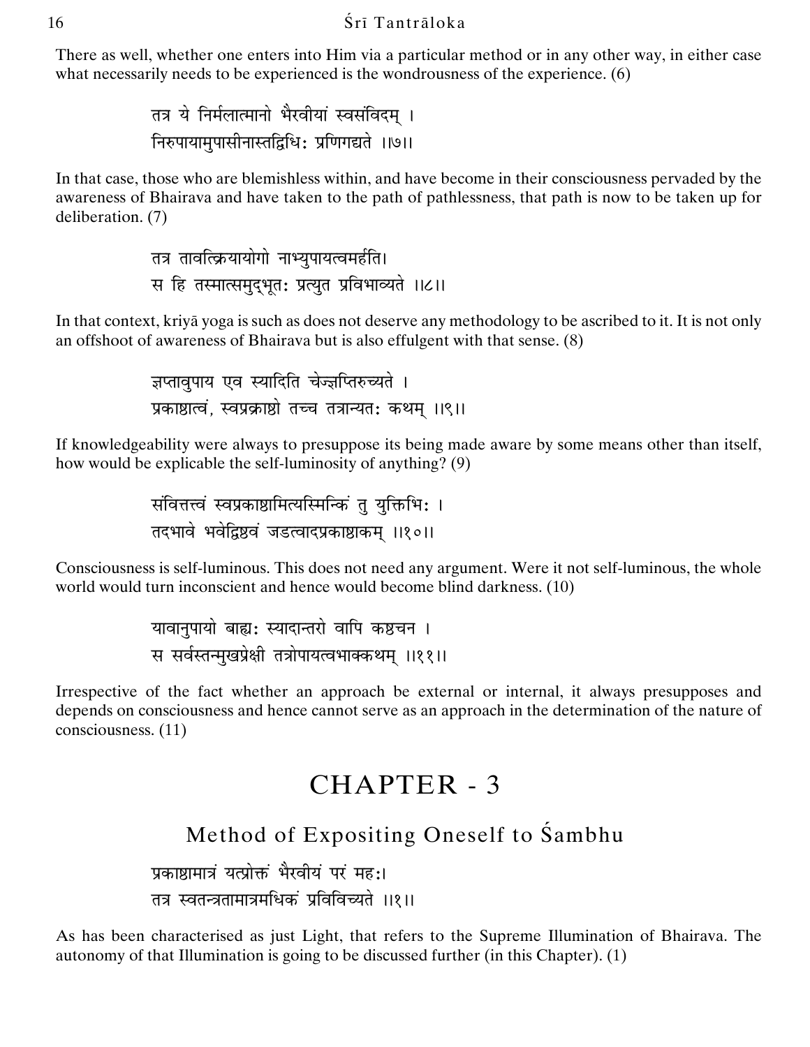There as well, whether one enters into Him via a particular method or in any other way, in either case what necessarily needs to be experienced is the wondrousness of the experience. (6)

तत्र ये निर्मलात्मानो भैरवीयां स्वसंविदम् ।
निरुपायामुपासीनास्तद्विधिः प्रणिगद्यते ।।७।।

In that case, those who are blemishless within, and have become in their consciousness pervaded by the awareness of Bhairava and have taken to the path of pathlessness, that path is now to be taken up for deliberation. (7)

तत्र तावत्क्रियायोगो नाभ्युपायत्वमर्हति।
स हि तस्मात्समुद्भूतः प्रत्युत प्रविभाव्यते ।।८।।

In that context, kriyā yoga is such as does not deserve any methodology to be ascribed to it. It is not only an offshoot of awareness of Bhairava but is also effulgent with that sense. (8)

ज्ञप्तावुपाय एव स्यादिति चेज्ज्ञप्तिरुच्यते ।
प्रकाशत्वं, स्वप्रकाशो तच्च तत्रान्यतः कथम् ।।९।।

If knowledgeability were always to presuppose its being made aware by some means other than itself, how would be explicable the self-luminosity of anything? (9)

संवित्तत्त्वं स्वप्रकाशमित्यस्मिन्किं तु युक्तिभिः ।
तदभावे भवेद्विश्वं जडत्वादप्रकाशकम् ।।१०।।

Consciousness is self-luminous. This does not need any argument. Were it not self-luminous, the whole world would turn inconscient and hence would become blind darkness. (10)

यावानुपायो बाह्यः स्यादान्तरो वापि कश्चन ।
स सर्वस्तन्मुखप्रेक्षी तत्रोपायत्वभाक्कथम् ।।११।।

Irrespective of the fact whether an approach be external or internal, it always presupposes and depends on consciousness and hence cannot serve as an approach in the determination of the nature of consciousness. (11)

# CHAPTER - 3

## Method of Expositing Oneself to Śambhu

प्रकाशमात्रं यत्प्रोक्तं भैरवीयं परं महः।
तत्र स्वतन्त्रतामात्रमधिकं प्रविविच्यते ।।१।।

As has been characterised as just Light, that refers to the Supreme Illumination of Bhairava. The autonomy of that Illumination is going to be discussed further (in this Chapter). (1)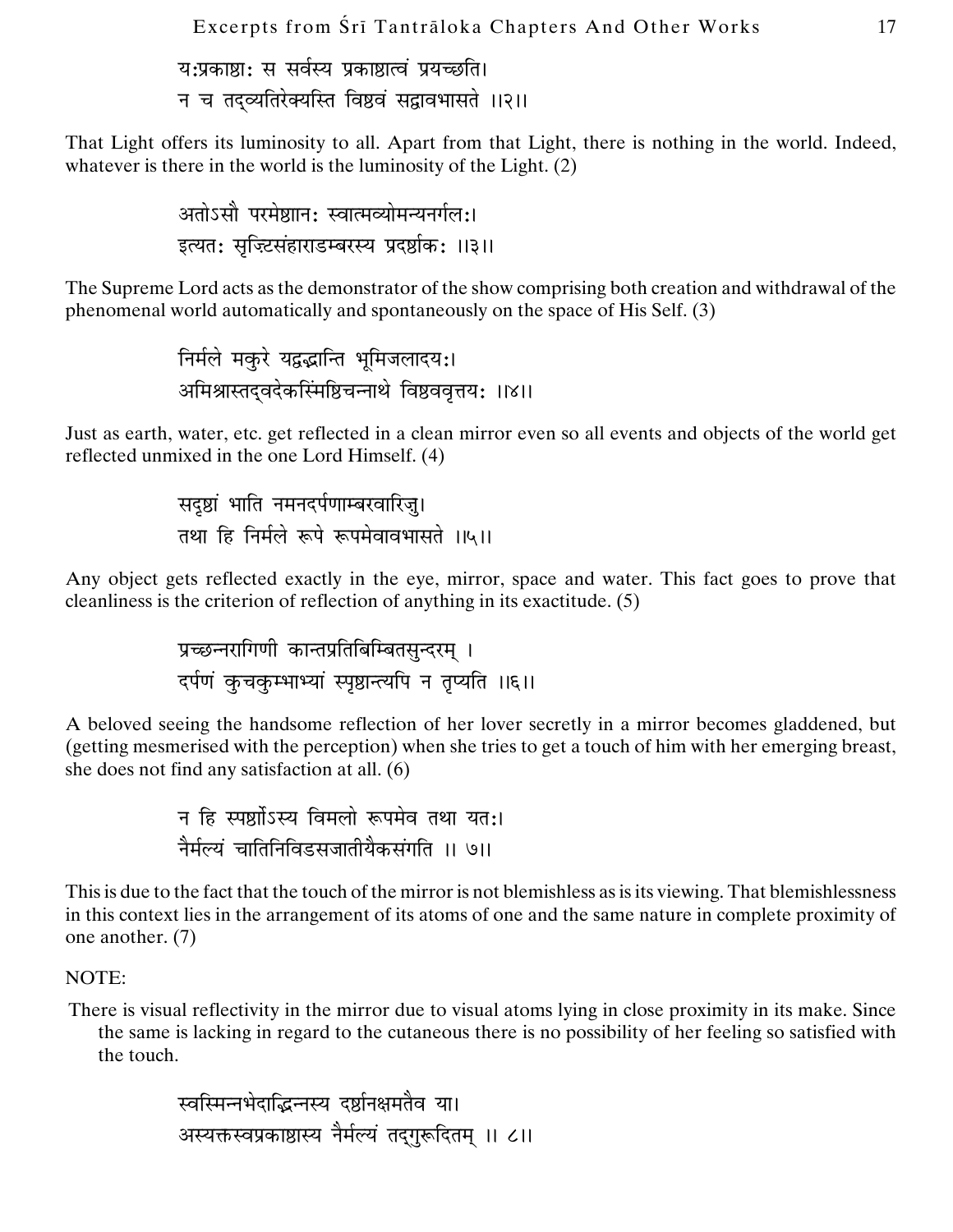य:प्रकाष्ठा: स सर्वस्य प्रकाष्ठात्वं प्रयच्छति।
न च तद्व्यतिरेक्यस्ति विष्ठवं सद्वावभासते ।।२।।

That Light offers its luminosity to all. Apart from that Light, there is nothing in the world. Indeed, whatever is there in the world is the luminosity of the Light. (2)

अतोऽसौ परमेष्ठान: स्वात्मव्योमन्यनर्गल:।
इत्यत: सृज्टिसंहाराडम्बरस्य प्रदर्ष्ठाक: ।।३।।

The Supreme Lord acts as the demonstrator of the show comprising both creation and withdrawal of the phenomenal world automatically and spontaneously on the space of His Self. (3)

निर्मले मकुरे यद्वद्भान्ति भूमिजलादय:।
अमिश्रास्तद्वदेकस्मिंष्ठिचन्नाथे विष्ठववृत्तय: ।।४।।

Just as earth, water, etc. get reflected in a clean mirror even so all events and objects of the world get reflected unmixed in the one Lord Himself. (4)

सदृष्ठां भाति नमनदर्पणाम्बरवारिजु।
तथा हि निर्मले रूपे रूपमेवावभासते ।।५।।

Any object gets reflected exactly in the eye, mirror, space and water. This fact goes to prove that cleanliness is the criterion of reflection of anything in its exactitude. (5)

प्रच्छन्नरागिणी कान्तप्रतिबिम्बितसुन्दरम् ।
दर्पणं कुचकुम्भाभ्यां स्पृष्ठान्त्यपि न तृप्यति ।।६।।

A beloved seeing the handsome reflection of her lover secretly in a mirror becomes gladdened, but (getting mesmerised with the perception) when she tries to get a touch of him with her emerging breast, she does not find any satisfaction at all. (6)

न हि स्पर्ष्ठोऽस्य विमलो रूपमेव तथा यत:।
नैर्मल्यं चातिनिविडसजातीयैकसंगति ।। ७।।

This is due to the fact that the touch of the mirror is not blemishless as is its viewing. That blemishlessness in this context lies in the arrangement of its atoms of one and the same nature in complete proximity of one another. (7)

NOTE:

There is visual reflectivity in the mirror due to visual atoms lying in close proximity in its make. Since the same is lacking in regard to the cutaneous there is no possibility of her feeling so satisfied with the touch.

स्वस्मिन्नभेदाद्भिन्नस्य दर्ष्ठानक्षमतैव या।
अस्यक्तस्वप्रकाष्ठास्य नैर्मल्यं तद्गुरूदितम् ।। ८।।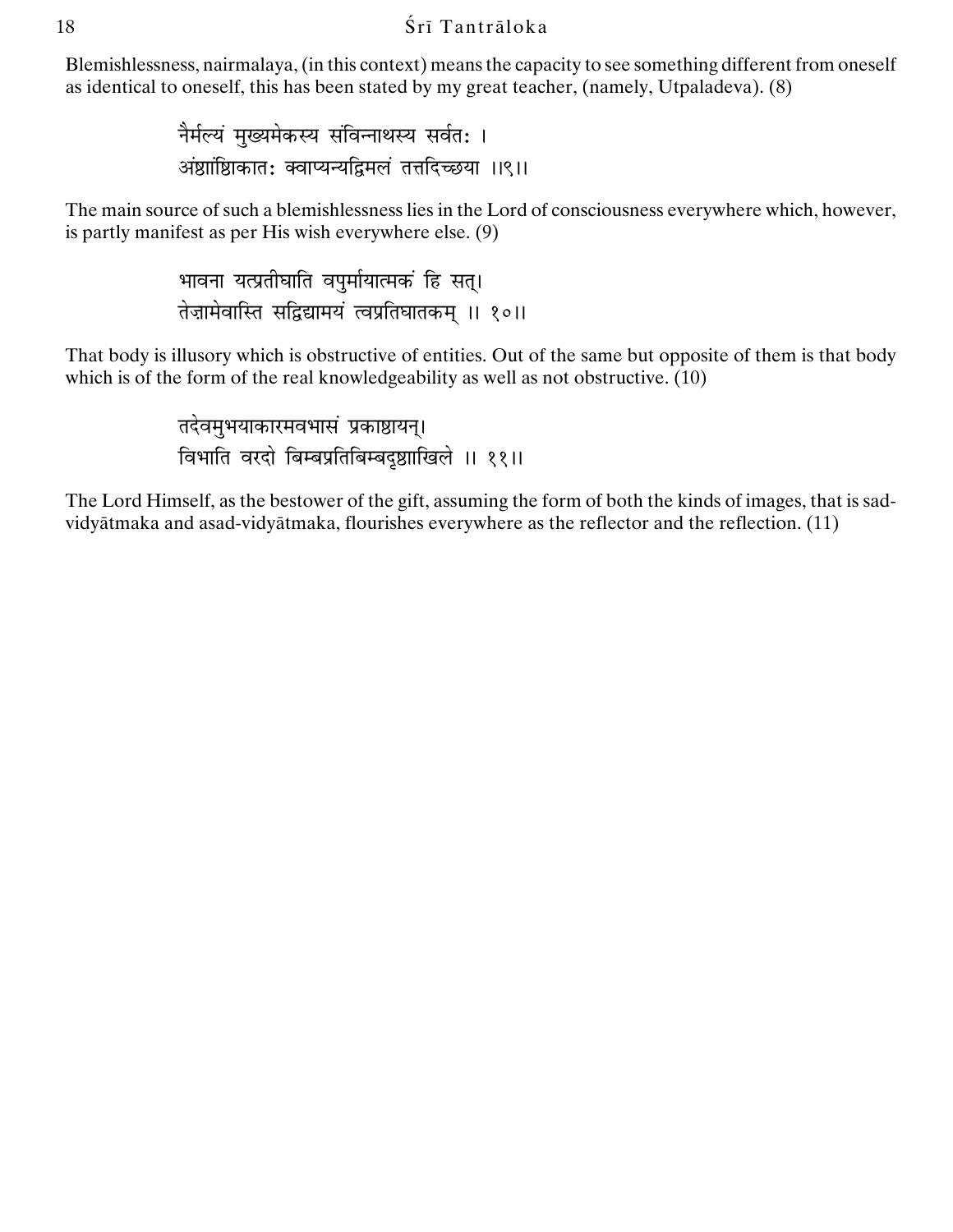Blemishlessness, nairmalaya, (in this context) means the capacity to see something different from oneself as identical to oneself, this has been stated by my great teacher, (namely, Utpaladeva). (8)

नैर्मल्यं मुख्यमेकस्य संविन्नाथस्य सर्वतः ।
अंशांशिकातः क्वाप्यन्यद्विमलं तत्तदिच्छया ।।९।।

The main source of such a blemishlessness lies in the Lord of consciousness everywhere which, however, is partly manifest as per His wish everywhere else. (9)

भावना यत्प्रतीघाति वपुर्मायात्मकं हि सत्।
तेज़ामेवास्ति सद्विद्यामयं त्वप्रतिघातकम् ।। १०।।

That body is illusory which is obstructive of entities. Out of the same but opposite of them is that body which is of the form of the real knowledgeability as well as not obstructive. (10)

तदेवमुभयाकारमवभासं प्रकाष्ठायन्।
विभाति वरदो बिम्बप्रतिबिम्बदृष्ठाखिले ।। ११।।

The Lord Himself, as the bestower of the gift, assuming the form of both the kinds of images, that is sad-vidyātmaka and asad-vidyātmaka, flourishes everywhere as the reflector and the reflection. (11)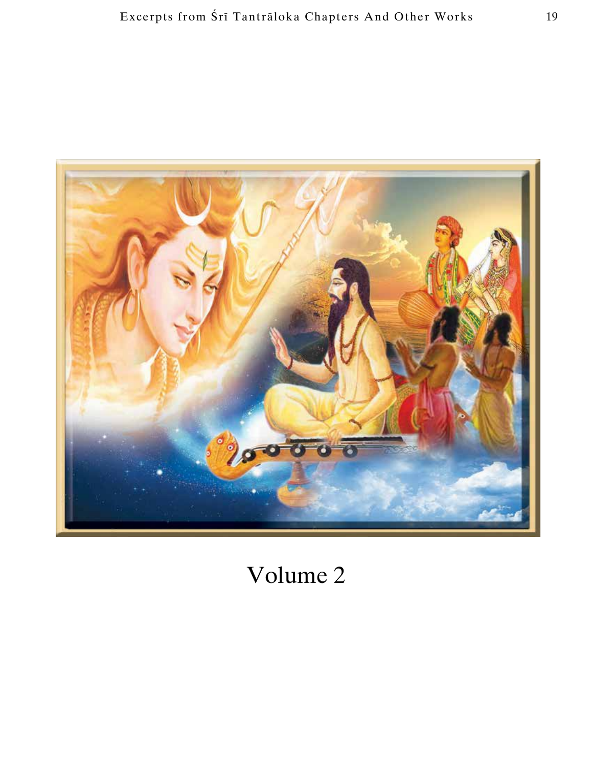# Volume 2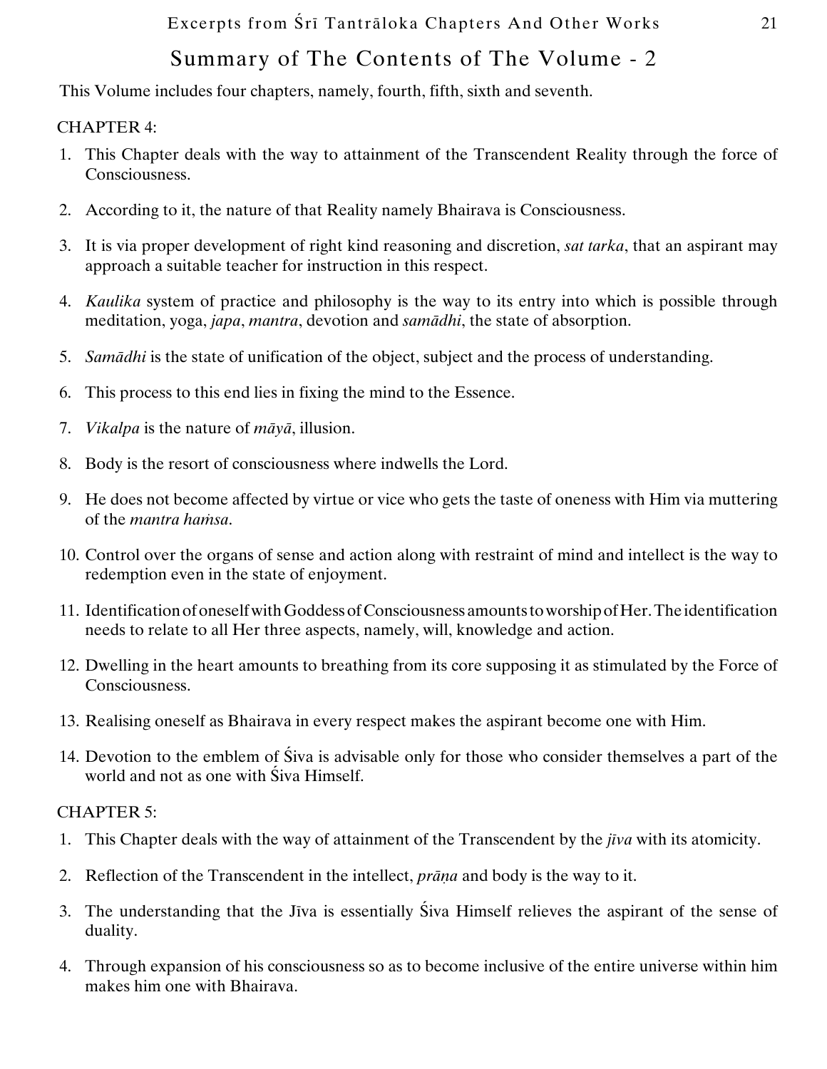# Summary of The Contents of The Volume - 2

This Volume includes four chapters, namely, fourth, fifth, sixth and seventh.

CHAPTER 4:

1. This Chapter deals with the way to attainment of the Transcendent Reality through the force of Consciousness.
2. According to it, the nature of that Reality namely Bhairava is Consciousness.
3. It is via proper development of right kind reasoning and discretion, *sat tarka*, that an aspirant may approach a suitable teacher for instruction in this respect.
4. *Kaulika* system of practice and philosophy is the way to its entry into which is possible through meditation, yoga, *japa*, *mantra*, devotion and *samādhi*, the state of absorption.
5. *Samādhi* is the state of unification of the object, subject and the process of understanding.
6. This process to this end lies in fixing the mind to the Essence.
7. *Vikalpa* is the nature of *māyā*, illusion.
8. Body is the resort of consciousness where indwells the Lord.
9. He does not become affected by virtue or vice who gets the taste of oneness with Him via muttering of the *mantra haṁsa*.
10. Control over the organs of sense and action along with restraint of mind and intellect is the way to redemption even in the state of enjoyment.
11. Identification of oneself with Goddess of Consciousness amounts to worship of Her. The identification needs to relate to all Her three aspects, namely, will, knowledge and action.
12. Dwelling in the heart amounts to breathing from its core supposing it as stimulated by the Force of Consciousness.
13. Realising oneself as Bhairava in every respect makes the aspirant become one with Him.
14. Devotion to the emblem of Śiva is advisable only for those who consider themselves a part of the world and not as one with Śiva Himself.

CHAPTER 5:

1. This Chapter deals with the way of attainment of the Transcendent by the *jīva* with its atomicity.
2. Reflection of the Transcendent in the intellect, *prāṇa* and body is the way to it.
3. The understanding that the Jīva is essentially Śiva Himself relieves the aspirant of the sense of duality.
4. Through expansion of his consciousness so as to become inclusive of the entire universe within him makes him one with Bhairava.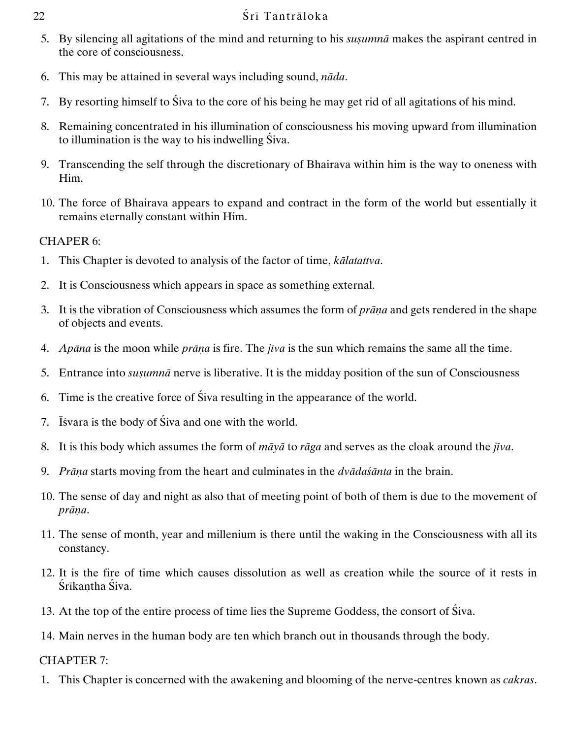5. By silencing all agitations of the mind and returning to his *suṣumnā* makes the aspirant centred in the core of consciousness.

6. This may be attained in several ways including sound, *nāda*.

7. By resorting himself to Śiva to the core of his being he may get rid of all agitations of his mind.

8. Remaining concentrated in his illumination of consciousness his moving upward from illumination to illumination is the way to his indwelling Śiva.

9. Transcending the self through the discretionary of Bhairava within him is the way to oneness with Him.

10. The force of Bhairava appears to expand and contract in the form of the world but essentially it remains eternally constant within Him.

CHAPER 6:

1. This Chapter is devoted to analysis of the factor of time, *kālatattva*.

2. It is Consciousness which appears in space as something external.

3. It is the vibration of Consciousness which assumes the form of *prāṇa* and gets rendered in the shape of objects and events.

4. *Apāna* is the moon while *prāṇa* is fire. The *jīva* is the sun which remains the same all the time.

5. Entrance into *suṣumnā* nerve is liberative. It is the midday position of the sun of Consciousness

6. Time is the creative force of Śiva resulting in the appearance of the world.

7. Īśvara is the body of Śiva and one with the world.

8. It is this body which assumes the form of *māyā* to *rāga* and serves as the cloak around the *jīva*.

9. *Prāṇa* starts moving from the heart and culminates in the *dvādaśānta* in the brain.

10. The sense of day and night as also that of meeting point of both of them is due to the movement of *prāṇa*.

11. The sense of month, year and millenium is there until the waking in the Consciousness with all its constancy.

12. It is the fire of time which causes dissolution as well as creation while the source of it rests in Śrīkaṇṭha Śiva.

13. At the top of the entire process of time lies the Supreme Goddess, the consort of Śiva.

14. Main nerves in the human body are ten which branch out in thousands through the body.

CHAPTER 7:

1. This Chapter is concerned with the awakening and blooming of the nerve-centres known as *cakras*.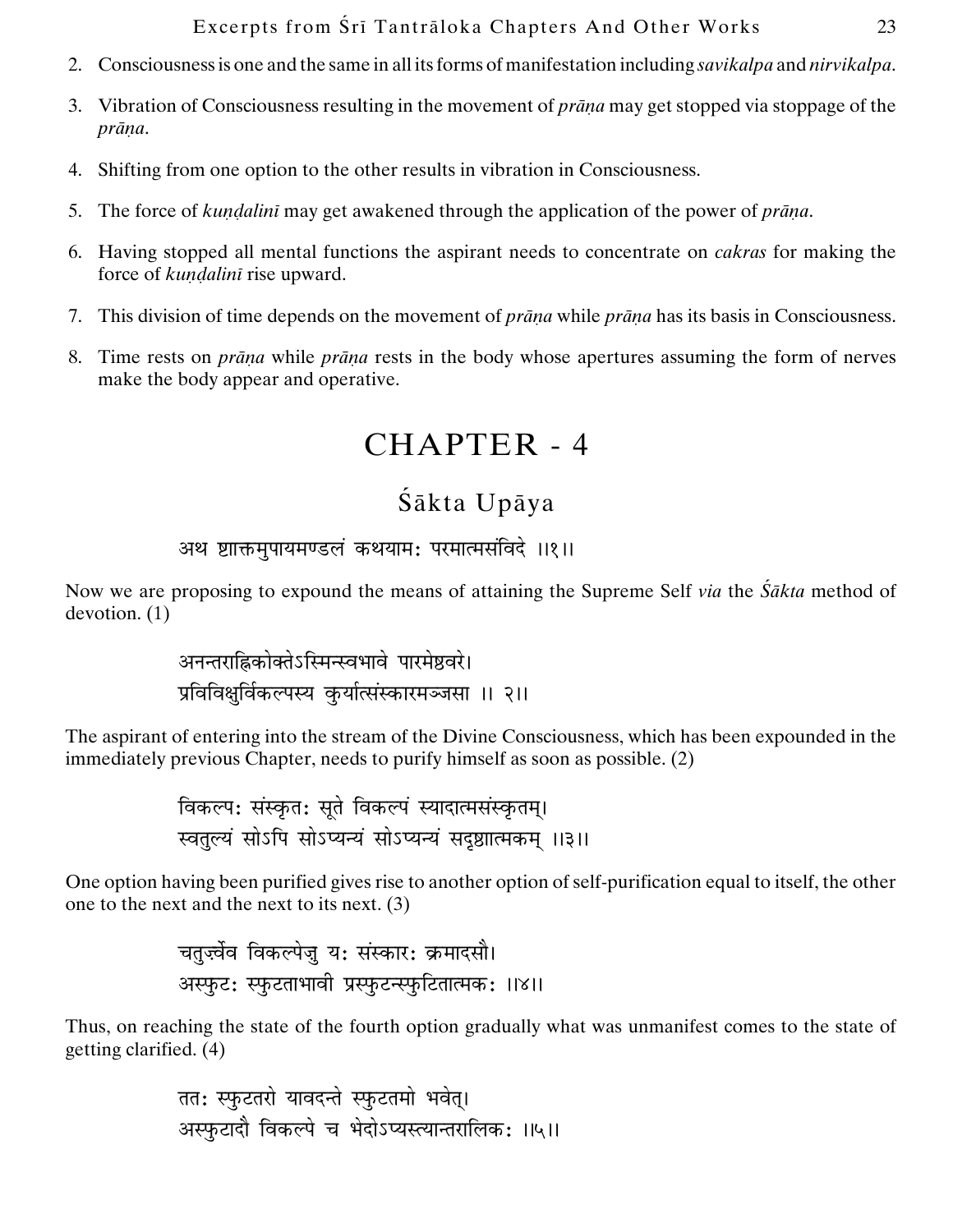2. Consciousness is one and the same in all its forms of manifestation including *savikalpa* and *nirvikalpa*.

3. Vibration of Consciousness resulting in the movement of *prāṇa* may get stopped via stoppage of the *prāṇa*.

4. Shifting from one option to the other results in vibration in Consciousness.

5. The force of *kuṇḍalinī* may get awakened through the application of the power of *prāṇa*.

6. Having stopped all mental functions the aspirant needs to concentrate on *cakras* for making the force of *kuṇḍalinī* rise upward.

7. This division of time depends on the movement of *prāṇa* while *prāṇa* has its basis in Consciousness.

8. Time rests on *prāṇa* while *prāṇa* rests in the body whose apertures assuming the form of nerves make the body appear and operative.

# CHAPTER - 4

## Śākta Upāya

अथ ष्टाक्तमुपायमण्डलं कथयामः परमात्मसंविदे ।।१।।

Now we are proposing to expound the means of attaining the Supreme Self *via* the *Śākta* method of devotion. (1)

अनन्तराह्निकोक्तेऽस्मिन्स्वभावे पारमेष्ठवरे।
प्रविविक्षुर्विकल्पस्य कुर्यात्संस्कारमञ्जसा ।। २।।

The aspirant of entering into the stream of the Divine Consciousness, which has been expounded in the immediately previous Chapter, needs to purify himself as soon as possible. (2)

विकल्पः संस्कृतः सूते विकल्पं स्यादात्मसंस्कृतम्।
स्वतुल्यं सोऽपि सोऽप्यन्यं सोऽप्यन्यं सदृष्ठात्मकम् ।।३।।

One option having been purified gives rise to another option of self-purification equal to itself, the other one to the next and the next to its next. (3)

चतुर्ज्वेव विकल्पेजु यः संस्कारः क्रमादसौ।
अस्फुटः स्फुटताभावी प्रस्फुटन्स्फुटितात्मकः ।।४।।

Thus, on reaching the state of the fourth option gradually what was unmanifest comes to the state of getting clarified. (4)

ततः स्फुटतरो यावदन्ते स्फुटतमो भवेत्।
अस्फुटादौ विकल्पे च भेदोऽप्यस्त्यान्तरालिकः ।।५।।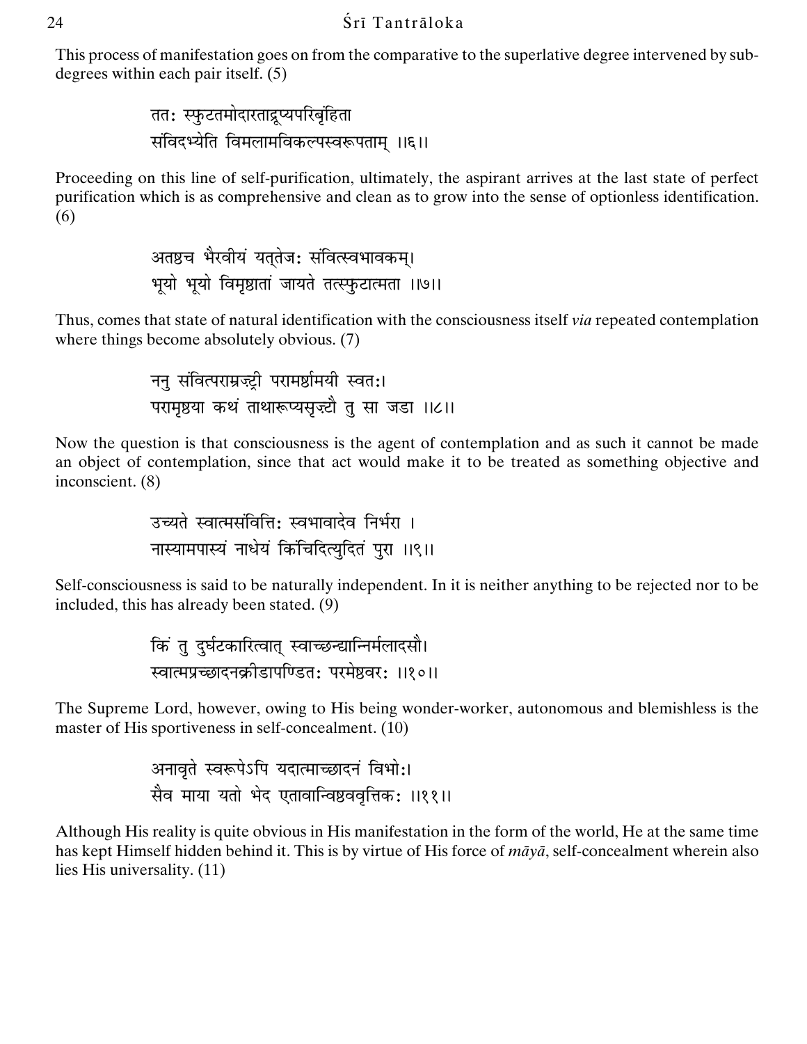This process of manifestation goes on from the comparative to the superlative degree intervened by sub-degrees within each pair itself. (5)

ततः स्फुटतमोदारताद्रूप्यपरिबृंहिता
संविदभ्येति विमलामविकल्पस्वरूपताम् ।।६।।

Proceeding on this line of self-purification, ultimately, the aspirant arrives at the last state of perfect purification which is as comprehensive and clean as to grow into the sense of optionless identification. (6)

अतश्च भैरवीयं यत्तेजः संवित्स्वभावकम्।
भूयो भूयो विमृष्टातां जायते तत्स्फुटात्मता ।।७।।

Thus, comes that state of natural identification with the consciousness itself *via* repeated contemplation where things become absolutely obvious. (7)

ननु संवित्पराग्रज्ञी परामर्शामयी स्वतः।
परामृष्टया कथं ताथारूप्यसृज्ञौ तु सा जडा ।।८।।

Now the question is that consciousness is the agent of contemplation and as such it cannot be made an object of contemplation, since that act would make it to be treated as something objective and inconscient. (8)

उच्यते स्वात्मसंवित्तिः स्वभावादेव निर्भरा ।
नास्यामपास्यं नाधेयं किंचिदित्युदितं पुरा ।।९।।

Self-consciousness is said to be naturally independent. In it is neither anything to be rejected nor to be included, this has already been stated. (9)

किं तु दुर्घटकारित्वात् स्वाच्छन्द्यान्निर्मलादसौ।
स्वात्मप्रच्छादनक्रीडापण्डितः परमेष्ठवरः ।।१०।।

The Supreme Lord, however, owing to His being wonder-worker, autonomous and blemishless is the master of His sportiveness in self-concealment. (10)

अनावृते स्वरूपेऽपि यदात्माच्छादनं विभोः।
सैव माया यतो भेद एतावान्विष्ठववृत्तिकः ।।११।।

Although His reality is quite obvious in His manifestation in the form of the world, He at the same time has kept Himself hidden behind it. This is by virtue of His force of *māyā*, self-concealment wherein also lies His universality. (11)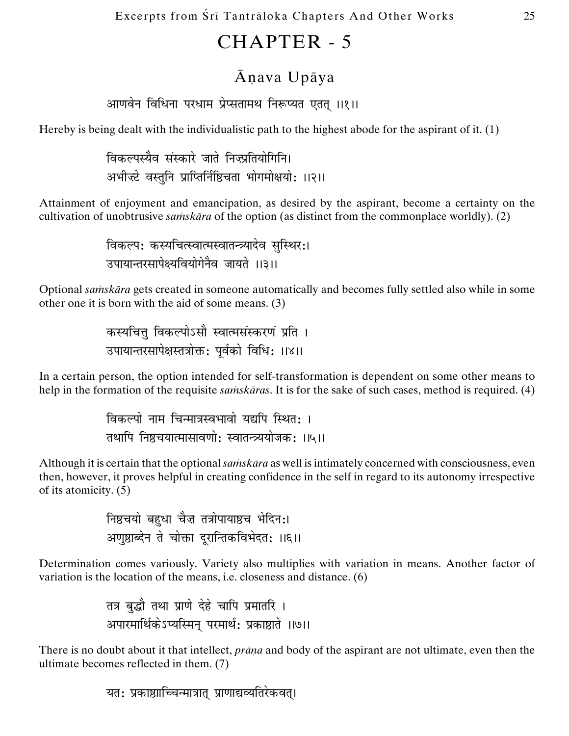# CHAPTER - 5

## Āṇava Upāya

आणवेन विधिना परधाम प्रेप्सतामथ निरूप्यत एतत् ।।१।।

Hereby is being dealt with the individualistic path to the highest abode for the aspirant of it. (1)

विकल्पस्यैव संस्कारे जाते निज़प्रतियोगिनि।
अभीज़्टे वस्तुनि प्राप्तिर्निष्चिता भोगमोक्षयोः ।।२।।

Attainment of enjoyment and emancipation, as desired by the aspirant, become a certainty on the cultivation of unobtrusive *saṁskāra* of the option (as distinct from the commonplace worldly). (2)

विकल्पः कस्यचित्स्वात्मस्वातन्त्र्यादेव सुस्थिरः।
उपायान्तरसापेक्ष्यवियोगेनैव जायते ।।३।।

Optional *saṁskāra* gets created in someone automatically and becomes fully settled also while in some other one it is born with the aid of some means. (3)

कस्यचित्तु विकल्पोऽसौ स्वात्मसंस्करणं प्रति ।
उपायान्तरसापेक्षस्तत्रोक्तः पूर्वको विधिः ।।४।।

In a certain person, the option intended for self-transformation is dependent on some other means to help in the formation of the requisite *saṁskāras*. It is for the sake of such cases, method is required. (4)

विकल्पो नाम चिन्मात्रस्वभावो यद्यपि स्थितः ।
तथापि निष्चयात्मासावणोः स्वातन्त्र्ययोजकः ।।५।।

Although it is certain that the optional *saṁskāra* as well is intimately concerned with consciousness, even then, however, it proves helpful in creating confidence in the self in regard to its autonomy irrespective of its atomicity. (5)

निष्चयो बहुधा चैज़ तत्रोपायाष्च भेदिनः।
अणुष्ठाब्देन ते चोक्ता दूरान्तिकविभेदतः ।।६।।

Determination comes variously. Variety also multiplies with variation in means. Another factor of variation is the location of the means, i.e. closeness and distance. (6)

तत्र बुद्धौ तथा प्राणे देहे चापि प्रमातरि ।
अपारमार्थिकेऽप्यस्मिन् परमार्थः प्रकाष्ठाते ।।७।।

There is no doubt about it that intellect, *prāṇa* and body of the aspirant are not ultimate, even then the ultimate becomes reflected in them. (7)

यतः प्रकाष्ठाच्चिन्मात्रात् प्राणाद्यव्यतिरेकवत्।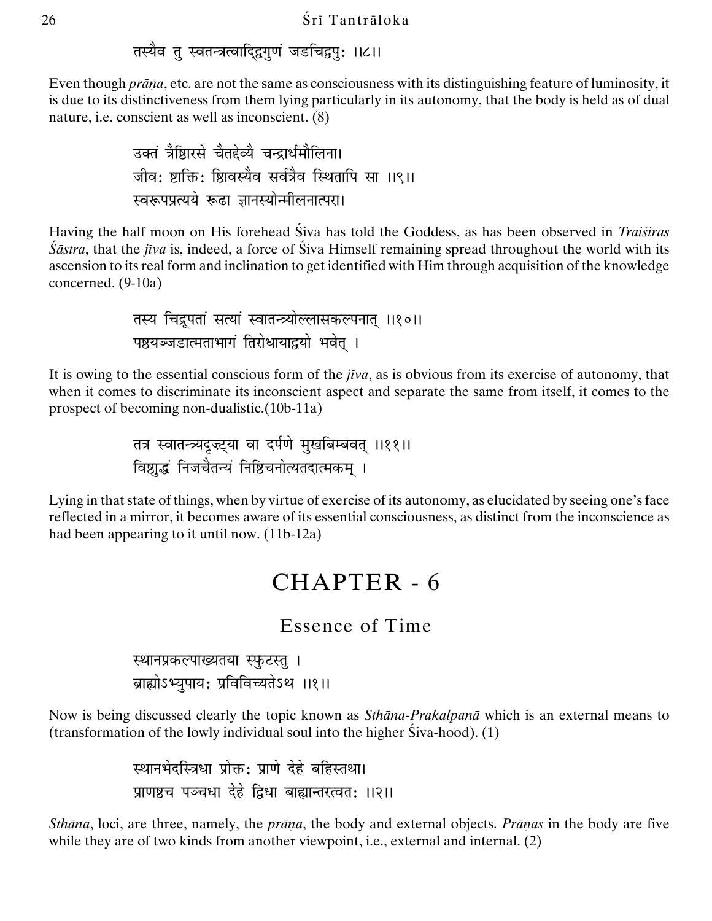तस्यैव तु स्वतन्त्रत्वाद्द्विगुणं जडचिद्वपुः ।।८।।

Even though *prāṇa*, etc. are not the same as consciousness with its distinguishing feature of luminosity, it is due to its distinctiveness from them lying particularly in its autonomy, that the body is held as of dual nature, i.e. conscient as well as inconscient. (8)

उक्तं त्रैशिरसे चैतद्देव्यै चन्द्रार्धमौलिना।
जीवः शक्तिः शिवस्यैव सर्वत्रैव स्थितापि सा ।।९।।
स्वरूपप्रत्यये रूढा ज्ञानस्योन्मीलनात्परा।

Having the half moon on His forehead Śiva has told the Goddess, as has been observed in *Traiśiras Śāstra*, that the *jīva* is, indeed, a force of Śiva Himself remaining spread throughout the world with its ascension to its real form and inclination to get identified with Him through acquisition of the knowledge concerned. (9-10a)

तस्य चिद्रूपतां सत्यां स्वातन्त्र्योल्लासकल्पनात् ।।१०।।
पश्यञ्जडात्मताभागं तिरोधायाद्वयो भवेत् ।

It is owing to the essential conscious form of the *jīva*, as is obvious from its exercise of autonomy, that when it comes to discriminate its inconscient aspect and separate the same from itself, it comes to the prospect of becoming non-dualistic.(10b-11a)

तत्र स्वातन्त्र्यदृष्ट्या वा दर्पणे मुखबिम्बवत् ।।११।।
विशुद्धं निजचैतन्यं निश्चिनोत्यतदात्मकम् ।

Lying in that state of things, when by virtue of exercise of its autonomy, as elucidated by seeing one's face reflected in a mirror, it becomes aware of its essential consciousness, as distinct from the inconscience as had been appearing to it until now. (11b-12a)

# CHAPTER - 6

## Essence of Time

स्थानप्रकल्पाख्यतया स्फुटस्तु ।
ब्राह्योऽभ्युपायः प्रविविच्यतेऽथ ।।१।।

Now is being discussed clearly the topic known as *Sthāna-Prakalpanā* which is an external means to (transformation of the lowly individual soul into the higher Śiva-hood). (1)

स्थानभेदस्त्रिधा प्रोक्तः प्राणे देहे बहिस्तथा।
प्राणश्च पञ्चधा देहे द्विधा बाह्यान्तरत्वतः ।।२।।

*Sthāna*, loci, are three, namely, the *prāṇa*, the body and external objects. *Prāṇas* in the body are five while they are of two kinds from another viewpoint, i.e., external and internal. (2)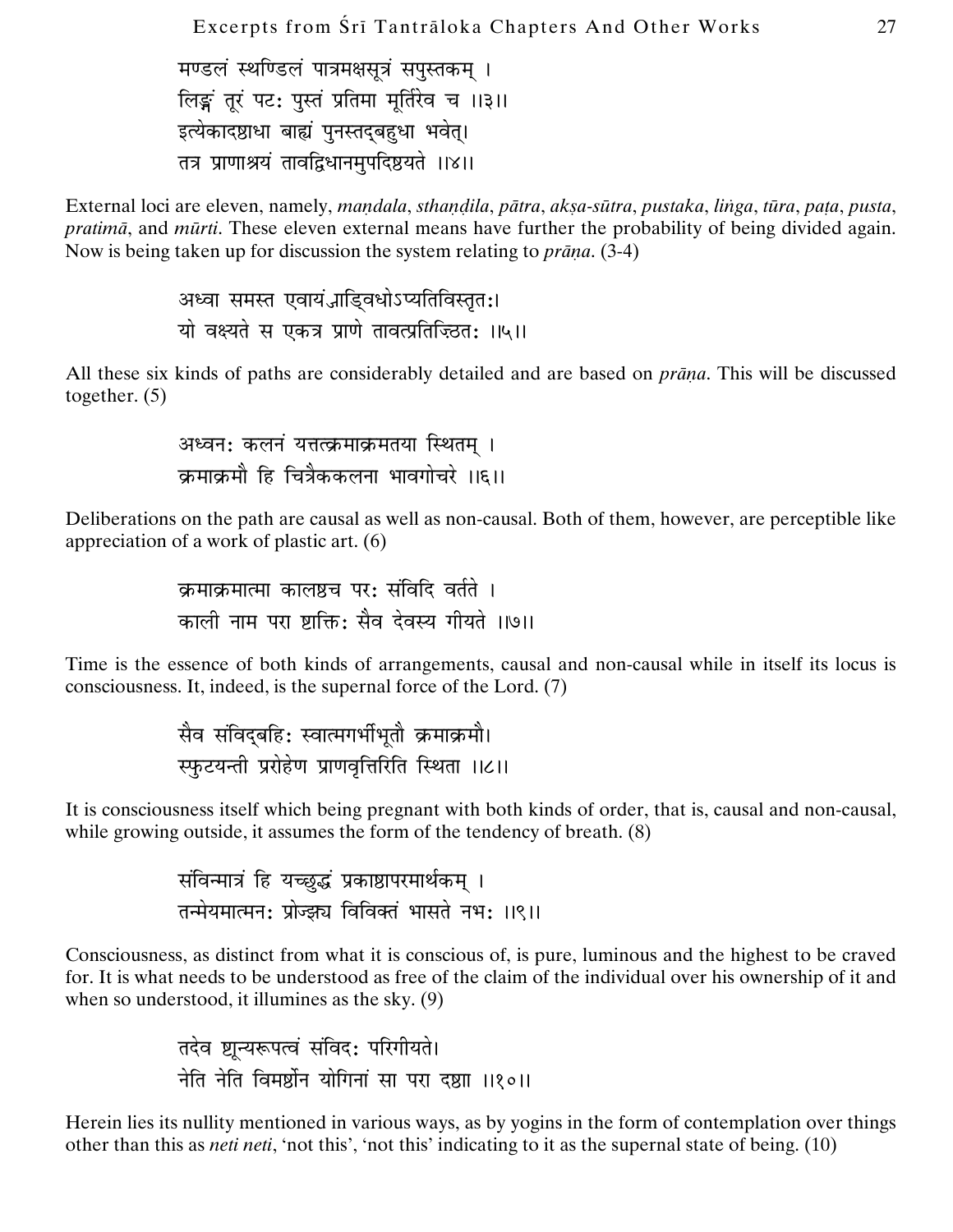मण्डलं स्थण्डिलं पात्रमक्षसूत्रं सपुस्तकम् ।
लिङ्गं तूरं पटः पुस्तं प्रतिमा मूर्तिरेव च ॥३॥
इत्येकादशधा बाह्यं पुनस्तद्बहुधा भवेत्।
तत्र प्राणाश्रयं तावद्विधानमुपदिश्यते ॥४॥

External loci are eleven, namely, *maṇḍala*, *sthaṇḍila*, *pātra*, *akṣa-sūtra*, *pustaka*, *liṅga*, *tūra*, *paṭa*, *pusta*, *pratimā*, and *mūrti*. These eleven external means have further the probability of being divided again. Now is being taken up for discussion the system relating to *prāṇa*. (3-4)

अध्वा समस्त एवायंञाड्विधोऽप्यतिविस्तृतः।
यो वक्ष्यते स एकत्र प्राणे तावत्प्रतिज़्ठितः ॥५॥

All these six kinds of paths are considerably detailed and are based on *prāṇa*. This will be discussed together. (5)

अध्वनः कलनं यत्तत्क्रमाक्रमतया स्थितम् ।
क्रमाक्रमौ हि चित्रैककलना भावगोचरे ॥६॥

Deliberations on the path are causal as well as non-causal. Both of them, however, are perceptible like appreciation of a work of plastic art. (6)

क्रमाक्रमात्मा कालश्च परः संविदि वर्तते ।
काली नाम परा ष्टाक्तिः सैव देवस्य गीयते ॥७॥

Time is the essence of both kinds of arrangements, causal and non-causal while in itself its locus is consciousness. It, indeed, is the supernal force of the Lord. (7)

सैव संविद्बहिः स्वात्मगर्भीभूतौ क्रमाक्रमौ।
स्फुटयन्ती प्ररोहेण प्राणवृत्तिरिति स्थिता ॥८॥

It is consciousness itself which being pregnant with both kinds of order, that is, causal and non-causal, while growing outside, it assumes the form of the tendency of breath. (8)

संविन्मात्रं हि यच्छुद्धं प्रकाष्टापरमार्थकम् ।
तन्मेयमात्मनः प्रोज्झ्य विविक्तं भासते नभः ॥९॥

Consciousness, as distinct from what it is conscious of, is pure, luminous and the highest to be craved for. It is what needs to be understood as free of the claim of the individual over his ownership of it and when so understood, it illumines as the sky. (9)

तदेव ष्टून्यरूपत्वं संविदः परिगीयते।
नेति नेति विमर्ष्टोन योगिनां सा परा दष्टाा ॥१०॥

Herein lies its nullity mentioned in various ways, as by yogins in the form of contemplation over things other than this as *neti neti*, 'not this', 'not this' indicating to it as the supernal state of being. (10)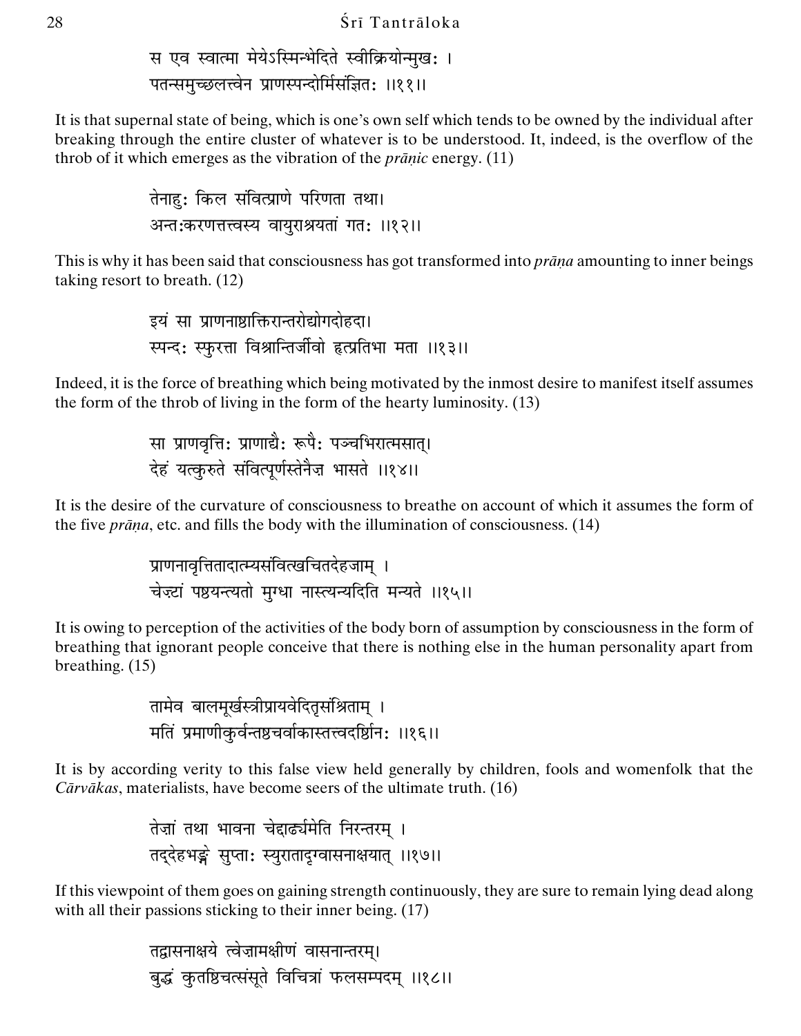स एव स्वात्मा मेयेऽस्मिन्भेदिते स्वीक्रियोन्मुखः ।
पतन्समुच्छलत्त्वेन प्राणस्पन्दोर्मिसंज्ञितः ॥११॥

It is that supernal state of being, which is one's own self which tends to be owned by the individual after breaking through the entire cluster of whatever is to be understood. It, indeed, is the overflow of the throb of it which emerges as the vibration of the *prāṇic* energy. (11)

तेनाहुः किल संवित्प्राणे परिणता तथा।
अन्तःकरणतत्त्वस्य वायुराश्रयतां गतः ॥१२॥

This is why it has been said that consciousness has got transformed into *prāṇa* amounting to inner beings taking resort to breath. (12)

इयं सा प्राणनाष्टाक्तिरान्तरोद्योगदोहदा।
स्पन्दः स्फुरत्ता विश्रान्तिर्जीवो हृत्प्रतिभा मता ॥१३॥

Indeed, it is the force of breathing which being motivated by the inmost desire to manifest itself assumes the form of the throb of living in the form of the hearty luminosity. (13)

सा प्राणवृत्तिः प्राणाद्यैः रूपैः पञ्चभिरात्मसात्।
देहं यत्कुरुते संवित्पूर्णस्तेनैज्ञ भासते ॥१४॥

It is the desire of the curvature of consciousness to breathe on account of which it assumes the form of the five *prāṇa*, etc. and fills the body with the illumination of consciousness. (14)

प्राणनावृत्तितादात्म्यसंवित्खचितदेहजाम् ।
चेज़्टां पष्ठयन्त्यतो मुग्धा नास्त्यन्यदिति मन्यते ॥१५॥

It is owing to perception of the activities of the body born of assumption by consciousness in the form of breathing that ignorant people conceive that there is nothing else in the human personality apart from breathing. (15)

तामेव बालमूर्खस्त्रीप्रायवेदितृसंश्रिताम् ।
मतिं प्रमाणीकुर्वन्तष्ठचर्वाकास्तत्त्वदर्ष्ठिनः ॥१६॥

It is by according verity to this false view held generally by children, fools and womenfolk that the *Cārvākas*, materialists, have become seers of the ultimate truth. (16)

तेज़ां तथा भावना चेद्दार्ढ्यमेति निरन्तरम् ।
तद्देहभङ्गे सुप्ताः स्युरातादृग्वासनाक्षयात् ॥१७॥

If this viewpoint of them goes on gaining strength continuously, they are sure to remain lying dead along with all their passions sticking to their inner being. (17)

तद्वासनाक्षये त्वेज़ामक्षीणं वासनान्तरम्।
बुद्धं कुतष्ठिचत्संसूते विचित्रां फलसम्पदम् ॥१८॥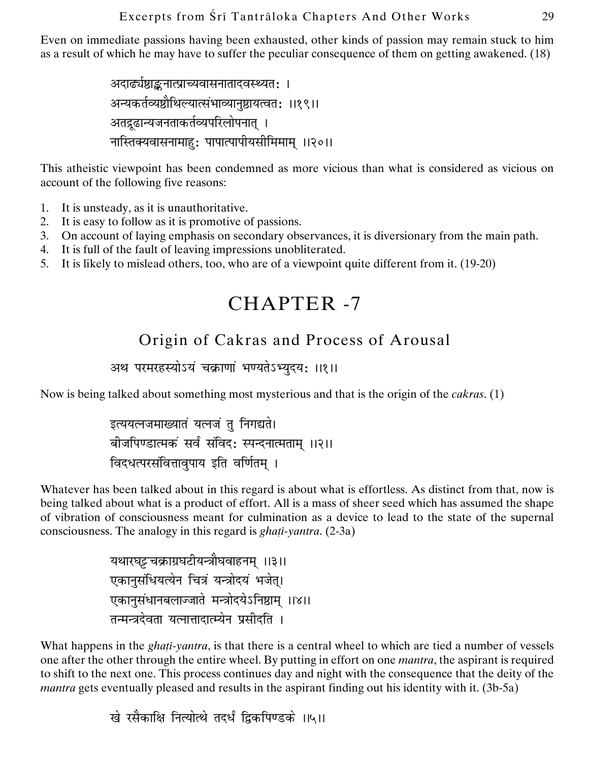Even on immediate passions having been exhausted, other kinds of passion may remain stuck to him as a result of which he may have to suffer the peculiar consequence of them on getting awakened. (18)

अदार्ढ्यष्ठाङ्गनात्प्राच्यवासनातादवस्थ्यतः ।
अन्यकर्तव्यष्ठैथिल्यात्संभाव्यानुष्ठायत्वतः ॥१९॥
अतद्रूढान्यजनताकर्तव्यपरिलोपनात् ।
नास्तिक्यवासनामाहुः पापात्पापीयसीमिमाम् ॥२०॥

This atheistic viewpoint has been condemned as more vicious than what is considered as vicious on account of the following five reasons:

1. It is unsteady, as it is unauthoritative.
2. It is easy to follow as it is promotive of passions.
3. On account of laying emphasis on secondary observances, it is diversionary from the main path.
4. It is full of the fault of leaving impressions unobliterated.
5. It is likely to mislead others, too, who are of a viewpoint quite different from it. (19-20)

# CHAPTER -7

## Origin of Cakras and Process of Arousal

अथ परमरहस्योऽयं चक्राणां भण्यतेऽभ्युदयः ॥१॥

Now is being talked about something most mysterious and that is the origin of the *cakras*. (1)

इत्ययत्नजमाख्यातं यत्नजं तु निगद्यते।
बीजपिण्डात्मकं सर्वं संविदः स्पन्दनात्मताम् ॥२॥
विदधत्परसंवित्तावुपाय इति वर्णितम् ।

Whatever has been talked about in this regard is about what is effortless. As distinct from that, now is being talked about what is a product of effort. All is a mass of sheer seed which has assumed the shape of vibration of consciousness meant for culmination as a device to lead to the state of the supernal consciousness. The analogy in this regard is *ghaṭī-yantra*. (2-3a)

यथारघट्टचक्राग्रघटीयन्त्रौघवाहनम् ॥३॥
एकानुसंधियत्येन चित्रं यन्त्रोदयं भजेत्।
एकानुसंधानबलाज्जाते मन्त्रोदयेऽनिष्ठाम् ॥४॥
तन्मन्त्रदेवता यत्नात्तादात्म्येन प्रसीदति ।

What happens in the *ghaṭī-yantra*, is that there is a central wheel to which are tied a number of vessels one after the other through the entire wheel. By putting in effort on one *mantra*, the aspirant is required to shift to the next one. This process continues day and night with the consequence that the deity of the *mantra* gets eventually pleased and results in the aspirant finding out his identity with it. (3b-5a)

खे रसैकाक्षि नित्योत्थे तदर्धं द्विकपिण्डके ॥५॥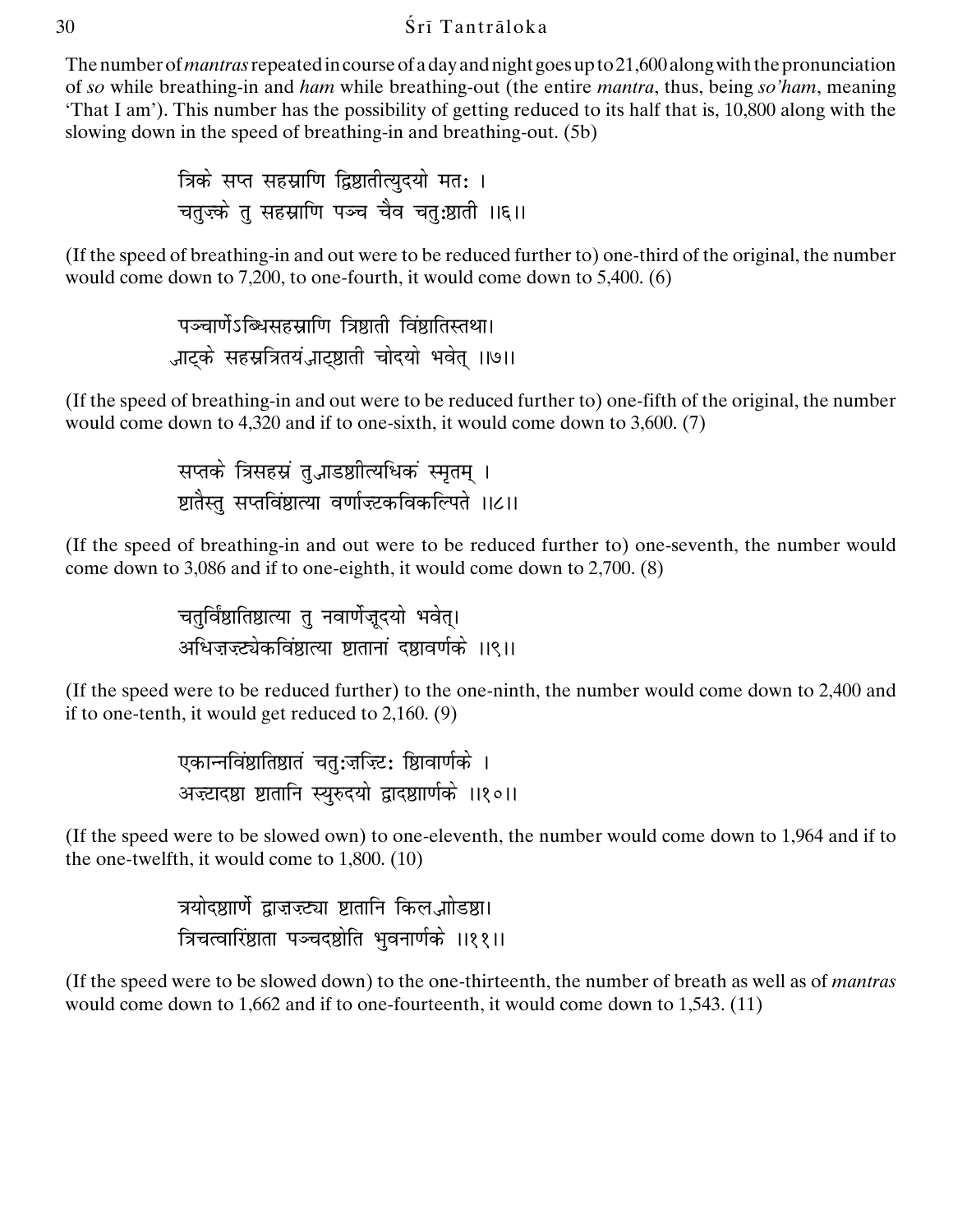The number of *mantras* repeated in course of a day and night goes up to 21,600 along with the pronunciation of *so* while breathing-in and *ham* while breathing-out (the entire *mantra*, thus, being *so'ham*, meaning 'That I am'). This number has the possibility of getting reduced to its half that is, 10,800 along with the slowing down in the speed of breathing-in and breathing-out. (5b)

त्रिके सप्त सहस्राणि द्विशतीत्युदयो मतः ।
चतुष्के तु सहस्राणि पञ्च चैव चतुःशती ।।६।।

(If the speed of breathing-in and out were to be reduced further to) one-third of the original, the number would come down to 7,200, to one-fourth, it would come down to 5,400. (6)

पञ्चार्णेऽब्धिसहस्राणि त्रिशती विंशतिस्तथा।
षट्के सहस्रत्रितयं षट्शती चोदयो भवेत् ।।७।।

(If the speed of breathing-in and out were to be reduced further to) one-fifth of the original, the number would come down to 4,320 and if to one-sixth, it would come down to 3,600. (7)

सप्तके त्रिसहस्रं तु षडशीत्यधिकं स्मृतम् ।
शतैस्तु सप्तविंशत्या वर्णाष्टकविकल्पिते ।।८।।

(If the speed of breathing-in and out were to be reduced further to) one-seventh, the number would come down to 3,086 and if to one-eighth, it would come down to 2,700. (8)

चतुर्विंशतिशत्या तु नवार्णेषूदयो भवेत्।
अधिषष्ट्येकविंशत्या शतानां दशवर्णके ।।९।।

(If the speed were to be reduced further) to the one-ninth, the number would come down to 2,400 and if to one-tenth, it would get reduced to 2,160. (9)

एकान्नविंशतिशतं चतुःषष्टिः शिवार्णके ।
अष्टादश शतानि स्युरुदयो द्वादशार्णके ।।१०।।

(If the speed were to be slowed own) to one-eleventh, the number would come down to 1,964 and if to the one-twelfth, it would come to 1,800. (10)

त्रयोदशार्णे द्वाषष्ट्या शतानि किलषोडश।
त्रिचत्वारिंशता पञ्चदशेति भुवनार्णके ।।११।।

(If the speed were to be slowed down) to the one-thirteenth, the number of breath as well as of *mantras* would come down to 1,662 and if to one-fourteenth, it would come down to 1,543. (11)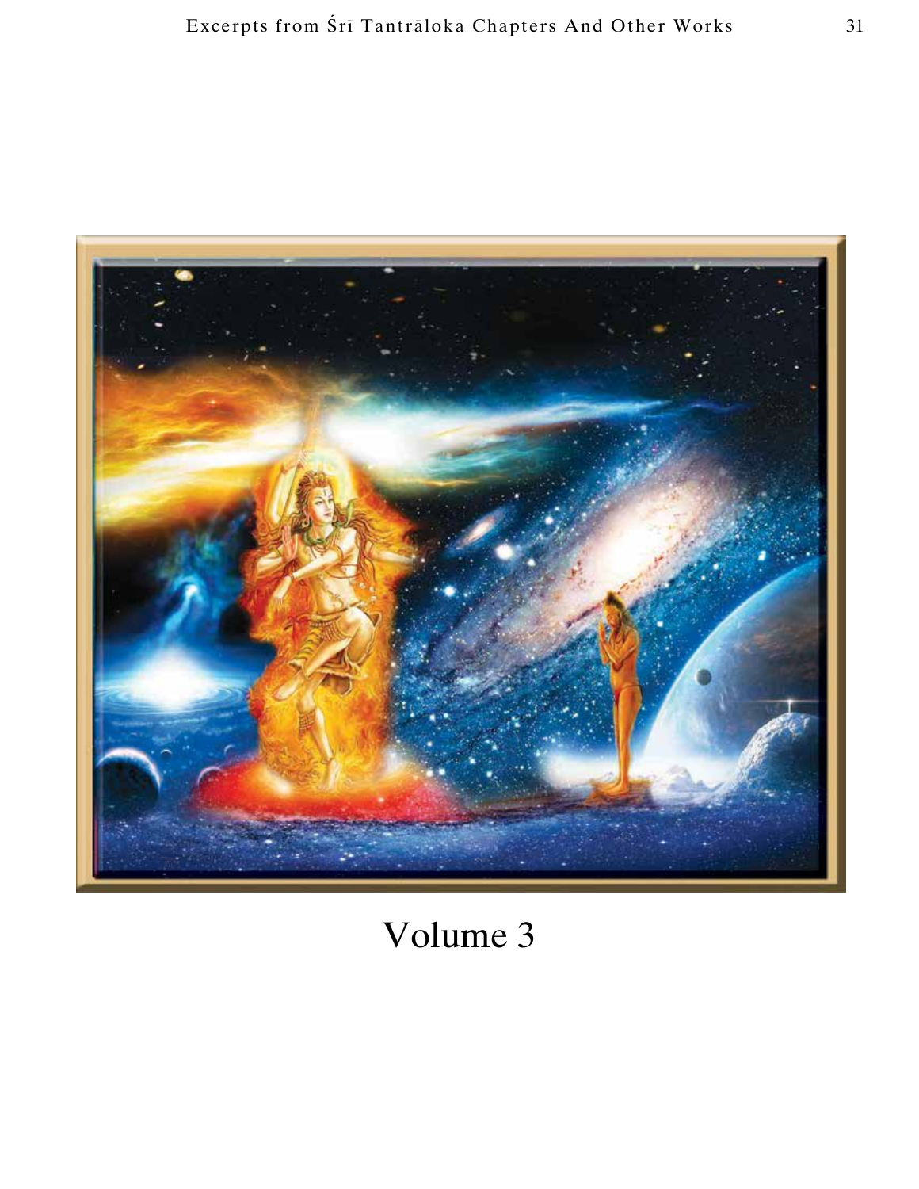Volume 3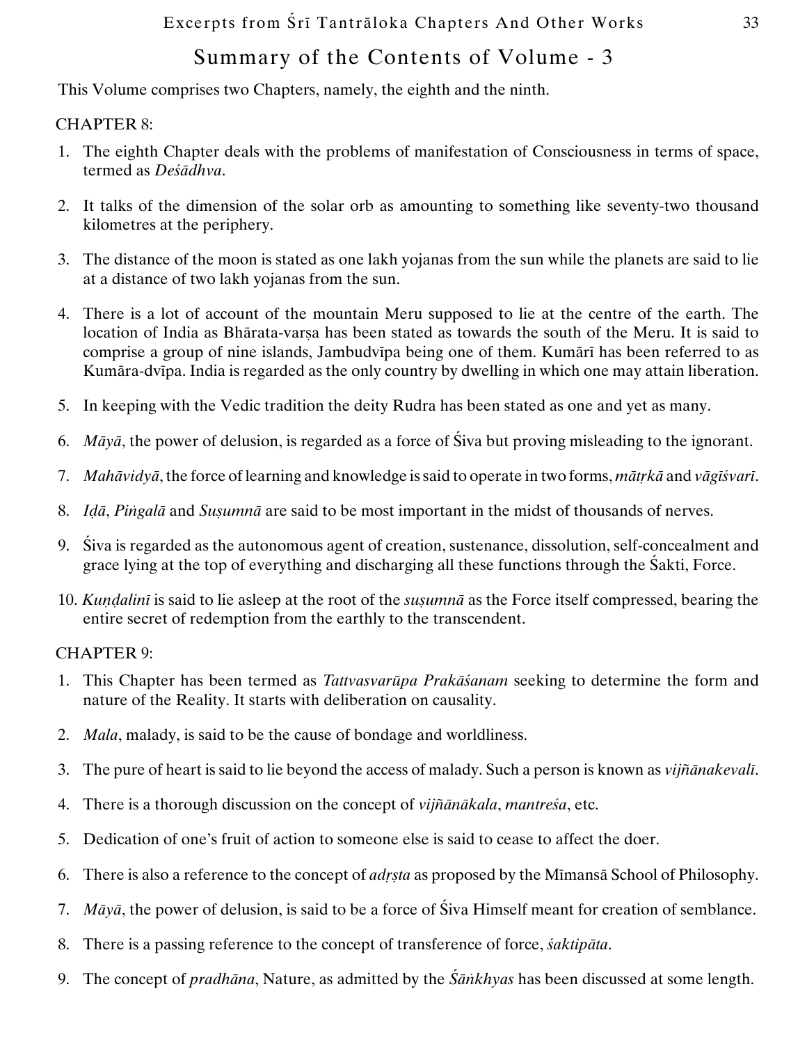## Summary of the Contents of Volume - 3

This Volume comprises two Chapters, namely, the eighth and the ninth.

CHAPTER 8:

1. The eighth Chapter deals with the problems of manifestation of Consciousness in terms of space, termed as *Deśādhva*.
2. It talks of the dimension of the solar orb as amounting to something like seventy-two thousand kilometres at the periphery.
3. The distance of the moon is stated as one lakh yojanas from the sun while the planets are said to lie at a distance of two lakh yojanas from the sun.
4. There is a lot of account of the mountain Meru supposed to lie at the centre of the earth. The location of India as Bhārata-varṣa has been stated as towards the south of the Meru. It is said to comprise a group of nine islands, Jambudvīpa being one of them. Kumārī has been referred to as Kumāra-dvīpa. India is regarded as the only country by dwelling in which one may attain liberation.
5. In keeping with the Vedic tradition the deity Rudra has been stated as one and yet as many.
6. *Māyā*, the power of delusion, is regarded as a force of Śiva but proving misleading to the ignorant.
7. *Mahāvidyā*, the force of learning and knowledge is said to operate in two forms, *mātṛkā* and *vāgīśvarī*.
8. *Iḍā*, *Piṅgalā* and *Suṣumnā* are said to be most important in the midst of thousands of nerves.
9. Śiva is regarded as the autonomous agent of creation, sustenance, dissolution, self-concealment and grace lying at the top of everything and discharging all these functions through the Śakti, Force.
10. *Kuṇḍalinī* is said to lie asleep at the root of the *suṣumnā* as the Force itself compressed, bearing the entire secret of redemption from the earthly to the transcendent.

CHAPTER 9:

1. This Chapter has been termed as *Tattvasvarūpa Prakāśanam* seeking to determine the form and nature of the Reality. It starts with deliberation on causality.
2. *Mala*, malady, is said to be the cause of bondage and worldliness.
3. The pure of heart is said to lie beyond the access of malady. Such a person is known as *vijñānakevalī*.
4. There is a thorough discussion on the concept of *vijñānākala*, *mantreśa*, etc.
5. Dedication of one's fruit of action to someone else is said to cease to affect the doer.
6. There is also a reference to the concept of *adṛṣta* as proposed by the Mīmansā School of Philosophy.
7. *Māyā*, the power of delusion, is said to be a force of Śiva Himself meant for creation of semblance.
8. There is a passing reference to the concept of transference of force, *śaktipāta*.
9. The concept of *pradhāna*, Nature, as admitted by the *Śāṅkhyas* has been discussed at some length.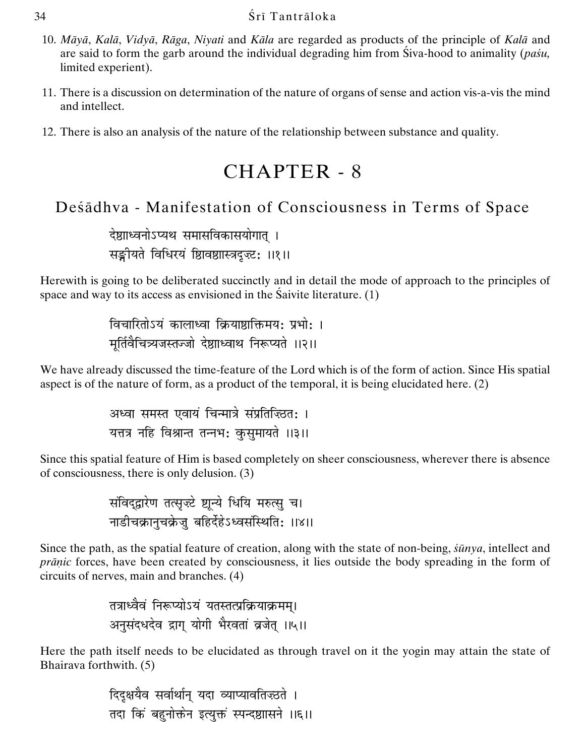10. *Māyā*, *Kalā*, *Vidyā*, *Rāga*, *Niyati* and *Kāla* are regarded as products of the principle of *Kalā* and are said to form the garb around the individual degrading him from Śiva-hood to animality (*paśu,* limited experient).

11. There is a discussion on determination of the nature of organs of sense and action vis-a-vis the mind and intellect.

12. There is also an analysis of the nature of the relationship between substance and quality.

# CHAPTER - 8

## Deśādhva - Manifestation of Consciousness in Terms of Space

देष्ठाध्वनोऽप्यथ समासविकासयोगात् ।
सङ्गीयते विधिरयं ष्ठिावष्ठास्त्रदृज्टः ॥१॥

Herewith is going to be deliberated succinctly and in detail the mode of approach to the principles of space and way to its access as envisioned in the Śaivite literature. (1)

विचारितोऽयं कालाध्वा क्रियाष्ठाक्तिमयः प्रभोः ।
मूर्तिवैचित्र्यजस्तज्जो देष्ठाध्वाथ निरूप्यते ॥२॥

We have already discussed the time-feature of the Lord which is of the form of action. Since His spatial aspect is of the nature of form, as a product of the temporal, it is being elucidated here. (2)

अध्वा समस्त एवायं चिन्मात्रे संप्रतिज्ठितः ।
यत्तत्र नहि विश्रान्त तन्नभः कुसुमायते ॥३॥

Since this spatial feature of Him is based completely on sheer consciousness, wherever there is absence of consciousness, there is only delusion. (3)

संविद्द्वारेण तत्सृज्टे ष्ठून्ये धियि मरुत्सु च।
नाडीचक्रानुचक्रेजु बहिर्देहेऽध्वसंस्थितिः ॥४॥

Since the path, as the spatial feature of creation, along with the state of non-being, *śūnya*, intellect and *prāṇic* forces, have been created by consciousness, it lies outside the body spreading in the form of circuits of nerves, main and branches. (4)

तत्राध्वैवं निरूप्योऽयं यतस्तत्प्रक्रियाक्रमम्।
अनुसंदधदेव द्राग् योगी भैरवतां व्रजेत् ॥५॥

Here the path itself needs to be elucidated as through travel on it the yogin may attain the state of Bhairava forthwith. (5)

दिदृक्षयैव सर्वार्थान् यदा व्याप्यावतिज्ठते ।
तदा किं बहुनोक्तेन इत्युक्तं स्पन्दष्ठासने ॥६॥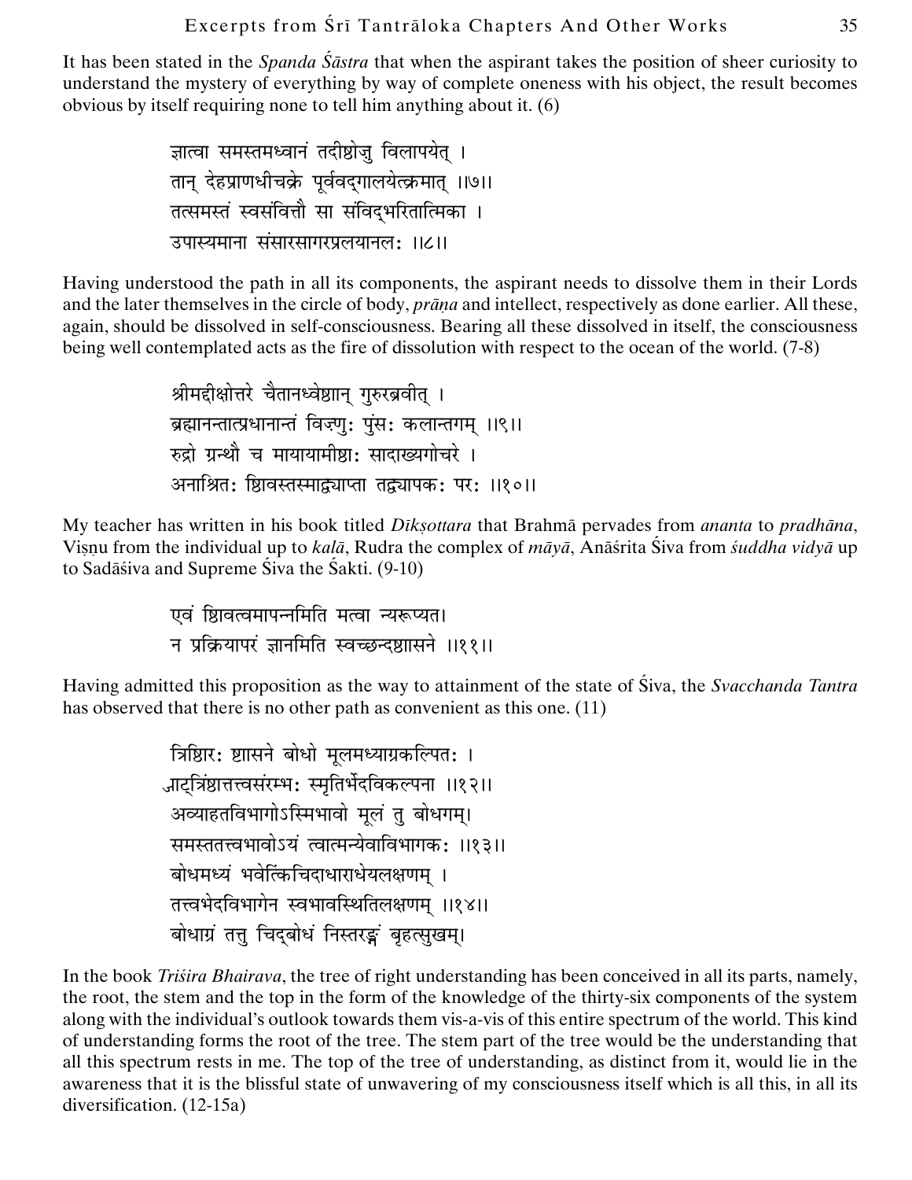It has been stated in the *Spanda Śāstra* that when the aspirant takes the position of sheer curiosity to understand the mystery of everything by way of complete oneness with his object, the result becomes obvious by itself requiring none to tell him anything about it. (6)

ज्ञात्वा समस्तमध्वानं तदीशोज्ु विलापयेत् ।
तान् देहप्राणधीचक्रे पूर्ववद्गालयेत्क्रमात् ।।७।।
तत्समस्तं स्वसंवित्तौ सा संविद्भरितात्मिका ।
उपास्यमाना संसारसागरप्रलयानलः ।।८।।

Having understood the path in all its components, the aspirant needs to dissolve them in their Lords and the later themselves in the circle of body, *prāṇa* and intellect, respectively as done earlier. All these, again, should be dissolved in self-consciousness. Bearing all these dissolved in itself, the consciousness being well contemplated acts as the fire of dissolution with respect to the ocean of the world. (7-8)

श्रीमद्दीक्षोत्तरे चैतानध्वेशान् गुरुरब्रवीत् ।
ब्रह्मानन्तात्प्रधानान्तं विष्णुः पुंसः कलान्तगम् ।।९।।
रुद्रो ग्रन्थौ च मायायामीशाः सादाख्यगोचरे ।
अनाश्रितः शिवस्तस्माद्व्याप्ता तद्व्यापकः परः ।।१०।।

My teacher has written in his book titled *Dīkṣottara* that Brahmā pervades from *ananta* to *pradhāna*, Viṣṇu from the individual up to *kalā*, Rudra the complex of *māyā*, Anāśrita Śiva from *śuddha vidyā* up to Sadāśiva and Supreme Śiva the Śakti. (9-10)

एवं शिवत्वमापन्नमिति मत्वा न्यरूप्यत।
न प्रक्रियापरं ज्ञानमिति स्वच्छन्दशासने ।।११।।

Having admitted this proposition as the way to attainment of the state of Śiva, the *Svacchanda Tantra* has observed that there is no other path as convenient as this one. (11)

त्रिशिरः शासने बोधो मूलमध्याग्रकल्पितः ।
ज्ञात्रिंशात्तत्त्वसंरम्भः स्मृतिर्भेदविकल्पना ।।१२।।
अव्याहतविभागोऽस्मिभावो मूलं तु बोधगम्।
समस्ततत्त्वभावोऽयं त्वात्मन्येवाविभागकः ।।१३।।
बोधमध्यं भवेत्किंचिदाधाराधेयलक्षणम् ।
तत्त्वभेदविभागेन स्वभावस्थितिलक्षणम् ।।१४।।
बोधाग्रं तत्तु चिद्बोधं निस्तरङ्गं बृहत्सुखम्।

In the book *Triśira Bhairava*, the tree of right understanding has been conceived in all its parts, namely, the root, the stem and the top in the form of the knowledge of the thirty-six components of the system along with the individual's outlook towards them vis-a-vis of this entire spectrum of the world. This kind of understanding forms the root of the tree. The stem part of the tree would be the understanding that all this spectrum rests in me. The top of the tree of understanding, as distinct from it, would lie in the awareness that it is the blissful state of unwavering of my consciousness itself which is all this, in all its diversification. (12-15a)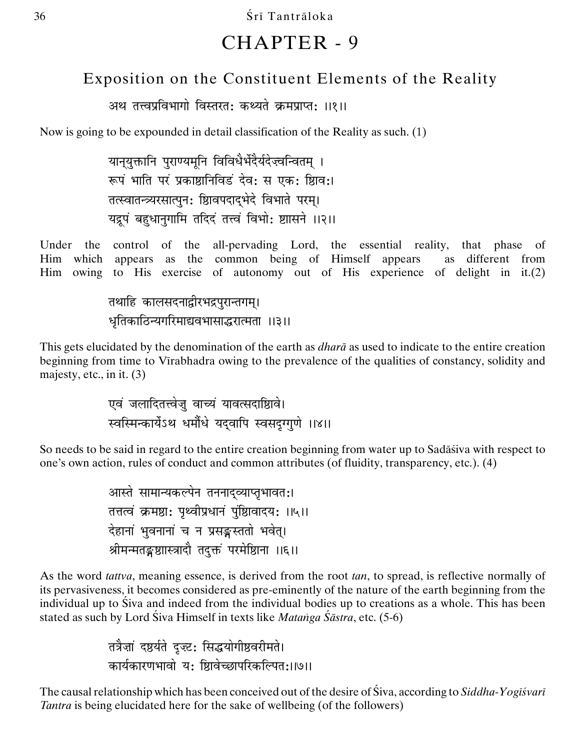# CHAPTER - 9

## Exposition on the Constituent Elements of the Reality

अथ तत्त्वप्रविभागो विस्तरतः कथ्यते क्रमप्राप्तः ।।१।।

Now is going to be expounded in detail classification of the Reality as such. (1)

यान्युक्तानि पुराण्यमूनि विविधैर्भेदैर्यदेज्वन्वितम् ।
रूपं भाति परं प्रकाशानिविडं देवः स एकः शिवः।
तत्स्वातन्त्र्यरसात्पुनः शिवपदाद्भेदे विभाते परम्।
यद्रूपं बहुधानुगामि तदिदं तत्त्वं विभोः शासने ।।२।।

Under the control of the all-pervading Lord, the essential reality, that phase of Him which appears as the common being of Himself appears as different from Him owing to His exercise of autonomy out of His experience of delight in it.(2)

तथाहि कालसदनाद्वीरभद्रपुरान्तगम्।
धृतिकाठिन्यगरिमाद्यवभासाद्धरात्मता ।।३।।

This gets elucidated by the denomination of the earth as *dharā* as used to indicate to the entire creation beginning from time to Vīrabhadra owing to the prevalence of the qualities of constancy, solidity and majesty, etc., in it. (3)

एवं जलादितत्त्वेजु वाच्यं यावत्सदाशिवे।
स्वस्मिन्कार्येऽथ धर्मौधे यद्वापि स्वसदृग्गुणे ।।४।।

So needs to be said in regard to the entire creation beginning from water up to Sadāśiva with respect to one's own action, rules of conduct and common attributes (of fluidity, transparency, etc.). (4)

आस्ते सामान्यकल्पेन तननाद्व्याप्तृभावतः।
तत्तत्वं क्रमशः पृथ्वीप्रधानं पुंशिवादयः ।।५।।
देहानां भुवनानां च न प्रसङ्गस्ततो भवेत्।
श्रीमन्मतङ्गशास्त्रादौ तदुक्तं परमेशिना ।।६।।

As the word *tattva*, meaning essence, is derived from the root *tan*, to spread, is reflective normally of its pervasiveness, it becomes considered as pre-eminently of the nature of the earth beginning from the individual up to Śiva and indeed from the individual bodies up to creations as a whole. This has been stated as such by Lord Śiva Himself in texts like *Mataṅga Śāstra*, etc. (5-6)

तत्रैज्ञां दर्श्यते दृज्टः सिद्धयोगीश्वरीमते।
कार्यकारणभावो यः शिवेच्छापरिकल्पितः।।७।।

The causal relationship which has been conceived out of the desire of Śiva, according to *Siddha-Yogīśvarī Tantra* is being elucidated here for the sake of wellbeing (of the followers)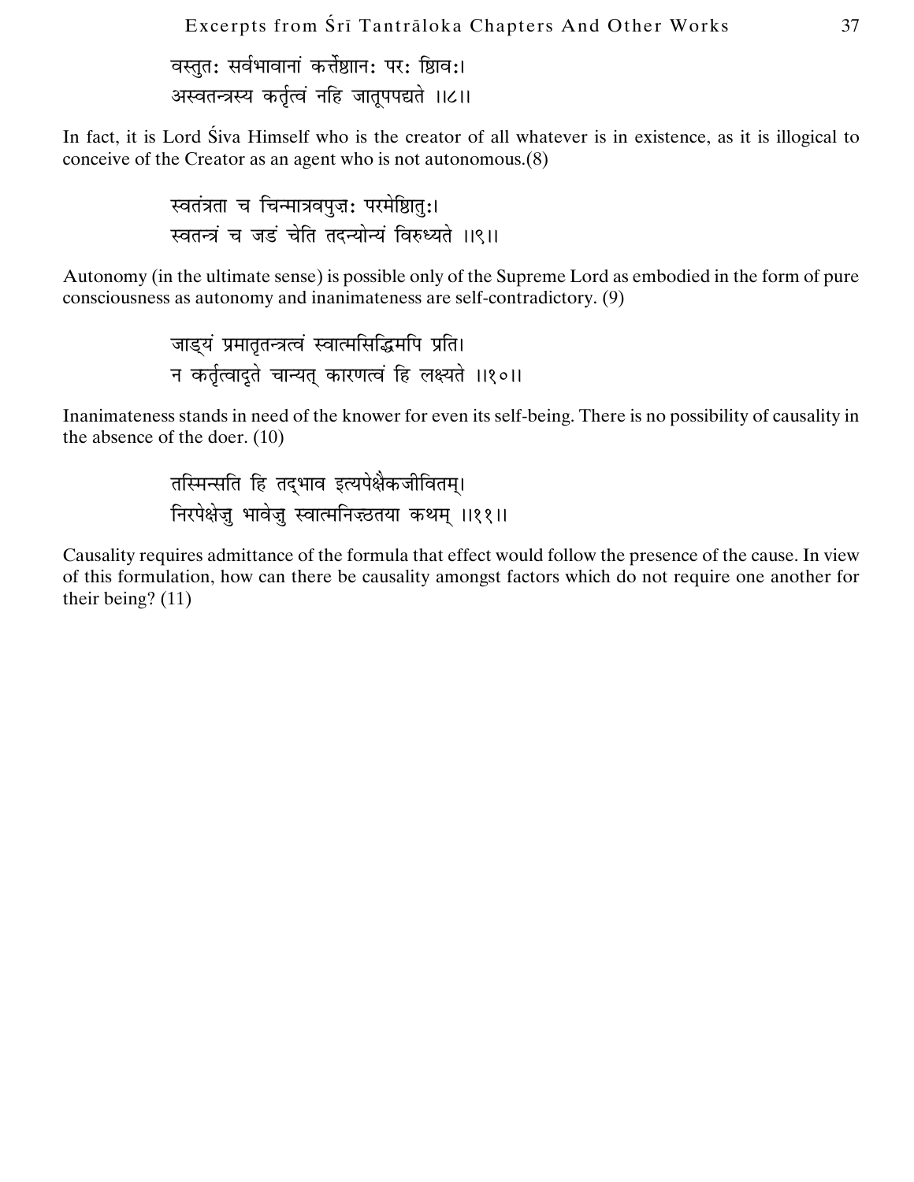वस्तुतः सर्वभावानां कर्त्तेशानः परः शिवः।
अस्वतन्त्रस्य कर्तृत्वं नहि जातूपपद्यते ॥८॥

In fact, it is Lord Śiva Himself who is the creator of all whatever is in existence, as it is illogical to conceive of the Creator as an agent who is not autonomous.(8)

स्वतंत्रता च चिन्मात्रवपुषः परमेष्ठितुः।
स्वतन्त्रं च जडं चेति तदन्योन्यं विरुध्यते ॥९॥

Autonomy (in the ultimate sense) is possible only of the Supreme Lord as embodied in the form of pure consciousness as autonomy and inanimateness are self-contradictory. (9)

जाड्यं प्रमातृतन्त्रत्वं स्वात्मसिद्धिमपि प्रति।
न कर्तृत्वादृते चान्यत् कारणत्वं हि लक्ष्यते ॥१०॥

Inanimateness stands in need of the knower for even its self-being. There is no possibility of causality in the absence of the doer. (10)

तस्मिन्सति हि तद्भाव इत्यपेक्षैकजीवितम्।
निरपेक्षेषु भावेषु स्वात्मनिष्ठतया कथम् ॥११॥

Causality requires admittance of the formula that effect would follow the presence of the cause. In view of this formulation, how can there be causality amongst factors which do not require one another for their being? (11)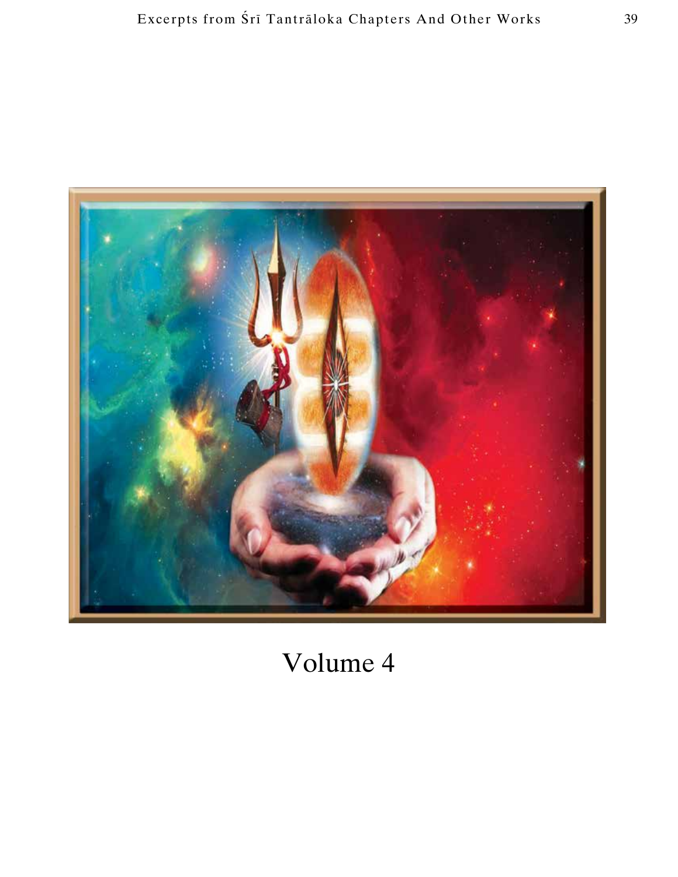Volume 4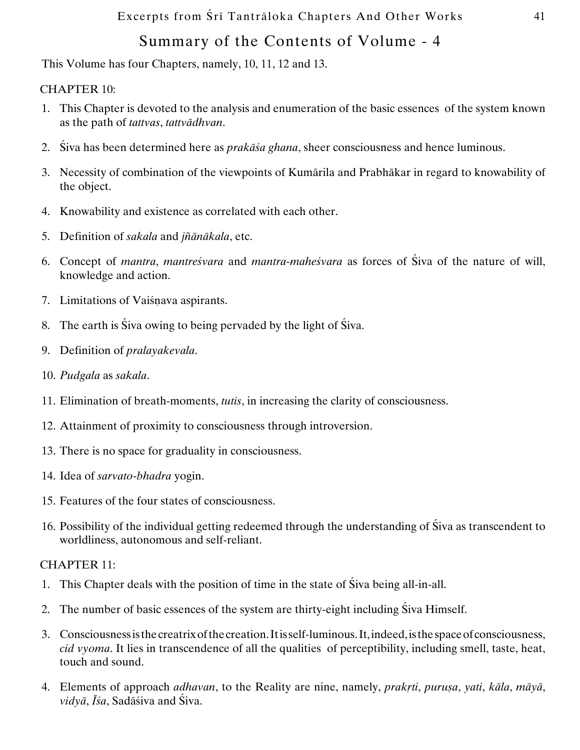## Summary of the Contents of Volume - 4

This Volume has four Chapters, namely, 10, 11, 12 and 13.

CHAPTER 10:

1. This Chapter is devoted to the analysis and enumeration of the basic essences of the system known as the path of *tattvas*, *tattvādhvan*.
2. Śiva has been determined here as *prakāśa ghana*, sheer consciousness and hence luminous.
3. Necessity of combination of the viewpoints of Kumārila and Prabhākar in regard to knowability of the object.
4. Knowability and existence as correlated with each other.
5. Definition of *sakala* and *jñānākala*, etc.
6. Concept of *mantra*, *mantreśvara* and *mantra-maheśvara* as forces of Śiva of the nature of will, knowledge and action.
7. Limitations of Vaiśṇava aspirants.
8. The earth is Śiva owing to being pervaded by the light of Śiva.
9. Definition of *pralayakevala*.
10. *Pudgala* as *sakala*.
11. Elimination of breath-moments, *tutis*, in increasing the clarity of consciousness.
12. Attainment of proximity to consciousness through introversion.
13. There is no space for graduality in consciousness.
14. Idea of *sarvato-bhadra* yogin.
15. Features of the four states of consciousness.
16. Possibility of the individual getting redeemed through the understanding of Śiva as transcendent to worldliness, autonomous and self-reliant.

CHAPTER 11:

1. This Chapter deals with the position of time in the state of Śiva being all-in-all.
2. The number of basic essences of the system are thirty-eight including Śiva Himself.
3. Consciousness is the creatrix of the creation. It is self-luminous. It, indeed, is the space of consciousness, *cid vyoma*. It lies in transcendence of all the qualities of perceptibility, including smell, taste, heat, touch and sound.
4. Elements of approach *adhavan*, to the Reality are nine, namely, *prakṛti*, *puruṣa*, *yati*, *kāla*, *māyā*, *vidyā*, *Īśa*, Sadāśiva and Śiva.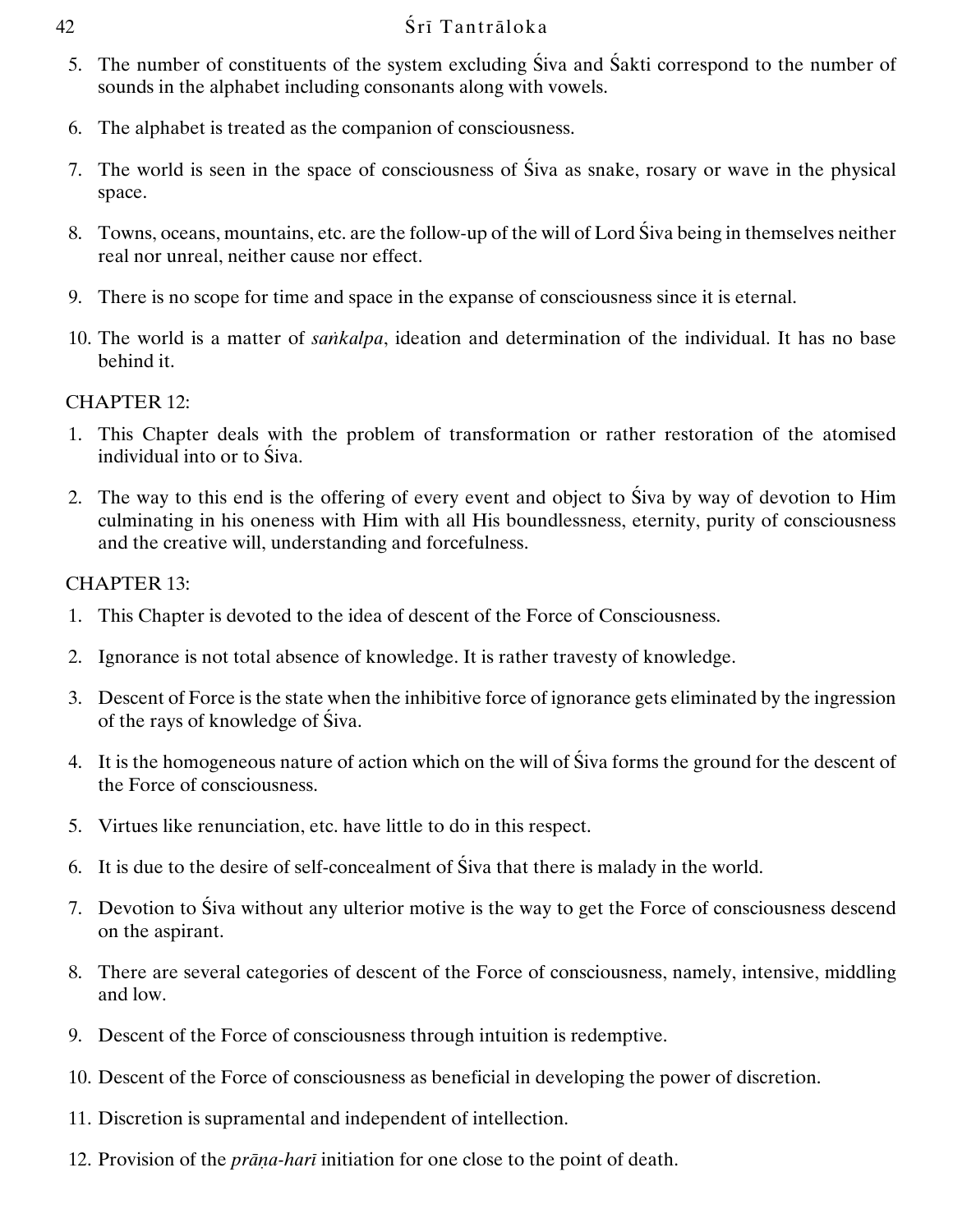5. The number of constituents of the system excluding Śiva and Śakti correspond to the number of sounds in the alphabet including consonants along with vowels.

6. The alphabet is treated as the companion of consciousness.

7. The world is seen in the space of consciousness of Śiva as snake, rosary or wave in the physical space.

8. Towns, oceans, mountains, etc. are the follow-up of the will of Lord Śiva being in themselves neither real nor unreal, neither cause nor effect.

9. There is no scope for time and space in the expanse of consciousness since it is eternal.

10. The world is a matter of *saṅkalpa*, ideation and determination of the individual. It has no base behind it.

CHAPTER 12:

1. This Chapter deals with the problem of transformation or rather restoration of the atomised individual into or to Śiva.

2. The way to this end is the offering of every event and object to Śiva by way of devotion to Him culminating in his oneness with Him with all His boundlessness, eternity, purity of consciousness and the creative will, understanding and forcefulness.

CHAPTER 13:

1. This Chapter is devoted to the idea of descent of the Force of Consciousness.

2. Ignorance is not total absence of knowledge. It is rather travesty of knowledge.

3. Descent of Force is the state when the inhibitive force of ignorance gets eliminated by the ingression of the rays of knowledge of Śiva.

4. It is the homogeneous nature of action which on the will of Śiva forms the ground for the descent of the Force of consciousness.

5. Virtues like renunciation, etc. have little to do in this respect.

6. It is due to the desire of self-concealment of Śiva that there is malady in the world.

7. Devotion to Śiva without any ulterior motive is the way to get the Force of consciousness descend on the aspirant.

8. There are several categories of descent of the Force of consciousness, namely, intensive, middling and low.

9. Descent of the Force of consciousness through intuition is redemptive.

10. Descent of the Force of consciousness as beneficial in developing the power of discretion.

11. Discretion is supramental and independent of intellection.

12. Provision of the *prāṇa-harī* initiation for one close to the point of death.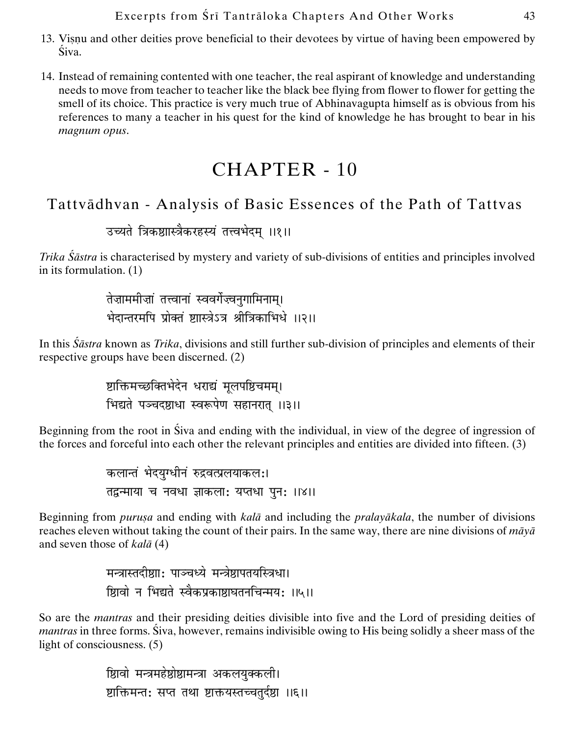13. Viṣṇu and other deities prove beneficial to their devotees by virtue of having been empowered by Śiva.

14. Instead of remaining contented with one teacher, the real aspirant of knowledge and understanding needs to move from teacher to teacher like the black bee flying from flower to flower for getting the smell of its choice. This practice is very much true of Abhinavagupta himself as is obvious from his references to many a teacher in his quest for the kind of knowledge he has brought to bear in his *magnum opus*.

# CHAPTER - 10

## Tattvādhvan - Analysis of Basic Essences of the Path of Tattvas

उच्यते त्रिकशास्त्रैकरहस्यं तत्त्वभेदम् ।।१।।

*Trika Śāstra* is characterised by mystery and variety of sub-divisions of entities and principles involved in its formulation. (1)

तेज़ाममीज़ां तत्त्वानां स्ववर्गेऽवनुगामिनाम्।
भेदान्तरमपि प्रोक्तं शास्त्रेऽत्र श्रीत्रिकाभिधे ।।२।।

In this *Śāstra* known as *Trika*, divisions and still further sub-division of principles and elements of their respective groups have been discerned. (2)

शक्तिमच्छक्तिभेदेन धराद्यं मूलपश्चिमम्।
भिद्यते पञ्चदशधा स्वरूपेण सहानरात् ।।३।।

Beginning from the root in Śiva and ending with the individual, in view of the degree of ingression of the forces and forceful into each other the relevant principles and entities are divided into fifteen. (3)

कलान्तं भेदयुग्धीनं रुद्रवत्प्रलयाकलः।
तद्वन्माया च नवधा ज्ञाकलाः यप्तधा पुनः ।।४।।

Beginning from *puruṣa* and ending with *kalā* and including the *pralayākala*, the number of divisions reaches eleven without taking the count of their pairs. In the same way, there are nine divisions of *māyā* and seven those of *kalā* (4)

मन्त्रास्तदीशाः पाञ्चध्ये मन्त्रेशापतयस्त्रिधा।
शिवो न भिद्यते स्वैकप्रकाशाघतनचिन्मयः ।।५।।

So are the *mantras* and their presiding deities divisible into five and the Lord of presiding deities of *mantras* in three forms. Śiva, however, remains indivisible owing to His being solidly a sheer mass of the light of consciousness. (5)

शिवो मन्त्रमहेशेशामन्त्रा अकलयुक्कली।
शक्तिमन्तः सप्त तथा शक्तयस्तच्चतुर्दश ।।६।।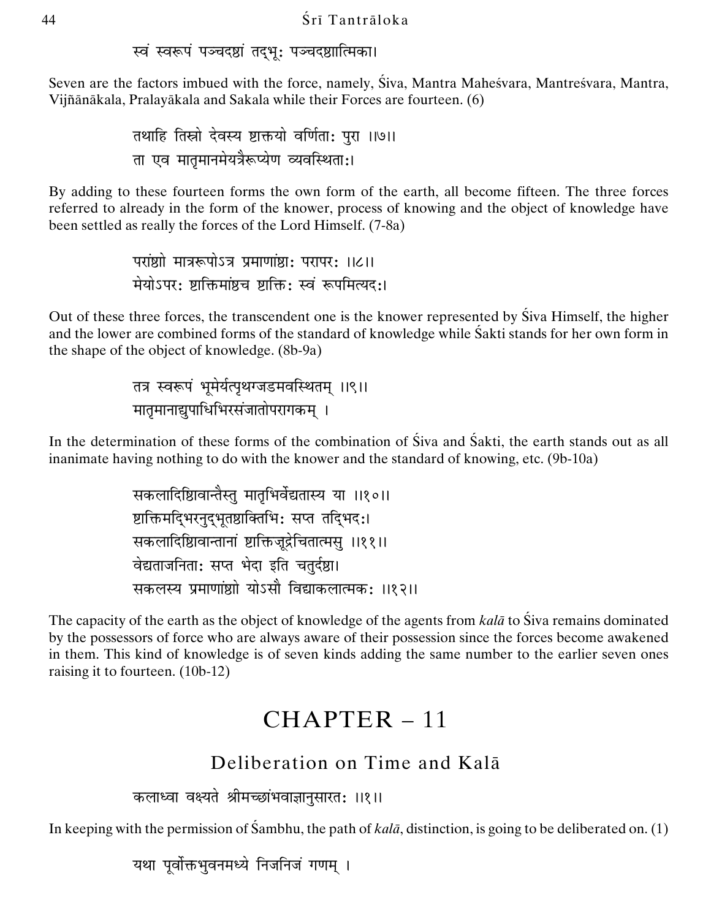स्वं स्वरूपं पञ्चदशां तद्भूः पञ्चदशात्मिका।

Seven are the factors imbued with the force, namely, Śiva, Mantra Maheśvara, Mantreśvara, Mantra, Vijñānākala, Pralayākala and Sakala while their Forces are fourteen. (6)

तथाहि तिस्रो देवस्य शक्तयो वर्णिताः पुरा ।।७।।
ता एव मातृमानमेयत्रैरूप्येण व्यवस्थिताः।

By adding to these fourteen forms the own form of the earth, all become fifteen. The three forces referred to already in the form of the knower, process of knowing and the object of knowledge have been settled as really the forces of the Lord Himself. (7-8a)

परांशो मात्ररूपोऽत्र प्रमाणांशः परापरः ।।८।।
मेयोऽपरः शक्तिमांश्च शक्तिः स्वं रूपमित्यदः।

Out of these three forces, the transcendent one is the knower represented by Śiva Himself, the higher and the lower are combined forms of the standard of knowledge while Śakti stands for her own form in the shape of the object of knowledge. (8b-9a)

तत्र स्वरूपं भूमेर्यत्पृथग्जडमवस्थितम् ।।९।।
मातृमानाद्युपाधिभिरसंजातोपरागकम् ।

In the determination of these forms of the combination of Śiva and Śakti, the earth stands out as all inanimate having nothing to do with the knower and the standard of knowing, etc. (9b-10a)

सकलादिशिवान्तैस्तु मातृभिर्वेद्यतास्य या ।।१०।।
शक्तिमद्भिरनुद्भूतशक्तिभिः सप्त तद्भिदः।
सकलादिशिवान्तानां शक्तिजूद्रेचितात्मसु ।।११।।
वेद्यताजनिताः सप्त भेदा इति चतुर्दश।
सकलस्य प्रमाणांशो योऽसौ विद्याकलात्मकः ।।१२।।

The capacity of the earth as the object of knowledge of the agents from *kalā* to Śiva remains dominated by the possessors of force who are always aware of their possession since the forces become awakened in them. This kind of knowledge is of seven kinds adding the same number to the earlier seven ones raising it to fourteen. (10b-12)

# CHAPTER – 11

## Deliberation on Time and Kalā

कलाध्वा वक्ष्यते श्रीमच्छांभवाज्ञानुसारतः ।।१।।

In keeping with the permission of Śambhu, the path of *kalā*, distinction, is going to be deliberated on. (1)

यथा पूर्वोक्तभुवनमध्ये निजनिजं गणम् ।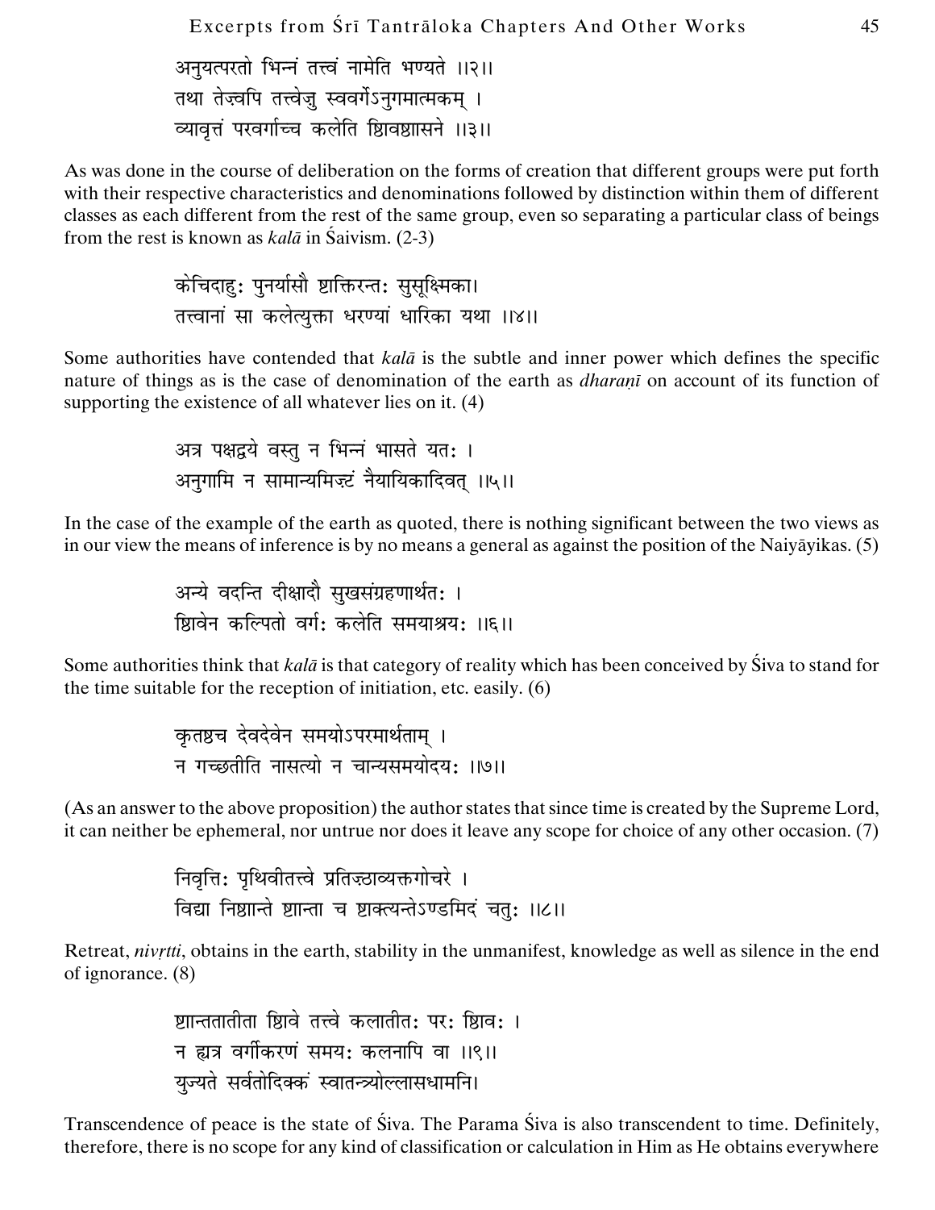अनुयत्परतो भिन्नं तत्त्वं नामेति भण्यते ॥२॥
तथा तेज़्वपि तत्त्वेज़ु स्ववर्गेऽनुगमात्मकम् ।
व्यावृत्तं परवर्गाच्च कलेति शिवशासने ॥३॥

As was done in the course of deliberation on the forms of creation that different groups were put forth with their respective characteristics and denominations followed by distinction within them of different classes as each different from the rest of the same group, even so separating a particular class of beings from the rest is known as *kalā* in Śaivism. (2-3)

केचिदाहुः पुनर्यासौ शक्तिरन्तः सुसूक्ष्मिका।
तत्त्वानां सा कलेत्युक्ता धरण्यां धारिका यथा ॥४॥

Some authorities have contended that *kalā* is the subtle and inner power which defines the specific nature of things as is the case of denomination of the earth as *dharaṇī* on account of its function of supporting the existence of all whatever lies on it. (4)

अत्र पक्षद्वये वस्तु न भिन्नं भासते यतः ।
अनुगामि न सामान्यमिज़्टं नैयायिकादिवत् ॥५॥

In the case of the example of the earth as quoted, there is nothing significant between the two views as in our view the means of inference is by no means a general as against the position of the Naiyāyikas. (5)

अन्ये वदन्ति दीक्षादौ सुखसंग्रहणार्थतः ।
शिवेन कल्पितो वर्गः कलेति समयाश्रयः ॥६॥

Some authorities think that *kalā* is that category of reality which has been conceived by Śiva to stand for the time suitable for the reception of initiation, etc. easily. (6)

कृतश्च देवदेवेन समयोऽपरमार्थताम् ।
न गच्छतीति नासत्यो न चान्यसमयोदयः ॥७॥

(As an answer to the above proposition) the author states that since time is created by the Supreme Lord, it can neither be ephemeral, nor untrue nor does it leave any scope for choice of any other occasion. (7)

निवृत्तिः पृथिवीतत्त्वे प्रतिज़्ठाव्यक्तगोचरे ।
विद्या निशान्ते शान्ता च शक्त्यन्तेऽण्डमिदं चतुः ॥८॥

Retreat, *nivṛtti*, obtains in the earth, stability in the unmanifest, knowledge as well as silence in the end of ignorance. (8)

शान्ततातीता शिवे तत्त्वे कलातीतः परः शिवः ।
न ह्यत्र वर्गीकरणं समयः कलनापि वा ॥९॥
युज्यते सर्वतोदिक्कं स्वातन्त्र्योल्लासधामनि।

Transcendence of peace is the state of Śiva. The Parama Śiva is also transcendent to time. Definitely, therefore, there is no scope for any kind of classification or calculation in Him as He obtains everywhere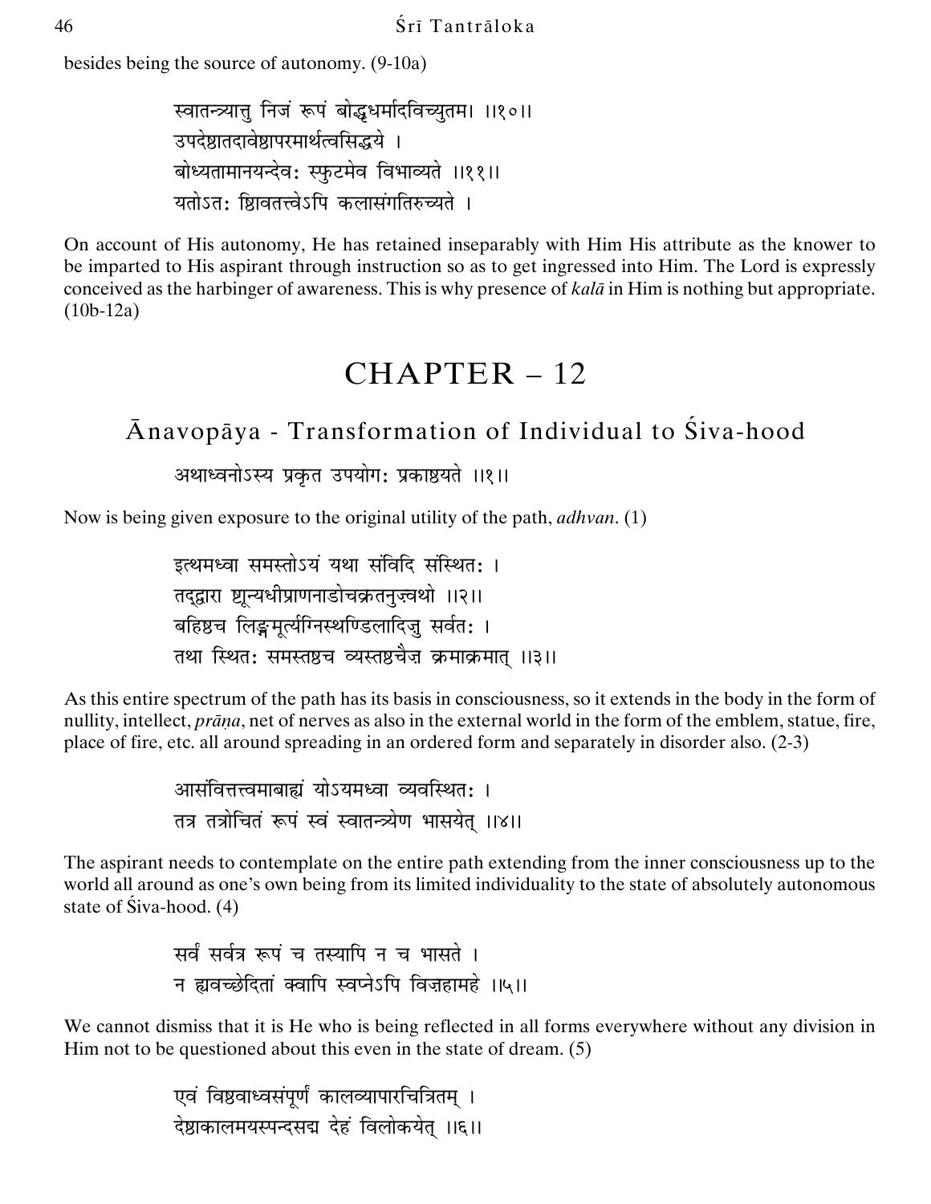besides being the source of autonomy. (9-10a)

स्वातन्त्र्यात्तु निजं रूपं बोद्धृधर्मादविच्युतम। ।।१०।।
उपदेष्टतदावेष्टापरमार्थत्वसिद्धये ।
बोध्यतामानयन्देवः स्फुटमेव विभाव्यते ।।११।।
यतोऽतः ष्टावतत्त्वेऽपि कलासंगतिरुच्यते ।

On account of His autonomy, He has retained inseparably with Him His attribute as the knower to be imparted to His aspirant through instruction so as to get ingressed into Him. The Lord is expressly conceived as the harbinger of awareness. This is why presence of *kalā* in Him is nothing but appropriate. (10b-12a)

# CHAPTER – 12

## Ānavopāya - Transformation of Individual to Śiva-hood

अथाध्वनोऽस्य प्रकृत उपयोगः प्रकाष्ठयते ।।१।।

Now is being given exposure to the original utility of the path, *adhvan*. (1)

इत्थमध्वा समस्तोऽयं यथा संविदि संस्थितः ।
तद्द्वारा ष्टून्यधीप्राणनाडोचक्रतनुज्वथो ।।२।।
बहिष्ठच लिङ्गमूर्त्यग्निस्थण्डिलादिजु सर्वतः ।
तथा स्थितः समस्तष्ठच व्यस्तष्ठचैज्ञ क्रमाक्रमात् ।।३।।

As this entire spectrum of the path has its basis in consciousness, so it extends in the body in the form of nullity, intellect, *prāṇa*, net of nerves as also in the external world in the form of the emblem, statue, fire, place of fire, etc. all around spreading in an ordered form and separately in disorder also. (2-3)

आसंवित्तत्त्वमाबाह्यं योऽयमध्वा व्यवस्थितः ।
तत्र तत्रोचितं रूपं स्वं स्वातन्त्र्येण भासयेत् ।।४।।

The aspirant needs to contemplate on the entire path extending from the inner consciousness up to the world all around as one's own being from its limited individuality to the state of absolutely autonomous state of Śiva-hood. (4)

सर्वं सर्वत्र रूपं च तस्यापि न च भासते ।
न ह्यवच्छेदितां क्वापि स्वप्नेऽपि विज़हामहे ।।५।।

We cannot dismiss that it is He who is being reflected in all forms everywhere without any division in Him not to be questioned about this even in the state of dream. (5)

एवं विष्ठवाध्वसंपूर्णं कालव्यापारचित्रितम् ।
देष्ठाकालमयस्पन्दसद्म देहं विलोकयेत् ।।६।।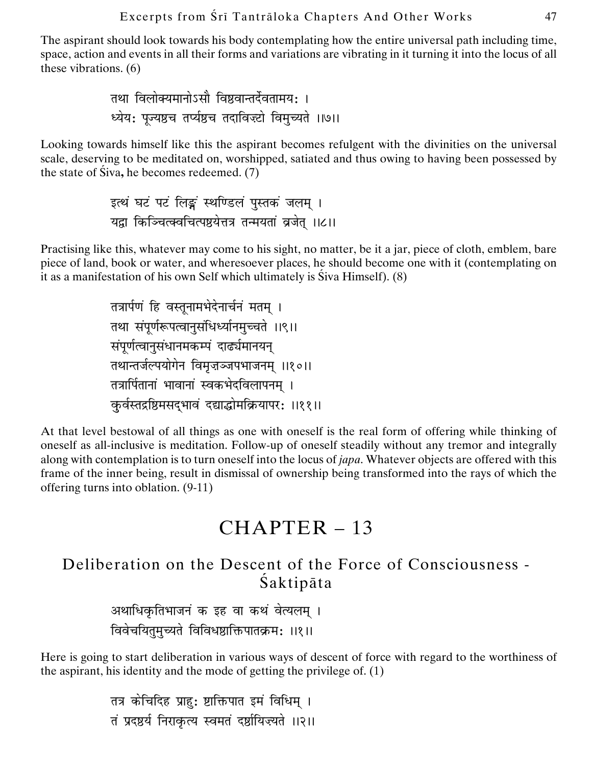The aspirant should look towards his body contemplating how the entire universal path including time, space, action and events in all their forms and variations are vibrating in it turning it into the locus of all these vibrations. (6)

तथा विलोक्यमानोऽसौ विश्ववान्तर्देवतामयः ।
ध्येयः पूज्यश्च तर्प्यश्च तदाविष्टो विमुच्यते ॥७॥

Looking towards himself like this the aspirant becomes refulgent with the divinities on the universal scale, deserving to be meditated on, worshipped, satiated and thus owing to having been possessed by the state of Śiva**,** he becomes redeemed. (7)

इत्थं घटं पटं लिङ्गं स्थण्डिलं पुस्तकं जलम् ।
यद्वा किञ्चित्क्वचित्पश्येत्तत्र तन्मयतां व्रजेत् ॥८॥

Practising like this, whatever may come to his sight, no matter, be it a jar, piece of cloth, emblem, bare piece of land, book or water, and wheresoever places, he should become one with it (contemplating on it as a manifestation of his own Self which ultimately is Śiva Himself). (8)

तत्रार्पणं हि वस्तूनामभेदेनार्चनं मतम् ।
तथा संपूर्णरूपत्वानुसंधिर्ध्यानमुच्चते ॥९॥
संपूर्णत्वानुसंधानमकम्पं दार्ढ्यमानयन्
तथान्तर्जल्पयोगेन विमृज्ञ्जपभाजनम् ॥१०॥
तत्रार्पितानां भावानां स्वकभेदविलापनम् ।
कुर्वस्तद्रश्मिसद्भावं दद्याद्धोमक्रियापरः ॥११॥

At that level bestowal of all things as one with oneself is the real form of offering while thinking of oneself as all-inclusive is meditation. Follow-up of oneself steadily without any tremor and integrally along with contemplation is to turn oneself into the locus of *japa*. Whatever objects are offered with this frame of the inner being, result in dismissal of ownership being transformed into the rays of which the offering turns into oblation. (9-11)

# CHAPTER – 13

## Deliberation on the Descent of the Force of Consciousness - Śaktipāta

अथाधिकृतिभाजनं क इह वा कथं वेत्यलम् ।
विवेचयितुमुच्यते विविधश्शाक्तिपातक्रमः ॥१॥

Here is going to start deliberation in various ways of descent of force with regard to the worthiness of the aspirant, his identity and the mode of getting the privilege of. (1)

तत्र केचिदिह प्राहुः श्शक्तिपात इमं विधिम् ।
तं प्रदश्र्य निराकृत्य स्वमतं दर्शयिज्यते ॥२॥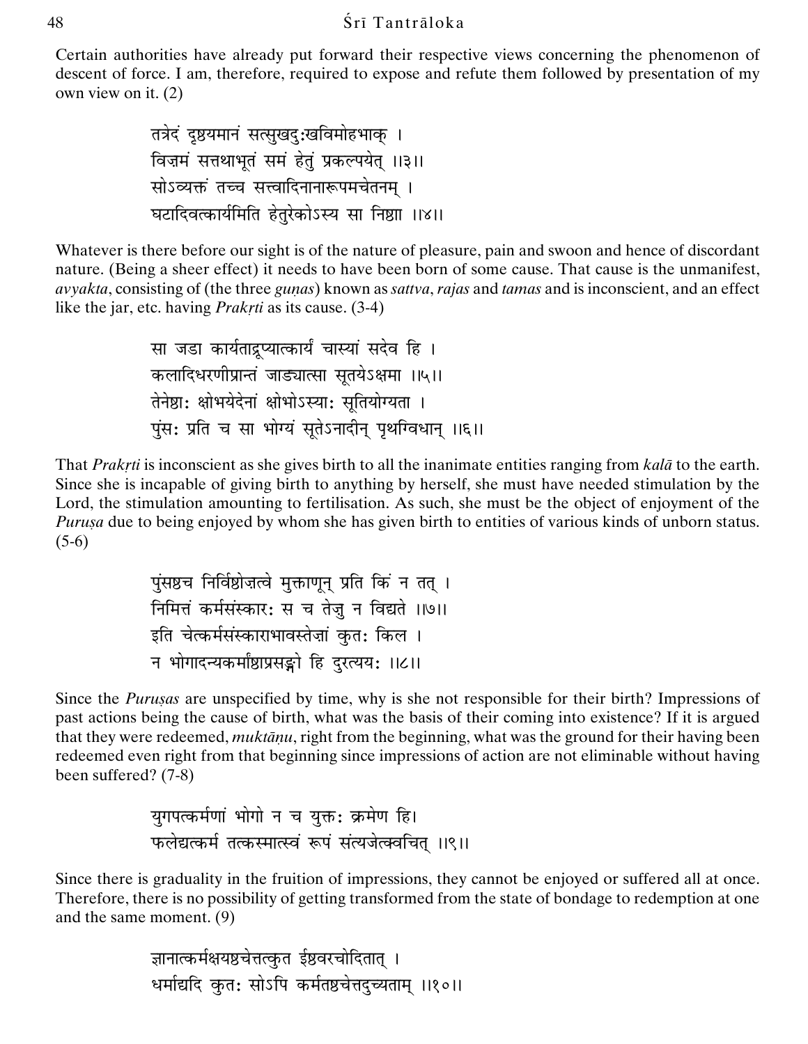Certain authorities have already put forward their respective views concerning the phenomenon of descent of force. I am, therefore, required to expose and refute them followed by presentation of my own view on it. (2)

> तत्रेदं दृश्यमानं सत्सुखदुःखविमोहभाक् ।
> विज्ञमं सत्तथाभूतं समं हेतुं प्रकल्पयेत् ।।३।।
> सोऽव्यक्तं तच्च सत्त्वादिनानारूपमचेतनम् ।
> घटादिवत्कार्यमिति हेतुरेकोऽस्य सा निष्ठा ।।४।।

Whatever is there before our sight is of the nature of pleasure, pain and swoon and hence of discordant nature. (Being a sheer effect) it needs to have been born of some cause. That cause is the unmanifest, *avyakta*, consisting of (the three *guṇas*) known as *sattva*, *rajas* and *tamas* and is inconscient, and an effect like the jar, etc. having *Prakṛti* as its cause. (3-4)

> सा जडा कार्यताद्रूप्यात्कार्यं चास्यां सदेव हि ।
> कलादिधरणीप्रान्तं जाड्यात्सा सूतयेऽक्षमा ।।५।।
> तेनेष्टाः क्षोभयेदेनां क्षोभोऽस्याः सूतियोग्यता ।
> पुंसः प्रति च सा भोग्यं सूतेऽनादीन् पृथग्विधान् ।।६।।

That *Prakṛti* is inconscient as she gives birth to all the inanimate entities ranging from *kalā* to the earth. Since she is incapable of giving birth to anything by herself, she must have needed stimulation by the Lord, the stimulation amounting to fertilisation. As such, she must be the object of enjoyment of the *Puruṣa* due to being enjoyed by whom she has given birth to entities of various kinds of unborn status. (5-6)

> पुंसश्च निर्विशेषोज्ञत्वे मुक्ताणून् प्रति किं न तत् ।
> निमित्तं कर्मसंस्कारः स च तेजु न विद्यते ।।७।।
> इति चेत्कर्मसंस्काराभावस्तेज्ञां कुतः किल ।
> न भोगादन्यकर्माष्ठाप्रसङ्गो हि दुरत्ययः ।।८।।

Since the *Puruṣas* are unspecified by time, why is she not responsible for their birth? Impressions of past actions being the cause of birth, what was the basis of their coming into existence? If it is argued that they were redeemed, *muktāṇu*, right from the beginning, what was the ground for their having been redeemed even right from that beginning since impressions of action are not eliminable without having been suffered? (7-8)

> युगपत्कर्मणां भोगो न च युक्तः क्रमेण हि।
> फलेद्यत्कर्म तत्कस्मात्स्वं रूपं संत्यजेत्क्वचित् ।।९।।

Since there is graduality in the fruition of impressions, they cannot be enjoyed or suffered all at once. Therefore, there is no possibility of getting transformed from the state of bondage to redemption at one and the same moment. (9)

> ज्ञानात्कर्मक्षयश्चेत्तत्कुत ईश्वरचोदितात् ।
> धर्माद्यदि कुतः सोऽपि कर्मतश्चेत्तदुच्यताम् ।।१०।।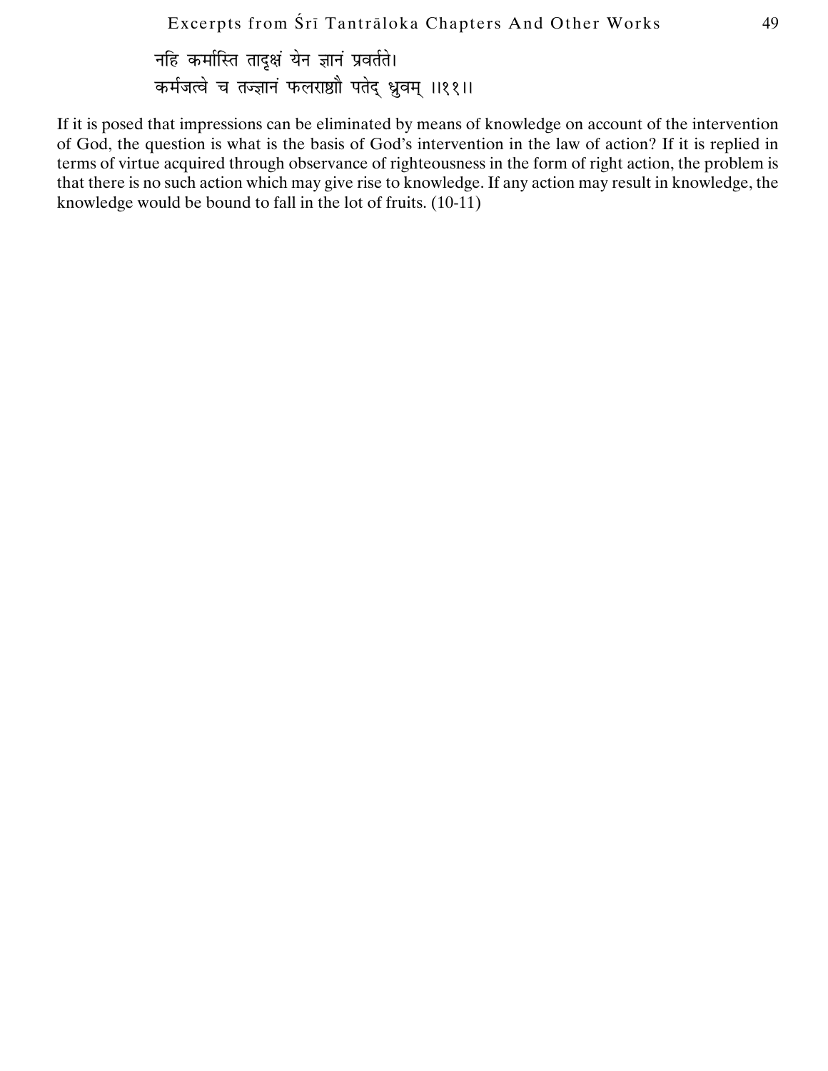नहि कर्मास्ति तादृक्षं येन ज्ञानं प्रवर्तते।
कर्मजत्वे च तज्ज्ञानं फलराष्ट्रौ पतेद् ध्रुवम् ।।११।।

If it is posed that impressions can be eliminated by means of knowledge on account of the intervention of God, the question is what is the basis of God's intervention in the law of action? If it is replied in terms of virtue acquired through observance of righteousness in the form of right action, the problem is that there is no such action which may give rise to knowledge. If any action may result in knowledge, the knowledge would be bound to fall in the lot of fruits. (10-11)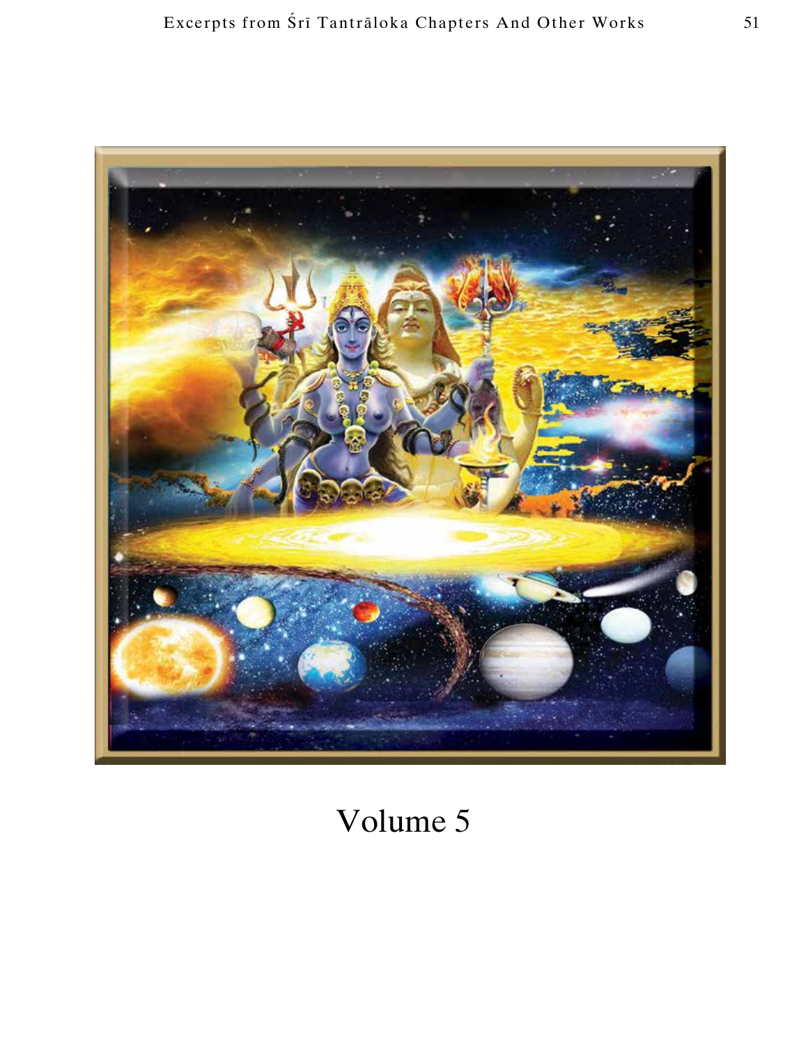Volume 5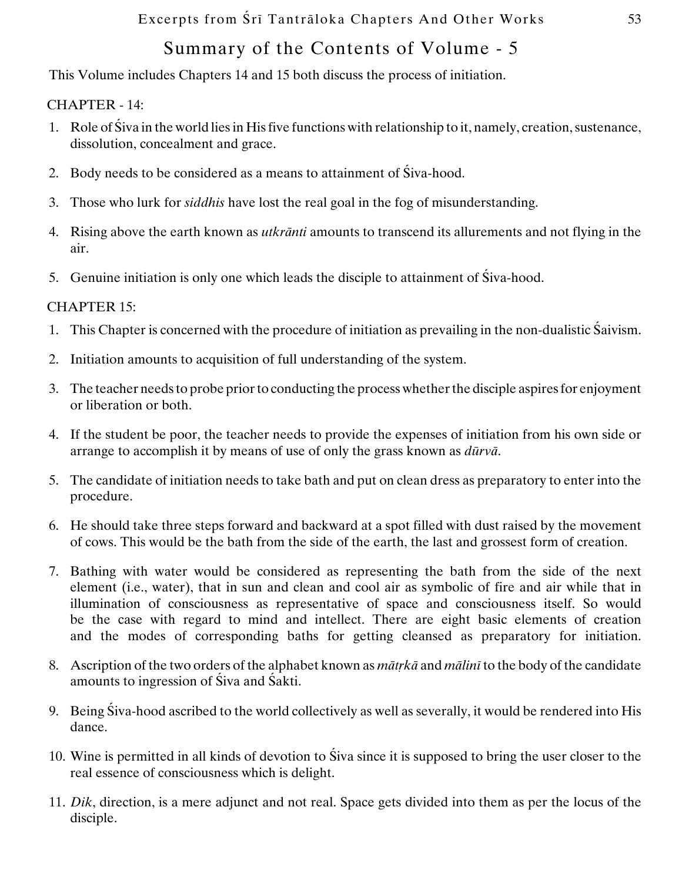## Summary of the Contents of Volume - 5

This Volume includes Chapters 14 and 15 both discuss the process of initiation.

CHAPTER - 14:

1. Role of Śiva in the world lies in His five functions with relationship to it, namely, creation, sustenance, dissolution, concealment and grace.
2. Body needs to be considered as a means to attainment of Śiva-hood.
3. Those who lurk for *siddhis* have lost the real goal in the fog of misunderstanding.
4. Rising above the earth known as *utkrānti* amounts to transcend its allurements and not flying in the air.
5. Genuine initiation is only one which leads the disciple to attainment of Śiva-hood.

CHAPTER 15:

1. This Chapter is concerned with the procedure of initiation as prevailing in the non-dualistic Śaivism.
2. Initiation amounts to acquisition of full understanding of the system.
3. The teacher needs to probe prior to conducting the process whether the disciple aspires for enjoyment or liberation or both.
4. If the student be poor, the teacher needs to provide the expenses of initiation from his own side or arrange to accomplish it by means of use of only the grass known as *dūrvā*.
5. The candidate of initiation needs to take bath and put on clean dress as preparatory to enter into the procedure.
6. He should take three steps forward and backward at a spot filled with dust raised by the movement of cows. This would be the bath from the side of the earth, the last and grossest form of creation.
7. Bathing with water would be considered as representing the bath from the side of the next element (i.e., water), that in sun and clean and cool air as symbolic of fire and air while that in illumination of consciousness as representative of space and consciousness itself. So would be the case with regard to mind and intellect. There are eight basic elements of creation and the modes of corresponding baths for getting cleansed as preparatory for initiation.
8. Ascription of the two orders of the alphabet known as *mātṛkā* and *mālinī* to the body of the candidate amounts to ingression of Śiva and Śakti.
9. Being Śiva-hood ascribed to the world collectively as well as severally, it would be rendered into His dance.
10. Wine is permitted in all kinds of devotion to Śiva since it is supposed to bring the user closer to the real essence of consciousness which is delight.
11. *Dik*, direction, is a mere adjunct and not real. Space gets divided into them as per the locus of the disciple.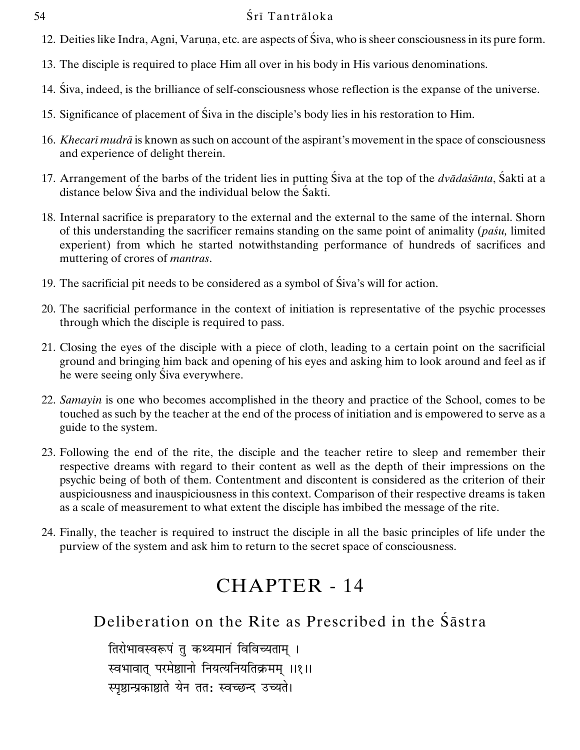12. Deities like Indra, Agni, Varuṇa, etc. are aspects of Śiva, who is sheer consciousness in its pure form.

13. The disciple is required to place Him all over in his body in His various denominations.

14. Śiva, indeed, is the brilliance of self-consciousness whose reflection is the expanse of the universe.

15. Significance of placement of Śiva in the disciple's body lies in his restoration to Him.

16. *Khecarī mudrā* is known as such on account of the aspirant's movement in the space of consciousness and experience of delight therein.

17. Arrangement of the barbs of the trident lies in putting Śiva at the top of the *dvādaśānta*, Śakti at a distance below Śiva and the individual below the Śakti.

18. Internal sacrifice is preparatory to the external and the external to the same of the internal. Shorn of this understanding the sacrificer remains standing on the same point of animality (*paśu,* limited experient) from which he started notwithstanding performance of hundreds of sacrifices and muttering of crores of *mantras*.

19. The sacrificial pit needs to be considered as a symbol of Śiva's will for action.

20. The sacrificial performance in the context of initiation is representative of the psychic processes through which the disciple is required to pass.

21. Closing the eyes of the disciple with a piece of cloth, leading to a certain point on the sacrificial ground and bringing him back and opening of his eyes and asking him to look around and feel as if he were seeing only Śiva everywhere.

22. *Samayin* is one who becomes accomplished in the theory and practice of the School, comes to be touched as such by the teacher at the end of the process of initiation and is empowered to serve as a guide to the system.

23. Following the end of the rite, the disciple and the teacher retire to sleep and remember their respective dreams with regard to their content as well as the depth of their impressions on the psychic being of both of them. Contentment and discontent is considered as the criterion of their auspiciousness and inauspiciousness in this context. Comparison of their respective dreams is taken as a scale of measurement to what extent the disciple has imbibed the message of the rite.

24. Finally, the teacher is required to instruct the disciple in all the basic principles of life under the purview of the system and ask him to return to the secret space of consciousness.

# CHAPTER - 14

## Deliberation on the Rite as Prescribed in the Śāstra

तिरोभावस्वरूपं तु कथ्यमानं विविच्यताम् ।
स्वभावात् परमेष्ठानो नियत्यनियतिक्रमम् ॥१॥
स्पृष्टान्प्रकाष्ठाते येन ततः स्वच्छन्द उच्यते।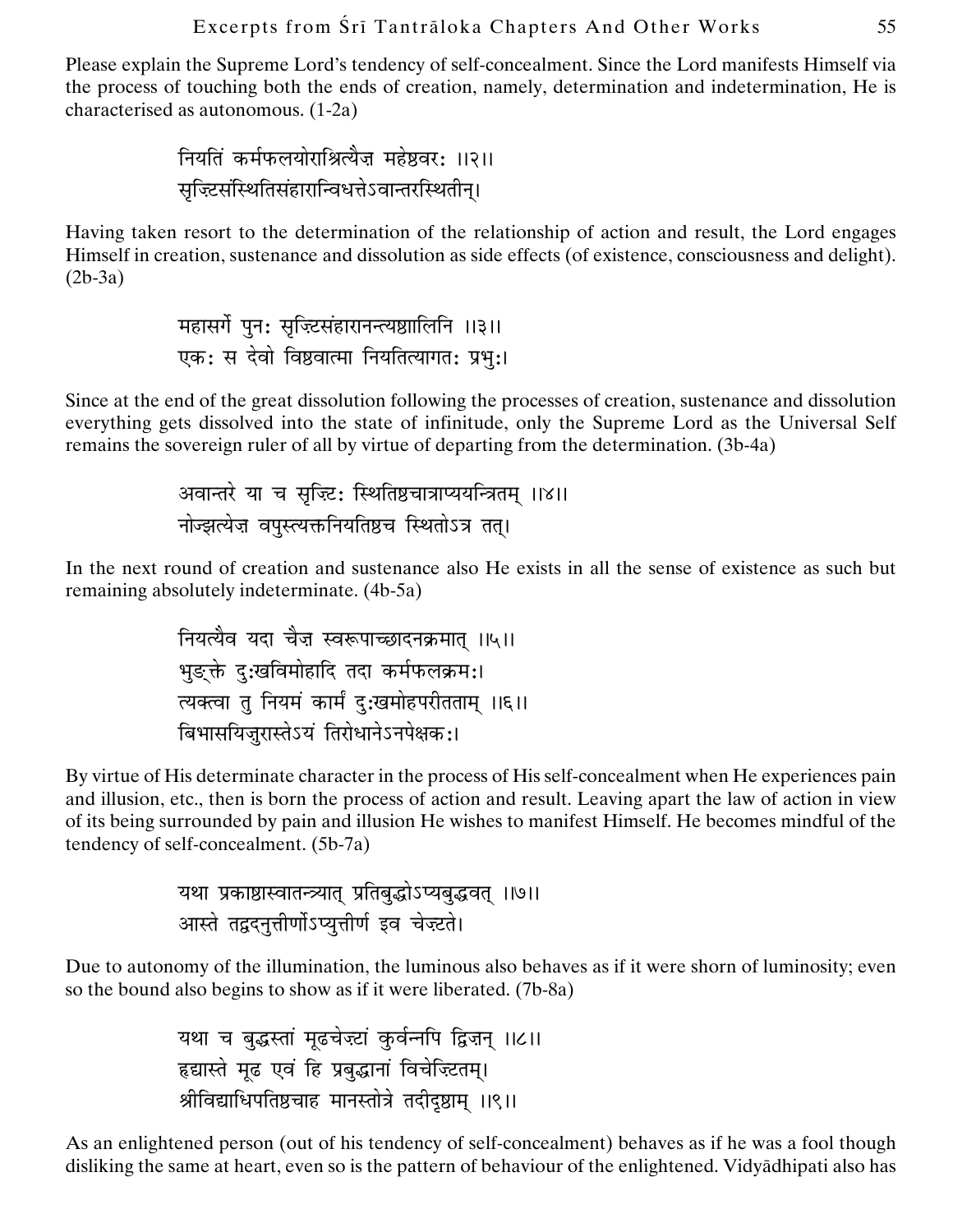Please explain the Supreme Lord's tendency of self-concealment. Since the Lord manifests Himself via the process of touching both the ends of creation, namely, determination and indetermination, He is characterised as autonomous. (1-2a)

> नियतिं कर्मफलयोराश्रित्यैज्ञ महेश्वरः ।।२।।
> सृज्टिसंस्थितिसंहारान्विधत्तेऽवान्तरस्थितीन्।

Having taken resort to the determination of the relationship of action and result, the Lord engages Himself in creation, sustenance and dissolution as side effects (of existence, consciousness and delight). (2b-3a)

> महासर्गे पुनः सृज्टिसंहारानन्त्यष्ठालिनि ।।३।।
> एकः स देवो विष्ठवात्मा नियतित्यागतः प्रभुः।

Since at the end of the great dissolution following the processes of creation, sustenance and dissolution everything gets dissolved into the state of infinitude, only the Supreme Lord as the Universal Self remains the sovereign ruler of all by virtue of departing from the determination. (3b-4a)

> अवान्तरे या च सृज्टिः स्थितिष्ठचात्राप्ययन्त्रितम् ।।४।।
> नोज्झत्येज्ञ वपुस्त्यक्तनियतिष्ठच स्थितोऽत्र तत्।

In the next round of creation and sustenance also He exists in all the sense of existence as such but remaining absolutely indeterminate. (4b-5a)

> नियत्यैव यदा चैज्ञ स्वरूपाच्छादनक्रमात् ।।५।।
> भुङ्क्ते दुःखविमोहादि तदा कर्मफलक्रमः।
> त्यक्त्वा तु नियमं कार्मं दुःखमोहपरीतताम् ।।६।।
> बिभासयिजुरास्तेऽयं तिरोधानेऽनपेक्षकः।

By virtue of His determinate character in the process of His self-concealment when He experiences pain and illusion, etc., then is born the process of action and result. Leaving apart the law of action in view of its being surrounded by pain and illusion He wishes to manifest Himself. He becomes mindful of the tendency of self-concealment. (5b-7a)

> यथा प्रकाष्ठास्वातन्त्र्यात् प्रतिबुद्धोऽप्यबुद्धवत् ।।७।।
> आस्ते तद्वदनुत्तीर्णोऽप्युत्तीर्ण इव चेज़्टते।

Due to autonomy of the illumination, the luminous also behaves as if it were shorn of luminosity; even so the bound also begins to show as if it were liberated. (7b-8a)

> यथा च बुद्धस्तां मूढचेज़्टां कुर्वन्नपि द्विज़न् ।।८।।
> हृद्यास्ते मूढ एवं हि प्रबुद्धानां विचेज़्टितम्।
> श्रीविद्याधिपतिष्ठचाह मानस्तोत्रे तदीदृष्ठाम् ।।९।।

As an enlightened person (out of his tendency of self-concealment) behaves as if he was a fool though disliking the same at heart, even so is the pattern of behaviour of the enlightened. Vidyādhipati also has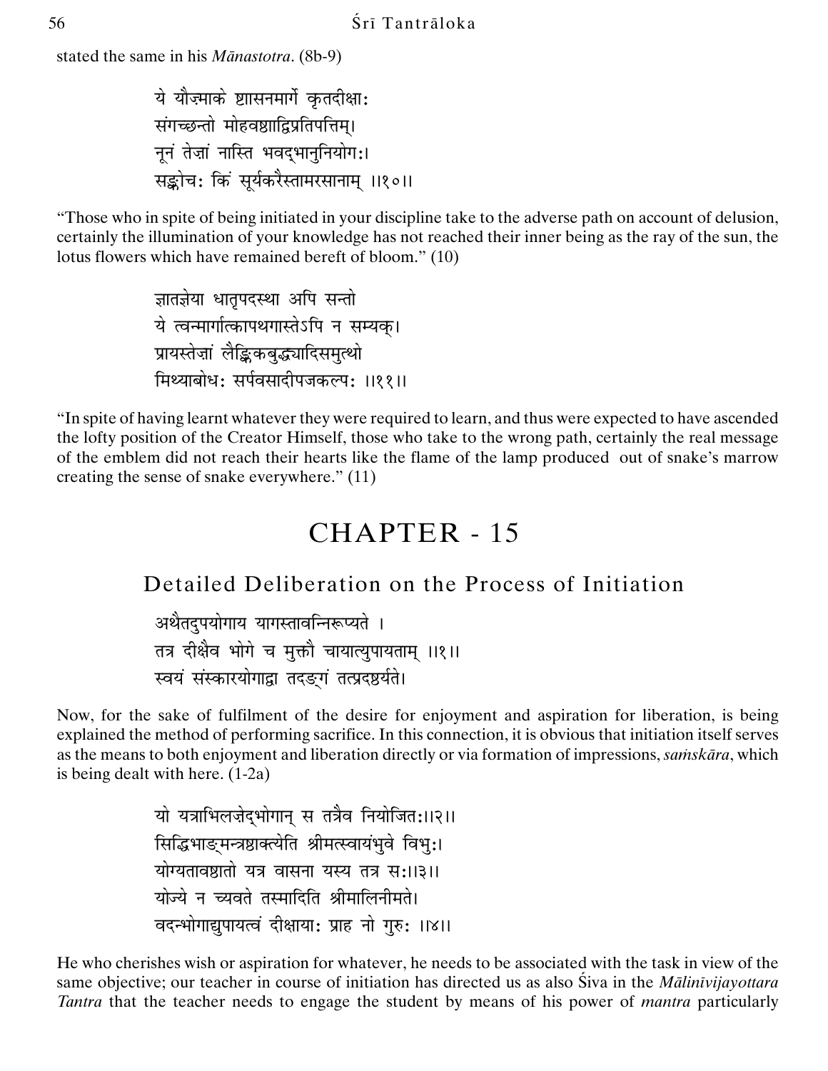stated the same in his *Mānastotra*. (8b-9)

ये यौज़्माके ष्टासनमार्गे कृतदीक्षाः  
संगच्छन्तो मोहवष्ठाद्विप्रतिपत्तिम्।  
नूनं तेज़ां नास्ति भवद्भानुनियोगः।  
सङ्कोचः किं सूर्यकरैस्तामरसानाम् ।।१०।।

"Those who in spite of being initiated in your discipline take to the adverse path on account of delusion, certainly the illumination of your knowledge has not reached their inner being as the ray of the sun, the lotus flowers which have remained bereft of bloom." (10)

ज्ञातज्ञेया धातृपदस्था अपि सन्तो  
ये त्वन्मार्गात्कापथगास्तेऽपि न सम्यक्।  
प्रायस्तेज़ां लैङ्गिकबुद्ध्यादिसमुत्थो  
मिथ्याबोधः सर्पवसादीपजकल्पः ।।११।।

"In spite of having learnt whatever they were required to learn, and thus were expected to have ascended the lofty position of the Creator Himself, those who take to the wrong path, certainly the real message of the emblem did not reach their hearts like the flame of the lamp produced out of snake's marrow creating the sense of snake everywhere." (11)

# CHAPTER - 15

## Detailed Deliberation on the Process of Initiation

अथैतदुपयोगाय यागस्तावन्निरूप्यते ।  
तत्र दीक्षैव भोगे च मुक्तौ चायात्युपायताम् ।।१।।  
स्वयं संस्कारयोगाद्वा तदङ्गं तत्प्रदष्ठर्यते।

Now, for the sake of fulfilment of the desire for enjoyment and aspiration for liberation, is being explained the method of performing sacrifice. In this connection, it is obvious that initiation itself serves as the means to both enjoyment and liberation directly or via formation of impressions, *saṁskāra*, which is being dealt with here. (1-2a)

यो यत्राभिलज़ेद्भोगान् स तत्रैव नियोजितः।।२।।  
सिद्धिभाङ्मन्त्रष्ठाक्त्येति श्रीमत्स्वायंभुवे विभुः।  
योग्यतावष्ठातो यत्र वासना यस्य तत्र सः।।३।।  
योज्ये न च्यवते तस्मादिति श्रीमालिनीमते।  
वदन्भोगाद्युपायत्वं दीक्षायाः प्राह नो गुरुः ।।४।।

He who cherishes wish or aspiration for whatever, he needs to be associated with the task in view of the same objective; our teacher in course of initiation has directed us as also Śiva in the *Mālinīvijayottara Tantra* that the teacher needs to engage the student by means of his power of *mantra* particularly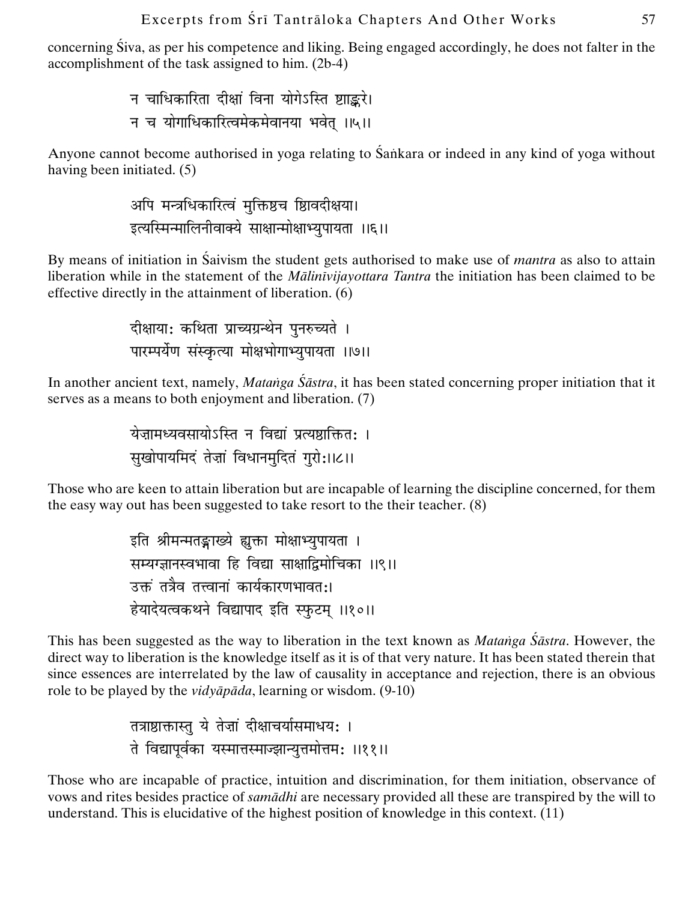concerning Śiva, as per his competence and liking. Being engaged accordingly, he does not falter in the accomplishment of the task assigned to him. (2b-4)

न चाधिकारिता दीक्षां विना योगेऽस्ति शाङ्करे।
न च योगाधिकारित्वमेकमेवानया भवेत् ।।५।।

Anyone cannot become authorised in yoga relating to Śaṅkara or indeed in any kind of yoga without having been initiated. (5)

अपि मन्त्रधिकारित्वं मुक्तिश्च शिवदीक्षया।
इत्यस्मिन्मालिनीवाक्ये साक्षान्मोक्षाभ्युपायता ।।६।।

By means of initiation in Śaivism the student gets authorised to make use of *mantra* as also to attain liberation while in the statement of the *Mālinīvijayottara Tantra* the initiation has been claimed to be effective directly in the attainment of liberation. (6)

दीक्षायाः कथिता प्राच्यग्रन्थेन पुनरुच्यते ।
पारम्पर्येण संस्कृत्या मोक्षभोगाभ्युपायता ।।७।।

In another ancient text, namely, *Mataṅga Śāstra*, it has been stated concerning proper initiation that it serves as a means to both enjoyment and liberation. (7)

येज़ामध्यवसायोऽस्ति न विद्यां प्रत्यशक्तितः ।
सुखोपायमिदं तेज़ां विधानमुदितं गुरोः।।८।।

Those who are keen to attain liberation but are incapable of learning the discipline concerned, for them the easy way out has been suggested to take resort to the their teacher. (8)

इति श्रीमन्मतङ्गाख्ये ह्युक्ता मोक्षाभ्युपायता ।
सम्यग्ज्ञानस्वभावा हि विद्या साक्षाद्विमोचिका ।।९।।
उक्तं तत्रैव तत्त्वानां कार्यकारणभावतः।
हेयादेयत्वकथने विद्यापाद इति स्फुटम् ।।१०।।

This has been suggested as the way to liberation in the text known as *Mataṅga Śāstra*. However, the direct way to liberation is the knowledge itself as it is of that very nature. It has been stated therein that since essences are interrelated by the law of causality in acceptance and rejection, there is an obvious role to be played by the *vidyāpāda*, learning or wisdom. (9-10)

तत्राशक्तास्तु ये तेज़ां दीक्षाचर्यासमाधयः ।
ते विद्यापूर्वका यस्मात्तस्माज्ज्ञान्युत्तमोत्तमः ।।११।।

Those who are incapable of practice, intuition and discrimination, for them initiation, observance of vows and rites besides practice of *samādhi* are necessary provided all these are transpired by the will to understand. This is elucidative of the highest position of knowledge in this context. (11)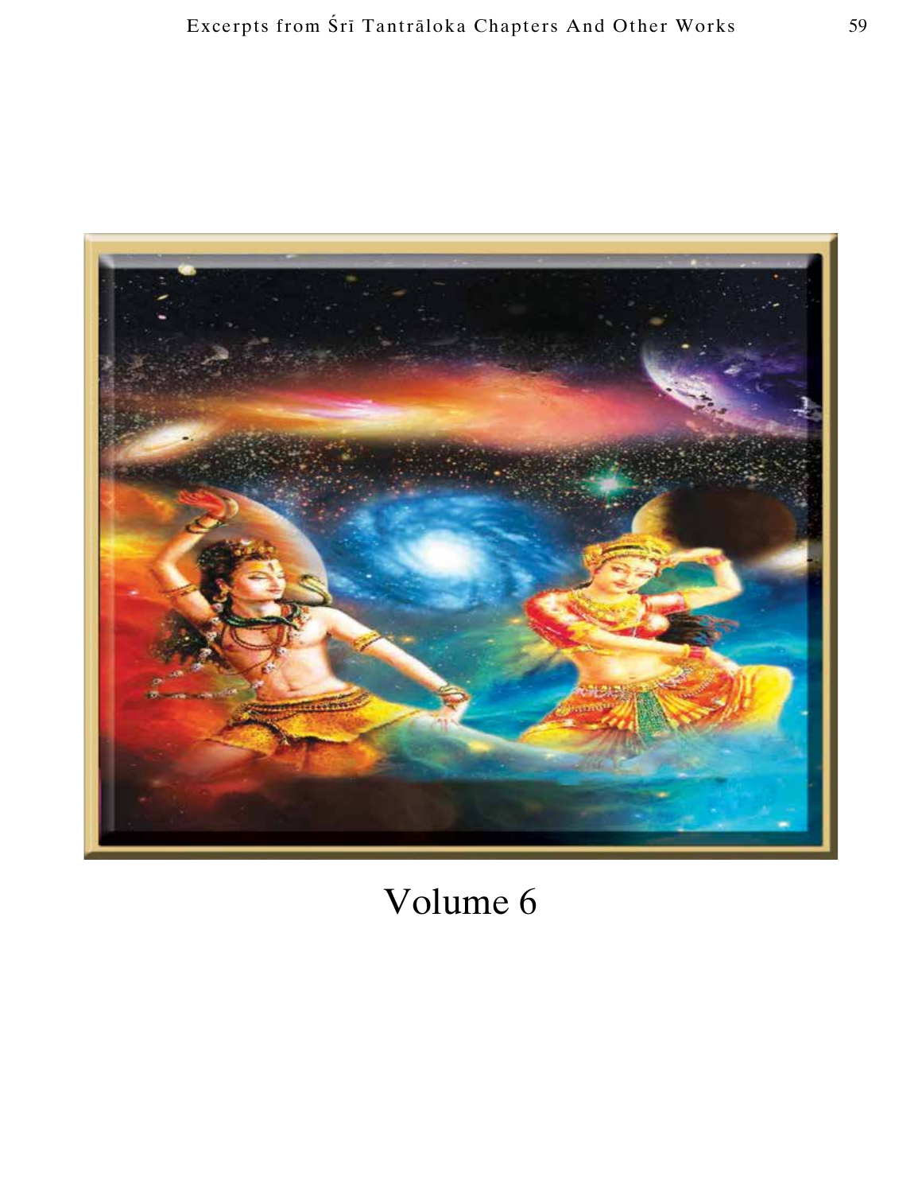Volume 6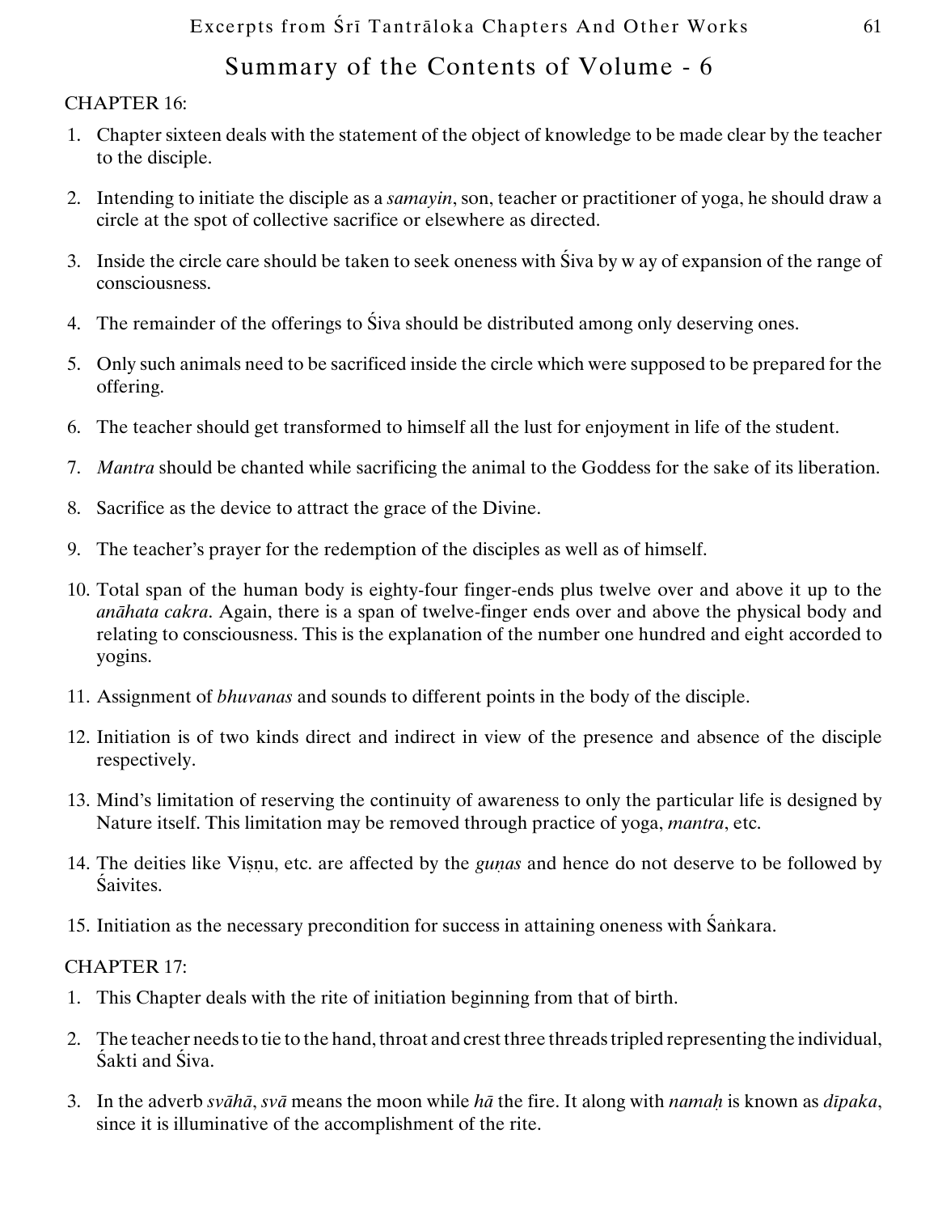## Summary of the Contents of Volume - 6

CHAPTER 16:

1. Chapter sixteen deals with the statement of the object of knowledge to be made clear by the teacher to the disciple.

2. Intending to initiate the disciple as a *samayin*, son, teacher or practitioner of yoga, he should draw a circle at the spot of collective sacrifice or elsewhere as directed.

3. Inside the circle care should be taken to seek oneness with Śiva by w ay of expansion of the range of consciousness.

4. The remainder of the offerings to Śiva should be distributed among only deserving ones.

5. Only such animals need to be sacrificed inside the circle which were supposed to be prepared for the offering.

6. The teacher should get transformed to himself all the lust for enjoyment in life of the student.

7. *Mantra* should be chanted while sacrificing the animal to the Goddess for the sake of its liberation.

8. Sacrifice as the device to attract the grace of the Divine.

9. The teacher's prayer for the redemption of the disciples as well as of himself.

10. Total span of the human body is eighty-four finger-ends plus twelve over and above it up to the *anāhata cakra*. Again, there is a span of twelve-finger ends over and above the physical body and relating to consciousness. This is the explanation of the number one hundred and eight accorded to yogins.

11. Assignment of *bhuvanas* and sounds to different points in the body of the disciple.

12. Initiation is of two kinds direct and indirect in view of the presence and absence of the disciple respectively.

13. Mind's limitation of reserving the continuity of awareness to only the particular life is designed by Nature itself. This limitation may be removed through practice of yoga, *mantra*, etc.

14. The deities like Viṣṇu, etc. are affected by the *guṇas* and hence do not deserve to be followed by Śaivites.

15. Initiation as the necessary precondition for success in attaining oneness with Śaṅkara.

CHAPTER 17:

1. This Chapter deals with the rite of initiation beginning from that of birth.

2. The teacher needs to tie to the hand, throat and crest three threads tripled representing the individual, Śakti and Śiva.

3. In the adverb *svāhā*, *svā* means the moon while *hā* the fire. It along with *namaḥ* is known as *dīpaka*, since it is illuminative of the accomplishment of the rite.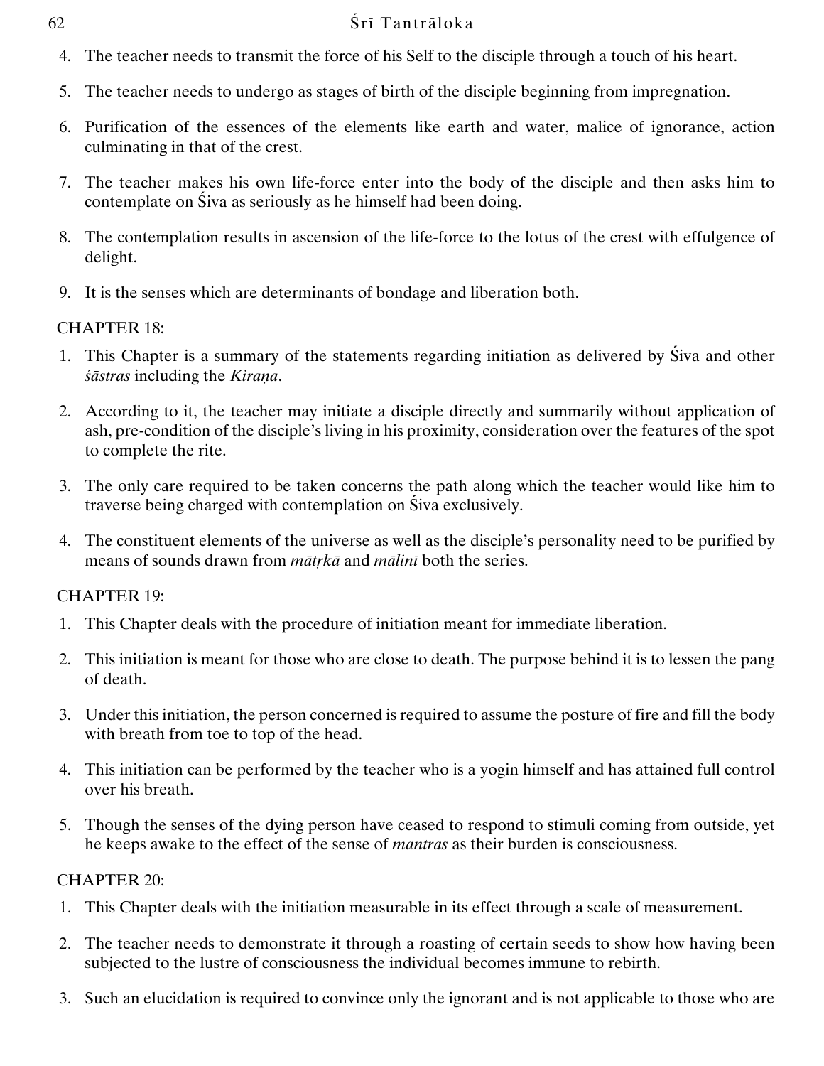4. The teacher needs to transmit the force of his Self to the disciple through a touch of his heart.

5. The teacher needs to undergo as stages of birth of the disciple beginning from impregnation.

6. Purification of the essences of the elements like earth and water, malice of ignorance, action culminating in that of the crest.

7. The teacher makes his own life-force enter into the body of the disciple and then asks him to contemplate on Śiva as seriously as he himself had been doing.

8. The contemplation results in ascension of the life-force to the lotus of the crest with effulgence of delight.

9. It is the senses which are determinants of bondage and liberation both.

CHAPTER 18:

1. This Chapter is a summary of the statements regarding initiation as delivered by Śiva and other *śāstras* including the *Kiraṇa*.

2. According to it, the teacher may initiate a disciple directly and summarily without application of ash, pre-condition of the disciple's living in his proximity, consideration over the features of the spot to complete the rite.

3. The only care required to be taken concerns the path along which the teacher would like him to traverse being charged with contemplation on Śiva exclusively.

4. The constituent elements of the universe as well as the disciple's personality need to be purified by means of sounds drawn from *mātṛkā* and *mālinī* both the series.

CHAPTER 19:

1. This Chapter deals with the procedure of initiation meant for immediate liberation.

2. This initiation is meant for those who are close to death. The purpose behind it is to lessen the pang of death.

3. Under this initiation, the person concerned is required to assume the posture of fire and fill the body with breath from toe to top of the head.

4. This initiation can be performed by the teacher who is a yogin himself and has attained full control over his breath.

5. Though the senses of the dying person have ceased to respond to stimuli coming from outside, yet he keeps awake to the effect of the sense of *mantras* as their burden is consciousness.

CHAPTER 20:

1. This Chapter deals with the initiation measurable in its effect through a scale of measurement.

2. The teacher needs to demonstrate it through a roasting of certain seeds to show how having been subjected to the lustre of consciousness the individual becomes immune to rebirth.

3. Such an elucidation is required to convince only the ignorant and is not applicable to those who are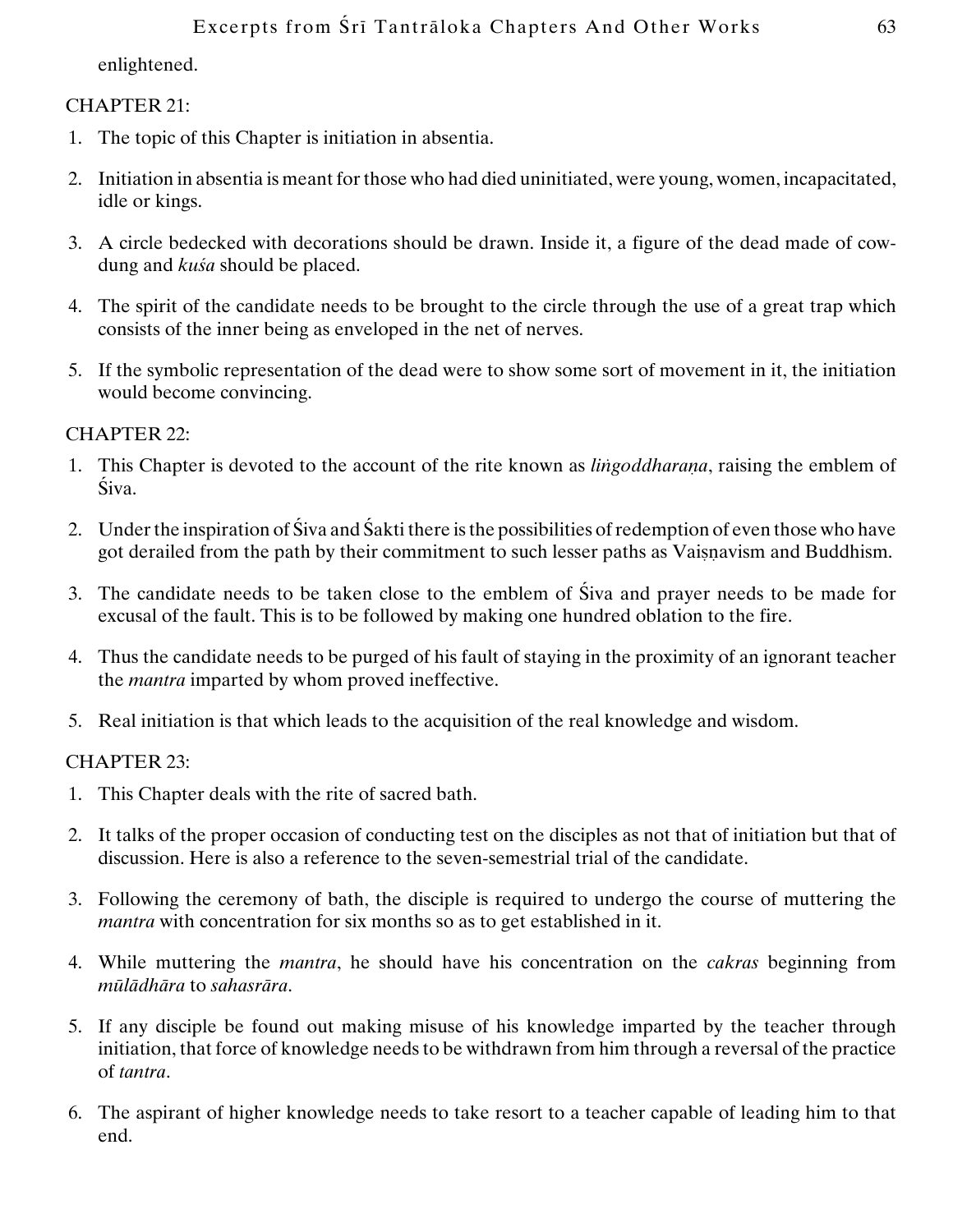enlightened.

CHAPTER 21:

1. The topic of this Chapter is initiation in absentia.
2. Initiation in absentia is meant for those who had died uninitiated, were young, women, incapacitated, idle or kings.
3. A circle bedecked with decorations should be drawn. Inside it, a figure of the dead made of cow-dung and *kuśa* should be placed.
4. The spirit of the candidate needs to be brought to the circle through the use of a great trap which consists of the inner being as enveloped in the net of nerves.
5. If the symbolic representation of the dead were to show some sort of movement in it, the initiation would become convincing.

CHAPTER 22:

1. This Chapter is devoted to the account of the rite known as *liṅgoddharaṇa*, raising the emblem of Śiva.
2. Under the inspiration of Śiva and Śakti there is the possibilities of redemption of even those who have got derailed from the path by their commitment to such lesser paths as Vaiṣṇavism and Buddhism.
3. The candidate needs to be taken close to the emblem of Śiva and prayer needs to be made for excusal of the fault. This is to be followed by making one hundred oblation to the fire.
4. Thus the candidate needs to be purged of his fault of staying in the proximity of an ignorant teacher the *mantra* imparted by whom proved ineffective.
5. Real initiation is that which leads to the acquisition of the real knowledge and wisdom.

CHAPTER 23:

1. This Chapter deals with the rite of sacred bath.
2. It talks of the proper occasion of conducting test on the disciples as not that of initiation but that of discussion. Here is also a reference to the seven-semestrial trial of the candidate.
3. Following the ceremony of bath, the disciple is required to undergo the course of muttering the *mantra* with concentration for six months so as to get established in it.
4. While muttering the *mantra*, he should have his concentration on the *cakras* beginning from *mūlādhāra* to *sahasrāra*.
5. If any disciple be found out making misuse of his knowledge imparted by the teacher through initiation, that force of knowledge needs to be withdrawn from him through a reversal of the practice of *tantra*.
6. The aspirant of higher knowledge needs to take resort to a teacher capable of leading him to that end.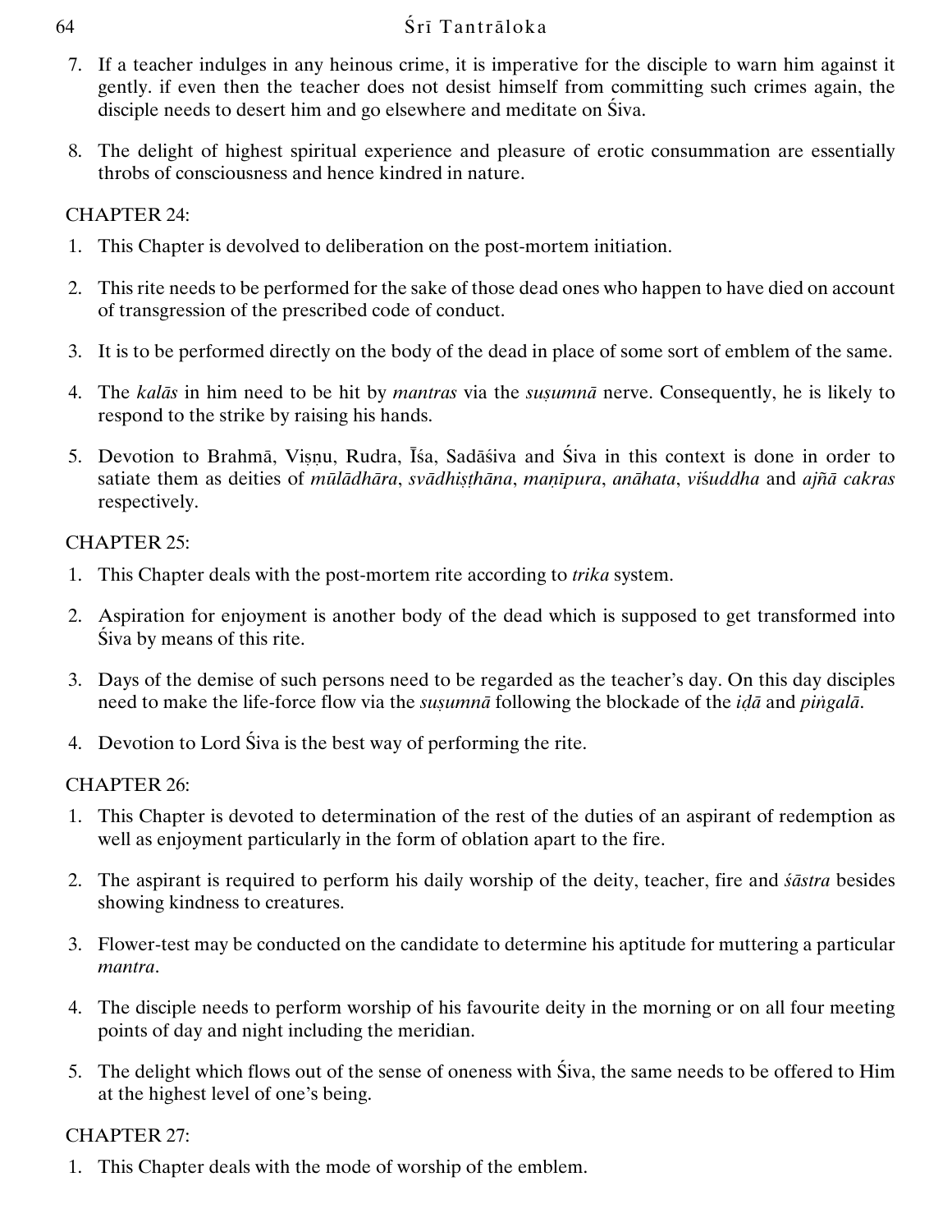7. If a teacher indulges in any heinous crime, it is imperative for the disciple to warn him against it gently. if even then the teacher does not desist himself from committing such crimes again, the disciple needs to desert him and go elsewhere and meditate on Śiva.

8. The delight of highest spiritual experience and pleasure of erotic consummation are essentially throbs of consciousness and hence kindred in nature.

CHAPTER 24:

1. This Chapter is devolved to deliberation on the post-mortem initiation.

2. This rite needs to be performed for the sake of those dead ones who happen to have died on account of transgression of the prescribed code of conduct.

3. It is to be performed directly on the body of the dead in place of some sort of emblem of the same.

4. The *kalās* in him need to be hit by *mantras* via the *suṣumnā* nerve. Consequently, he is likely to respond to the strike by raising his hands.

5. Devotion to Brahmā, Viṣṇu, Rudra, Īśa, Sadāśiva and Śiva in this context is done in order to satiate them as deities of *mūlādhāra*, *svādhiṣṭhāna*, *maṇīpura*, *anāhata*, *viśuddha* and *ajñā cakras* respectively.

CHAPTER 25:

1. This Chapter deals with the post-mortem rite according to *trika* system.

2. Aspiration for enjoyment is another body of the dead which is supposed to get transformed into Śiva by means of this rite.

3. Days of the demise of such persons need to be regarded as the teacher's day. On this day disciples need to make the life-force flow via the *suṣumnā* following the blockade of the *iḍā* and *piṅgalā*.

4. Devotion to Lord Śiva is the best way of performing the rite.

CHAPTER 26:

1. This Chapter is devoted to determination of the rest of the duties of an aspirant of redemption as well as enjoyment particularly in the form of oblation apart to the fire.

2. The aspirant is required to perform his daily worship of the deity, teacher, fire and *śāstra* besides showing kindness to creatures.

3. Flower-test may be conducted on the candidate to determine his aptitude for muttering a particular *mantra*.

4. The disciple needs to perform worship of his favourite deity in the morning or on all four meeting points of day and night including the meridian.

5. The delight which flows out of the sense of oneness with Śiva, the same needs to be offered to Him at the highest level of one's being.

CHAPTER 27:

1. This Chapter deals with the mode of worship of the emblem.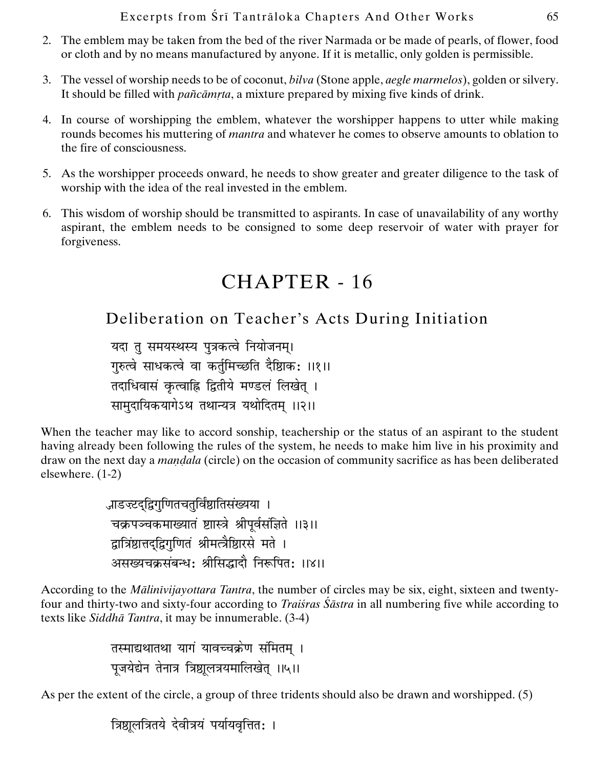2. The emblem may be taken from the bed of the river Narmada or be made of pearls, of flower, food or cloth and by no means manufactured by anyone. If it is metallic, only golden is permissible.

3. The vessel of worship needs to be of coconut, *bilva* (Stone apple, *aegle marmelos*), golden or silvery. It should be filled with *pañcāmṛta*, a mixture prepared by mixing five kinds of drink.

4. In course of worshipping the emblem, whatever the worshipper happens to utter while making rounds becomes his muttering of *mantra* and whatever he comes to observe amounts to oblation to the fire of consciousness.

5. As the worshipper proceeds onward, he needs to show greater and greater diligence to the task of worship with the idea of the real invested in the emblem.

6. This wisdom of worship should be transmitted to aspirants. In case of unavailability of any worthy aspirant, the emblem needs to be consigned to some deep reservoir of water with prayer for forgiveness.

# CHAPTER - 16

## Deliberation on Teacher's Acts During Initiation

यदा तु समयस्थस्य पुत्रकत्वे नियोजनम्।
गुरुत्वे साधकत्वे वा कर्तुमिच्छति दैष्टिकः ।।१।।
तदाधिवासं कृत्वाह्नि द्वितीये मण्डलं लिखेत् ।
सामुदायिकयागेऽथ तथान्यत्र यथोदितम् ।।२।।

When the teacher may like to accord sonship, teachership or the status of an aspirant to the student having already been following the rules of the system, he needs to make him live in his proximity and draw on the next day a *maṇḍala* (circle) on the occasion of community sacrifice as has been deliberated elsewhere. (1-2)

षाडष्टद्विगुणितचतुर्विंशतिसंख्यया ।
चक्रपञ्चकमाख्यातं शास्त्रे श्रीपूर्वसंज्ञिते ।।३।।
द्वात्रिंशात्तद्द्विगुणितं श्रीमत्त्रैशिरसे मते ।
असख्यचक्रसंबन्धः श्रीसिद्धादौ निरूपितः ।।४।।

According to the *Mālinīvijayottara Tantra*, the number of circles may be six, eight, sixteen and twenty-four and thirty-two and sixty-four according to *Traiśras Śāstra* in all numbering five while according to texts like *Siddhā Tantra*, it may be innumerable. (3-4)

तस्माद्यथातथा यागं यावच्चक्रेण संमितम् ।
पूजयेद्येन तेनात्र त्रिशूलत्रयमालिखेत् ।।५।।

As per the extent of the circle, a group of three tridents should also be drawn and worshipped. (5)

त्रिशूलत्रितये देवीत्रयं पर्यायवृत्तितः ।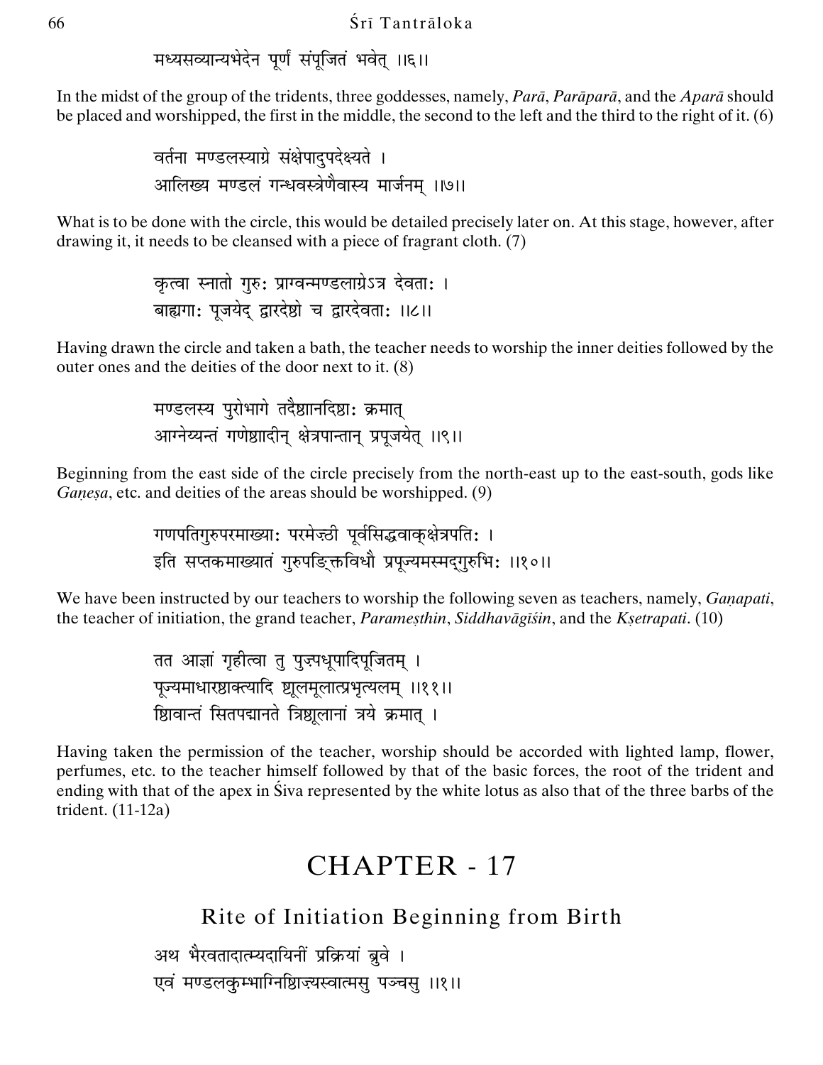मध्यसव्यान्यभेदेन पूर्णं संपूजितं भवेत् ॥६॥

In the midst of the group of the tridents, three goddesses, namely, *Parā*, *Parāparā*, and the *Aparā* should be placed and worshipped, the first in the middle, the second to the left and the third to the right of it. (6)

वर्तना मण्डलस्याग्रे संक्षेपादुपदेक्ष्यते ।
आलिख्य मण्डलं गन्धवस्त्रेणैवास्य मार्जनम् ॥७॥

What is to be done with the circle, this would be detailed precisely later on. At this stage, however, after drawing it, it needs to be cleansed with a piece of fragrant cloth. (7)

कृत्वा स्नातो गुरुः प्राग्वन्मण्डलाग्रेऽत्र देवताः ।
बाह्यगाः पूजयेद् द्वारदेष्टो च द्वारदेवताः ॥८॥

Having drawn the circle and taken a bath, the teacher needs to worship the inner deities followed by the outer ones and the deities of the door next to it. (8)

मण्डलस्य पुरोभागे तदैष्टाानदिष्टाः क्रमात्
आग्नेय्यन्तं गणेष्टादीन् क्षेत्रपान्तान् प्रपूजयेत् ॥९॥

Beginning from the east side of the circle precisely from the north-east up to the east-south, gods like *Gaṇeṣa*, etc. and deities of the areas should be worshipped. (9)

गणपतिगुरुपरमाख्याः परमेष्ठी पूर्वसिद्धवाक्क्षेत्रपतिः ।
इति सप्तकमाख्यातं गुरुपङ्क्तिविधौ प्रपूज्यमस्मद्गुरुभिः ॥१०॥

We have been instructed by our teachers to worship the following seven as teachers, namely, *Gaṇapati*, the teacher of initiation, the grand teacher, *Parameṣthin*, *Siddhavāgīśin*, and the *Kṣetrapati*. (10)

तत आज्ञां गृहीत्वा तु पुज्पधूपादिपूजितम् ।
पूज्यमाधारष्टाक्त्यादि ष्टूलमूलात्प्रभृत्यलम् ॥११॥
ष्टिवान्तं सितपद्मानते त्रिष्टूलानां त्रये क्रमात् ।

Having taken the permission of the teacher, worship should be accorded with lighted lamp, flower, perfumes, etc. to the teacher himself followed by that of the basic forces, the root of the trident and ending with that of the apex in Śiva represented by the white lotus as also that of the three barbs of the trident. (11-12a)

# CHAPTER - 17

## Rite of Initiation Beginning from Birth

अथ भैरवतादात्म्यदायिनीं प्रक्रियां ब्रुवे ।
एवं मण्डलकुम्भाग्निष्टिाज्यस्वात्मसु पञ्चसु ॥१॥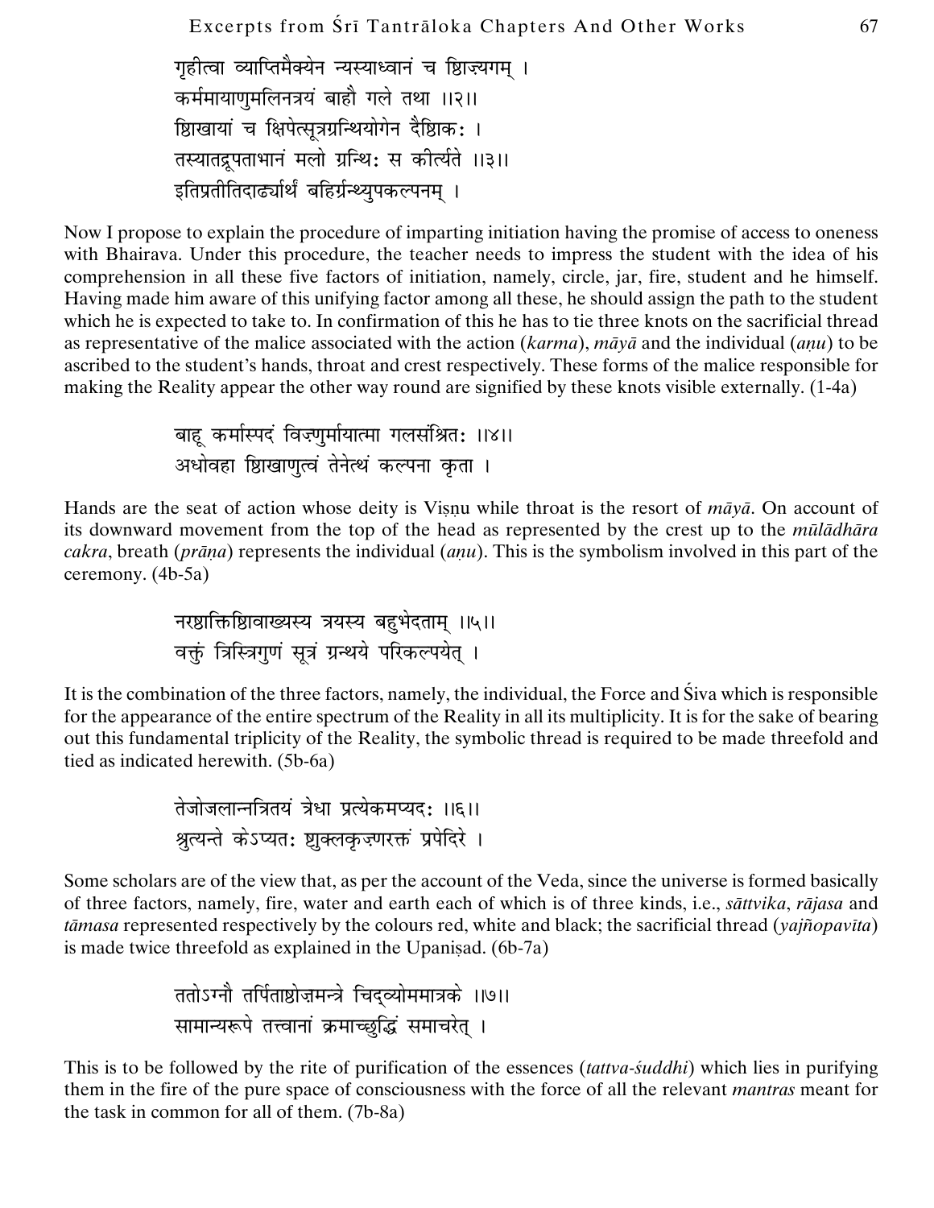गृहीत्वा व्याप्तिमैक्येन न्यस्याध्वानं च शिखग्रम् ।
कर्ममायाणुमलिनत्रयं बाहौ गले तथा ।।२।।
शिखायां च क्षिपेत्सूत्रग्रन्थियोगेन दैशिकः ।
तस्यातद्रूपताभानं मलो ग्रन्थिः स कीर्त्यते ।।३।।
इतिप्रतीतिदार्ढ्यार्थं बहिर्ग्रन्थ्युपकल्पनम् ।

Now I propose to explain the procedure of imparting initiation having the promise of access to oneness with Bhairava. Under this procedure, the teacher needs to impress the student with the idea of his comprehension in all these five factors of initiation, namely, circle, jar, fire, student and he himself. Having made him aware of this unifying factor among all these, he should assign the path to the student which he is expected to take to. In confirmation of this he has to tie three knots on the sacrificial thread as representative of the malice associated with the action (*karma*), *māyā* and the individual (*aṇu*) to be ascribed to the student's hands, throat and crest respectively. These forms of the malice responsible for making the Reality appear the other way round are signified by these knots visible externally. (1-4a)

बाहू कर्मास्पदं विष्णुर्मायात्मा गलसंश्रितः ।।४।।
अधोवहा शिखाणुत्वं तेनेत्थं कल्पना कृता ।

Hands are the seat of action whose deity is Viṣṇu while throat is the resort of *māyā*. On account of its downward movement from the top of the head as represented by the crest up to the *mūlādhāra cakra*, breath (*prāṇa*) represents the individual (*aṇu*). This is the symbolism involved in this part of the ceremony. (4b-5a)

नरशक्तिशिवाख्यस्य त्रयस्य बहुभेदताम् ।।५।।
वक्तुं त्रिस्त्रिगुणं सूत्रं ग्रन्थये परिकल्पयेत् ।

It is the combination of the three factors, namely, the individual, the Force and Śiva which is responsible for the appearance of the entire spectrum of the Reality in all its multiplicity. It is for the sake of bearing out this fundamental triplicity of the Reality, the symbolic thread is required to be made threefold and tied as indicated herewith. (5b-6a)

तेजोजलान्नत्रितयं त्रेधा प्रत्येकमप्यदः ।।६।।
श्रुत्यन्ते केऽप्यतः शुक्लकृष्णरक्तं प्रपेदिरे ।

Some scholars are of the view that, as per the account of the Veda, since the universe is formed basically of three factors, namely, fire, water and earth each of which is of three kinds, i.e., *sāttvika*, *rājasa* and *tāmasa* represented respectively by the colours red, white and black; the sacrificial thread (*yajñopavīta*) is made twice threefold as explained in the Upaniṣad. (6b-7a)

ततोऽग्नौ तर्पिताशेषमन्त्रे चिद्व्योममात्रके ।।७।।
सामान्यरूपे तत्त्वानां क्रमाच्छुद्धिं समाचरेत् ।

This is to be followed by the rite of purification of the essences (*tattva-śuddhi*) which lies in purifying them in the fire of the pure space of consciousness with the force of all the relevant *mantras* meant for the task in common for all of them. (7b-8a)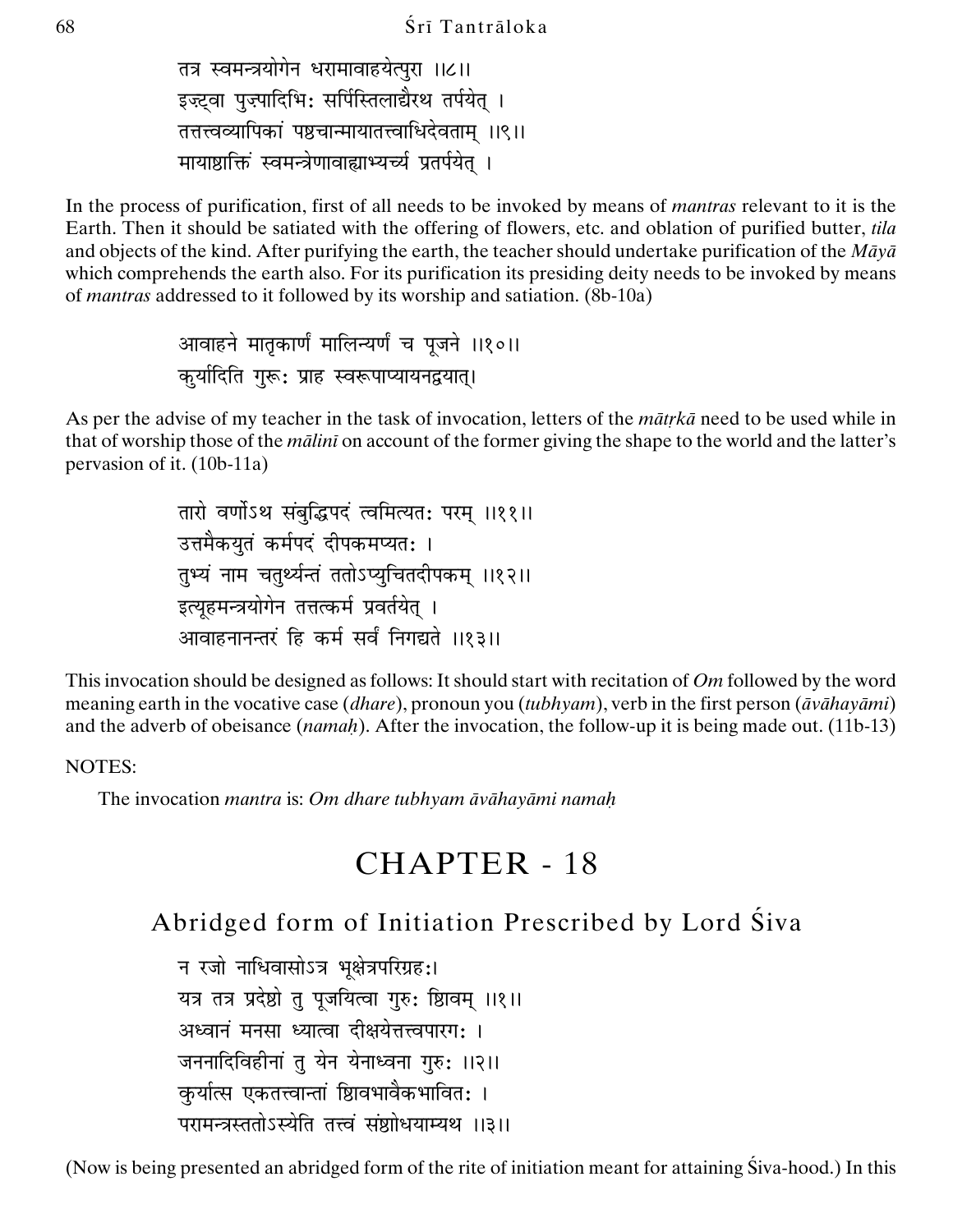तत्र स्वमन्त्रयोगेन धरामावाहयेत्पुरा ॥८॥
इज़्ट्वा पुज़्पादिभिः सर्पिस्तिलाद्यैरथ तर्पयेत् ।
तत्तत्त्वव्यापिकां पश्चान्मायातत्त्वाधिदेवताम् ॥९॥
मायाश्ाक्तिं स्वमन्त्रेणावाह्याभ्यर्च्य प्रतर्पयेत् ।

In the process of purification, first of all needs to be invoked by means of *mantras* relevant to it is the Earth. Then it should be satiated with the offering of flowers, etc. and oblation of purified butter, *tila* and objects of the kind. After purifying the earth, the teacher should undertake purification of the *Māyā* which comprehends the earth also. For its purification its presiding deity needs to be invoked by means of *mantras* addressed to it followed by its worship and satiation. (8b-10a)

आवाहने मातृकार्णं मालिन्यर्णं च पूजने ॥१०॥
कुर्यादिति गुरूः प्राह स्वरूपाप्यायनद्वयात्।

As per the advise of my teacher in the task of invocation, letters of the *mātṛkā* need to be used while in that of worship those of the *mālinī* on account of the former giving the shape to the world and the latter's pervasion of it. (10b-11a)

तारो वर्णोऽथ संबुद्धिपदं त्वमित्यतः परम् ॥११॥
उत्तमैकयुतं कर्मपदं दीपकमप्यतः ।
तुभ्यं नाम चतुर्थ्यन्तं ततोऽप्युचितदीपकम् ॥१२॥
इत्यूहमन्त्रयोगेन तत्तत्कर्म प्रवर्तयेत् ।
आवाहनानन्तरं हि कर्म सर्वं निगद्यते ॥१३॥

This invocation should be designed as follows: It should start with recitation of *Om* followed by the word meaning earth in the vocative case (*dhare*), pronoun you (*tubhyam*), verb in the first person (*āvāhayāmi*) and the adverb of obeisance (*namaḥ*). After the invocation, the follow-up it is being made out. (11b-13)

NOTES:

The invocation *mantra* is: *Om dhare tubhyam āvāhayāmi namaḥ*

# CHAPTER - 18

## Abridged form of Initiation Prescribed by Lord Śiva

न रजो नाधिवासोऽत्र भूक्षेत्रपरिग्रहः।
यत्र तत्र प्रदेशो तु पूजयित्वा गुरुः श्ािवम् ॥१॥
अध्वानं मनसा ध्यात्वा दीक्षयेत्तत्त्वपारगः ।
जननादिविहीनां तु येन येनाध्वना गुरुः ॥२॥
कुर्यात्स एकतत्त्वान्तां श्ािवभावैकभावितः ।
परामन्त्रस्ततोऽस्येति तत्त्वं संश्ाोधयाम्यथ ॥३॥

(Now is being presented an abridged form of the rite of initiation meant for attaining Śiva-hood.) In this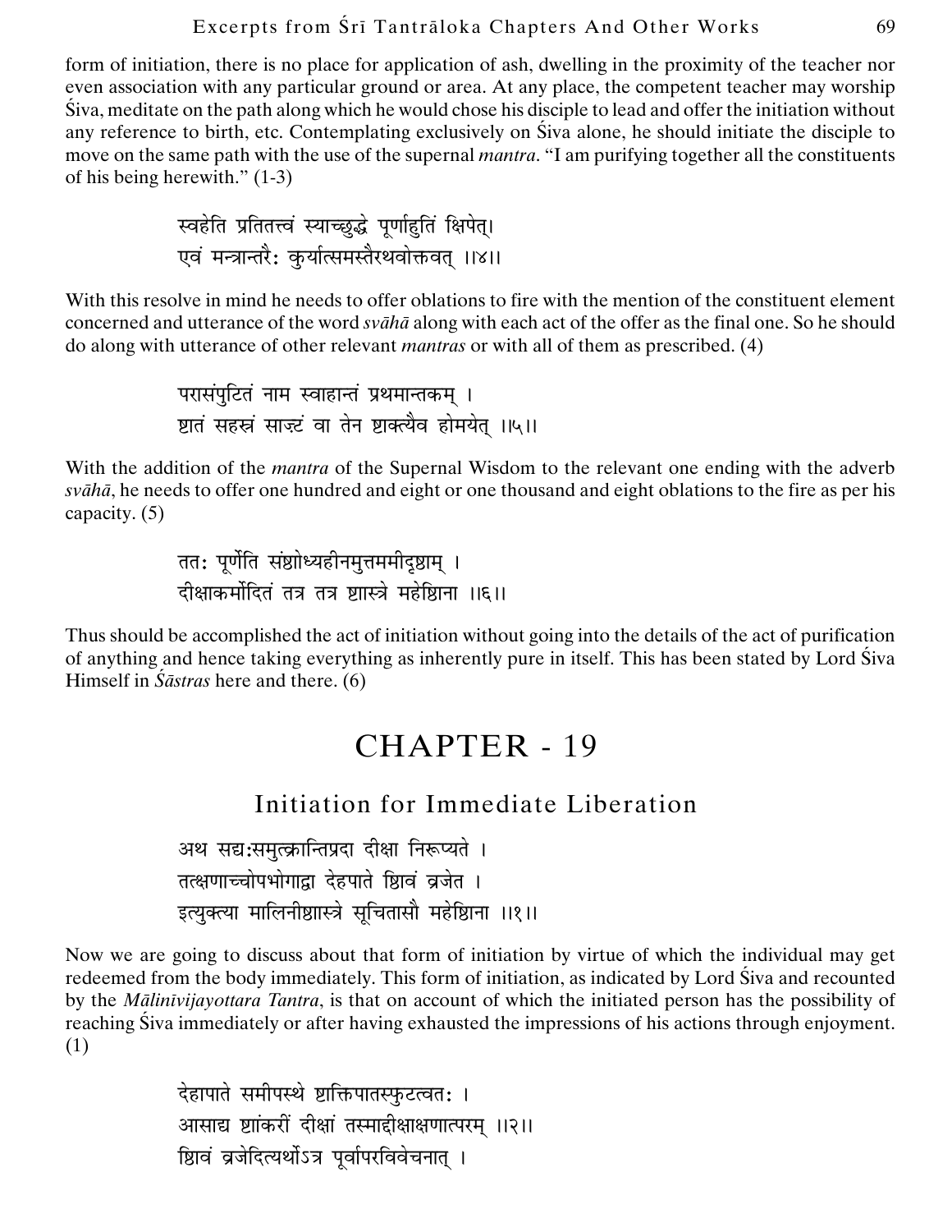form of initiation, there is no place for application of ash, dwelling in the proximity of the teacher nor even association with any particular ground or area. At any place, the competent teacher may worship Śiva, meditate on the path along which he would chose his disciple to lead and offer the initiation without any reference to birth, etc. Contemplating exclusively on Śiva alone, he should initiate the disciple to move on the same path with the use of the supernal *mantra*. "I am purifying together all the constituents of his being herewith." (1-3)

> स्वहेति प्रतितत्त्वं स्याच्छुद्धे पूर्णाहुतिं क्षिपेत्।
> एवं मन्त्रान्तरैः कुर्यात्समस्तैरथवोक्तवत् ।।४।।

With this resolve in mind he needs to offer oblations to fire with the mention of the constituent element concerned and utterance of the word *svāhā* along with each act of the offer as the final one. So he should do along with utterance of other relevant *mantras* or with all of them as prescribed. (4)

> परासंपुटितं नाम स्वाहान्तं प्रथमान्तकम् ।
> शतं सहस्रं साङ्गं वा तेन शक्त्यैव होमयेत् ।।५।।

With the addition of the *mantra* of the Supernal Wisdom to the relevant one ending with the adverb *svāhā*, he needs to offer one hundred and eight or one thousand and eight oblations to the fire as per his capacity. (5)

> ततः पूर्णेति संशोध्यहीनमुत्तममीदृशाम् ।
> दीक्षाकर्मोदितं तत्र तत्र शास्त्रे महेशिना ।।६।।

Thus should be accomplished the act of initiation without going into the details of the act of purification of anything and hence taking everything as inherently pure in itself. This has been stated by Lord Śiva Himself in *Śāstras* here and there. (6)

# CHAPTER - 19

## Initiation for Immediate Liberation

> अथ सद्यःसमुत्क्रान्तिप्रदा दीक्षा निरूप्यते ।
> तत्क्षणाच्चोपभोगाद्वा देहपाते शिवं व्रजेत ।
> इत्युक्त्या मालिनीशास्त्रे सूचितासौ महेशिना ।।१।।

Now we are going to discuss about that form of initiation by virtue of which the individual may get redeemed from the body immediately. This form of initiation, as indicated by Lord Śiva and recounted by the *Mālinīvijayottara Tantra*, is that on account of which the initiated person has the possibility of reaching Śiva immediately or after having exhausted the impressions of his actions through enjoyment. (1)

> देहापाते समीपस्थे शक्तिपातस्फुटत्वतः ।
> आसाद्य शांकरीं दीक्षां तस्माद्दीक्षाक्षणात्परम् ।।२।।
> शिवं व्रजेदित्यर्थोऽत्र पूर्वापरविवेचनात् ।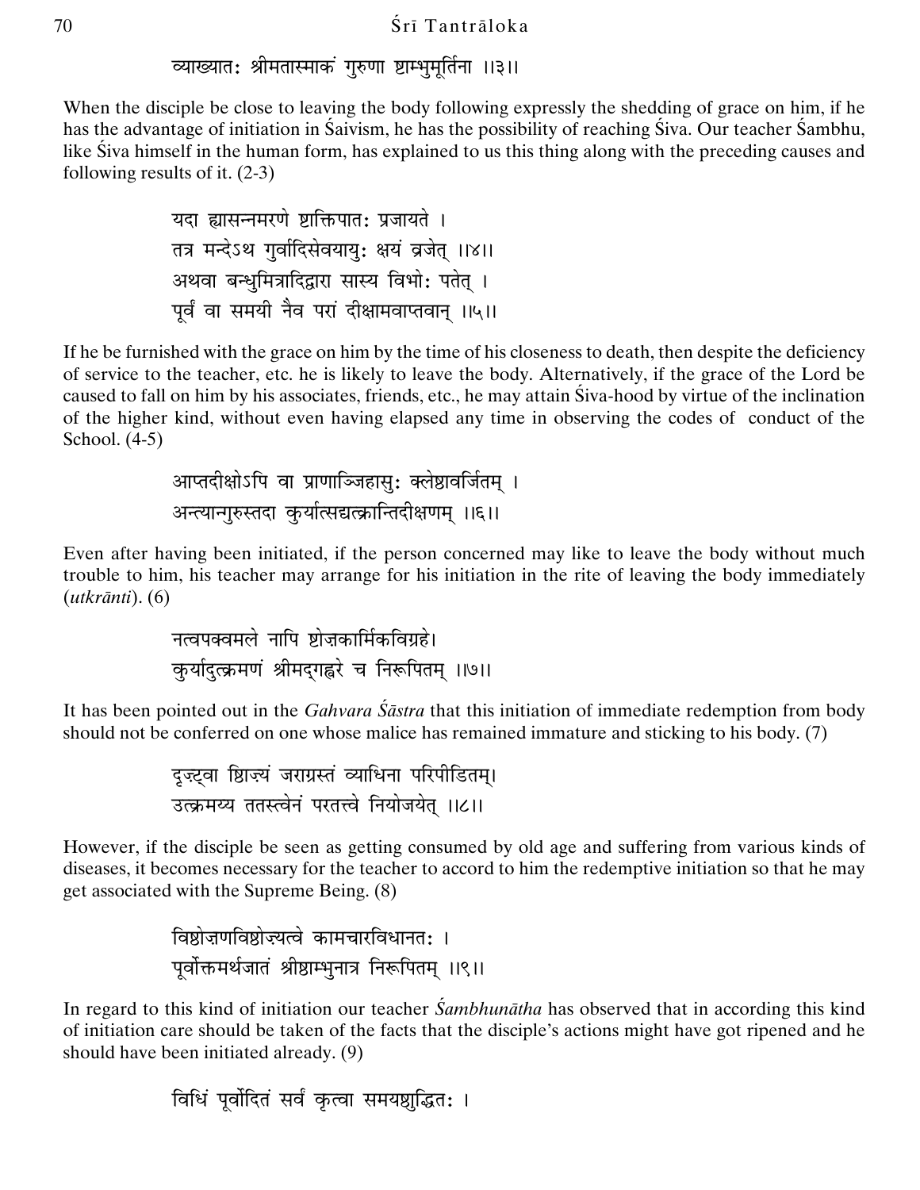व्याख्यातः श्रीमतास्माकं गुरुणा शाम्भुमूर्तिना ॥३॥

When the disciple be close to leaving the body following expressly the shedding of grace on him, if he has the advantage of initiation in Śaivism, he has the possibility of reaching Śiva. Our teacher Śambhu, like Śiva himself in the human form, has explained to us this thing along with the preceding causes and following results of it. (2-3)

यदा ह्यासन्नमरणे शक्तिपातः प्रजायते ।
तत्र मन्देऽथ गुर्वादिसेवयायुः क्षयं व्रजेत् ॥४॥
अथवा बन्धुमित्रादिद्वारा सास्य विभोः पतेत् ।
पूर्वं वा समयी नैव परां दीक्षामवाप्तवान् ॥५॥

If he be furnished with the grace on him by the time of his closeness to death, then despite the deficiency of service to the teacher, etc. he is likely to leave the body. Alternatively, if the grace of the Lord be caused to fall on him by his associates, friends, etc., he may attain Śiva-hood by virtue of the inclination of the higher kind, without even having elapsed any time in observing the codes of conduct of the School. (4-5)

आप्तदीक्षोऽपि वा प्राणाञ्जिहासुः क्लेशवर्जितम् ।
अन्त्यान्गुरुस्तदा कुर्यात्सद्यत्क्रान्तिदीक्षणम् ॥६॥

Even after having been initiated, if the person concerned may like to leave the body without much trouble to him, his teacher may arrange for his initiation in the rite of leaving the body immediately (*utkrānti*). (6)

नत्वपक्वमले नापि शोज्ञकार्मिकविग्रहे।
कुर्यादुत्क्रमणं श्रीमद्गह्वरे च निरूपितम् ॥७॥

It has been pointed out in the *Gahvara Śāstra* that this initiation of immediate redemption from body should not be conferred on one whose malice has remained immature and sticking to his body. (7)

दृष्ट्वा शिष्यं जराग्रस्तं व्याधिना परिपीडितम्।
उत्क्रमय्य ततस्त्वेनं परतत्त्वे नियोजयेत् ॥८॥

However, if the disciple be seen as getting consumed by old age and suffering from various kinds of diseases, it becomes necessary for the teacher to accord to him the redemptive initiation so that he may get associated with the Supreme Being. (8)

विशोज्ञणविशोज्यत्वे कामचारविधानतः ।
पूर्वोक्तमर्थजातं श्रीशाम्भुनात्र निरूपितम् ॥९॥

In regard to this kind of initiation our teacher *Śambhunātha* has observed that in according this kind of initiation care should be taken of the facts that the disciple's actions might have got ripened and he should have been initiated already. (9)

विधिं पूर्वोदितं सर्वं कृत्वा समयशुद्धितः ।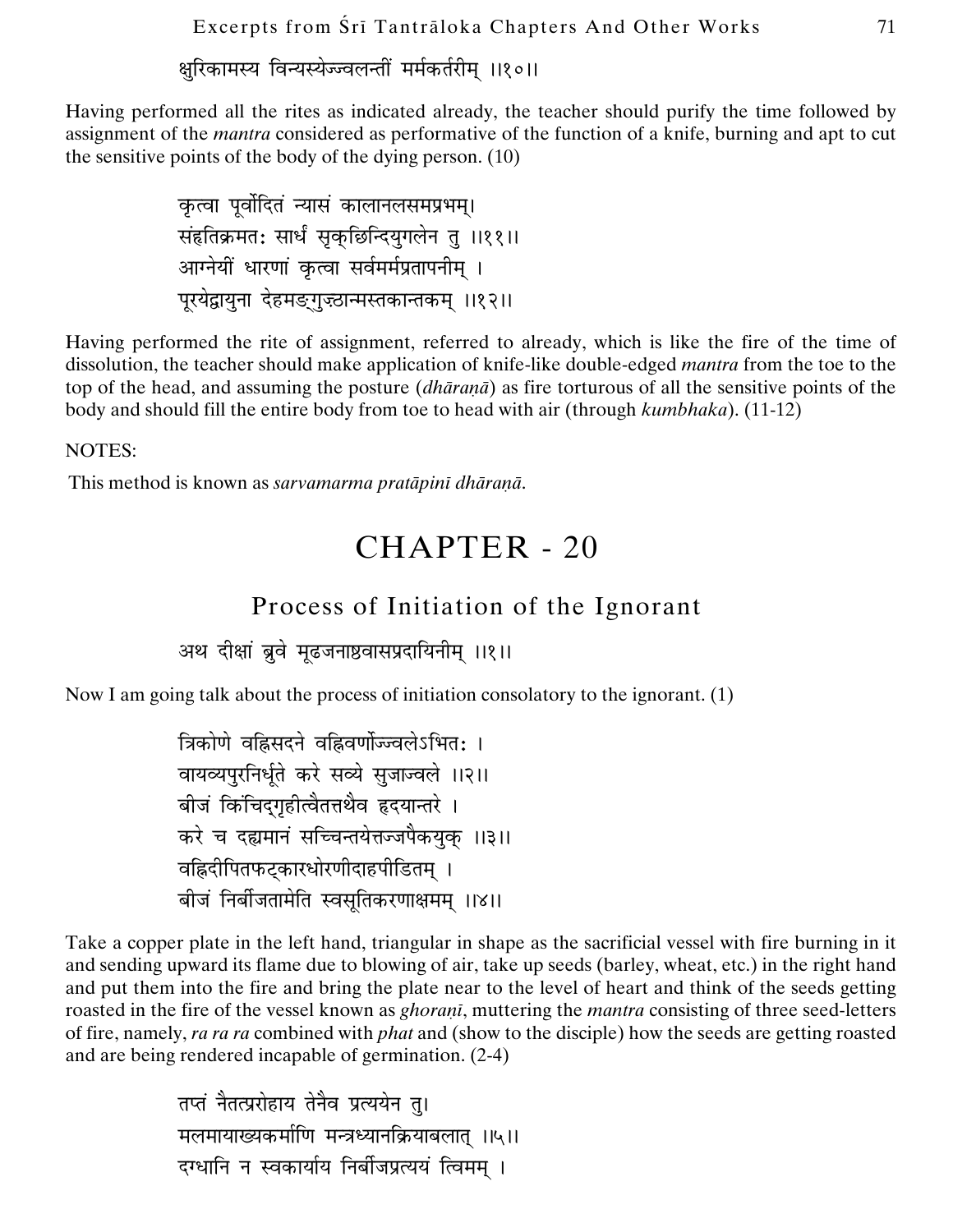क्षुरिकामस्य विन्यस्येज्ज्वलन्तीं मर्मकर्तरीम् ॥१०॥

Having performed all the rites as indicated already, the teacher should purify the time followed by assignment of the *mantra* considered as performative of the function of a knife, burning and apt to cut the sensitive points of the body of the dying person. (10)

कृत्वा पूर्वोदितं न्यासं कालानलसमप्रभम्।
संहृतिक्रमतः सार्धं सृक्छिन्दियुगलेन तु ॥११॥
आग्नेयीं धारणां कृत्वा सर्वमर्मप्रतापनीम् ।
पूरयेद्वायुना देहमङ्गुष्ठान्मस्तकान्तकम् ॥१२॥

Having performed the rite of assignment, referred to already, which is like the fire of the time of dissolution, the teacher should make application of knife-like double-edged *mantra* from the toe to the top of the head, and assuming the posture (*dhāraṇā*) as fire torturous of all the sensitive points of the body and should fill the entire body from toe to head with air (through *kumbhaka*). (11-12)

NOTES:

This method is known as *sarvamarma pratāpinī dhāraṇā.*

# CHAPTER - 20

## Process of Initiation of the Ignorant

अथ दीक्षां ब्रुवे मूढजनाश्ववासप्रदायिनीम् ॥१॥

Now I am going talk about the process of initiation consolatory to the ignorant. (1)

त्रिकोणे वह्निसदने वह्निवर्णोज्ज्वलेऽभितः ।
वायव्यपुरनिर्धूते करे सव्ये सुजाज्वले ॥२॥
बीजं किंचिद्गृहीत्वैतत्तथैव हृदयान्तरे ।
करे च दह्यमानं सच्चिन्तयेत्तज्जपैकयुक् ॥३॥
वह्निदीपितफट्कारघोरणीदाहपीडितम् ।
बीजं निर्बीजतामेति स्वसूतिकरणाक्षमम् ॥४॥

Take a copper plate in the left hand, triangular in shape as the sacrificial vessel with fire burning in it and sending upward its flame due to blowing of air, take up seeds (barley, wheat, etc.) in the right hand and put them into the fire and bring the plate near to the level of heart and think of the seeds getting roasted in the fire of the vessel known as *ghoraṇī*, muttering the *mantra* consisting of three seed-letters of fire, namely, *ra ra ra* combined with *phat* and (show to the disciple) how the seeds are getting roasted and are being rendered incapable of germination. (2-4)

तप्तं नैतत्प्ररोहाय तेनैव प्रत्ययेन तु।
मलमायाख्यकर्माणि मन्त्रध्यानक्रियाबलात् ॥५॥
दग्धानि न स्वकार्याय निर्बीजप्रत्ययं त्विमम् ।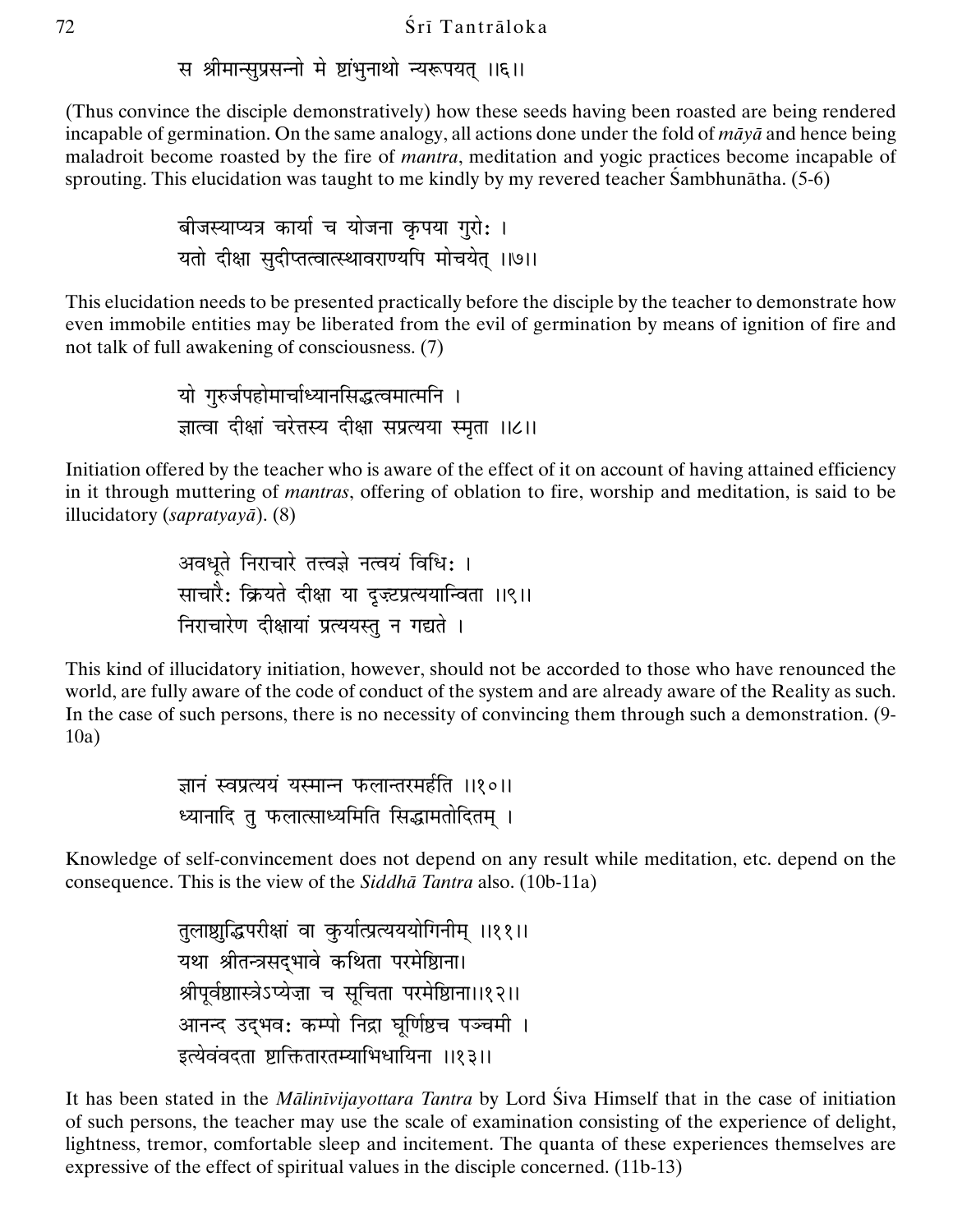स श्रीमान्सुप्रसन्नो मे ष्टांभुनाथो न्यरूपयत् ।।६।।

(Thus convince the disciple demonstratively) how these seeds having been roasted are being rendered incapable of germination. On the same analogy, all actions done under the fold of *māyā* and hence being maladroit become roasted by the fire of *mantra*, meditation and yogic practices become incapable of sprouting. This elucidation was taught to me kindly by my revered teacher Śambhunātha. (5-6)

बीजस्याप्यत्र कार्या च योजना कृपया गुरोः ।
यतो दीक्षा सुदीप्तत्वात्स्थावराण्यपि मोचयेत् ।।७।।

This elucidation needs to be presented practically before the disciple by the teacher to demonstrate how even immobile entities may be liberated from the evil of germination by means of ignition of fire and not talk of full awakening of consciousness. (7)

यो गुरुर्जपहोमार्चाध्यानसिद्धत्वमात्मनि ।
ज्ञात्वा दीक्षां चरेत्तस्य दीक्षा सप्रत्यया स्मृता ।।८।।

Initiation offered by the teacher who is aware of the effect of it on account of having attained efficiency in it through muttering of *mantras*, offering of oblation to fire, worship and meditation, is said to be illucidatory (*sapratyayā*). (8)

अवधूते निराचारे तत्त्वज्ञे नत्वयं विधिः ।
साचारैः क्रियते दीक्षा या दृज़्टप्रत्ययान्विता ।।९।।
निराचारेण दीक्षायां प्रत्ययस्तु न गद्यते ।

This kind of illucidatory initiation, however, should not be accorded to those who have renounced the world, are fully aware of the code of conduct of the system and are already aware of the Reality as such. In the case of such persons, there is no necessity of convincing them through such a demonstration. (9-10a)

ज्ञानं स्वप्रत्ययं यस्मान्न फलान्तरमर्हति ।।१०।।
ध्यानादि तु फलात्साध्यमिति सिद्धामतोदितम् ।

Knowledge of self-convincement does not depend on any result while meditation, etc. depend on the consequence. This is the view of the *Siddhā Tantra* also. (10b-11a)

तुलाष्टुद्धिपरीक्षां वा कुर्यात्प्रत्यययोगिनीम् ।।११।।
यथा श्रीतन्त्रसद्भावे कथिता परमेष्ठिना।
श्रीपूर्वष्टास्त्रेऽप्येज्ञा च सूचिता परमेष्ठिना।।१२।।
आनन्द उद्भवः कम्पो निद्रा घूर्णिष्ठच पञ्चमी ।
इत्येवंवदता ष्टाक्तितारतम्याभिधायिना ।।१३।।

It has been stated in the *Mālinīvijayottara Tantra* by Lord Śiva Himself that in the case of initiation of such persons, the teacher may use the scale of examination consisting of the experience of delight, lightness, tremor, comfortable sleep and incitement. The quanta of these experiences themselves are expressive of the effect of spiritual values in the disciple concerned. (11b-13)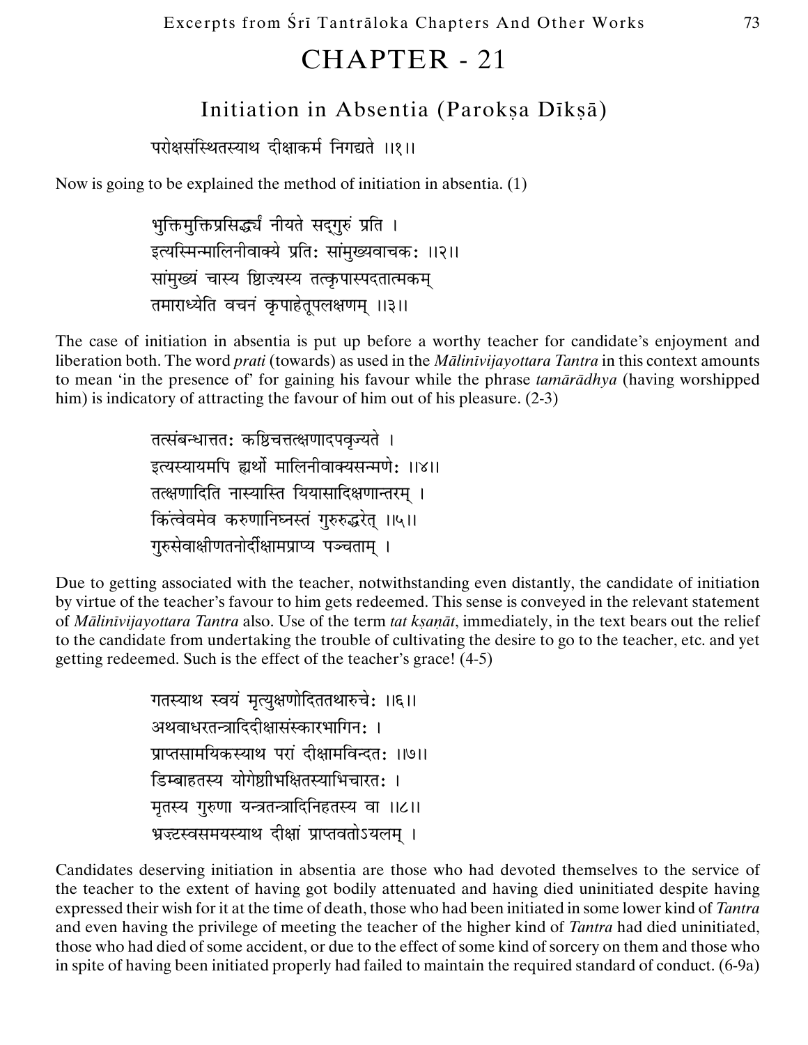# CHAPTER - 21

## Initiation in Absentia (Parokṣa Dīkṣā)

परोक्षसंस्थितस्याथ दीक्षाकर्म निगद्यते ।।१।।

Now is going to be explained the method of initiation in absentia. (1)

भुक्तिमुक्तिप्रसिद्ध्यर्थं नीयते सद्गुरुं प्रति ।
इत्यस्मिन्मालिनीवाक्ये प्रतिः सांमुख्यवाचकः ।।२।।
सांमुख्यं चास्य शिज्यस्य तत्कृपास्पदतात्मकम्
तमाराध्येति वचनं कृपाहेतूपलक्षणम् ।।३।।

The case of initiation in absentia is put up before a worthy teacher for candidate's enjoyment and liberation both. The word *prati* (towards) as used in the *Mālinīvijayottara Tantra* in this context amounts to mean 'in the presence of' for gaining his favour while the phrase *tamārādhya* (having worshipped him) is indicatory of attracting the favour of him out of his pleasure. (2-3)

तत्संबन्धात्ततः कश्चित्तत्क्षणादपवृज्यते ।
इत्यस्यायमपि ह्यर्थो मालिनीवाक्यसन्मणेः ।।४।।
तत्क्षणादिति नास्यास्ति यियासादिक्षणान्तरम् ।
किंत्वेवमेव करुणानिघ्नस्तं गुरुरुद्धरेत् ।।५।।
गुरुसेवाक्षीणतनोर्दीक्षामप्राप्य पञ्चताम् ।

Due to getting associated with the teacher, notwithstanding even distantly, the candidate of initiation by virtue of the teacher's favour to him gets redeemed. This sense is conveyed in the relevant statement of *Mālinīvijayottara Tantra* also. Use of the term *tat kṣaṇāt*, immediately, in the text bears out the relief to the candidate from undertaking the trouble of cultivating the desire to go to the teacher, etc. and yet getting redeemed. Such is the effect of the teacher's grace! (4-5)

गतस्याथ स्वयं मृत्युक्षणोदिततथारुचेः ।।६।।
अथवाधरतन्त्रादिदीक्षासंस्कारभागिनः ।
प्राप्तसामयिकस्याथ परां दीक्षामविन्दतः ।।७।।
डिम्बाहतस्य योगेष्ठीभक्षितस्याभिचारतः ।
मृतस्य गुरुणा यन्त्रतन्त्रादिनिहतस्य वा ।।८।।
भ्रज्टस्वसमयस्याथ दीक्षां प्राप्तवतोऽयलम् ।

Candidates deserving initiation in absentia are those who had devoted themselves to the service of the teacher to the extent of having got bodily attenuated and having died uninitiated despite having expressed their wish for it at the time of death, those who had been initiated in some lower kind of *Tantra* and even having the privilege of meeting the teacher of the higher kind of *Tantra* had died uninitiated, those who had died of some accident, or due to the effect of some kind of sorcery on them and those who in spite of having been initiated properly had failed to maintain the required standard of conduct. (6-9a)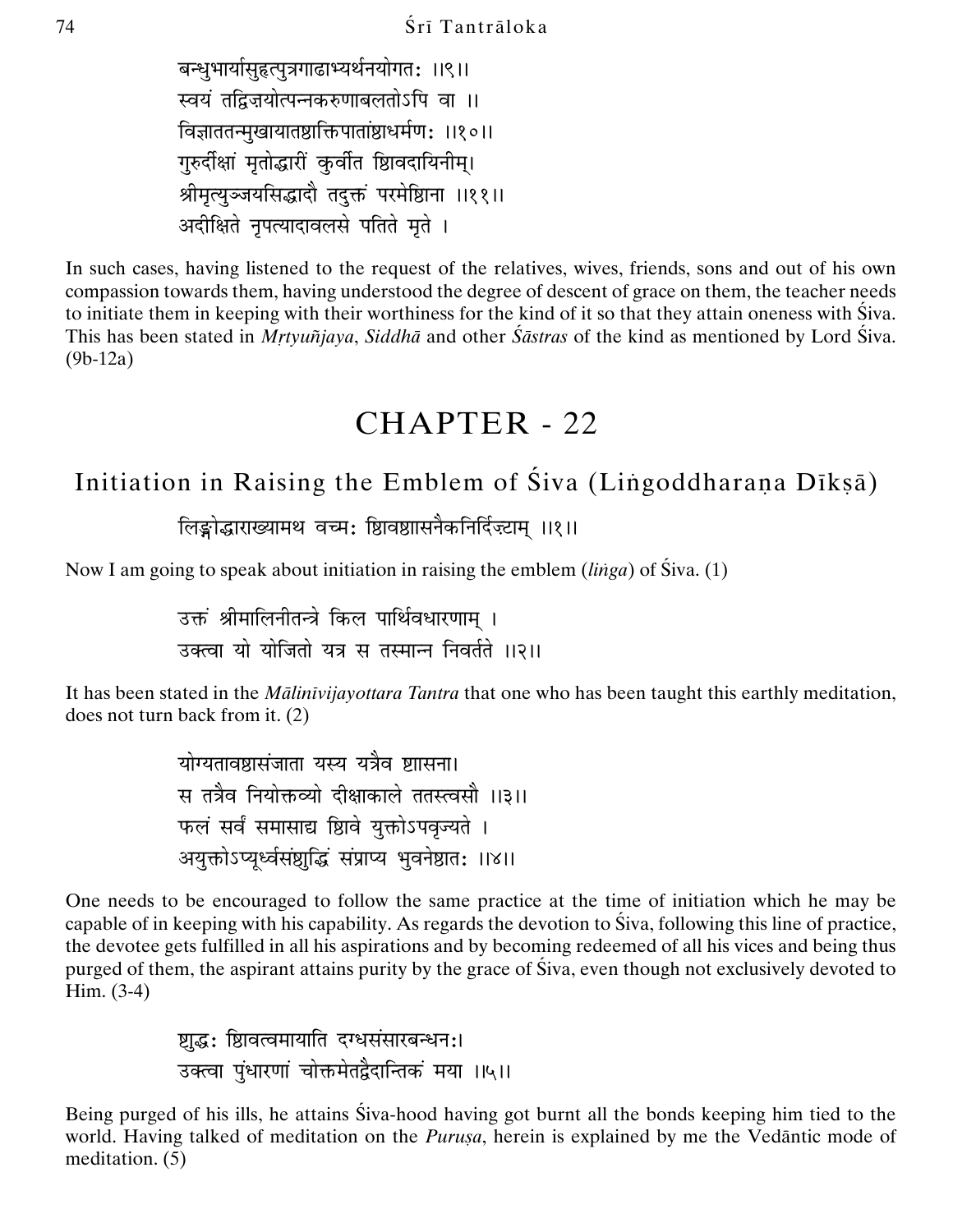बन्धुभार्यासुहृत्पुत्रगाढाभ्यर्थनयोगतः ॥९॥
स्वयं तद्विज्ञयोत्पन्नकरुणाबलतोऽपि वा ॥
विज्ञाततन्मुखायातशक्तिपातांशधर्मणः ॥१०॥
गुरुर्दीक्षां मृतोद्धारीं कुर्वीत शिवदायिनीम्।
श्रीमृत्युञ्जयसिद्धादौ तदुक्तं परमेशिना ॥११॥
अदीक्षिते नृपत्यादावलसे पतिते मृते ।

In such cases, having listened to the request of the relatives, wives, friends, sons and out of his own compassion towards them, having understood the degree of descent of grace on them, the teacher needs to initiate them in keeping with their worthiness for the kind of it so that they attain oneness with Śiva. This has been stated in *Mṛtyuñjaya*, *Siddhā* and other *Śāstras* of the kind as mentioned by Lord Śiva. (9b-12a)

# CHAPTER - 22

## Initiation in Raising the Emblem of Śiva (Liṅgoddharaṇa Dīkṣā)

लिङ्गोद्धाराख्यामथ वच्मः शिवशासनैकनिर्दिष्टाम् ॥१॥

Now I am going to speak about initiation in raising the emblem (*liṅga*) of Śiva. (1)

उक्तं श्रीमालिनीतन्त्रे किल पार्थिवधारणाम् ।
उक्त्वा यो योजितो यत्र स तस्मान्न निवर्तते ॥२॥

It has been stated in the *Mālinīvijayottara Tantra* that one who has been taught this earthly meditation, does not turn back from it. (2)

योग्यतावशसंजाता यस्य यत्रैव शासना।
स तत्रैव नियोक्तव्यो दीक्षाकाले ततस्त्वसौ ॥३॥
फलं सर्वं समासाद्य शिवे युक्तोऽपवृज्यते ।
अयुक्तोऽप्यूर्ध्वसंशुद्धिं संप्राप्य भुवनेशतः ॥४॥

One needs to be encouraged to follow the same practice at the time of initiation which he may be capable of in keeping with his capability. As regards the devotion to Śiva, following this line of practice, the devotee gets fulfilled in all his aspirations and by becoming redeemed of all his vices and being thus purged of them, the aspirant attains purity by the grace of Śiva, even though not exclusively devoted to Him. (3-4)

शुद्धः शिवत्वमायाति दग्धसंसारबन्धनः।
उक्त्वा पुंधारणां चोक्तमेतद्वैदान्तिकं मया ॥५॥

Being purged of his ills, he attains Śiva-hood having got burnt all the bonds keeping him tied to the world. Having talked of meditation on the *Puruṣa*, herein is explained by me the Vedāntic mode of meditation. (5)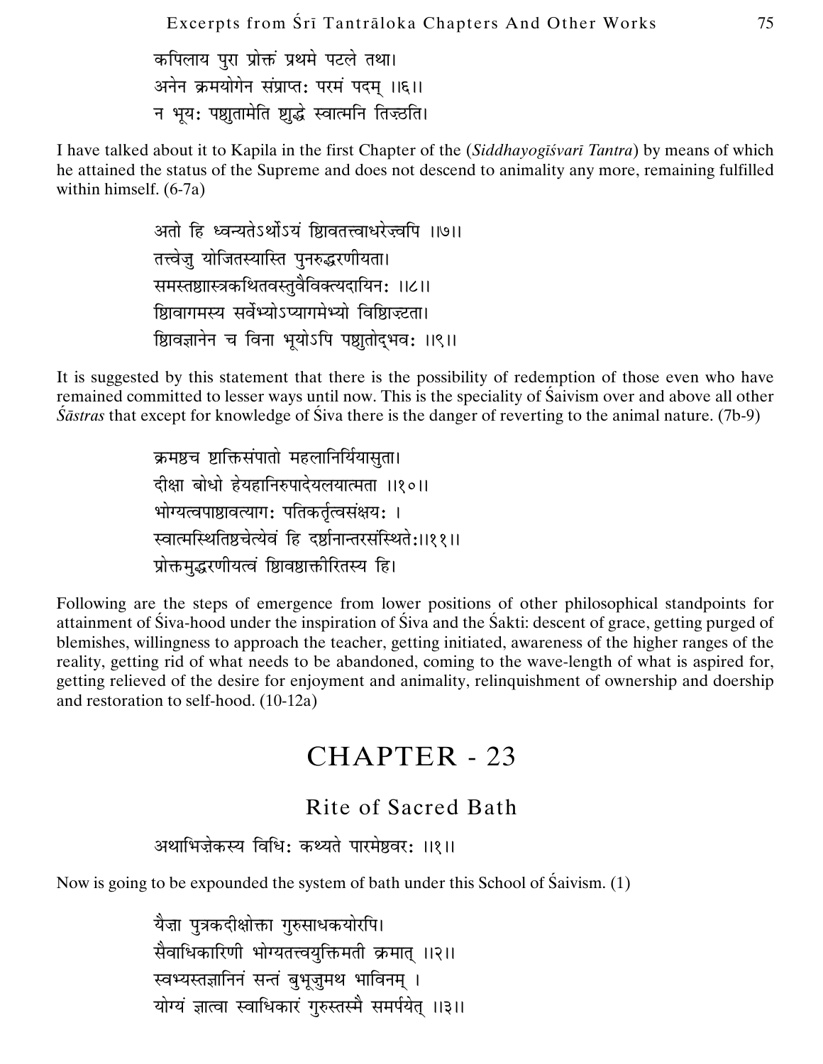कपिलाय पुरा प्रोक्तं प्रथमे पटले तथा।
अनेन क्रमयोगेन संप्राप्तः परमं पदम् ।।६।।
न भूयः पशुतामेति शुद्धे स्वात्मनि तिष्ठति।

I have talked about it to Kapila in the first Chapter of the (*Siddhayogīśvarī Tantra*) by means of which he attained the status of the Supreme and does not descend to animality any more, remaining fulfilled within himself. (6-7a)

अतो हि ध्वन्यतेऽर्थोऽयं शिवतत्त्वाधरेष्वपि ।।७।।
तत्त्वेषु योजितस्यास्ति पुनरुद्धरणीयता।
समस्तशास्त्रकथितवस्तुवैविक्त्यदायिनः ।।८।।
शिवागमस्य सर्वेभ्योऽप्यागमेभ्यो विशिष्टता।
शिवज्ञानेन च विना भूयोऽपि पशुतोद्भवः ।।९।।

It is suggested by this statement that there is the possibility of redemption of those even who have remained committed to lesser ways until now. This is the speciality of Śaivism over and above all other *Śāstras* that except for knowledge of Śiva there is the danger of reverting to the animal nature. (7b-9)

क्रमशश्च शक्तिसंपातो महलानिर्यियासुता।
दीक्षा बोधो हेयहानिरुपादेयलयात्मता ।।१०।।
भोग्यत्वपाशवत्यागः पतिकर्तृत्वसंक्षयः ।
स्वात्मस्थितिश्चेत्येवं हि दर्शनान्तरसंस्थितेः।।११।।
प्रोक्तमुद्धरणीयत्वं शिवशक्तीरितस्य हि।

Following are the steps of emergence from lower positions of other philosophical standpoints for attainment of Śiva-hood under the inspiration of Śiva and the Śakti: descent of grace, getting purged of blemishes, willingness to approach the teacher, getting initiated, awareness of the higher ranges of the reality, getting rid of what needs to be abandoned, coming to the wave-length of what is aspired for, getting relieved of the desire for enjoyment and animality, relinquishment of ownership and doership and restoration to self-hood. (10-12a)

# CHAPTER - 23

## Rite of Sacred Bath

अथाभिषेकस्य विधिः कथ्यते पारमेश्वरः ।।१।।

Now is going to be expounded the system of bath under this School of Śaivism. (1)

यैषा पुत्रकदीक्षोक्ता गुरुसाधकयोरपि।
सैवाधिकारिणी भोग्यतत्त्वयुक्तिमती क्रमात् ।।२।।
स्वभ्यस्तज्ञानिनं सन्तं बुभूक्षुमथ भाविनम् ।
योग्यं ज्ञात्वा स्वाधिकारं गुरुस्तस्मै समर्पयेत् ।।३।।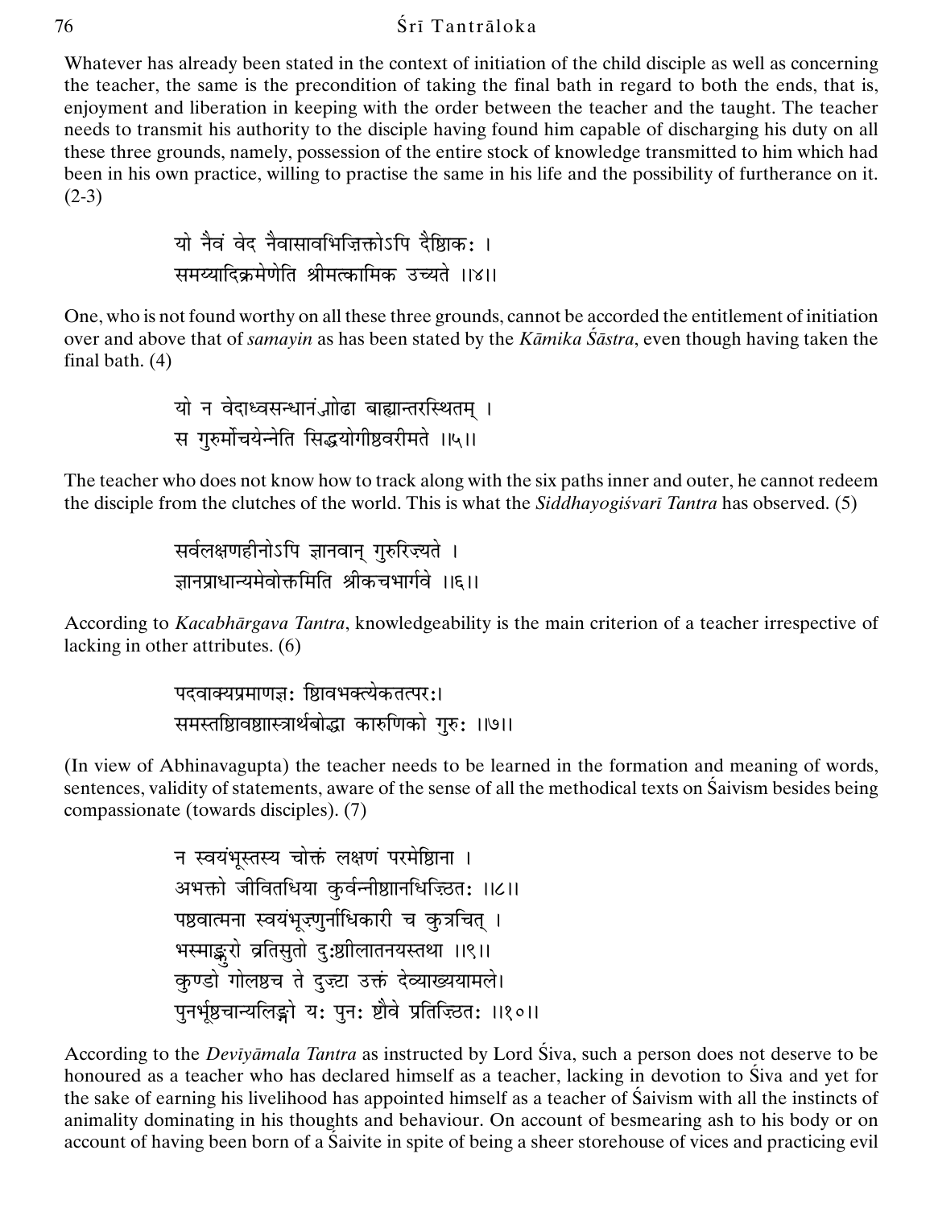Whatever has already been stated in the context of initiation of the child disciple as well as concerning the teacher, the same is the precondition of taking the final bath in regard to both the ends, that is, enjoyment and liberation in keeping with the order between the teacher and the taught. The teacher needs to transmit his authority to the disciple having found him capable of discharging his duty on all these three grounds, namely, possession of the entire stock of knowledge transmitted to him which had been in his own practice, willing to practise the same in his life and the possibility of furtherance on it. (2-3)

> यो नैवं वेद नैवासावभिषिक्तोऽपि दैशिकः ।
> समय्यादिक्रमेणेति श्रीमत्कामिक उच्यते ॥४॥

One, who is not found worthy on all these three grounds, cannot be accorded the entitlement of initiation over and above that of *samayin* as has been stated by the *Kāmika Śāstra*, even though having taken the final bath. (4)

> यो न वेदाध्वसन्धानं ज्ञोढा बाह्यान्तरस्थितम् ।
> स गुरुर्मोचयेन्नेति सिद्धयोगीश्वरीमते ॥५॥

The teacher who does not know how to track along with the six paths inner and outer, he cannot redeem the disciple from the clutches of the world. This is what the *Siddhayogiśvarī Tantra* has observed. (5)

> सर्वलक्षणहीनोऽपि ज्ञानवान् गुरुरिज्यते ।
> ज्ञानप्राधान्यमेवोक्तमिति श्रीकचभार्गवे ॥६॥

According to *Kacabhārgava Tantra*, knowledgeability is the main criterion of a teacher irrespective of lacking in other attributes. (6)

> पदवाक्यप्रमाणज्ञः शिवभक्त्येकतत्परः।
> समस्तशिवशास्त्रार्थबोद्धा कारुणिको गुरुः ॥७॥

(In view of Abhinavagupta) the teacher needs to be learned in the formation and meaning of words, sentences, validity of statements, aware of the sense of all the methodical texts on Śaivism besides being compassionate (towards disciples). (7)

> न स्वयंभूस्तस्य चोक्तं लक्षणं परमेशिना ।
> अभक्तो जीवितधिया कुर्वन्नीशानधिष्ठितः ॥८॥
> पशुवात्मना स्वयंभूर्गुर्नाधिकारी च कुत्रचित् ।
> भस्माङ्कुरो व्रतिसुतो दुःशीलातनयस्तथा ॥९॥
> कुण्डो गोलश्च ते दुष्टा उक्तं देव्याख्ययामले।
> पुनर्भूश्चान्यलिङ्गो यः पुनः शैवे प्रतिष्ठितः ॥१०॥

According to the *Devīyāmala Tantra* as instructed by Lord Śiva, such a person does not deserve to be honoured as a teacher who has declared himself as a teacher, lacking in devotion to Śiva and yet for the sake of earning his livelihood has appointed himself as a teacher of Śaivism with all the instincts of animality dominating in his thoughts and behaviour. On account of besmearing ash to his body or on account of having been born of a Śaivite in spite of being a sheer storehouse of vices and practicing evil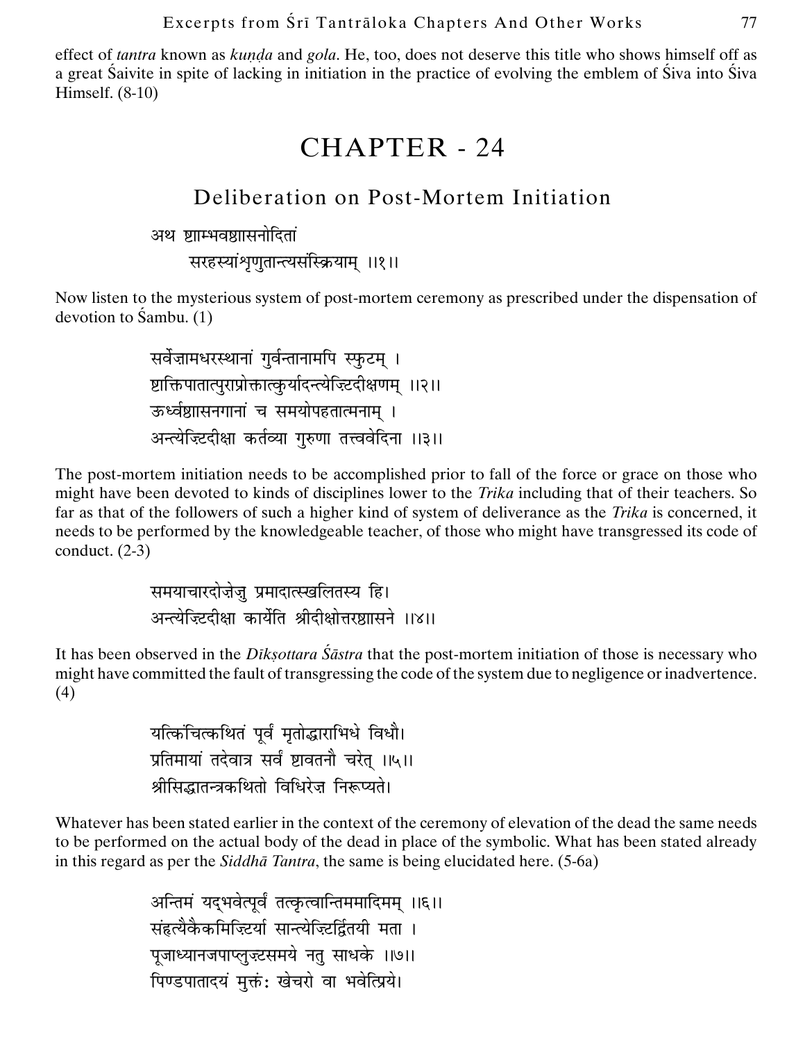effect of *tantra* known as *kuṇḍa* and *gola*. He, too, does not deserve this title who shows himself off as a great Śaivite in spite of lacking in initiation in the practice of evolving the emblem of Śiva into Śiva Himself. (8-10)

# CHAPTER - 24

## Deliberation on Post-Mortem Initiation

अथ शाम्भवशासनोदितां
सरहस्यांशृणुतान्त्यसंस्क्रियाम् ।।१।।

Now listen to the mysterious system of post-mortem ceremony as prescribed under the dispensation of devotion to Śambu. (1)

सर्वेज्ञामधरस्थानां गुर्वन्तानामपि स्फुटम् ।
शक्तिपातात्पुराप्रोक्तात्कुर्यादन्त्येज्टिदीक्षणम् ।।२।।
ऊर्ध्वशासनगानां च समयोपहतात्मनाम् ।
अन्त्येज्टिदीक्षा कर्तव्या गुरुणा तत्त्ववेदिना ।।३।।

The post-mortem initiation needs to be accomplished prior to fall of the force or grace on those who might have been devoted to kinds of disciplines lower to the *Trika* including that of their teachers. So far as that of the followers of such a higher kind of system of deliverance as the *Trika* is concerned, it needs to be performed by the knowledgeable teacher, of those who might have transgressed its code of conduct. (2-3)

समयाचारदोज़ेजु प्रमादात्स्खलितस्य हि।
अन्त्येज्टिदीक्षा कार्येति श्रीदीक्षोत्तरशासने ।।४।।

It has been observed in the *Dīkṣottara Śāstra* that the post-mortem initiation of those is necessary who might have committed the fault of transgressing the code of the system due to negligence or inadvertence. (4)

यत्किंचित्कथितं पूर्वं मृतोद्धाराभिधे विधौ।
प्रतिमायां तदेवात्र सर्वं शावतनौ चरेत् ।।५।।
श्रीसिद्धातन्त्रकथितो विधिरेज़ निरूप्यते।

Whatever has been stated earlier in the context of the ceremony of elevation of the dead the same needs to be performed on the actual body of the dead in place of the symbolic. What has been stated already in this regard as per the *Siddhā Tantra*, the same is being elucidated here. (5-6a)

अन्तिमं यद्भवेत्पूर्वं तत्कृत्वान्तिममादिमम् ।।६।।
संहत्यैकैकमिज़्टिर्या सान्त्येज्टिर्द्वितयी मता ।
पूजाध्यानजपाप्लुज़्टसमये नतु साधके ।।७।।
पिण्डपातादयं मुक्तः खेचरो वा भवेत्प्रिये।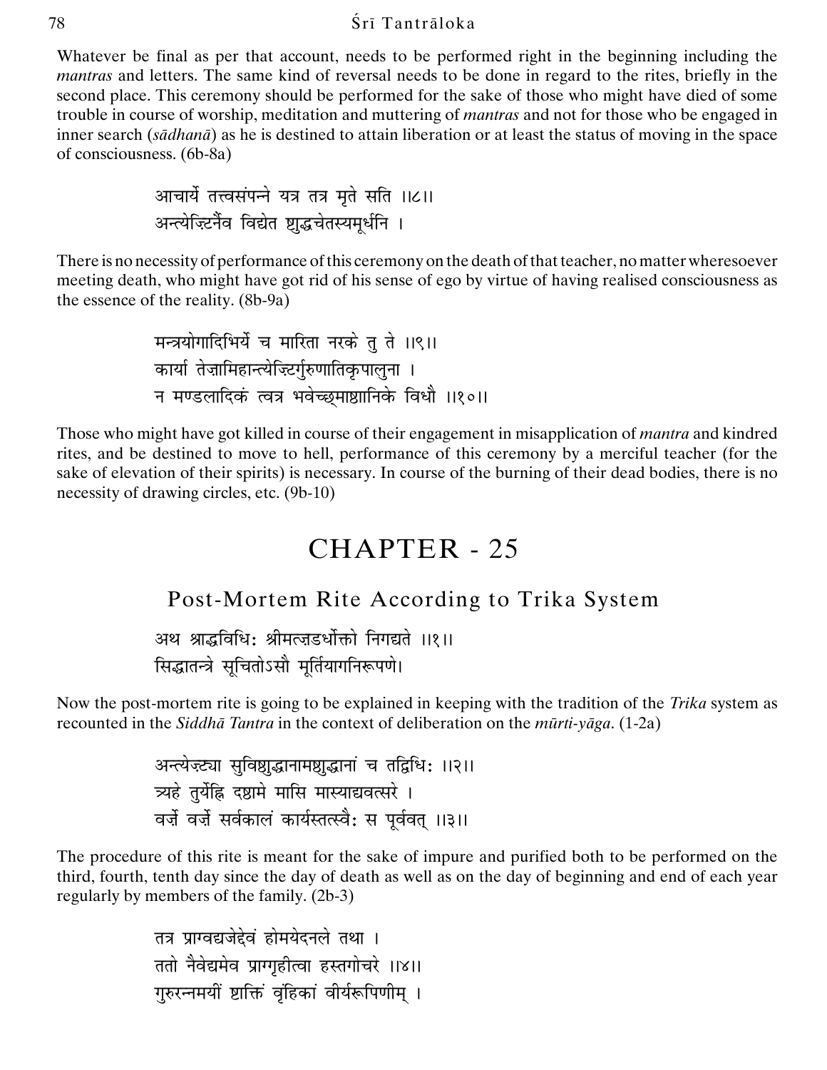Whatever be final as per that account, needs to be performed right in the beginning including the *mantras* and letters. The same kind of reversal needs to be done in regard to the rites, briefly in the second place. This ceremony should be performed for the sake of those who might have died of some trouble in course of worship, meditation and muttering of *mantras* and not for those who be engaged in inner search (*sādhanā*) as he is destined to attain liberation or at least the status of moving in the space of consciousness. (6b-8a)

> आचार्ये तत्त्वसंपन्ने यत्र तत्र मृते सति ।।८।।
> अन्त्येज्टिनैव विद्येत ष्ठाुद्धचेतस्यमूर्धनि ।

There is no necessity of performance of this ceremony on the death of that teacher, no matter wheresoever meeting death, who might have got rid of his sense of ego by virtue of having realised consciousness as the essence of the reality. (8b-9a)

> मन्त्रयोगादिभिर्ये च मारिता नरके तु ते ।।९।।
> कार्या तेज़ामिहान्त्येज़्टिर्गुरुणातिकृपालुना ।
> न मण्डलादिकं त्वत्र भवेच्छ्माष्ठानिके विधौ ।।१०।।

Those who might have got killed in course of their engagement in misapplication of *mantra* and kindred rites, and be destined to move to hell, performance of this ceremony by a merciful teacher (for the sake of elevation of their spirits) is necessary. In course of the burning of their dead bodies, there is no necessity of drawing circles, etc. (9b-10)

# CHAPTER - 25

## Post-Mortem Rite According to Trika System

> अथ श्राद्धविधिः श्रीमत्ज़डर्धोक्तो निगद्यते ।।१।।
> सिद्धातन्त्रे सूचितोऽसौ मूर्तियागनिरूपणे।

Now the post-mortem rite is going to be explained in keeping with the tradition of the *Trika* system as recounted in the *Siddhā Tantra* in the context of deliberation on the *mūrti-yāga*. (1-2a)

> अन्त्येज़्ट्या सुविष्ठाुद्धानामष्ठाुद्धानां च तद्विधिः ।।२।।
> त्र्यहे तुर्येह्नि दष्ठामे मासि मास्याद्यवत्सरे ।
> वर्ज़े वर्ज़े सर्वकालं कार्यस्तत्स्वैः स पूर्ववत् ।।३।।

The procedure of this rite is meant for the sake of impure and purified both to be performed on the third, fourth, tenth day since the day of death as well as on the day of beginning and end of each year regularly by members of the family. (2b-3)

> तत्र प्राग्वद्यजेद्देवं होमयेदनले तथा ।
> ततो नैवेद्यमेव प्राग्गृहीत्वा हस्तगोचरे ।।४।।
> गुरुरन्नमयीं ष्ठाक्तिं वृंहिकां वीर्यरूपिणीम् ।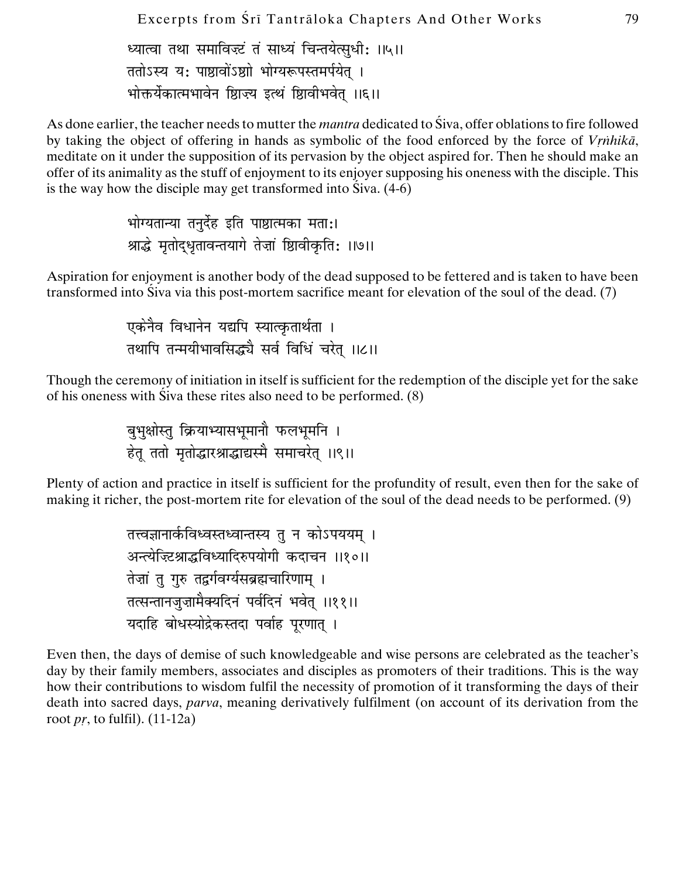ध्यात्वा तथा समाविष्टं तं साध्यं चिन्तयेत्सुधीः ।।५।।
ततोऽस्य यः पाशावोंऽशो भोग्यरूपस्तमर्पयेत् ।
भोक्तर्येकात्मभावेन शिवाज्य इत्थं शिवीभवेत् ।।६।।

As done earlier, the teacher needs to mutter the *mantra* dedicated to Śiva, offer oblations to fire followed by taking the object of offering in hands as symbolic of the food enforced by the force of *Vṛṁhikā*, meditate on it under the supposition of its pervasion by the object aspired for. Then he should make an offer of its animality as the stuff of enjoyment to its enjoyer supposing his oneness with the disciple. This is the way how the disciple may get transformed into Śiva. (4-6)

भोग्यतान्या तनुर्देह इति पाशात्मका मताः।
श्राद्धे मृतोद्धृतावन्तयागे तेज्ञां शिवीकृतिः ।।७।।

Aspiration for enjoyment is another body of the dead supposed to be fettered and is taken to have been transformed into Śiva via this post-mortem sacrifice meant for elevation of the soul of the dead. (7)

एकेनैव विधानेन यद्यपि स्यात्कृतार्थता ।
तथापि तन्मयीभावसिद्ध्यै सर्वं विधिं चरेत् ।।८।।

Though the ceremony of initiation in itself is sufficient for the redemption of the disciple yet for the sake of his oneness with Śiva these rites also need to be performed. (8)

बुभुक्षोस्तु क्रियाभ्यासभूमानौ फलभूमनि ।
हेतू ततो मृतोद्धारश्राद्धाद्यस्मै समाचरेत् ।।९।।

Plenty of action and practice in itself is sufficient for the profundity of result, even then for the sake of making it richer, the post-mortem rite for elevation of the soul of the dead needs to be performed. (9)

तत्त्वज्ञानार्कविध्वस्तध्वान्तस्य तु न कोऽपययम् ।
अन्त्येज्टिश्राद्धविध्यादिरुपयोगी कदाचन ।।१०।।
तेज्ञां तु गुरु तद्वर्गवर्ग्यसब्रह्मचारिणाम् ।
तत्सन्तानजुज्ञामैक्यदिनं पर्वदिनं भवेत् ।।११।।
यदाहि बोधस्योद्रेकस्तदा पर्वाह पूरणात् ।

Even then, the days of demise of such knowledgeable and wise persons are celebrated as the teacher's day by their family members, associates and disciples as promoters of their traditions. This is the way how their contributions to wisdom fulfil the necessity of promotion of it transforming the days of their death into sacred days, *parva*, meaning derivatively fulfilment (on account of its derivation from the root *pṛ*, to fulfil). (11-12a)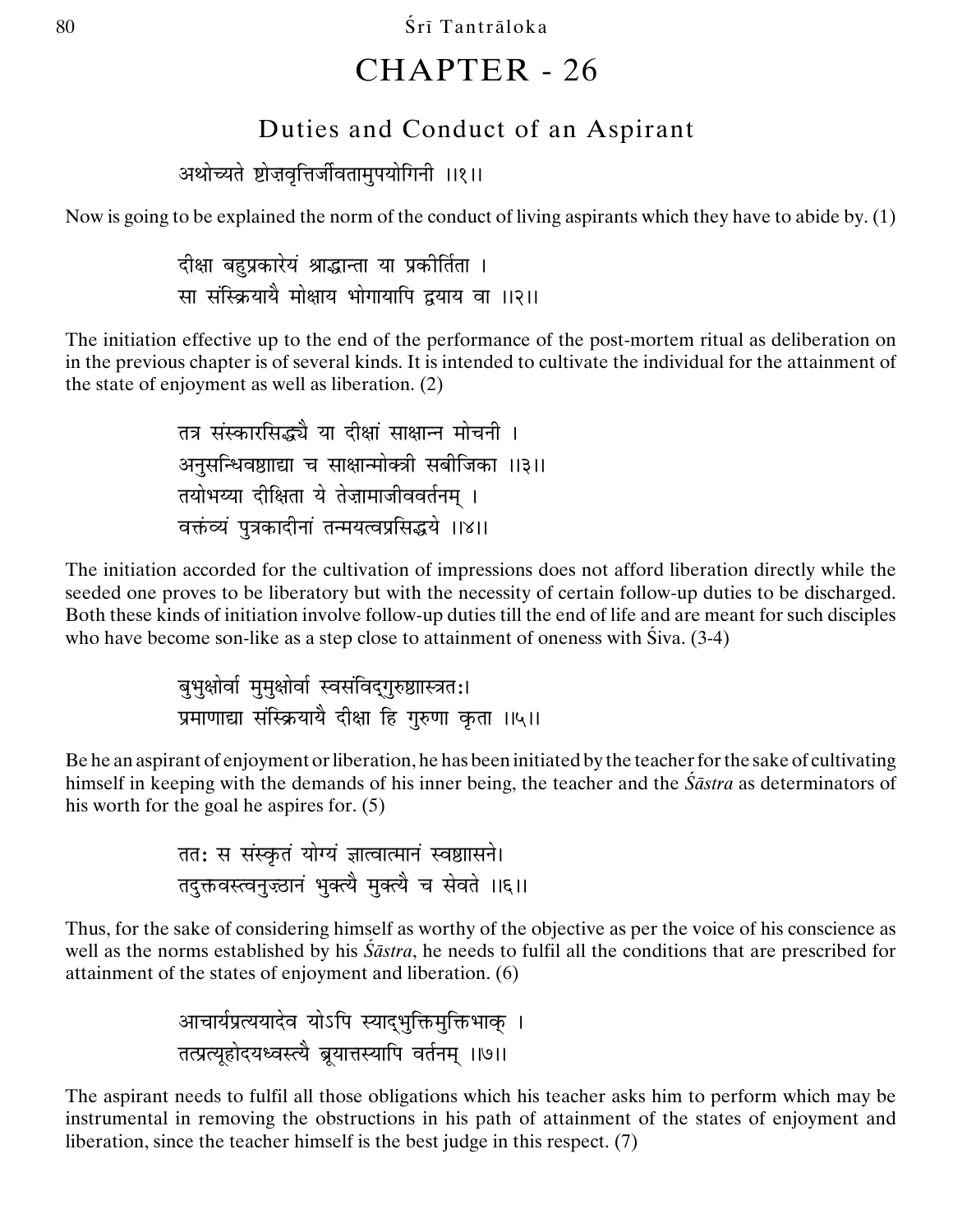# CHAPTER - 26

## Duties and Conduct of an Aspirant

अथोच्यते ह्येज्ञवृत्तिर्जीवतामुपयोगिनी ।।१।।

Now is going to be explained the norm of the conduct of living aspirants which they have to abide by. (1)

दीक्षा बहुप्रकारेयं श्राद्धान्ता या प्रकीर्तिता ।
सा संस्क्रियायै मोक्षाय भोगायापि द्वयाय वा ।।२।।

The initiation effective up to the end of the performance of the post-mortem ritual as deliberation on in the previous chapter is of several kinds. It is intended to cultivate the individual for the attainment of the state of enjoyment as well as liberation. (2)

तत्र संस्कारसिद्ध्यै या दीक्षां साक्षान्न मोचनी ।
अनुसन्धिवष्टाद्या च साक्षान्मोक्त्री सबीजिका ।।३।।
तयोभय्या दीक्षिता ये तेज्ञामाजीववर्तनम् ।
वक्तंव्यं पुत्रकादीनां तन्मयत्वप्रसिद्धये ।।४।।

The initiation accorded for the cultivation of impressions does not afford liberation directly while the seeded one proves to be liberatory but with the necessity of certain follow-up duties to be discharged. Both these kinds of initiation involve follow-up duties till the end of life and are meant for such disciples who have become son-like as a step close to attainment of oneness with Śiva. (3-4)

बुभुक्षोर्वा मुमुक्षोर्वा स्वसंविद्गुरुष्ठास्त्रत:।
प्रमाणाद्या संस्क्रियायै दीक्षा हि गुरुणा कृता ।।५।।

Be he an aspirant of enjoyment or liberation, he has been initiated by the teacher for the sake of cultivating himself in keeping with the demands of his inner being, the teacher and the *Śāstra* as determinators of his worth for the goal he aspires for. (5)

तत: स संस्कृतं योग्यं ज्ञात्वात्मानं स्वष्ठासने।
तदुक्तवस्त्वनुज्ठानं भुक्त्यै मुक्त्यै च सेवते ।।६।।

Thus, for the sake of considering himself as worthy of the objective as per the voice of his conscience as well as the norms established by his *Śāstra*, he needs to fulfil all the conditions that are prescribed for attainment of the states of enjoyment and liberation. (6)

आचार्यप्रत्ययादेव योऽपि स्याद्भुक्तिमुक्तिभाक् ।
तत्प्रत्यूहोदयध्वस्त्यै ब्रूयात्तस्यापि वर्तनम् ।।७।।

The aspirant needs to fulfil all those obligations which his teacher asks him to perform which may be instrumental in removing the obstructions in his path of attainment of the states of enjoyment and liberation, since the teacher himself is the best judge in this respect. (7)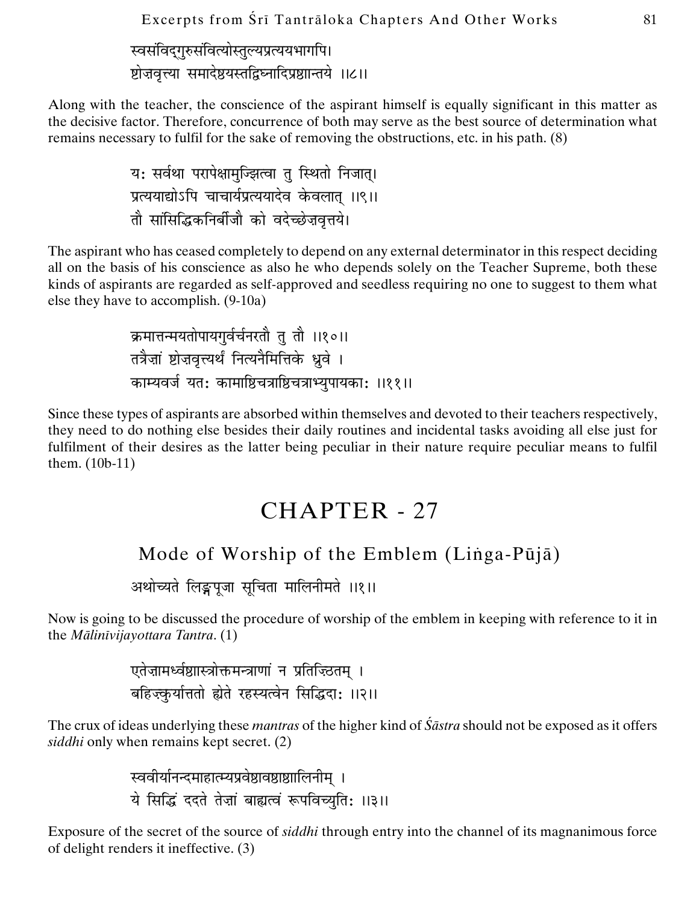स्वसंविद्गुरुसंवित्योस्तुल्यप्रत्ययभागपि।
ष्टोज़वृत्त्या समादेष्टयस्तद्विघ्नादिप्रष्ठान्तये ।।८।।

Along with the teacher, the conscience of the aspirant himself is equally significant in this matter as the decisive factor. Therefore, concurrence of both may serve as the best source of determination what remains necessary to fulfil for the sake of removing the obstructions, etc. in his path. (8)

यः सर्वथा परापेक्षामुज्झित्वा तु स्थितो निजात्।
प्रत्ययाद्योऽपि चाचार्यप्रत्ययादेव केवलात् ।।९।।
तौ सांसिद्धिकनिर्बीजौ को वदेच्छेज़वृत्तये।

The aspirant who has ceased completely to depend on any external determinator in this respect deciding all on the basis of his conscience as also he who depends solely on the Teacher Supreme, both these kinds of aspirants are regarded as self-approved and seedless requiring no one to suggest to them what else they have to accomplish. (9-10a)

क्रमात्तन्मयतोपायगुर्वर्चनरतौ तु तौ ।।१०।।
तत्रैज़ां ष्टोज़वृत्त्यर्थं नित्यनैमित्तिके ध्रुवे ।
काम्यवर्ज यतः कामाष्ठिचत्राष्ठिचत्राभ्युपायकाः ।।११।।

Since these types of aspirants are absorbed within themselves and devoted to their teachers respectively, they need to do nothing else besides their daily routines and incidental tasks avoiding all else just for fulfilment of their desires as the latter being peculiar in their nature require peculiar means to fulfil them. (10b-11)

# CHAPTER - 27

## Mode of Worship of the Emblem (Liṅga-Pūjā)

अथोच्यते लिङ्गपूजा सूचिता मालिनीमते ।।१।।

Now is going to be discussed the procedure of worship of the emblem in keeping with reference to it in the *Mālinīvijayottara Tantra*. (1)

एतेज़ामर्ध्वष्ठास्त्रोक्तमन्त्राणां न प्रतिज्ठितम् ।
बहिज़्कुर्यात्ततो ह्येते रहस्यत्वेन सिद्धिदाः ।।२।।

The crux of ideas underlying these *mantras* of the higher kind of *Śāstra* should not be exposed as it offers *siddhi* only when remains kept secret. (2)

स्ववीर्यानन्दमाहात्म्यप्रवेष्ठावष्ठाष्ठालिनीम् ।
ये सिद्धिं ददते तेज़ां बाह्यत्वं रूपविच्युतिः ।।३।।

Exposure of the secret of the source of *siddhi* through entry into the channel of its magnanimous force of delight renders it ineffective. (3)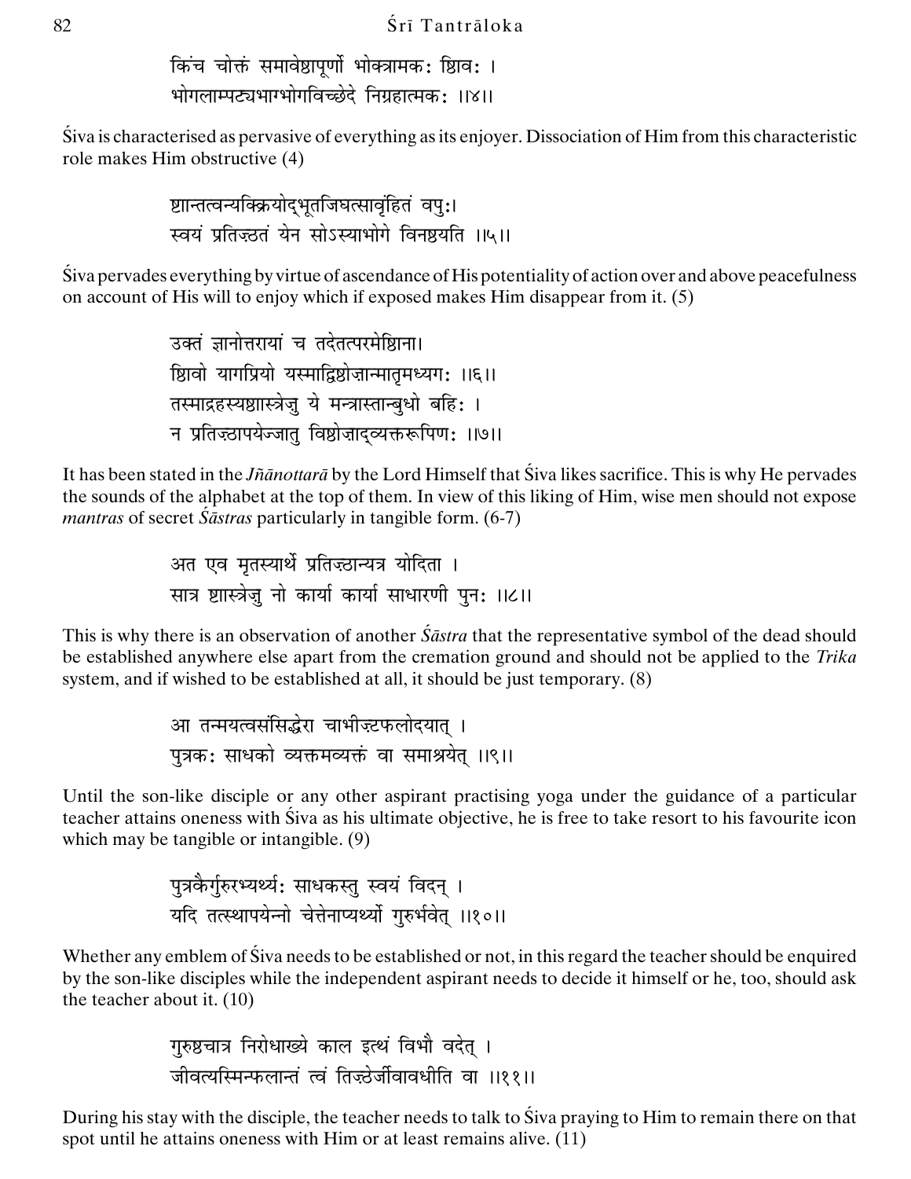किंच चोक्तं समावेशापूर्णो भोक्त्रात्मकः शिवः ।
भोगलाम्पट्यभाग्भोगविच्छेदे निग्रहात्मकः ।।४।।

Śiva is characterised as pervasive of everything as its enjoyer. Dissociation of Him from this characteristic role makes Him obstructive (4)

शान्तत्वन्यक्क्रियोद्भूतजिघत्सावृंहितं वपुः।
स्वयं प्रतिज्ठतं येन सोऽस्याभोगे विनश्यति ।।५।।

Śiva pervades everything by virtue of ascendance of His potentiality of action over and above peacefulness on account of His will to enjoy which if exposed makes Him disappear from it. (5)

उक्तं ज्ञानोत्तरायां च तदेतत्परमेशिना।
शिवो यागप्रियो यस्माद्विशेज़ान्मातृमध्यगः ।।६।।
तस्माद्रहस्यशास्त्रेजु ये मन्त्रास्तान्बुधो बहिः ।
न प्रतिज़्ठापयेज्जातु विशेज़ाद्व्यक्तरूपिणः ।।७।।

It has been stated in the *Jñānottarā* by the Lord Himself that Śiva likes sacrifice. This is why He pervades the sounds of the alphabet at the top of them. In view of this liking of Him, wise men should not expose *mantras* of secret *Śāstras* particularly in tangible form. (6-7)

अत एव मृतस्यार्थे प्रतिज़्ठान्यत्र योदिता ।
सात्र शास्त्रेजु नो कार्या कार्या साधारणी पुनः ।।८।।

This is why there is an observation of another *Śāstra* that the representative symbol of the dead should be established anywhere else apart from the cremation ground and should not be applied to the *Trika* system, and if wished to be established at all, it should be just temporary. (8)

आ तन्मयत्वसंसिद्धेरा चाभीज़्टफलोदयात् ।
पुत्रकः साधको व्यक्तमव्यक्तं वा समाश्रयेत् ।।९।।

Until the son-like disciple or any other aspirant practising yoga under the guidance of a particular teacher attains oneness with Śiva as his ultimate objective, he is free to take resort to his favourite icon which may be tangible or intangible. (9)

पुत्रकैर्गुरुरभ्यर्थ्यः साधकस्तु स्वयं विदन् ।
यदि तत्स्थापयेन्नो चेत्तेनाप्यर्थ्यो गुरुर्भवेत् ।।१०।।

Whether any emblem of Śiva needs to be established or not, in this regard the teacher should be enquired by the son-like disciples while the independent aspirant needs to decide it himself or he, too, should ask the teacher about it. (10)

गुरुश्चात्र निरोधाख्ये काल इत्थं विभौ वदेत् ।
जीवत्यस्मिन्फलान्तं त्वं तिज़्ठेर्जीवावधीति वा ।।११।।

During his stay with the disciple, the teacher needs to talk to Śiva praying to Him to remain there on that spot until he attains oneness with Him or at least remains alive. (11)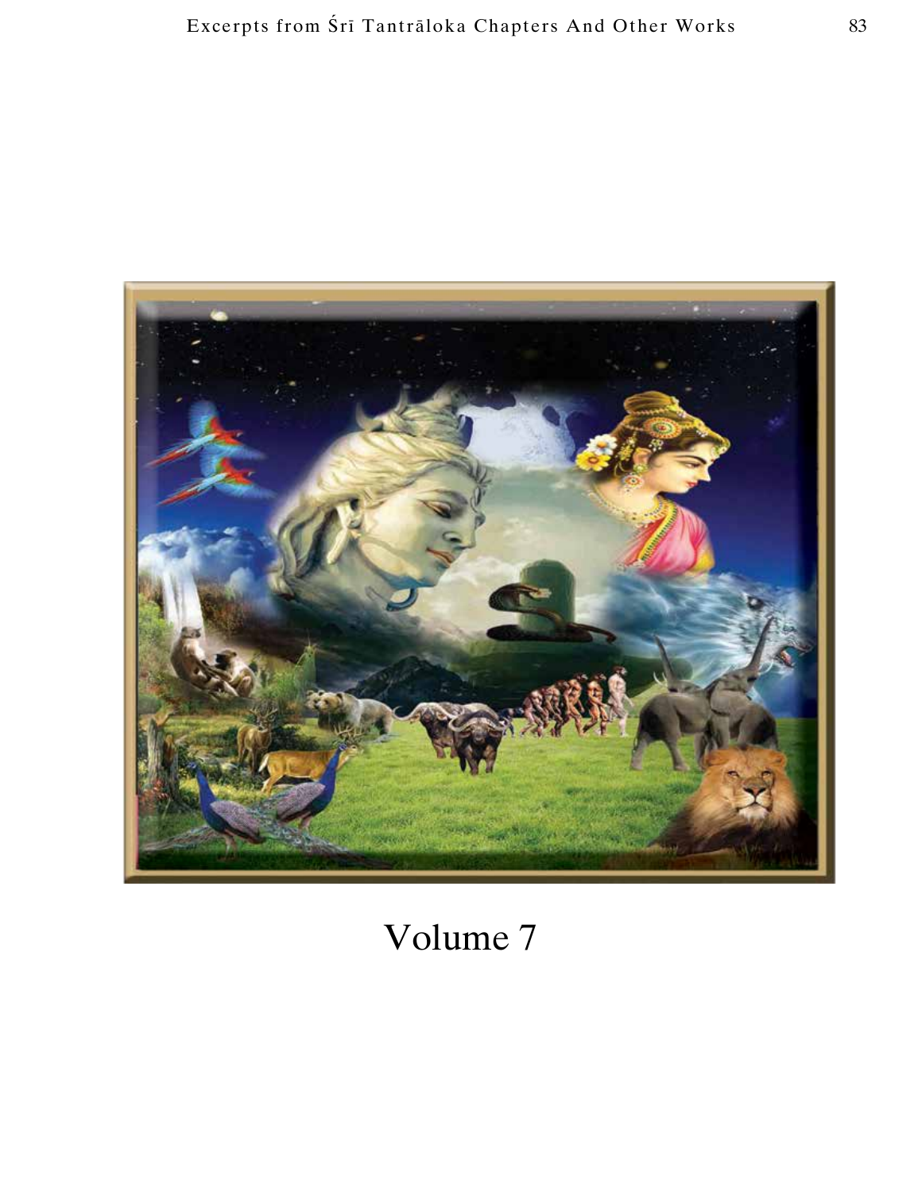Volume 7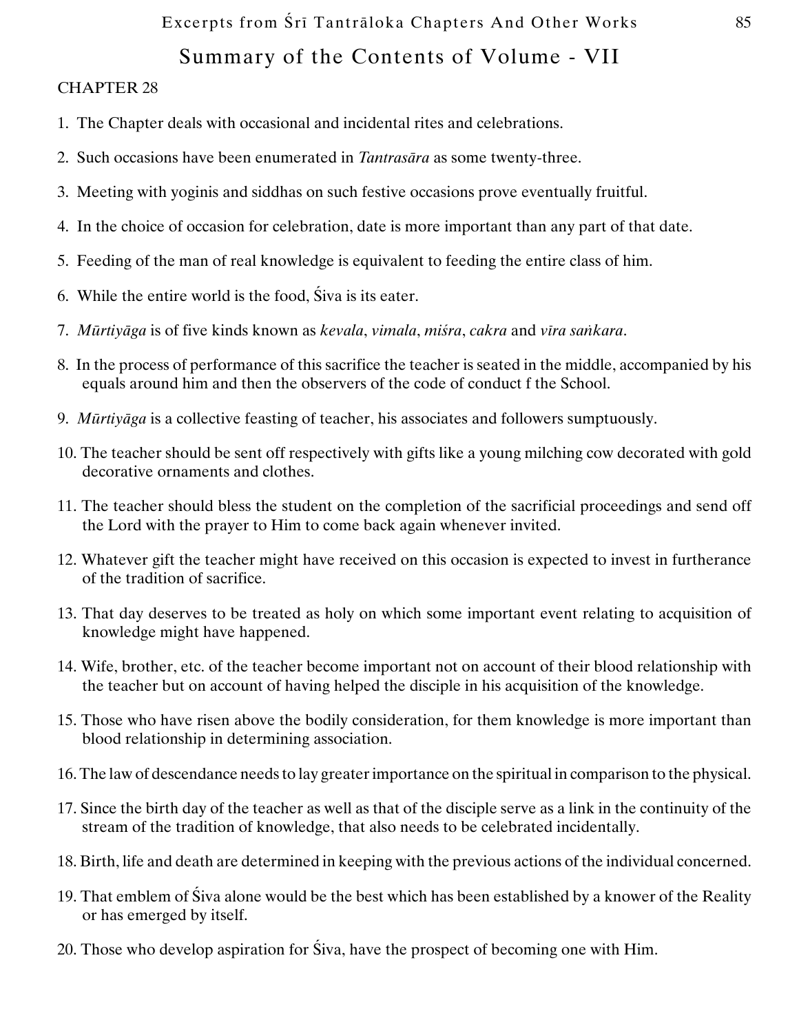## Summary of the Contents of Volume - VII

CHAPTER 28

1. The Chapter deals with occasional and incidental rites and celebrations.

2. Such occasions have been enumerated in *Tantrasāra* as some twenty-three.

3. Meeting with yoginis and siddhas on such festive occasions prove eventually fruitful.

4. In the choice of occasion for celebration, date is more important than any part of that date.

5. Feeding of the man of real knowledge is equivalent to feeding the entire class of him.

6. While the entire world is the food, Śiva is its eater.

7. *Mūrtiyāga* is of five kinds known as *kevala*, *vimala*, *miśra*, *cakra* and *vīra saṅkara*.

8. In the process of performance of this sacrifice the teacher is seated in the middle, accompanied by his equals around him and then the observers of the code of conduct f the School.

9. *Mūrtiyāga* is a collective feasting of teacher, his associates and followers sumptuously.

10. The teacher should be sent off respectively with gifts like a young milching cow decorated with gold decorative ornaments and clothes.

11. The teacher should bless the student on the completion of the sacrificial proceedings and send off the Lord with the prayer to Him to come back again whenever invited.

12. Whatever gift the teacher might have received on this occasion is expected to invest in furtherance of the tradition of sacrifice.

13. That day deserves to be treated as holy on which some important event relating to acquisition of knowledge might have happened.

14. Wife, brother, etc. of the teacher become important not on account of their blood relationship with the teacher but on account of having helped the disciple in his acquisition of the knowledge.

15. Those who have risen above the bodily consideration, for them knowledge is more important than blood relationship in determining association.

16. The law of descendance needs to lay greater importance on the spiritual in comparison to the physical.

17. Since the birth day of the teacher as well as that of the disciple serve as a link in the continuity of the stream of the tradition of knowledge, that also needs to be celebrated incidentally.

18. Birth, life and death are determined in keeping with the previous actions of the individual concerned.

19. That emblem of Śiva alone would be the best which has been established by a knower of the Reality or has emerged by itself.

20. Those who develop aspiration for Śiva, have the prospect of becoming one with Him.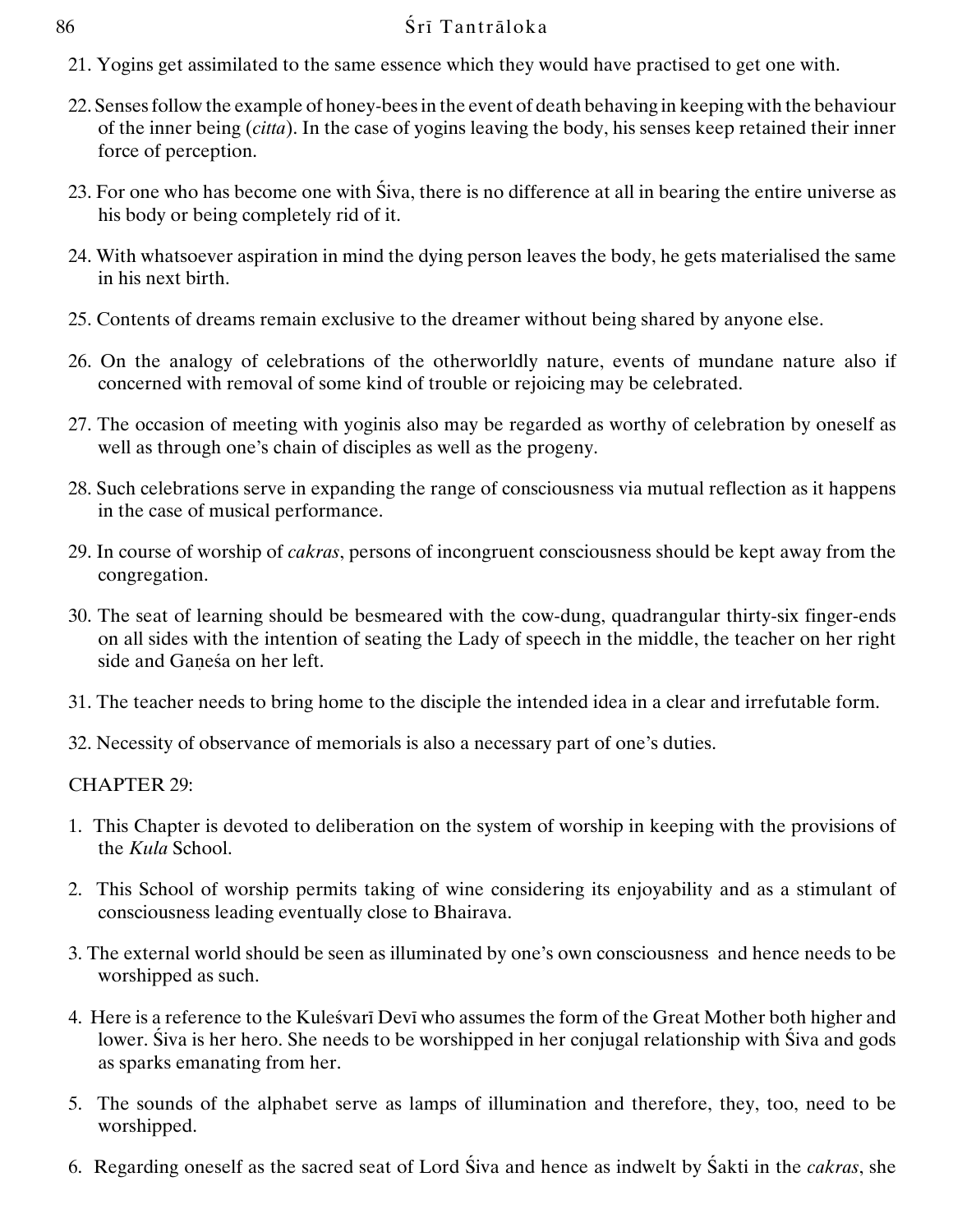21. Yogins get assimilated to the same essence which they would have practised to get one with.

22. Senses follow the example of honey-bees in the event of death behaving in keeping with the behaviour of the inner being (*citta*). In the case of yogins leaving the body, his senses keep retained their inner force of perception.

23. For one who has become one with Śiva, there is no difference at all in bearing the entire universe as his body or being completely rid of it.

24. With whatsoever aspiration in mind the dying person leaves the body, he gets materialised the same in his next birth.

25. Contents of dreams remain exclusive to the dreamer without being shared by anyone else.

26. On the analogy of celebrations of the otherworldly nature, events of mundane nature also if concerned with removal of some kind of trouble or rejoicing may be celebrated.

27. The occasion of meeting with yoginis also may be regarded as worthy of celebration by oneself as well as through one's chain of disciples as well as the progeny.

28. Such celebrations serve in expanding the range of consciousness via mutual reflection as it happens in the case of musical performance.

29. In course of worship of *cakras*, persons of incongruent consciousness should be kept away from the congregation.

30. The seat of learning should be besmeared with the cow-dung, quadrangular thirty-six finger-ends on all sides with the intention of seating the Lady of speech in the middle, the teacher on her right side and Gaṇeśa on her left.

31. The teacher needs to bring home to the disciple the intended idea in a clear and irrefutable form.

32. Necessity of observance of memorials is also a necessary part of one's duties.

CHAPTER 29:

1. This Chapter is devoted to deliberation on the system of worship in keeping with the provisions of the *Kula* School.

2. This School of worship permits taking of wine considering its enjoyability and as a stimulant of consciousness leading eventually close to Bhairava.

3. The external world should be seen as illuminated by one's own consciousness and hence needs to be worshipped as such.

4. Here is a reference to the Kuleśvarī Devī who assumes the form of the Great Mother both higher and lower. Śiva is her hero. She needs to be worshipped in her conjugal relationship with Śiva and gods as sparks emanating from her.

5. The sounds of the alphabet serve as lamps of illumination and therefore, they, too, need to be worshipped.

6. Regarding oneself as the sacred seat of Lord Śiva and hence as indwelt by Śakti in the *cakras*, she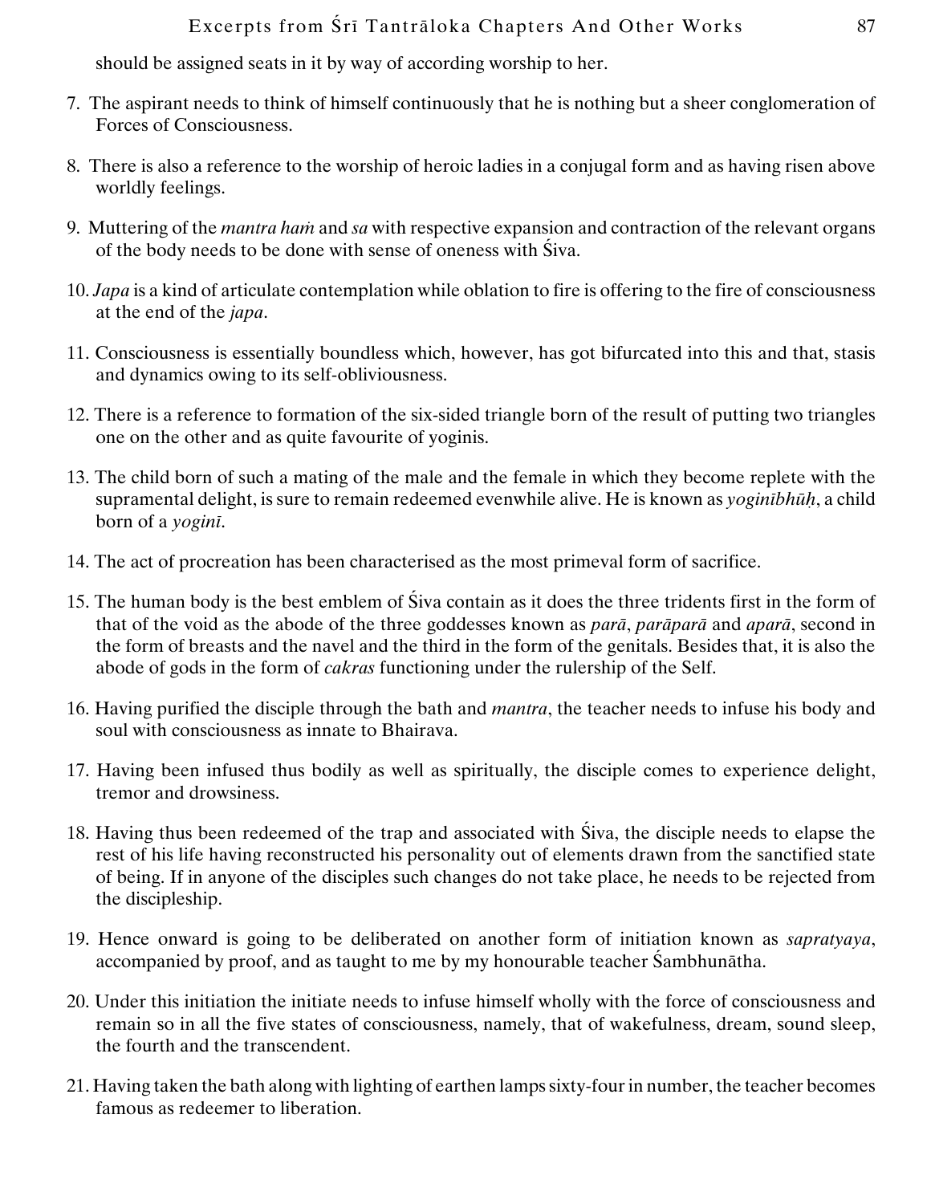should be assigned seats in it by way of according worship to her.

7. The aspirant needs to think of himself continuously that he is nothing but a sheer conglomeration of Forces of Consciousness.

8. There is also a reference to the worship of heroic ladies in a conjugal form and as having risen above worldly feelings.

9. Muttering of the *mantra haṁ* and *sa* with respective expansion and contraction of the relevant organs of the body needs to be done with sense of oneness with Śiva.

10. *Japa* is a kind of articulate contemplation while oblation to fire is offering to the fire of consciousness at the end of the *japa*.

11. Consciousness is essentially boundless which, however, has got bifurcated into this and that, stasis and dynamics owing to its self-obliviousness.

12. There is a reference to formation of the six-sided triangle born of the result of putting two triangles one on the other and as quite favourite of yoginis.

13. The child born of such a mating of the male and the female in which they become replete with the supramental delight, is sure to remain redeemed evenwhile alive. He is known as *yoginībhūḥ*, a child born of a *yoginī*.

14. The act of procreation has been characterised as the most primeval form of sacrifice.

15. The human body is the best emblem of Śiva contain as it does the three tridents first in the form of that of the void as the abode of the three goddesses known as *parā*, *parāparā* and *aparā*, second in the form of breasts and the navel and the third in the form of the genitals. Besides that, it is also the abode of gods in the form of *cakras* functioning under the rulership of the Self.

16. Having purified the disciple through the bath and *mantra*, the teacher needs to infuse his body and soul with consciousness as innate to Bhairava.

17. Having been infused thus bodily as well as spiritually, the disciple comes to experience delight, tremor and drowsiness.

18. Having thus been redeemed of the trap and associated with Śiva, the disciple needs to elapse the rest of his life having reconstructed his personality out of elements drawn from the sanctified state of being. If in anyone of the disciples such changes do not take place, he needs to be rejected from the discipleship.

19. Hence onward is going to be deliberated on another form of initiation known as *sapratyaya*, accompanied by proof, and as taught to me by my honourable teacher Śambhunātha.

20. Under this initiation the initiate needs to infuse himself wholly with the force of consciousness and remain so in all the five states of consciousness, namely, that of wakefulness, dream, sound sleep, the fourth and the transcendent.

21. Having taken the bath along with lighting of earthen lamps sixty-four in number, the teacher becomes famous as redeemer to liberation.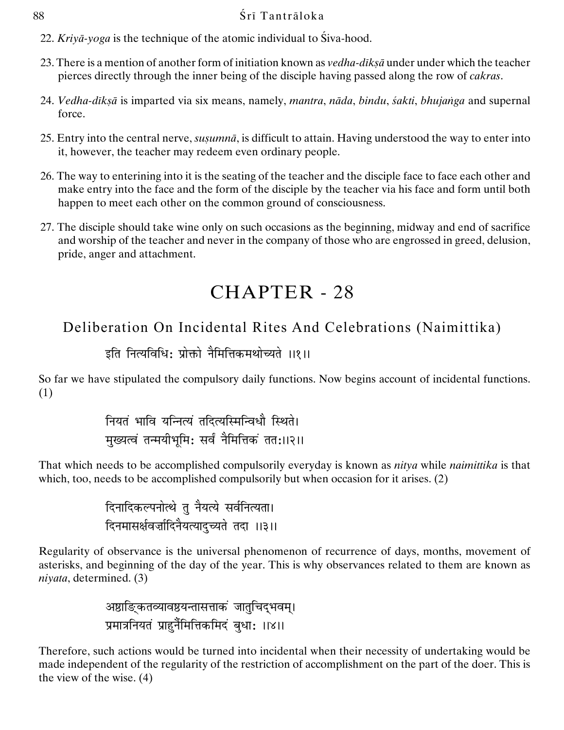22. *Kriyā-yoga* is the technique of the atomic individual to Śiva-hood.

23. There is a mention of another form of initiation known as *vedha-dīkṣā* under under which the teacher pierces directly through the inner being of the disciple having passed along the row of *cakras*.

24. *Vedha-dīkṣā* is imparted via six means, namely, *mantra*, *nāda*, *bindu*, *śakti*, *bhujaṅga* and supernal force.

25. Entry into the central nerve, *suṣumnā*, is difficult to attain. Having understood the way to enter into it, however, the teacher may redeem even ordinary people.

26. The way to enterining into it is the seating of the teacher and the disciple face to face each other and make entry into the face and the form of the disciple by the teacher via his face and form until both happen to meet each other on the common ground of consciousness.

27. The disciple should take wine only on such occasions as the beginning, midway and end of sacrifice and worship of the teacher and never in the company of those who are engrossed in greed, delusion, pride, anger and attachment.

# CHAPTER - 28

## Deliberation On Incidental Rites And Celebrations (Naimittika)

इति नित्यविधिः प्रोक्तो नैमित्तिकमथोच्यते ।।१।।

So far we have stipulated the compulsory daily functions. Now begins account of incidental functions. (1)

नियतं भावि यन्नित्यं तदित्यस्मिन्विधौ स्थिते।
मुख्यत्वं तन्मयीभूमिः सर्वं नैमित्तिकं ततः।।२।।

That which needs to be accomplished compulsorily everyday is known as *nitya* while *naimittika* is that which, too, needs to be accomplished compulsorily but when occasion for it arises. (2)

दिनादिकल्पनोत्थे तु नैयत्ये सर्वनित्यता।
दिनमासर्क्षवर्ज्यादिनैयत्यादुच्यते तदा ।।३।।

Regularity of observance is the universal phenomenon of recurrence of days, months, movement of asterisks, and beginning of the day of the year. This is why observances related to them are known as *niyata*, determined. (3)

अष्टाङ्कितव्यावष्टयन्तासत्ताकं जातुचिद्भवम्।
प्रमात्रनियतं प्राहुर्नैमित्तिकमिदं बुधाः ।।४।।

Therefore, such actions would be turned into incidental when their necessity of undertaking would be made independent of the regularity of the restriction of accomplishment on the part of the doer. This is the view of the wise. (4)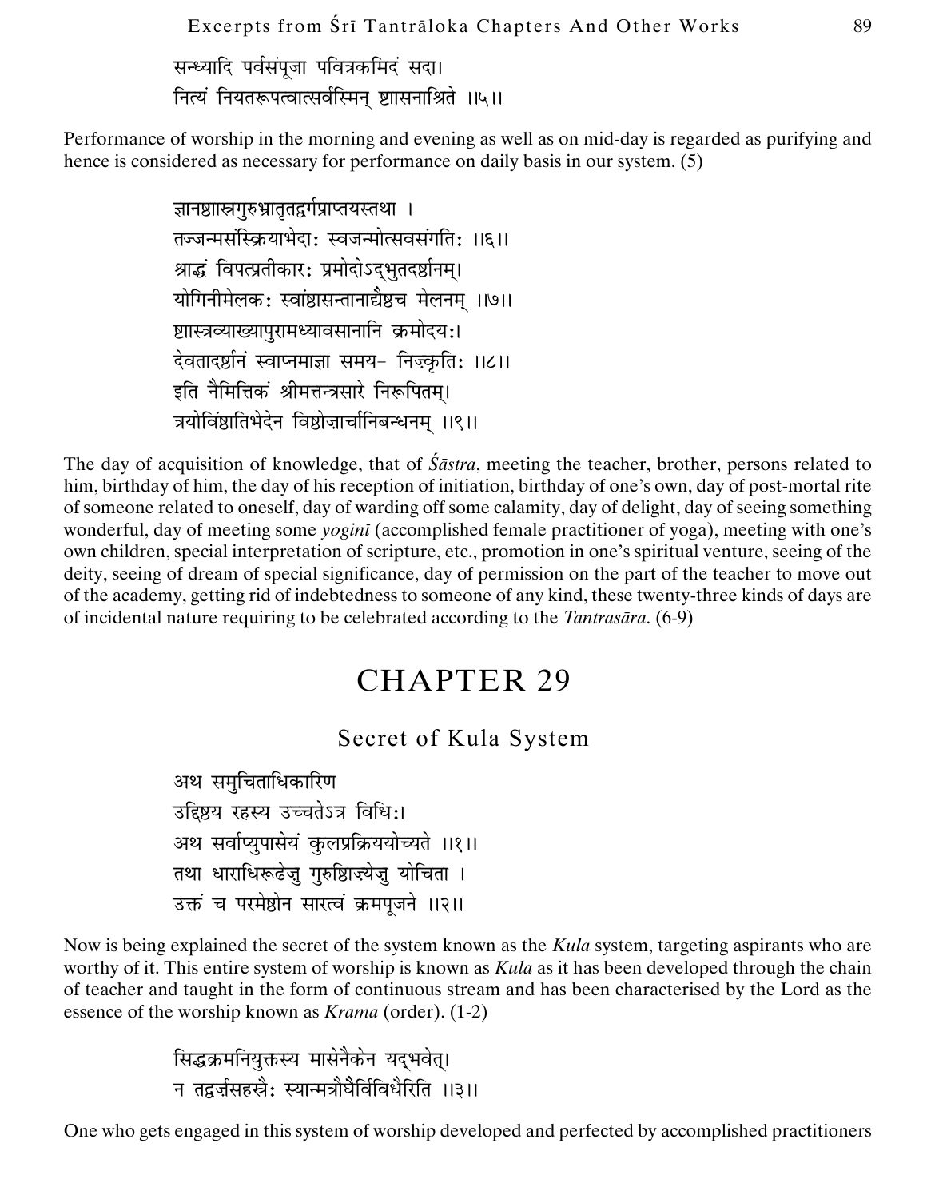सन्ध्यादि पर्वसंपूजा पवित्रकमिदं सदा।
नित्यं नियतरूपत्वात्सर्वस्मिन् ष्टासनाश्रिते ।।५।।

Performance of worship in the morning and evening as well as on mid-day is regarded as purifying and hence is considered as necessary for performance on daily basis in our system. (5)

ज्ञानष्टास्त्रगुरुभ्रातृतद्वर्गप्राप्तयस्तथा ।
तज्जन्मसंस्क्रियाभेदाः स्वजन्मोत्सवसंगतिः ।।६।।
श्राद्धं विपत्प्रतीकारः प्रमोदोऽद्भुतदर्षनम्।
योगिनीमेलकः स्वांष्टासन्तानाद्यैष्टच मेलनम् ।।७।।
ष्टास्त्रव्याख्यापुरामध्यावसानानि क्रमोदयः।
देवतादर्षनं स्वाप्नमाज्ञा समय- निज्कृतिः ।।८।।
इति नैमित्तिकं श्रीमत्तन्त्रसारे निरूपितम्।
त्रयोविंष्टातिभेदेन विष्टोज़ार्चानिबन्धनम् ।।९।।

The day of acquisition of knowledge, that of *Śāstra*, meeting the teacher, brother, persons related to him, birthday of him, the day of his reception of initiation, birthday of one's own, day of post-mortal rite of someone related to oneself, day of warding off some calamity, day of delight, day of seeing something wonderful, day of meeting some *yoginī* (accomplished female practitioner of yoga), meeting with one's own children, special interpretation of scripture, etc., promotion in one's spiritual venture, seeing of the deity, seeing of dream of special significance, day of permission on the part of the teacher to move out of the academy, getting rid of indebtedness to someone of any kind, these twenty-three kinds of days are of incidental nature requiring to be celebrated according to the *Tantrasāra*. (6-9)

# CHAPTER 29

## Secret of Kula System

अथ समुचिताधिकारिण
उद्दिष्टय रहस्य उच्चतेऽत्र विधिः।
अथ सर्वाप्युपासेयं कुलप्रक्रिययोच्यते ।।१।।
तथा धाराधिरूढेजु गुरुष्टिाज्येजु योचिता ।
उक्तं च परमेष्टोन सारत्वं क्रमपूजने ।।२।।

Now is being explained the secret of the system known as the *Kula* system, targeting aspirants who are worthy of it. This entire system of worship is known as *Kula* as it has been developed through the chain of teacher and taught in the form of continuous stream and has been characterised by the Lord as the essence of the worship known as *Krama* (order). (1-2)

सिद्धक्रमनियुक्तस्य मासेनैकेन यद्भवेत्।
न तद्वर्ज़सहस्त्रैः स्यान्मत्रौघैर्विविधैरिति ।।३।।

One who gets engaged in this system of worship developed and perfected by accomplished practitioners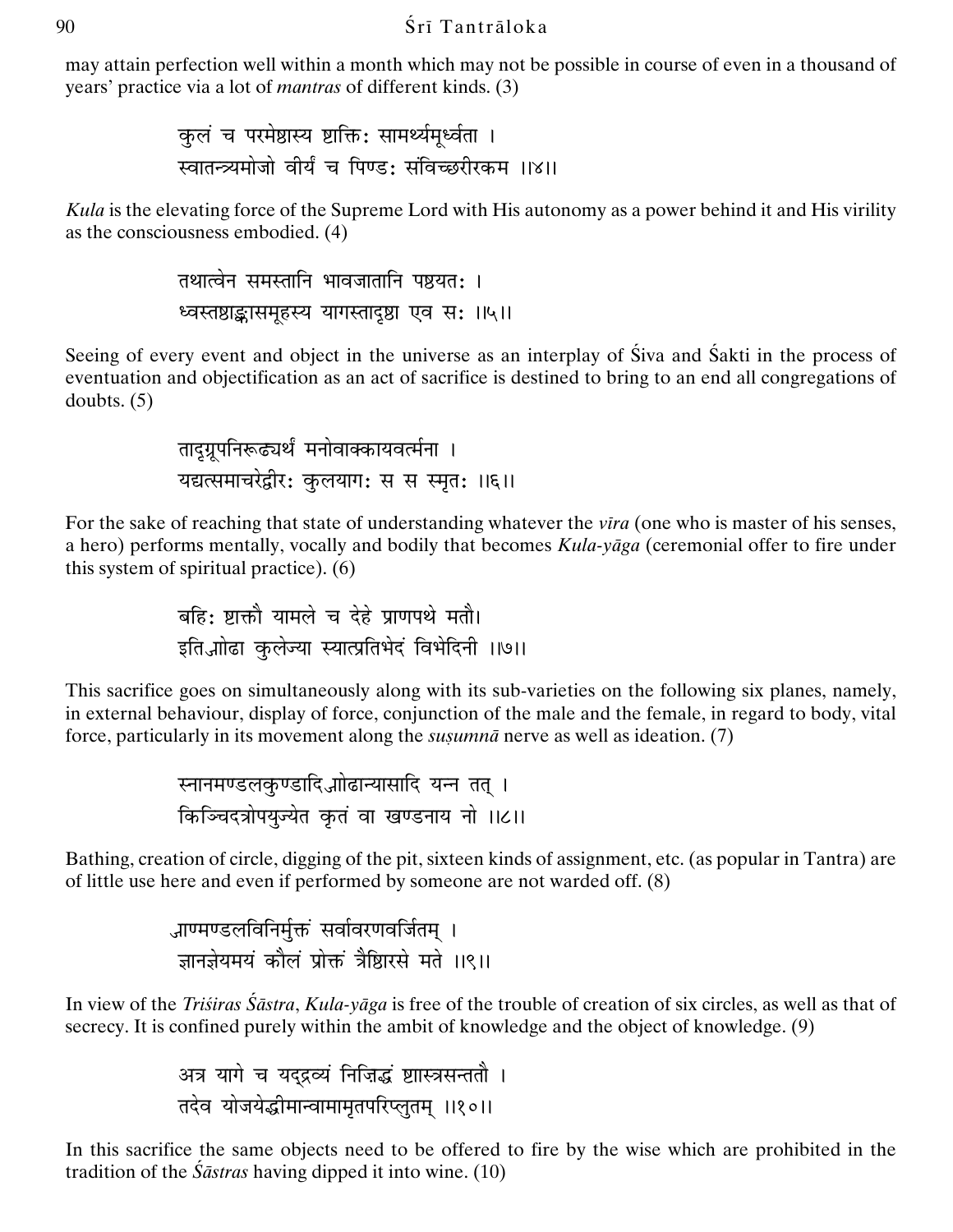may attain perfection well within a month which may not be possible in course of even in a thousand of years' practice via a lot of *mantras* of different kinds. (3)

कुलं च परमेष्ठास्य ष्टाक्तिः सामर्थ्यमूर्ध्वता ।
स्वातन्त्र्यमोजो वीर्यं च पिण्डः संविच्छरीरकम ।।४।।

*Kula* is the elevating force of the Supreme Lord with His autonomy as a power behind it and His virility as the consciousness embodied. (4)

तथात्वेन समस्तानि भावजातानि पष्ठयतः ।
ध्वस्तष्टाङ्कासमूहस्य यागस्तादृष्टा एव सः ।।५।।

Seeing of every event and object in the universe as an interplay of Śiva and Śakti in the process of eventuation and objectification as an act of sacrifice is destined to bring to an end all congregations of doubts. (5)

तादृग्रूपनिरूढ्यर्थं मनोवाक्कायवर्त्मना ।
यद्यत्समाचरेद्वीरः कुलयागः स स स्मृतः ।।६।।

For the sake of reaching that state of understanding whatever the *vīra* (one who is master of his senses, a hero) performs mentally, vocally and bodily that becomes *Kula-yāga* (ceremonial offer to fire under this system of spiritual practice). (6)

बहिः ष्टाक्तौ यामले च देहे प्राणपथे मतौ।
इतिञ्ञोढा कुलेज्या स्यात्प्रतिभेदं विभेदिनी ।।७।।

This sacrifice goes on simultaneously along with its sub-varieties on the following six planes, namely, in external behaviour, display of force, conjunction of the male and the female, in regard to body, vital force, particularly in its movement along the *suṣumnā* nerve as well as ideation. (7)

स्नानमण्डलकुण्डादिञ्ञोढान्यासादि यन्न तत् ।
किञ्चिदत्रोपयुज्येत कृतं वा खण्डनाय नो ।।८।।

Bathing, creation of circle, digging of the pit, sixteen kinds of assignment, etc. (as popular in Tantra) are of little use here and even if performed by someone are not warded off. (8)

ञाण्मण्डलविनिर्मुक्तं सर्वावरणवर्जितम् ।
ज्ञानज्ञेयमयं कौलं प्रोक्तं त्रैष्टिारसे मते ।।९।।

In view of the *Triśiras Śāstra*, *Kula-yāga* is free of the trouble of creation of six circles, as well as that of secrecy. It is confined purely within the ambit of knowledge and the object of knowledge. (9)

अत्र यागे च यद्द्रव्यं निज्ञिद्धं ष्टाास्त्रसन्ततौ ।
तदेव योजयेद्धीमान्वामामृतपरिप्लुतम् ।।१०।।

In this sacrifice the same objects need to be offered to fire by the wise which are prohibited in the tradition of the *Śāstras* having dipped it into wine. (10)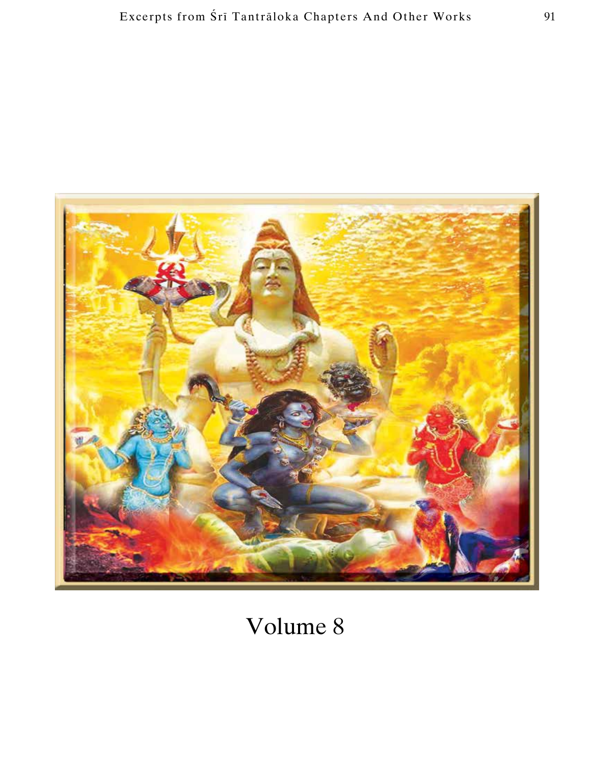# Volume 8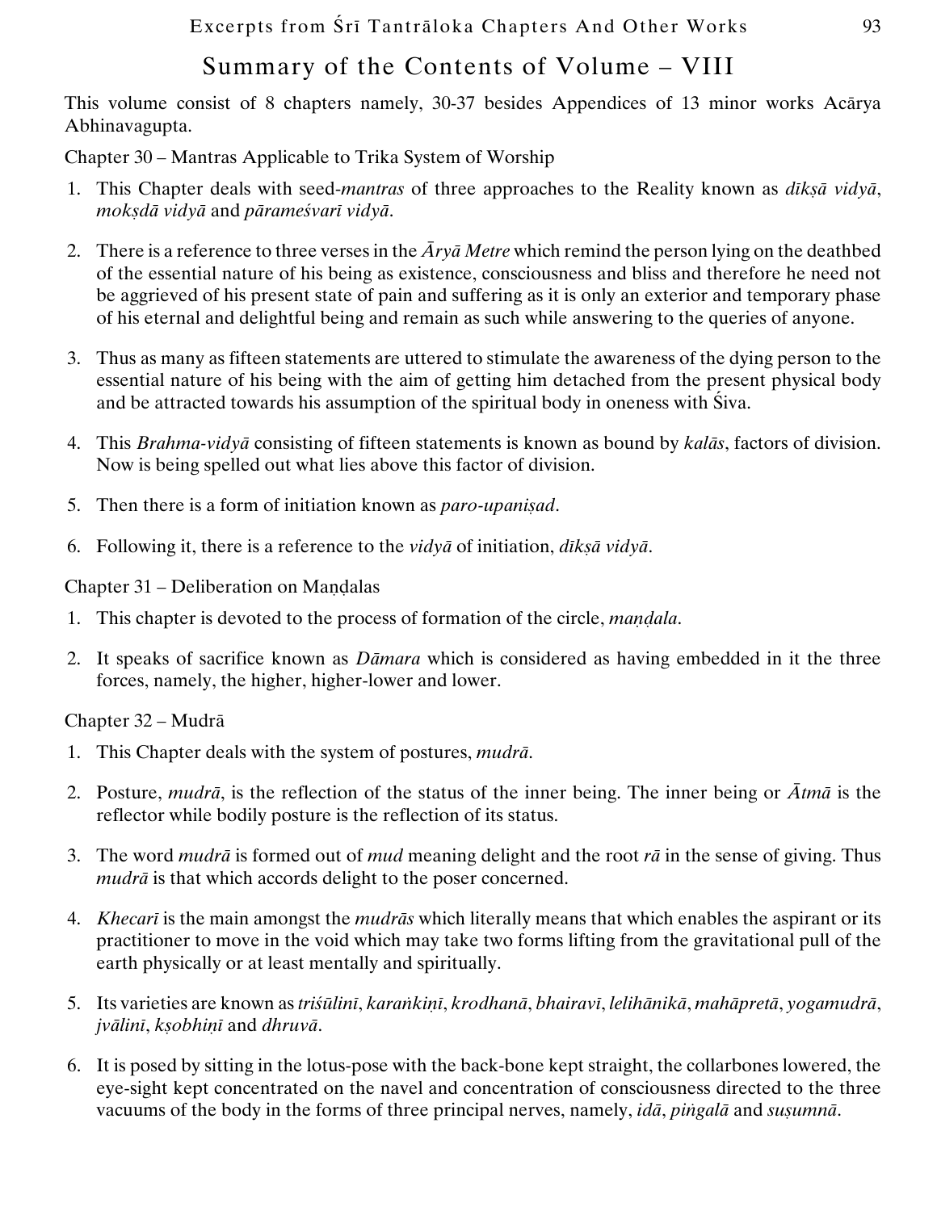## Summary of the Contents of Volume – VIII

This volume consist of 8 chapters namely, 30-37 besides Appendices of 13 minor works Acārya Abhinavagupta.

Chapter 30 – Mantras Applicable to Trika System of Worship

1. This Chapter deals with seed-*mantras* of three approaches to the Reality known as *dīkṣā vidyā*, *mokṣdā vidyā* and *pārameśvarī vidyā*.

2. There is a reference to three verses in the *Āryā Metre* which remind the person lying on the deathbed of the essential nature of his being as existence, consciousness and bliss and therefore he need not be aggrieved of his present state of pain and suffering as it is only an exterior and temporary phase of his eternal and delightful being and remain as such while answering to the queries of anyone.

3. Thus as many as fifteen statements are uttered to stimulate the awareness of the dying person to the essential nature of his being with the aim of getting him detached from the present physical body and be attracted towards his assumption of the spiritual body in oneness with Śiva.

4. This *Brahma-vidyā* consisting of fifteen statements is known as bound by *kalās*, factors of division. Now is being spelled out what lies above this factor of division.

5. Then there is a form of initiation known as *paro-upaniṣad*.

6. Following it, there is a reference to the *vidyā* of initiation, *dīkṣā vidyā*.

Chapter 31 – Deliberation on Maṇḍalas

1. This chapter is devoted to the process of formation of the circle, *maṇḍala*.

2. It speaks of sacrifice known as *Dāmara* which is considered as having embedded in it the three forces, namely, the higher, higher-lower and lower.

Chapter 32 – Mudrā

1. This Chapter deals with the system of postures, *mudrā*.

2. Posture, *mudrā*, is the reflection of the status of the inner being. The inner being or *Ātmā* is the reflector while bodily posture is the reflection of its status.

3. The word *mudrā* is formed out of *mud* meaning delight and the root *rā* in the sense of giving. Thus *mudrā* is that which accords delight to the poser concerned.

4. *Khecarī* is the main amongst the *mudrās* which literally means that which enables the aspirant or its practitioner to move in the void which may take two forms lifting from the gravitational pull of the earth physically or at least mentally and spiritually.

5. Its varieties are known as *triśūlinī*, *karaṅkiṇī*, *krodhanā*, *bhairavī*, *lelihānikā*, *mahāpretā*, *yogamudrā*, *jvālinī*, *kṣobhiṇī* and *dhruvā*.

6. It is posed by sitting in the lotus-pose with the back-bone kept straight, the collarbones lowered, the eye-sight kept concentrated on the navel and concentration of consciousness directed to the three vacuums of the body in the forms of three principal nerves, namely, *idā*, *piṅgalā* and *suṣumnā*.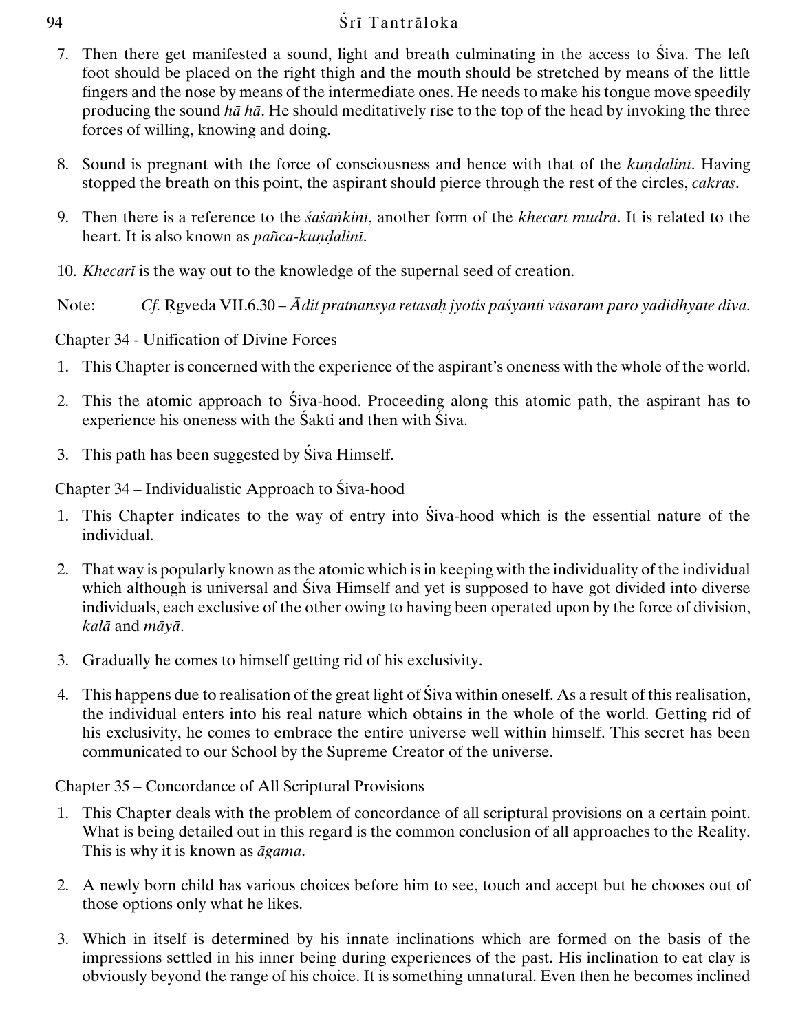7. Then there get manifested a sound, light and breath culminating in the access to Śiva. The left foot should be placed on the right thigh and the mouth should be stretched by means of the little fingers and the nose by means of the intermediate ones. He needs to make his tongue move speedily producing the sound *hā hā*. He should meditatively rise to the top of the head by invoking the three forces of willing, knowing and doing.

8. Sound is pregnant with the force of consciousness and hence with that of the *kuṇḍalinī*. Having stopped the breath on this point, the aspirant should pierce through the rest of the circles, *cakras*.

9. Then there is a reference to the *śaśāṅkinī*, another form of the *khecarī mudrā*. It is related to the heart. It is also known as *pañca-kuṇḍalinī*.

10. *Khecarī* is the way out to the knowledge of the supernal seed of creation.

Note: *Cf.* Ṛgveda VII.6.30 – *Ādit pratnansya retasaḥ jyotis paśyanti vāsaram paro yadidhyate diva*.

Chapter 34 - Unification of Divine Forces

1. This Chapter is concerned with the experience of the aspirant's oneness with the whole of the world.

2. This the atomic approach to Śiva-hood. Proceeding along this atomic path, the aspirant has to experience his oneness with the Śakti and then with Śiva.

3. This path has been suggested by Śiva Himself.

Chapter 34 – Individualistic Approach to Śiva-hood

1. This Chapter indicates to the way of entry into Śiva-hood which is the essential nature of the individual.

2. That way is popularly known as the atomic which is in keeping with the individuality of the individual which although is universal and Śiva Himself and yet is supposed to have got divided into diverse individuals, each exclusive of the other owing to having been operated upon by the force of division, *kalā* and *māyā*.

3. Gradually he comes to himself getting rid of his exclusivity.

4. This happens due to realisation of the great light of Śiva within oneself. As a result of this realisation, the individual enters into his real nature which obtains in the whole of the world. Getting rid of his exclusivity, he comes to embrace the entire universe well within himself. This secret has been communicated to our School by the Supreme Creator of the universe.

Chapter 35 – Concordance of All Scriptural Provisions

1. This Chapter deals with the problem of concordance of all scriptural provisions on a certain point. What is being detailed out in this regard is the common conclusion of all approaches to the Reality. This is why it is known as *āgama*.

2. A newly born child has various choices before him to see, touch and accept but he chooses out of those options only what he likes.

3. Which in itself is determined by his innate inclinations which are formed on the basis of the impressions settled in his inner being during experiences of the past. His inclination to eat clay is obviously beyond the range of his choice. It is something unnatural. Even then he becomes inclined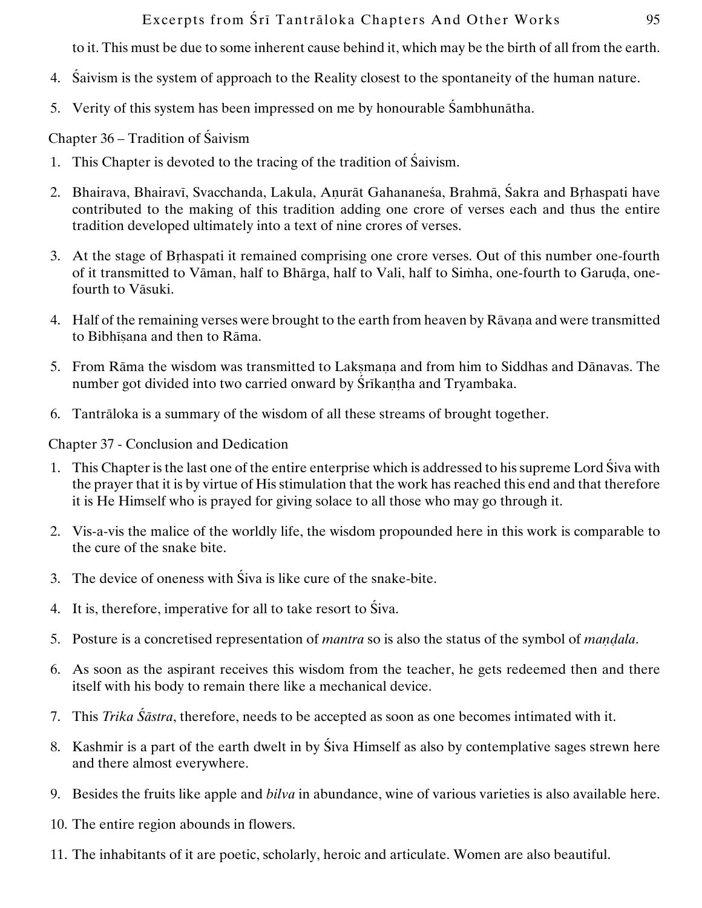to it. This must be due to some inherent cause behind it, which may be the birth of all from the earth.

4. Śaivism is the system of approach to the Reality closest to the spontaneity of the human nature.
5. Verity of this system has been impressed on me by honourable Śambhunātha.

Chapter 36 – Tradition of Śaivism

1. This Chapter is devoted to the tracing of the tradition of Śaivism.
2. Bhairava, Bhairavī, Svacchanda, Lakula, Aṇurāt Gahananeśa, Brahmā, Śakra and Bṛhaspati have contributed to the making of this tradition adding one crore of verses each and thus the entire tradition developed ultimately into a text of nine crores of verses.
3. At the stage of Bṛhaspati it remained comprising one crore verses. Out of this number one-fourth of it transmitted to Vāman, half to Bhārga, half to Vali, half to Siṁha, one-fourth to Garuḍa, one-fourth to Vāsuki.
4. Half of the remaining verses were brought to the earth from heaven by Rāvaṇa and were transmitted to Bibhīṣana and then to Rāma.
5. From Rāma the wisdom was transmitted to Lakṣmaṇa and from him to Siddhas and Dānavas. The number got divided into two carried onward by Śrīkaṇṭha and Tryambaka.
6. Tantrāloka is a summary of the wisdom of all these streams of brought together.

Chapter 37 - Conclusion and Dedication

1. This Chapter is the last one of the entire enterprise which is addressed to his supreme Lord Śiva with the prayer that it is by virtue of His stimulation that the work has reached this end and that therefore it is He Himself who is prayed for giving solace to all those who may go through it.
2. Vis-a-vis the malice of the worldly life, the wisdom propounded here in this work is comparable to the cure of the snake bite.
3. The device of oneness with Śiva is like cure of the snake-bite.
4. It is, therefore, imperative for all to take resort to Śiva.
5. Posture is a concretised representation of *mantra* so is also the status of the symbol of *maṇḍala*.
6. As soon as the aspirant receives this wisdom from the teacher, he gets redeemed then and there itself with his body to remain there like a mechanical device.
7. This *Trika Śāstra*, therefore, needs to be accepted as soon as one becomes intimated with it.
8. Kashmir is a part of the earth dwelt in by Śiva Himself as also by contemplative sages strewn here and there almost everywhere.
9. Besides the fruits like apple and *bilva* in abundance, wine of various varieties is also available here.
10. The entire region abounds in flowers.
11. The inhabitants of it are poetic, scholarly, heroic and articulate. Women are also beautiful.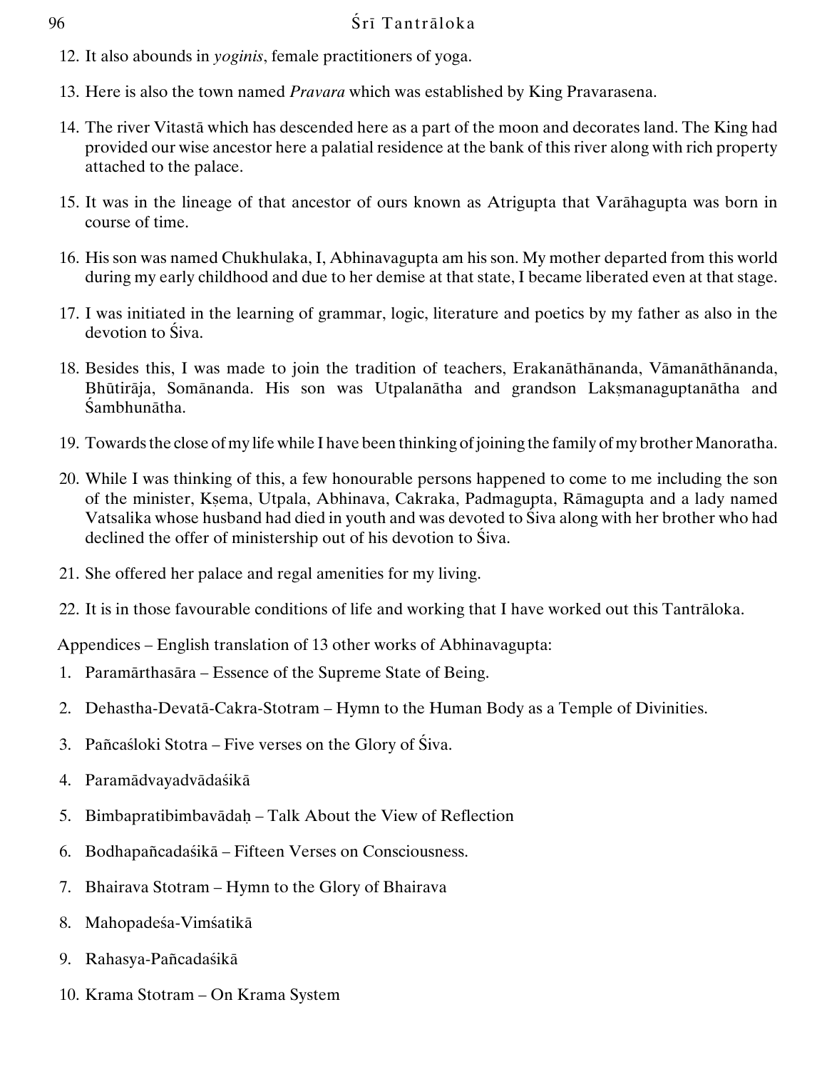12. It also abounds in *yoginis*, female practitioners of yoga.

13. Here is also the town named *Pravara* which was established by King Pravarasena.

14. The river Vitastā which has descended here as a part of the moon and decorates land. The King had provided our wise ancestor here a palatial residence at the bank of this river along with rich property attached to the palace.

15. It was in the lineage of that ancestor of ours known as Atrigupta that Varāhagupta was born in course of time.

16. His son was named Chukhulaka, I, Abhinavagupta am his son. My mother departed from this world during my early childhood and due to her demise at that state, I became liberated even at that stage.

17. I was initiated in the learning of grammar, logic, literature and poetics by my father as also in the devotion to Śiva.

18. Besides this, I was made to join the tradition of teachers, Erakanāthānanda, Vāmanāthānanda, Bhūtirāja, Somānanda. His son was Utpalanātha and grandson Lakṣmanaguptanātha and Śambhunātha.

19. Towards the close of my life while I have been thinking of joining the family of my brother Manoratha.

20. While I was thinking of this, a few honourable persons happened to come to me including the son of the minister, Kṣema, Utpala, Abhinava, Cakraka, Padmagupta, Rāmagupta and a lady named Vatsalika whose husband had died in youth and was devoted to Śiva along with her brother who had declined the offer of ministership out of his devotion to Śiva.

21. She offered her palace and regal amenities for my living.

22. It is in those favourable conditions of life and working that I have worked out this Tantrāloka.

Appendices – English translation of 13 other works of Abhinavagupta:

1. Paramārthasāra – Essence of the Supreme State of Being.
2. Dehastha-Devatā-Cakra-Stotram – Hymn to the Human Body as a Temple of Divinities.
3. Pañcaśloki Stotra – Five verses on the Glory of Śiva.
4. Paramādvayadvādaśikā
5. Bimbapratibimbavādaḥ – Talk About the View of Reflection
6. Bodhapañcadaśikā – Fifteen Verses on Consciousness.
7. Bhairava Stotram – Hymn to the Glory of Bhairava
8. Mahopadeśa-Vimśatikā
9. Rahasya-Pañcadaśikā
10. Krama Stotram – On Krama System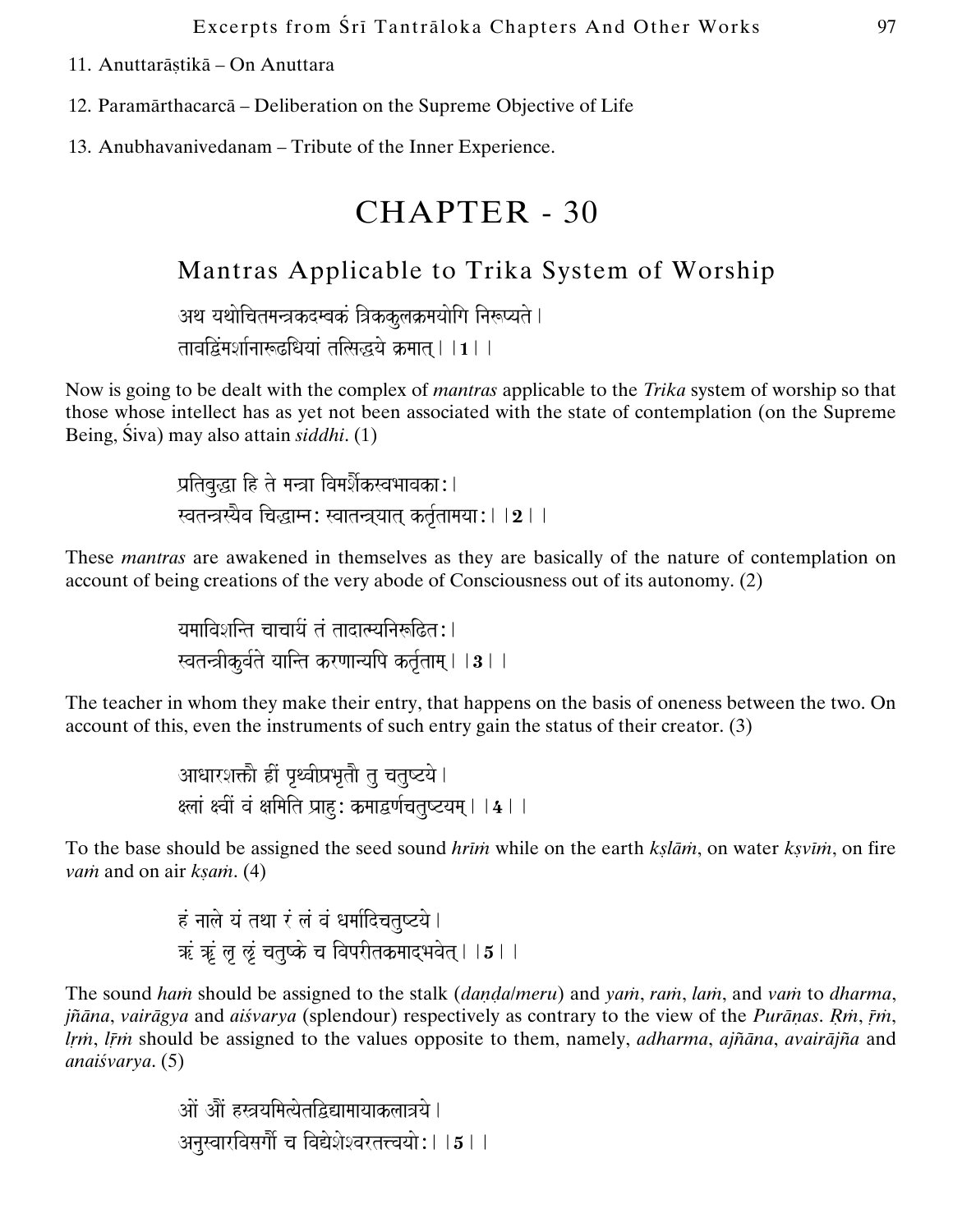11. Anuttarāṣṭikā – On Anuttara

12. Paramārthacarcā – Deliberation on the Supreme Objective of Life

13. Anubhavanivedanam – Tribute of the Inner Experience.

# CHAPTER - 30

## Mantras Applicable to Trika System of Worship

अथ यथोचितमन्त्रकदम्बकं त्रिककुलक्रमयोगि निरूप्यते।
तावद्विमर्शनारूढधियां तत्सिद्धये क्रमात्।।**1**।।

Now is going to be dealt with the complex of *mantras* applicable to the *Trika* system of worship so that those whose intellect has as yet not been associated with the state of contemplation (on the Supreme Being, Śiva) may also attain *siddhi*. (1)

प्रतिबुद्धा हि ते मन्त्रा विमर्शैकस्वभावकाः।
स्वतन्त्रस्यैव चिद्धाम्नः स्वातन्त्र्यात् कर्तृतामयाः।।**2**।।

These *mantras* are awakened in themselves as they are basically of the nature of contemplation on account of being creations of the very abode of Consciousness out of its autonomy. (2)

यमाविशन्ति चाचार्यं तं तादात्म्यनिरूढितः।
स्वतन्त्रीकुर्वते यान्ति करणान्यपि कर्तृताम्।।**3**।।

The teacher in whom they make their entry, that happens on the basis of oneness between the two. On account of this, even the instruments of such entry gain the status of their creator. (3)

आधारशक्तौ ह्रीं पृथ्वीप्रभृतौ तु चतुष्टये।
क्ष्लां क्ष्वीं वं क्षमिति प्राहुः क्रमाद्वर्णचतुष्टयम्।।**4**।।

To the base should be assigned the seed sound *hrīṁ* while on the earth *kṣlāṁ*, on water *kṣvīṁ*, on fire *vaṁ* and on air *kṣaṁ*. (4)

हं नाले यं तथा रं लं वं धर्मादिचतुष्टये।
ऋं ॠं लृ ॡं चतुष्के च विपरीतक्रमाद्भवेत्।।**5**।।

The sound *haṁ* should be assigned to the stalk (*daṇḍa*/*meru*) and *yaṁ*, *raṁ*, *laṁ*, and *vaṁ* to *dharma*, *jñāna*, *vairāgya* and *aiśvarya* (splendour) respectively as contrary to the view of the *Purāṇas*. *Ṛṁ*, *ṝṁ*, *lṛṁ*, *lṝṁ* should be assigned to the values opposite to them, namely, *adharma*, *ajñāna*, *avairājña* and *anaiśvarya*. (5)

ओं औं हस्त्रयमित्येतद्विद्यामायाकलात्रये।
अनुस्वारविसर्गौ च विद्येशेश्वरतत्त्वयोः।।**5**।।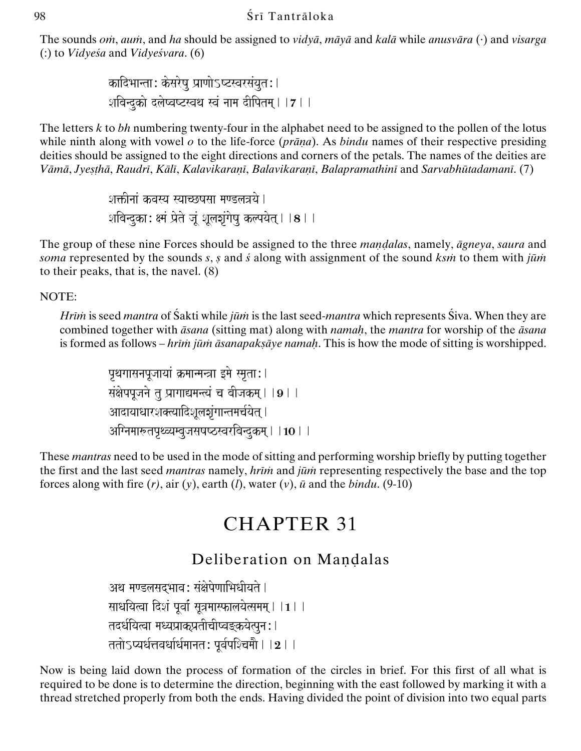The sounds *oṁ*, *auṁ*, and *ha* should be assigned to *vidyā*, *māyā* and *kalā* while *anusvāra* (·) and *visarga* (:) to *Vidyeśa* and *Vidyeśvara*. (6)

> कादिभान्ताः केसरेषु प्राणोऽष्टस्वरसंयुतः।
> शबिन्दुको दलेष्वष्टस्वथ स्वं नाम दीपितम्॥7॥

The letters *k* to *bh* numbering twenty-four in the alphabet need to be assigned to the pollen of the lotus while ninth along with vowel *o* to the life-force (*prāṇa*). As *bindu* names of their respective presiding deities should be assigned to the eight directions and corners of the petals. The names of the deities are *Vāmā*, *Jyeṣṭhā*, *Raudrī*, *Kālī*, *Kalavikaraṇī*, *Balavikaraṇī*, *Balapramathinī* and *Sarvabhūtadamanī*. (7)

> शक्तीनां कवस्य स्याच्छषसा मण्डलत्रये।
> शबिन्दुकाः क्षं प्रेते जूं शूलशृंगेषु कल्पयेत्॥8॥

The group of these nine Forces should be assigned to the three *maṇḍalas*, namely, *āgneya*, *saura* and *soma* represented by the sounds *s*, *ṣ* and *ś* along with assignment of the sound *ksṁ* to them with *jūṁ* to their peaks, that is, the navel. (8)

NOTE:

> *Hrīṁ* is seed *mantra* of Śakti while *jūṁ* is the last seed-*mantra* which represents Śiva. When they are combined together with *āsana* (sitting mat) along with *namaḥ*, the *mantra* for worship of the *āsana* is formed as follows – *hrīṁ jūṁ āsanapakṣāye namaḥ*. This is how the mode of sitting is worshipped.

> पृथगासनपूजायां क्रमान्मन्त्रा इमे स्मृताः।
> संक्षेपपूजने तु प्रागाद्यमन्त्यं च बीजकम्॥9॥
> आदायाधारशक्त्यादिशूलशृंगान्तमर्चयेत्।
> अग्निमारुतपृथ्व्यम्बुजसषष्ठस्वरबिन्दुकम्॥10॥

These *mantras* need to be used in the mode of sitting and performing worship briefly by putting together the first and the last seed *mantras* namely, *hrīṁ* and *jūṁ* representing respectively the base and the top forces along with fire (*r*), air (*y*), earth (*l*), water (*v*), *ū* and the *bindu*. (9-10)

# CHAPTER 31

## Deliberation on Maṇḍalas

> अथ मण्डलसद्भावः संक्षेपेणाभिधीयते।
> साधयित्वा दिशं पूर्वां सूत्रमास्फालयेत्समम्॥1॥
> तदर्धयित्वा मध्यप्राक्प्रतीचीष्वङ्कयेत्पुनः।
> ततोऽप्यर्धत्तवर्धार्धमानतः पूर्वपश्चिमौ॥2॥

Now is being laid down the process of formation of the circles in brief. For this first of all what is required to be done is to determine the direction, beginning with the east followed by marking it with a thread stretched properly from both the ends. Having divided the point of division into two equal parts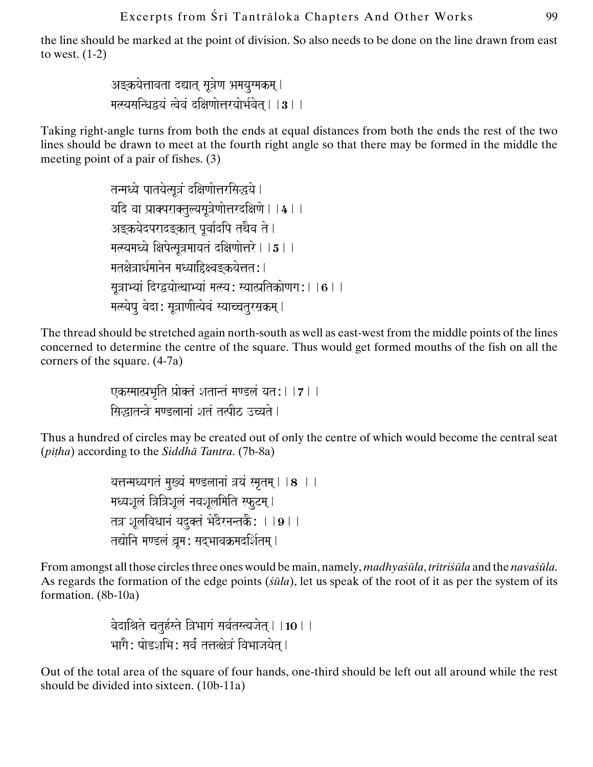the line should be marked at the point of division. So also needs to be done on the line drawn from east to west. (1-2)

> अङ्कयेत्तावता दद्यात् सूत्रेण भ्रमयुग्मकम्।
> मत्स्यसन्धिद्वयं त्वेवं दक्षिणोत्तरयोर्भवेत्। ।**3**। ।

Taking right-angle turns from both the ends at equal distances from both the ends the rest of the two lines should be drawn to meet at the fourth right angle so that there may be formed in the middle the meeting point of a pair of fishes. (3)

> तन्मध्ये पातयेत्सूत्रं दक्षिणोत्तरसिद्धये।
> यदि वा प्राक्पराक्तुल्यसूत्रेणोत्तरदक्षिणे। ।**4**। ।
> अङ्कयेदपरादङ्कात् पूर्वादपि तथैव ते।
> मत्स्यमध्ये क्षिपेत्सूत्रमायतं दक्षिणोत्तरे। ।**5**। ।
> मतक्षेत्रार्धमानेन मध्याद्दिक्ष्वङ्कयेत्ततः।
> सूत्राभ्यां दिग्द्वयोत्थाभ्यां मत्स्यः स्यात्प्रतिकोणगः। ।**6**। ।
> मत्स्येषु वेदाः सूत्राणीत्येवं स्याच्चतुरस्रकम्।

The thread should be stretched again north-south as well as east-west from the middle points of the lines concerned to determine the centre of the square. Thus would get formed mouths of the fish on all the corners of the square. (4-7a)

> एकस्मात्प्रभृति प्रोक्तं शतान्तं मण्डलं यतः। ।**7**। ।
> सिद्धातन्त्रे मण्डलानां शतं तत्पीठ उच्यते।

Thus a hundred of circles may be created out of only the centre of which would become the central seat (*pīṭha*) according to the *Siddhā Tantra*. (7b-8a)

> यत्तन्मध्यगतं मुख्यं मण्डलानां त्रयं स्मृतम्। ।**8** । ।
> मध्यशूलं त्रित्रिशूलं नवशूलमिति स्फुटम्।
> तत्र शूलविधानं यदुक्तं भेदैरनन्तकैः । ।**9**। ।
> तद्योनि मण्डलं ब्रूमः सद्भावक्रमदर्शितम्।

From amongst all those circles three ones would be main, namely, *madhyaśūla*, *trītriśūla* and the *navaśūla*. As regards the formation of the edge points (*śūla*), let us speak of the root of it as per the system of its formation. (8b-10a)

> वेदाश्रिते चतुर्हस्ते त्रिभागं सर्वतस्त्यजेत्। ।**10**। ।
> भागैः षोडशभिः सर्वं तत्तत्क्षेत्रं विभाजयेत्।

Out of the total area of the square of four hands, one-third should be left out all around while the rest should be divided into sixteen. (10b-11a)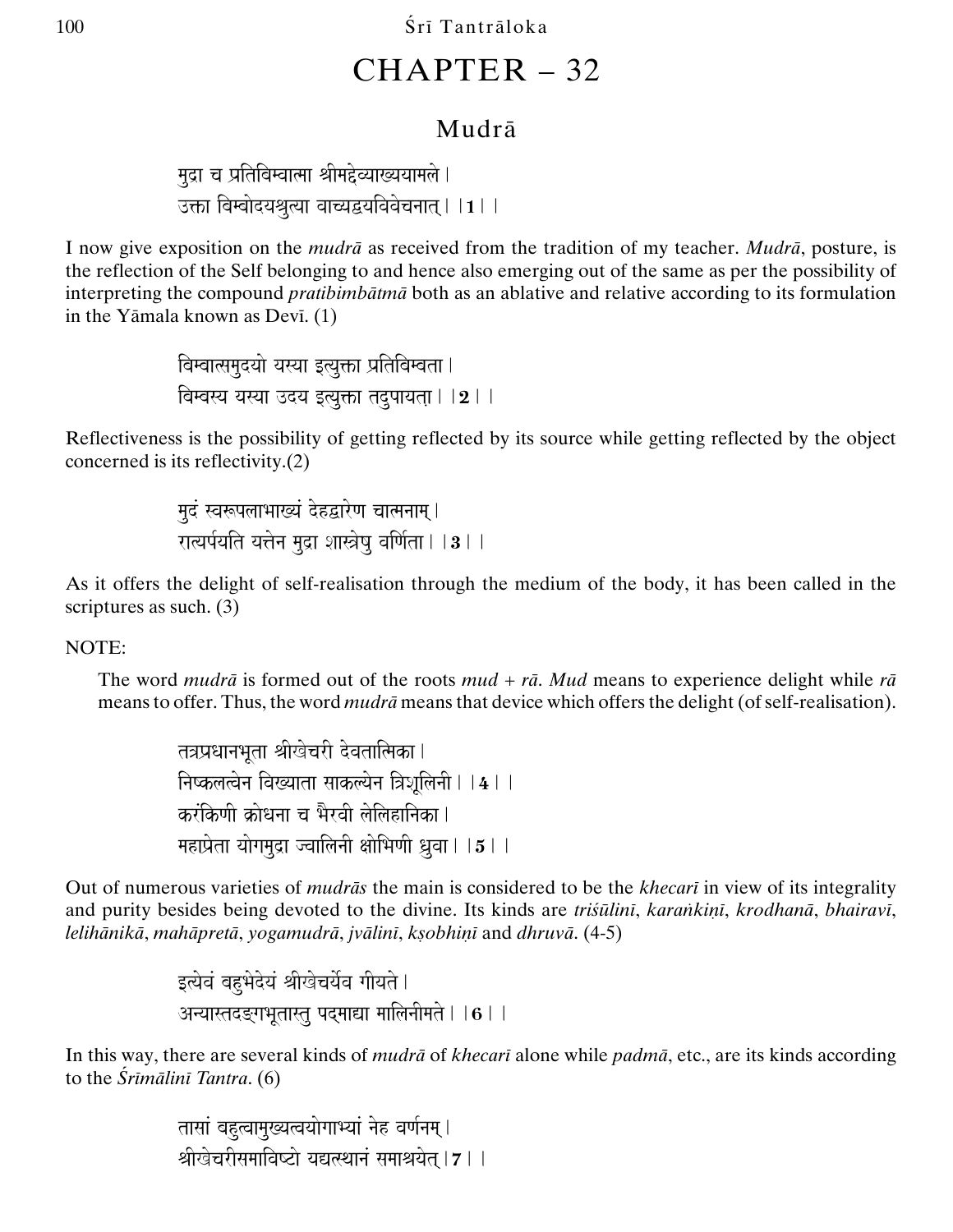# CHAPTER – 32

## Mudrā

मुद्रा च प्रतिबिम्बात्मा श्रीमद्देव्याख्ययामले।
उक्ता बिम्बोदयश्रुत्या वाच्यद्वयविवेचनात्।।1।।

I now give exposition on the *mudrā* as received from the tradition of my teacher. *Mudrā*, posture, is the reflection of the Self belonging to and hence also emerging out of the same as per the possibility of interpreting the compound *pratibimbātmā* both as an ablative and relative according to its formulation in the Yāmala known as Devī. (1)

बिम्बात्समुदयो यस्या इत्युक्ता प्रतिबिम्बता।
बिम्बस्य यस्या उदय इत्युक्ता तदुपायता।।2।।

Reflectiveness is the possibility of getting reflected by its source while getting reflected by the object concerned is its reflectivity.(2)

मुदं स्वरूपलाभाख्यं देहद्वारेण चात्मनाम्।
रात्यर्पयति यत्तेन मुद्रा शास्त्रेषु वर्णिता।।3।।

As it offers the delight of self-realisation through the medium of the body, it has been called in the scriptures as such. (3)

NOTE:

The word *mudrā* is formed out of the roots *mud* + *rā*. *Mud* means to experience delight while *rā* means to offer. Thus, the word *mudrā* means that device which offers the delight (of self-realisation).

तत्रप्रधानभूता श्रीखेचरी देवतात्मिका।
निष्कलत्वेन विख्याता साकल्येन त्रिशूलिनी।।4।।
करंकिणी क्रोधना च भैरवी लेलिहानिका।
महाप्रेता योगमुद्रा ज्वालिनी क्षोभिणी ध्रुवा।।5।।

Out of numerous varieties of *mudrās* the main is considered to be the *khecarī* in view of its integrality and purity besides being devoted to the divine. Its kinds are *triśūlinī*, *karaṅkiṇī*, *krodhanā*, *bhairavī*, *lelihānikā*, *mahāpretā*, *yogamudrā*, *jvālinī*, *kṣobhiṇī* and *dhruvā*. (4-5)

इत्येवं बहुभेदेयं श्रीखेचर्येव गीयते।
अन्यास्तदङ्गभूतास्तु पद्माद्या मालिनीमते।।6।।

In this way, there are several kinds of *mudrā* of *khecarī* alone while *padmā*, etc., are its kinds according to the *Śrīmālinī Tantra*. (6)

तासां बहुत्वामुख्यत्वयोगाभ्यां नेह वर्णनम्।
श्रीखेचरीसमाविष्टो यद्यत्स्थानं समाश्रयेत्।7।।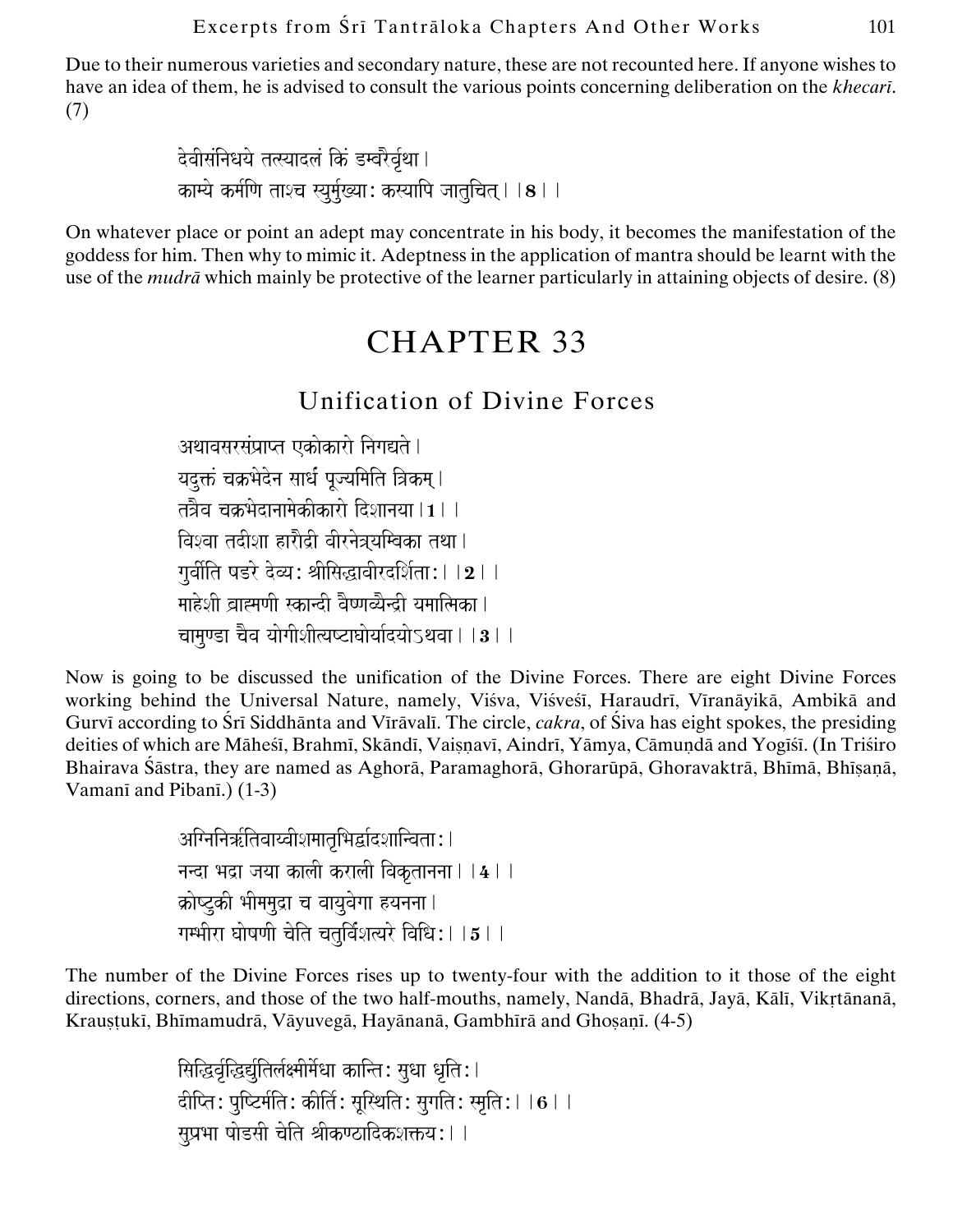Due to their numerous varieties and secondary nature, these are not recounted here. If anyone wishes to have an idea of them, he is advised to consult the various points concerning deliberation on the *khecarī*. (7)

देवीसंनिधये तत्स्यादलं किं डम्बरैर्वृथा।
काम्ये कर्मणि ताश्च स्युर्मुख्याः कस्यापि जातुचित्।।**8**।।

On whatever place or point an adept may concentrate in his body, it becomes the manifestation of the goddess for him. Then why to mimic it. Adeptness in the application of mantra should be learnt with the use of the *mudrā* which mainly be protective of the learner particularly in attaining objects of desire. (8)

# CHAPTER 33

## Unification of Divine Forces

अथावसरसंप्राप्त एकोकारो निगद्यते।
यदुक्तं चक्रभेदेन सार्धं पूज्यमिति त्रिकम्।
तत्रैव चक्रभेदानामेकीकारो दिशानया।।**1**।।
विश्वा तदीशा हारौद्री वीरनेत्र्यम्बिका तथा।
गुर्वीति षडरे देव्यः श्रीसिद्धावीरदर्शिताः।।**2**।।
माहेशी ब्राह्मणी स्कान्दी वैष्णव्यैन्द्री यमात्मिका।
चामुण्डा चैव योगीशीत्यष्टाघोर्यादयोऽथवा।।**3**।।

Now is going to be discussed the unification of the Divine Forces. There are eight Divine Forces working behind the Universal Nature, namely, Viśva, Viśveśī, Haraudrī, Vīranāyikā, Ambikā and Gurvī according to Śrī Siddhānta and Vīrāvalī. The circle, *cakra*, of Śiva has eight spokes, the presiding deities of which are Māheśī, Brahmī, Skāndī, Vaiṣṇavī, Aindrī, Yāmya, Cāmuṇḍā and Yogīśī. (In Triśiro Bhairava Śāstra, they are named as Aghorā, Paramaghorā, Ghorarūpā, Ghoravaktrā, Bhīmā, Bhīṣaṇā, Vamanī and Pibanī.) (1-3)

अग्निनिर्ऋतिवाय्वीशमातृभिर्द्वादशान्विताः।
नन्दा भद्रा जया काली कराली विकृतानना।।**4**।।
क्रोष्टुकी भीममुद्रा च वायुवेगा हयनना।
गम्भीरा घोषणी चेति चतुर्विंशत्यरे विधिः।।**5**।।

The number of the Divine Forces rises up to twenty-four with the addition to it those of the eight directions, corners, and those of the two half-mouths, namely, Nandā, Bhadrā, Jayā, Kālī, Vikṛtānanā, Krauṣṭukī, Bhīmamudrā, Vāyuvegā, Hayānanā, Gambhīrā and Ghoṣaṇī. (4-5)

सिद्धिर्वृद्धिर्द्युतिर्लक्ष्मीर्मेधा कान्तिः सुधा धृतिः।
दीप्तिः पुष्टिर्मतिः कीर्तिः सूस्थितिः सुगतिः स्मृतिः।।**6**।।
सुप्रभा षोडसी चेति श्रीकण्ठादिकशक्तयः।।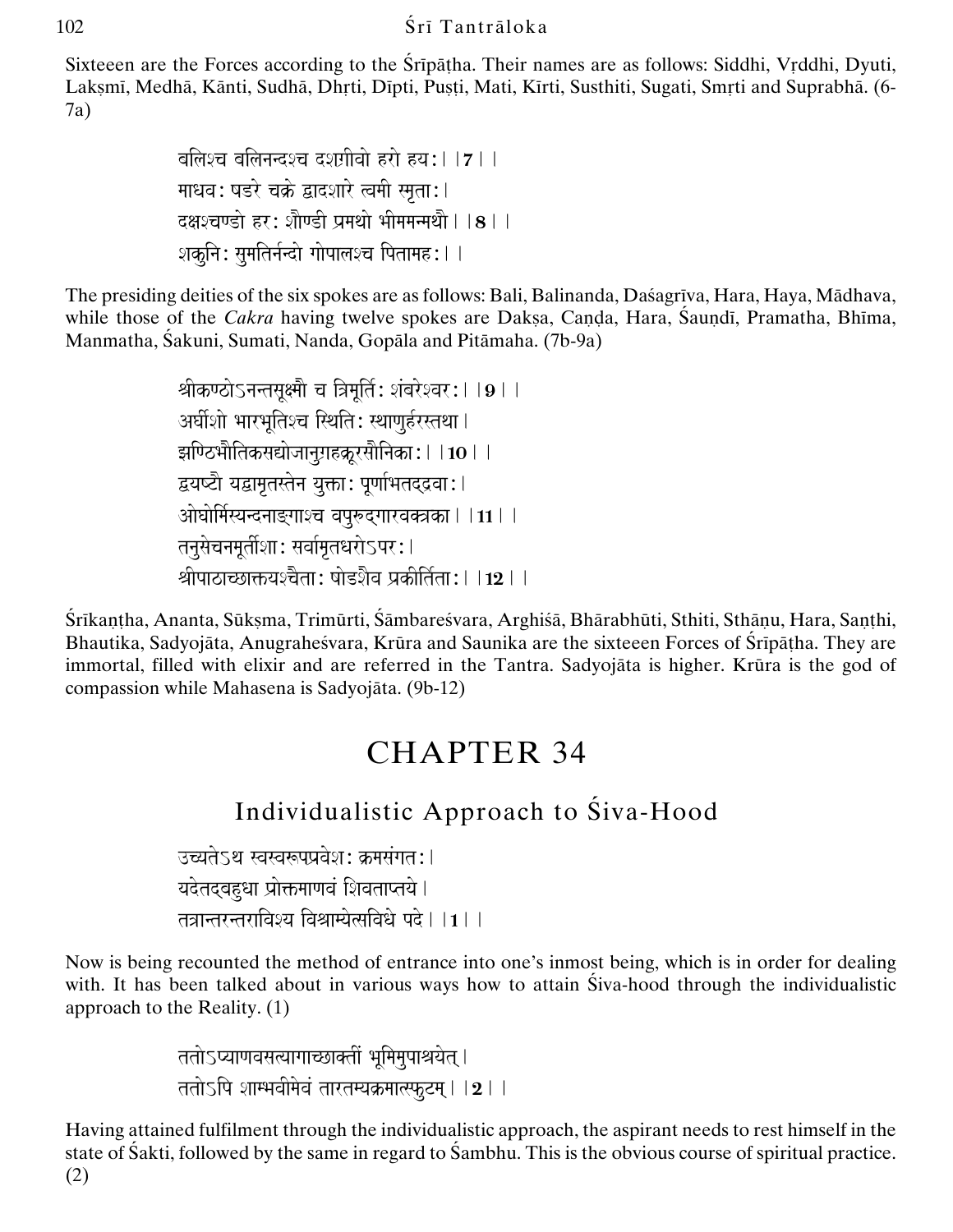Sixteeen are the Forces according to the Śrīpāṭha. Their names are as follows: Siddhi, Vṛddhi, Dyuti, Lakṣmī, Medhā, Kānti, Sudhā, Dhṛti, Dīpti, Puṣṭi, Mati, Kīrti, Susthiti, Sugati, Smṛti and Suprabhā. (6-7a)

> बलिश्च बलिनन्दश्च दशग्रीवो हरो हय:। ।**7**। ।
> माधव: षडरे चक्रे द्वादशारे त्वमी स्मृता:।
> दक्षश्चण्डो हर: शौण्डी प्रमथो भीममन्मथौ। ।**8**। ।
> शकुनि: सुमतिर्नन्दो गोपालश्च पितामह:। ।

The presiding deities of the six spokes are as follows: Bali, Balinanda, Daśagrīva, Hara, Haya, Mādhava, while those of the *Cakra* having twelve spokes are Dakṣa, Caṇḍa, Hara, Śauṇḍī, Pramatha, Bhīma, Manmatha, Śakuni, Sumati, Nanda, Gopāla and Pitāmaha. (7b-9a)

> श्रीकण्ठोऽनन्तसूक्ष्मौ च त्रिमूर्ति: शंबरेश्वर:। ।**9**। ।
> अर्घीशो भारभूतिश्च स्थिति: स्थाणुर्हरस्तथा।
> झण्टिभौतिकसद्योजानुग्रहक्रूरसौनिका:। ।**10**। ।
> द्वयष्टौ यद्वामृतस्तेन युक्ता: पूर्णाभतदद्रवा:।
> ओघोर्मिस्यन्दनाङ्गाश्च वपुरुद्गारवक्त्रका। ।**11**। ।
> तनुसेचनमूर्तीशा: सर्वामृतधरोऽपर:।
> श्रीपाठाच्छक्तयश्चैता: षोडशैव प्रकीर्तिता:। ।**12**। ।

Śrīkaṇṭha, Ananta, Sūkṣma, Trimūrti, Śāmbareśvara, Arghiśā, Bhārabhūti, Sthiti, Sthāṇu, Hara, Saṇṭhi, Bhautika, Sadyojāta, Anugraheśvara, Krūra and Saunika are the sixteeen Forces of Śrīpāṭha. They are immortal, filled with elixir and are referred in the Tantra. Sadyojāta is higher. Krūra is the god of compassion while Mahasena is Sadyojāta. (9b-12)

# CHAPTER 34

## Individualistic Approach to Śiva-Hood

> उच्यतेऽथ स्वस्वरूपप्रवेश: क्रमसंगत:।
> यदेतद्बहुधा प्रोक्तमाणवं शिवताप्तये।
> तत्रान्तरन्तराविश्य विश्राम्येत्सविधे पदे। ।**1**। ।

Now is being recounted the method of entrance into one's inmost being, which is in order for dealing with. It has been talked about in various ways how to attain Śiva-hood through the individualistic approach to the Reality. (1)

> ततोऽप्याणवसत्यागाच्छाक्तीं भूमिमुपाश्रयेत्।
> ततोऽपि शाम्भवीमेवं तारतम्यक्रमात्स्फुटम्। ।**2**। ।

Having attained fulfilment through the individualistic approach, the aspirant needs to rest himself in the state of Śakti, followed by the same in regard to Śambhu. This is the obvious course of spiritual practice. (2)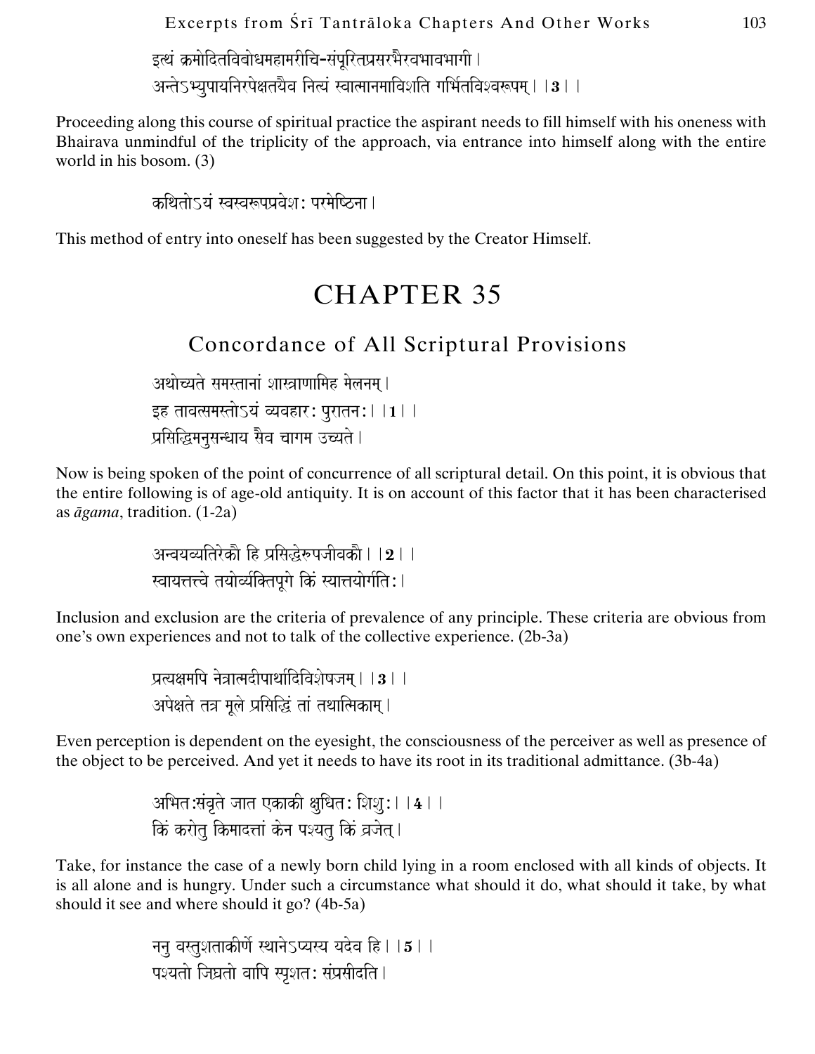इत्थं क्रमोदितविबोधमहामरीचि-संपूरितप्रसरभैरवभावभागी।
अन्तेऽभ्युपायनिरपेक्षतयैव नित्यं स्वात्मानमाविशति गर्भितविश्वरूपम्।।3।।

Proceeding along this course of spiritual practice the aspirant needs to fill himself with his oneness with Bhairava unmindful of the triplicity of the approach, via entrance into himself along with the entire world in his bosom. (3)

कथितोऽयं स्वस्वरूपप्रवेशः परमेष्ठिना।

This method of entry into oneself has been suggested by the Creator Himself.

# CHAPTER 35

## Concordance of All Scriptural Provisions

अथोच्यते समस्तानां शास्त्राणामिह मेलनम्।
इह तावत्समस्तोऽयं व्यवहारः पुरातनः।।1।।
प्रसिद्धिमनुसन्धाय सैव चागम उच्यते।

Now is being spoken of the point of concurrence of all scriptural detail. On this point, it is obvious that the entire following is of age-old antiquity. It is on account of this factor that it has been characterised as *āgama*, tradition. (1-2a)

अन्वयव्यतिरेकौ हि प्रसिद्धेरुपजीवकौ।।2।।
स्वायत्तत्त्वे तयोर्व्यक्तिपूगे किं स्यात्तयोर्गतिः।

Inclusion and exclusion are the criteria of prevalence of any principle. These criteria are obvious from one's own experiences and not to talk of the collective experience. (2b-3a)

प्रत्यक्षमपि नेत्रात्मदीपार्थादिविशेषजम्।।3।।
अपेक्षते तत्र मूले प्रसिद्धिं तां तथात्मिकाम्।

Even perception is dependent on the eyesight, the consciousness of the perceiver as well as presence of the object to be perceived. And yet it needs to have its root in its traditional admittance. (3b-4a)

अभितःसंवृते जात एकाकी क्षुधितः शिशुः।।4।।
किं करोतु किमादत्तां केन पश्यतु किं व्रजेत्।

Take, for instance the case of a newly born child lying in a room enclosed with all kinds of objects. It is all alone and is hungry. Under such a circumstance what should it do, what should it take, by what should it see and where should it go? (4b-5a)

ननु वस्तुशताकीर्णे स्थानेऽप्यस्य यदेव हि।।5।।
पश्यतो जिघ्रतो वापि स्पृशतः संप्रसीदति।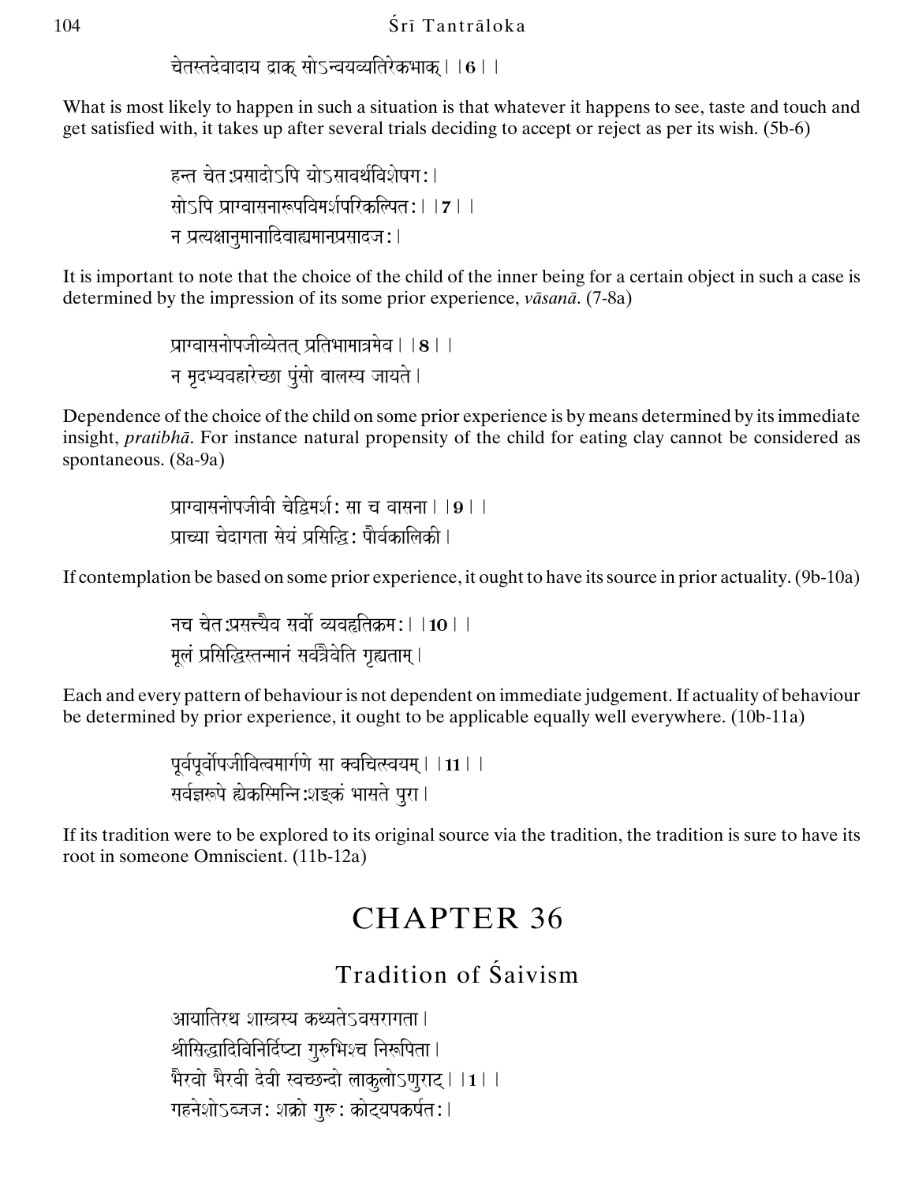चेतस्तदेवादाय द्राक् सोऽन्वयव्यतिरेकभाक् । ।6 । ।

What is most likely to happen in such a situation is that whatever it happens to see, taste and touch and get satisfied with, it takes up after several trials deciding to accept or reject as per its wish. (5b-6)

हन्त चेत:प्रसादोऽपि योऽसावर्थविशेषग: ।
सोऽपि प्राग्वासनारूपविमर्शपरिकल्पित: । ।7 । ।
न प्रत्यक्षानुमानादिवाह्यमानप्रसादज: ।

It is important to note that the choice of the child of the inner being for a certain object in such a case is determined by the impression of its some prior experience, *vāsanā*. (7-8a)

प्राग्वासनोपजीव्येतत् प्रतिभामात्रमेव । ।8 । ।
न मृदभ्यवहारेच्छा पुंसो बालस्य जायते ।

Dependence of the choice of the child on some prior experience is by means determined by its immediate insight, *pratibhā*. For instance natural propensity of the child for eating clay cannot be considered as spontaneous. (8a-9a)

प्राग्वासनोपजीवी चेद्विमर्श: सा च वासना । ।9 । ।
प्राच्या चेदागता सेयं प्रसिद्धि: पौर्वकालिकी ।

If contemplation be based on some prior experience, it ought to have its source in prior actuality. (9b-10a)

नच चेत:प्रसत्त्यैव सर्वो व्यवहृतिक्रम: । ।10 । ।
मूलं प्रसिद्धिस्तन्मानं सर्वत्रैवेति गृह्यताम् ।

Each and every pattern of behaviour is not dependent on immediate judgement. If actuality of behaviour be determined by prior experience, it ought to be applicable equally well everywhere. (10b-11a)

पूर्वपूर्वोपजीवित्वमार्गणे सा क्वचित्स्वयम् । ।11 । ।
सर्वज्ञरूपे ह्येकस्मिन्नि:शङ्कं भासते पुरा ।

If its tradition were to be explored to its original source via the tradition, the tradition is sure to have its root in someone Omniscient. (11b-12a)

# CHAPTER 36

## Tradition of Śaivism

आयातिरथ शास्त्रस्य कथ्यतेऽवसरागता ।
श्रीसिद्धादिविनिर्दिष्टा गुरुभिश्च निरूपिता ।
भैरवो भैरवी देवी स्वच्छन्दो लाकुलोऽणुराट् । ।1 । ।
गहनेशोऽब्जज: शक्रो गुरु: कोट्यपकर्षत: ।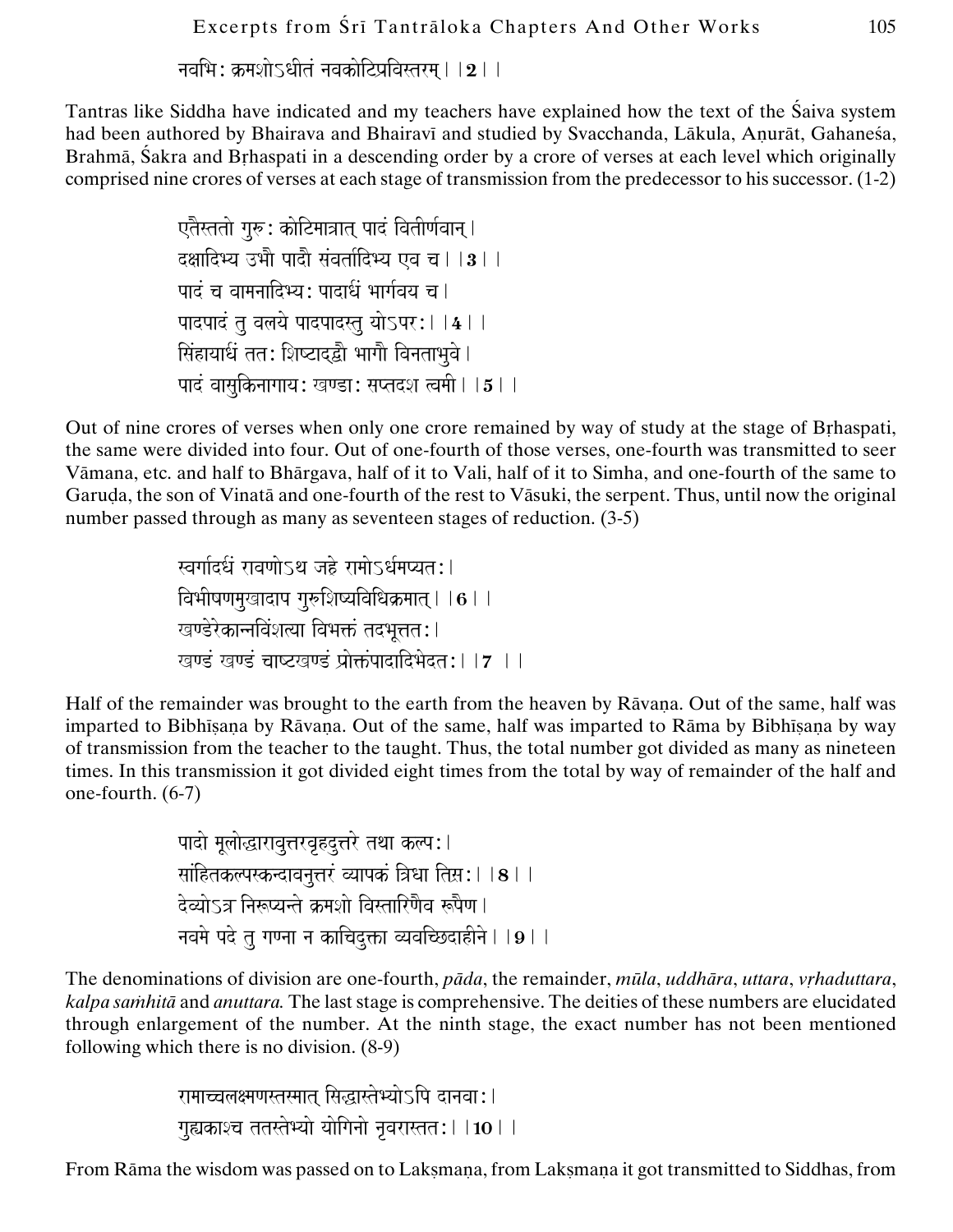नवभिः क्रमशोऽधीतं नवकोटिप्रविस्तरम्।।2।।

Tantras like Siddha have indicated and my teachers have explained how the text of the Śaiva system had been authored by Bhairava and Bhairavī and studied by Svacchanda, Lākula, Aṇurāt, Gahaneśa, Brahmā, Śakra and Bṛhaspati in a descending order by a crore of verses at each level which originally comprised nine crores of verses at each stage of transmission from the predecessor to his successor. (1-2)

एतैस्ततो गुरुः कोटिमात्रात् पादं वितीर्णवान्।
दक्षादिभ्य उभौ पादौ संवर्तादिभ्य एव च।।3।।
पादं च वामनादिभ्यः पादार्धं भार्गवय च।
पादपादं तु वलये पादपादस्तु योऽपरः।।4।।
सिंहायार्धं ततः शिष्टाद्द्वौ भागौ विनताभुवे।
पादं वासुकिनागायः खण्डाः सप्तदश त्वमी।।5।।

Out of nine crores of verses when only one crore remained by way of study at the stage of Bṛhaspati, the same were divided into four. Out of one-fourth of those verses, one-fourth was transmitted to seer Vāmana, etc. and half to Bhārgava, half of it to Vali, half of it to Simha, and one-fourth of the same to Garuḍa, the son of Vinatā and one-fourth of the rest to Vāsuki, the serpent. Thus, until now the original number passed through as many as seventeen stages of reduction. (3-5)

स्वर्गादर्धं रावणोऽथ जह्रे रामोऽर्धमप्यतः।
विभीषणमुखादाप गुरुशिष्यविधिक्रमात्।।6।।
खण्डैरेकान्नविंशत्या विभक्तं तदभूत्ततः।
खण्डं खण्डं चाष्टखण्डं प्रोक्तंपादादिभेदतः।।7 ।।

Half of the remainder was brought to the earth from the heaven by Rāvaṇa. Out of the same, half was imparted to Bibhīṣaṇa by Rāvaṇa. Out of the same, half was imparted to Rāma by Bibhīṣaṇa by way of transmission from the teacher to the taught. Thus, the total number got divided as many as nineteen times. In this transmission it got divided eight times from the total by way of remainder of the half and one-fourth. (6-7)

पादो मूलोद्धारावुत्तरवृहदुत्तरे तथा कल्पः।
सांहितकल्पस्कन्दावनुत्तरं व्यापकं त्रिधा तिस्रः।।8।।
देव्योऽत्र निरूप्यन्ते क्रमशो विस्तारिणैव रूपेण।
नवमे पदे तु गण्ना न काचिदुक्ता व्यवच्छिदाहीने।।9।।

The denominations of division are one-fourth, *pāda*, the remainder, *mūla*, *uddhāra*, *uttara*, *vṛhaduttara*, *kalpa saṁhitā* and *anuttara.* The last stage is comprehensive. The deities of these numbers are elucidated through enlargement of the number. At the ninth stage, the exact number has not been mentioned following which there is no division. (8-9)

रामाच्चलक्ष्मणस्तस्मात् सिद्धास्तेभ्योऽपि दानवाः।
गुह्यकाश्च ततस्तेभ्यो योगिनो नृवरास्ततः।।10।।

From Rāma the wisdom was passed on to Lakṣmaṇa, from Lakṣmaṇa it got transmitted to Siddhas, from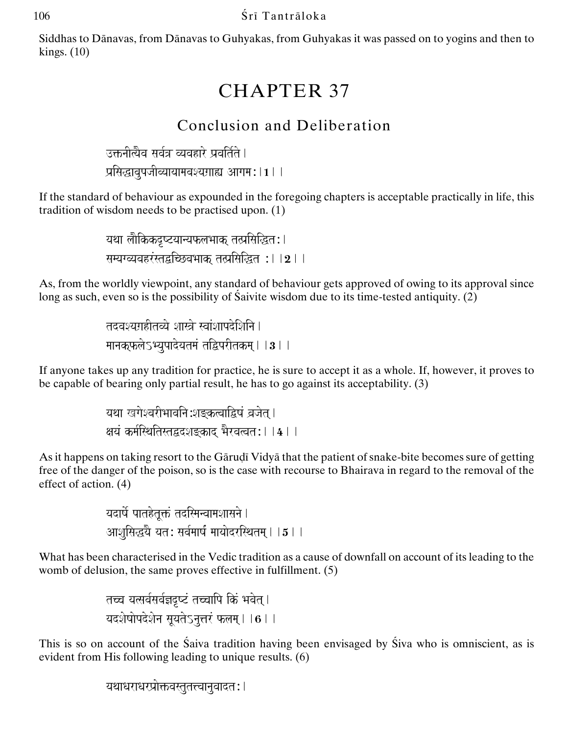Siddhas to Dānavas, from Dānavas to Guhyakas, from Guhyakas it was passed on to yogins and then to kings. (10)

# CHAPTER 37

## Conclusion and Deliberation

उक्तनीत्यैव सर्वत्र व्यवहारे प्रवर्तिते ।
प्रसिद्धावुपजीव्यायामवश्यग्राह्य आगमः ।।**1**।।

If the standard of behaviour as expounded in the foregoing chapters is acceptable practically in life, this tradition of wisdom needs to be practised upon. (1)

यथा लौकिकदृष्टयान्यफलभाक् तत्प्रसिद्धितः ।
सम्यग्व्यवहरंस्तद्वच्छिवभाक् तत्प्रसिद्धित :।।**2**।।

As, from the worldly viewpoint, any standard of behaviour gets approved of owing to its approval since long as such, even so is the possibility of Śaivite wisdom due to its time-tested antiquity. (2)

तदवश्यग्रहीतव्ये शास्त्रे स्वांशापदेशिनि ।
मानकफलेऽभ्युपादेयतमं तद्विपरीतकम् ।।**3**।।

If anyone takes up any tradition for practice, he is sure to accept it as a whole. If, however, it proves to be capable of bearing only partial result, he has to go against its acceptability. (3)

यथा खगेश्वरीभावनिःशङ्कत्वाद्विषं व्रजेत् ।
क्षयं कर्मस्थितिस्तद्वदशङ्काद् भैरवत्वतः ।।**4**।।

As it happens on taking resort to the Gāruḍī Vidyā that the patient of snake-bite becomes sure of getting free of the danger of the poison, so is the case with recourse to Bhairava in regard to the removal of the effect of action. (4)

यदार्षे पातहेतूक्तं तदस्मिन्वामशासने ।
आशुसिद्ध्यै यतः सर्वमार्षं मायोदरस्थितम् ।।**5**।।

What has been characterised in the Vedic tradition as a cause of downfall on account of its leading to the womb of delusion, the same proves effective in fulfillment. (5)

तच्च यत्सर्वसर्वज्ञदृष्टं तच्चापि किं भवेत् ।
यदशेषोपदेशेन सूयतेऽनुत्तरं फलम् ।।**6**।।

This is so on account of the Śaiva tradition having been envisaged by Śiva who is omniscient, as is evident from His following leading to unique results. (6)

यथाधराधरप्रोक्तवस्तुतत्त्वानुवादतः ।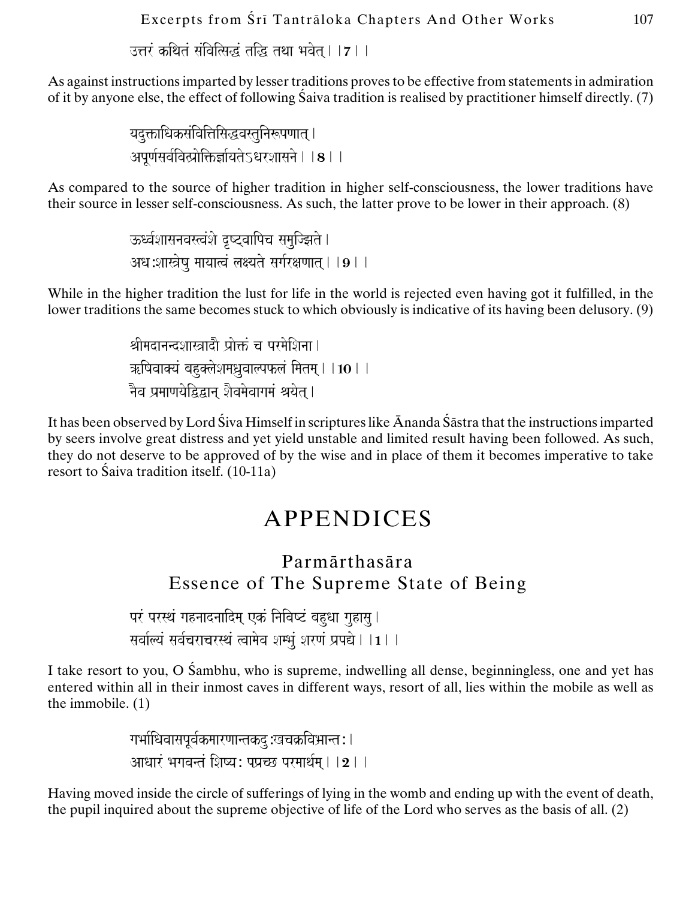उत्तरं कथितं संवित्सिद्धं तद्धि तथा भवेत्।।7।।

As against instructions imparted by lesser traditions proves to be effective from statements in admiration of it by anyone else, the effect of following Śaiva tradition is realised by practitioner himself directly. (7)

यदुक्ताधिकसंवित्तिसिद्धवस्तुनिरूपणात्।
अपूर्णसर्ववित्प्रोक्तिर्ज्ञायतेऽधरशासने।।8।।

As compared to the source of higher tradition in higher self-consciousness, the lower traditions have their source in lesser self-consciousness. As such, the latter prove to be lower in their approach. (8)

ऊर्ध्वशासनवस्त्वंशे दृष्ट्वापिच समुज्झिते।
अध:शास्त्रेषु मायात्वं लक्ष्यते सर्गरक्षणात्।।9।।

While in the higher tradition the lust for life in the world is rejected even having got it fulfilled, in the lower traditions the same becomes stuck to which obviously is indicative of its having been delusory. (9)

श्रीमदानन्दशास्त्रादौ प्रोक्तं च परमेशिना।
ऋषिवाक्यं बहुक्लेशमध्रुवाल्पफलं मितम्।।10।।
नैव प्रमाणयेद्विद्वान् शैवमेवागमं श्रयेत्।

It has been observed by Lord Śiva Himself in scriptures like Ānanda Śāstra that the instructions imparted by seers involve great distress and yet yield unstable and limited result having been followed. As such, they do not deserve to be approved of by the wise and in place of them it becomes imperative to take resort to Śaiva tradition itself. (10-11a)

# APPENDICES

## Parmārthasāra
## Essence of The Supreme State of Being

परं परस्थं गहनादनादिम् एकं निविष्टं बहुधा गुहासु।
सर्वाल्यं सर्वचराचरस्थं त्वामेव शम्भुं शरणं प्रपद्ये।।1।।

I take resort to you, O Śambhu, who is supreme, indwelling all dense, beginningless, one and yet has entered within all in their inmost caves in different ways, resort of all, lies within the mobile as well as the immobile. (1)

गर्भाधिवासपूर्वकमारणान्तकदु:खचक्रविभ्रान्त:।
आधारं भगवन्तं शिष्य: पप्रच्छ परमार्थम्।।2।।

Having moved inside the circle of sufferings of lying in the womb and ending up with the event of death, the pupil inquired about the supreme objective of life of the Lord who serves as the basis of all. (2)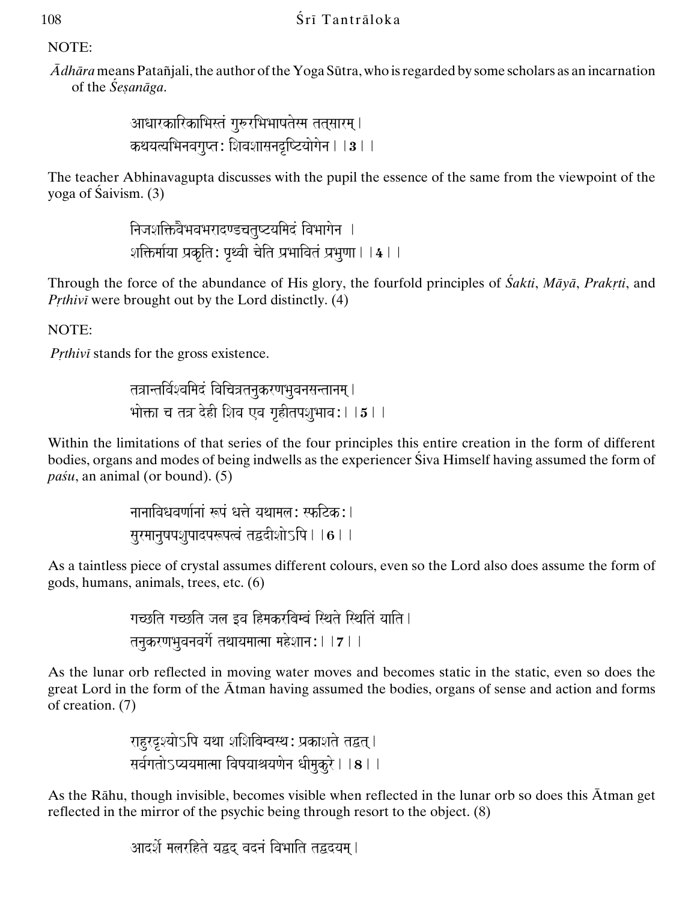NOTE:

*Ādhāra* means Patañjali, the author of the Yoga Sūtra, who is regarded by some scholars as an incarnation of the *Śeṣanāga*.

> आधारकारिकाभिस्तं गुरुरभिभाषतेस्म तत्सारम्।
> कथयत्यभिनवगुप्तः शिवशासनदृष्टियोगेन।।**3**।।

The teacher Abhinavagupta discusses with the pupil the essence of the same from the viewpoint of the yoga of Śaivism. (3)

> निजशक्तिवैभवभरादण्डचतुष्टयमिदं विभागेन ।
> शक्तिर्माया प्रकृतिः पृथ्वी चेति प्रभावितं प्रभुणा।।**4**।।

Through the force of the abundance of His glory, the fourfold principles of *Śakti*, *Māyā*, *Prakṛti*, and *Pṛthivī* were brought out by the Lord distinctly. (4)

NOTE:

*Pṛthivī* stands for the gross existence.

> तत्रान्तर्विश्वमिदं विचित्रतनुकरणभुवनसन्तानम्।
> भोक्ता च तत्र देही शिव एव गृहीतपशुभावः।।**5**।।

Within the limitations of that series of the four principles this entire creation in the form of different bodies, organs and modes of being indwells as the experiencer Śiva Himself having assumed the form of *paśu*, an animal (or bound). (5)

> नानाविधवर्णानां रूपं धत्ते यथामलः स्फटिकः।
> सुरमानुषपशुपादपरूपत्वं तद्वदीशोऽपि।।**6**।।

As a taintless piece of crystal assumes different colours, even so the Lord also does assume the form of gods, humans, animals, trees, etc. (6)

> गच्छति गच्छति जल इव हिमकरबिम्बं स्थिते स्थितिं याति।
> तनुकरणभुवनवर्गे तथायमात्मा महेशानः।।**7**।।

As the lunar orb reflected in moving water moves and becomes static in the static, even so does the great Lord in the form of the Ātman having assumed the bodies, organs of sense and action and forms of creation. (7)

> राहुरदृश्योऽपि यथा शशिबिम्बस्थः प्रकाशते तद्वत्।
> सर्वगतोऽप्ययमात्मा विषयाश्रयणेन धीमुकुरे।।**8**।।

As the Rāhu, though invisible, becomes visible when reflected in the lunar orb so does this Ātman get reflected in the mirror of the psychic being through resort to the object. (8)

> आदर्शे मलरहिते यद्वद् वदनं विभाति तद्वदयम्।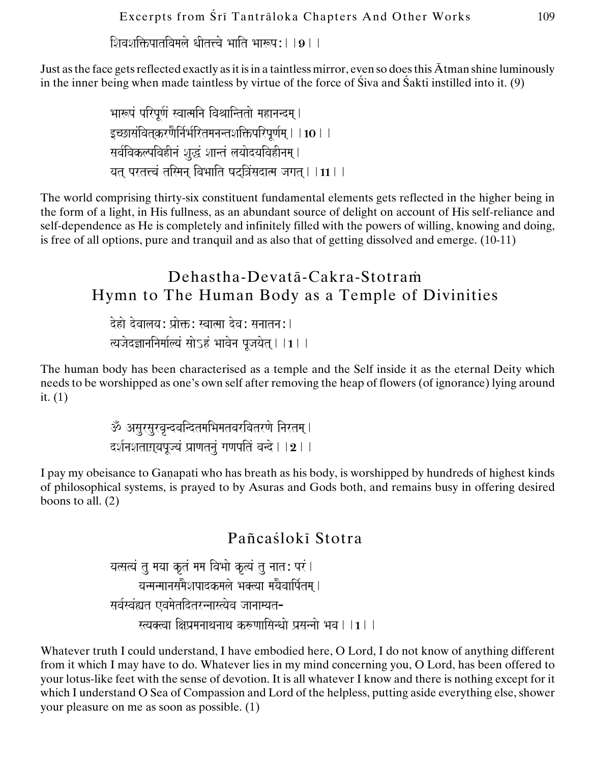शिवशक्तिपातविमले धीतत्त्वे भाति भारूपः।।9।।

Just as the face gets reflected exactly as it is in a taintless mirror, even so does this Ātman shine luminously in the inner being when made taintless by virtue of the force of Śiva and Śakti instilled into it. (9)

भारूपं परिपूर्णं स्वात्मनि विश्रान्तितो महानन्दम्।
इच्छासंवित्करणैर्निर्भरितमनन्तशक्तिपरिपूर्णम्।।10।।
सर्वविकल्पविहीनं शुद्धं शान्तं लयोदयविहीनम्।
यत् परतत्त्वं तस्मिन् विभाति षट्त्रिंसदात्म जगत्।।11।।

The world comprising thirty-six constituent fundamental elements gets reflected in the higher being in the form of a light, in His fullness, as an abundant source of delight on account of His self-reliance and self-dependence as He is completely and infinitely filled with the powers of willing, knowing and doing, is free of all options, pure and tranquil and as also that of getting dissolved and emerge. (10-11)

## Dehastha-Devatā-Cakra-Stotraṁ
## Hymn to The Human Body as a Temple of Divinities

देहो देवालयः प्रोक्तः स्वात्मा देवः सनातनः।
त्यजेदज्ञाननिर्माल्यं सोऽहं भावेन पूजयेत्।।1।।

The human body has been characterised as a temple and the Self inside it as the eternal Deity which needs to be worshipped as one's own self after removing the heap of flowers (of ignorance) lying around it. (1)

ॐ असुरसुरवृन्दवन्दितमभिमतवरवितरणे निरतम्।
दर्शनशताग्र्यपूज्यं प्राणतनुं गणपतिं वन्दे।।2।।

I pay my obeisance to Gaṇapati who has breath as his body, is worshipped by hundreds of highest kinds of philosophical systems, is prayed to by Asuras and Gods both, and remains busy in offering desired boons to all. (2)

## Pañcaślokī Stotra

यत्सत्यं तु मया कृतं मम विभो कृत्यं तु नातः परं।
यन्मन्मानसमैशपादकमले भक्त्या मयैवार्पितम्।
सर्वस्वंह्यत एवमेतदितरन्नास्त्येव जानाम्यत-
स्त्यक्त्वा क्षिप्रमनाथनाथ करुणासिन्धो प्रसन्नो भव।।1।।

Whatever truth I could understand, I have embodied here, O Lord, I do not know of anything different from it which I may have to do. Whatever lies in my mind concerning you, O Lord, has been offered to your lotus-like feet with the sense of devotion. It is all whatever I know and there is nothing except for it which I understand O Sea of Compassion and Lord of the helpless, putting aside everything else, shower your pleasure on me as soon as possible. (1)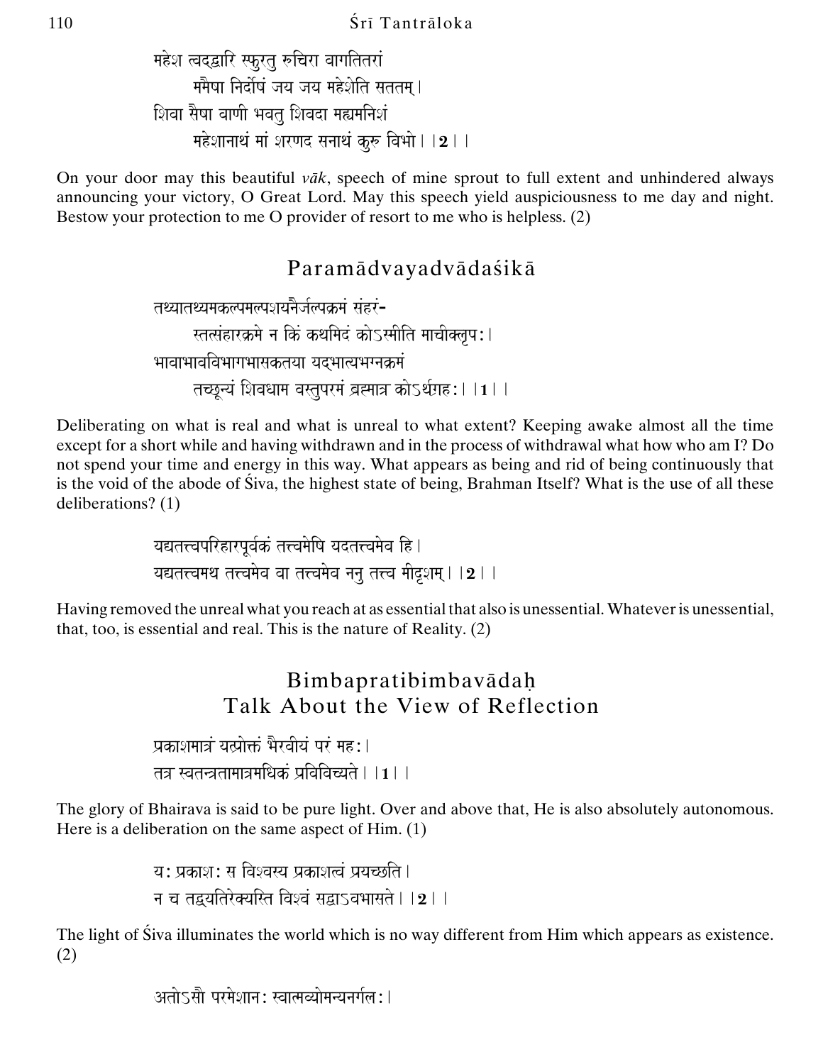महेश त्वद्द्वारि स्फुरतु रुचिरा वागतितरां
ममैषा निर्दोषं जय जय महेशेति सततम्।
शिवा सैषा वाणी भवतु शिवदा मह्यमनिशं
महेशानाथं मां शरणद सनाथं कुरु विभो।।2।।

On your door may this beautiful *vāk*, speech of mine sprout to full extent and unhindered always announcing your victory, O Great Lord. May this speech yield auspiciousness to me day and night. Bestow your protection to me O provider of resort to me who is helpless. (2)

## Paramādvayadvādaśikā

तथ्यातथ्यमकल्पमल्पशयनैर्जल्पक्रमं संहरं-
स्तत्संहारक्रमे न किं कथमिदं कोऽस्मीति माचीक्लृपः।
भावाभावविभागभासकतया यद्भात्यभग्नक्रमं
तच्छून्यं शिवधाम वस्तुपरमं ब्रह्मात्र कोऽर्थग्रहः।।1।।

Deliberating on what is real and what is unreal to what extent? Keeping awake almost all the time except for a short while and having withdrawn and in the process of withdrawal what how who am I? Do not spend your time and energy in this way. What appears as being and rid of being continuously that is the void of the abode of Śiva, the highest state of being, Brahman Itself? What is the use of all these deliberations? (1)

यद्यतत्त्वपरिहारपूर्वकं तत्त्वमेषि यदतत्त्वमेव हि।
यद्यतत्त्वमथ तत्त्वमेव वा तत्त्वमेव ननु तत्त्व मीदृशम्।।2।।

Having removed the unreal what you reach at as essential that also is unessential. Whatever is unessential, that, too, is essential and real. This is the nature of Reality. (2)

## Bimbapratibimbavādaḥ
## Talk About the View of Reflection

प्रकाशमात्रं यत्प्रोक्तं भैरवीयं परं महः।
तत्र स्वतन्त्रतामात्रमधिकं प्रविविच्यते।।1।।

The glory of Bhairava is said to be pure light. Over and above that, He is also absolutely autonomous. Here is a deliberation on the same aspect of Him. (1)

यः प्रकाशः स विश्वस्य प्रकाशत्वं प्रयच्छति।
न च तद्व्यतिरेक्यस्ति विश्वं सद्वाऽवभासते।।2।।

The light of Śiva illuminates the world which is no way different from Him which appears as existence. (2)

अतोऽसौ परमेशानः स्वात्मव्योमन्यनर्गलः।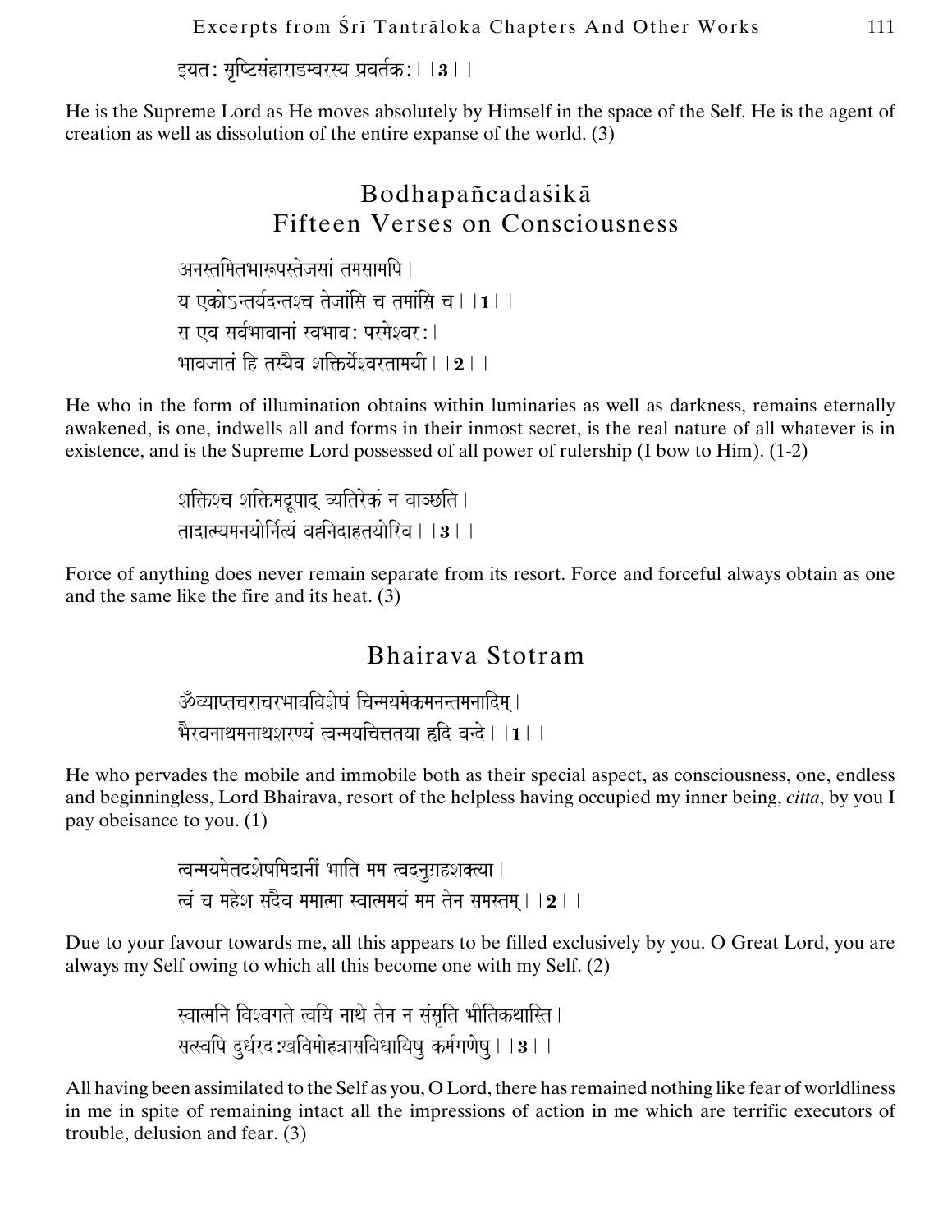इयतः सृष्टिसंहाराडम्बरस्य प्रवर्तकः । ।**3**। ।

He is the Supreme Lord as He moves absolutely by Himself in the space of the Self. He is the agent of creation as well as dissolution of the entire expanse of the world. (3)

## Bodhapañcadaśikā
## Fifteen Verses on Consciousness

अनस्तमितभारूपस्तेजसां तमसामपि ।
य एकोऽन्तर्यदन्तश्च तेजांसि च तमांसि च । ।**1**। ।
स एव सर्वभावानां स्वभावः परमेश्वरः ।
भावजातं हि तस्यैव शक्तिर्येश्वरतामयी । ।**2**। ।

He who in the form of illumination obtains within luminaries as well as darkness, remains eternally awakened, is one, indwells all and forms in their inmost secret, is the real nature of all whatever is in existence, and is the Supreme Lord possessed of all power of rulership (I bow to Him). (1-2)

शक्तिश्च शक्तिमद्रूपाद् व्यतिरेकं न वाञ्छति ।
तादात्म्यमनयोर्नित्यं वह्निदाहतयोरिव । ।**3**। ।

Force of anything does never remain separate from its resort. Force and forceful always obtain as one and the same like the fire and its heat. (3)

## Bhairava Stotram

ॐव्याप्तचराचरभावविशेषं चिन्मयमेकमनन्तमनादिम् ।
भैरवनाथमनाथशरण्यं त्वन्मयचित्ततया हृदि वन्दे । ।**1**। ।

He who pervades the mobile and immobile both as their special aspect, as consciousness, one, endless and beginningless, Lord Bhairava, resort of the helpless having occupied my inner being, *citta*, by you I pay obeisance to you. (1)

त्वन्मयमेतदशेषमिदानीं भाति मम त्वदनुग्रहशक्त्या ।
त्वं च महेश सदैव ममात्मा स्वात्ममयं मम तेन समस्तम् । ।**2**। ।

Due to your favour towards me, all this appears to be filled exclusively by you. O Great Lord, you are always my Self owing to which all this become one with my Self. (2)

स्वात्मनि विश्वगते त्वयि नाथे तेन न संसृति भीतिकथास्ति ।
सत्स्वपि दुर्धरदुःखविमोहत्रासविधायिषु कर्मगणेषु । ।**3**। ।

All having been assimilated to the Self as you, O Lord, there has remained nothing like fear of worldliness in me in spite of remaining intact all the impressions of action in me which are terrific executors of trouble, delusion and fear. (3)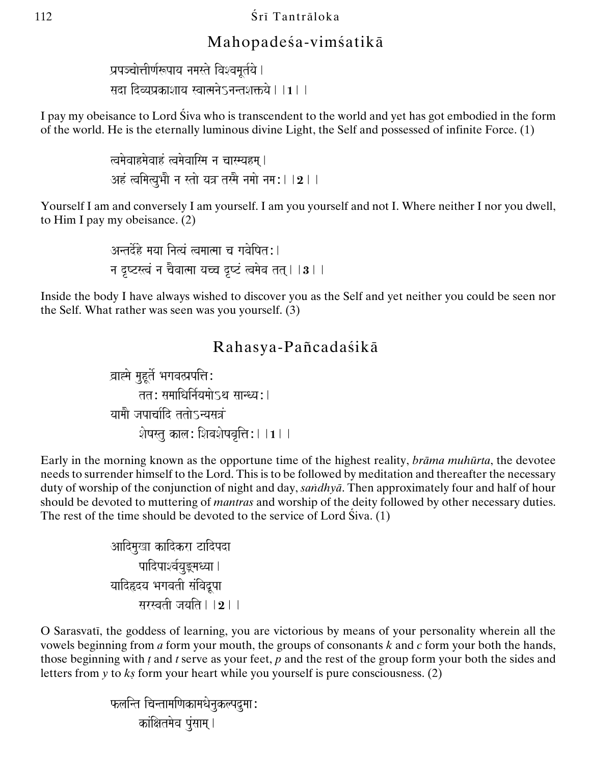## Mahopadeśa-viṁśatikā

प्रपञ्चोत्तीर्णरूपाय नमस्ते विश्वमूर्तये।
सदा दिव्यप्रकाशाय स्वात्मनेऽनन्तशक्तये।।**1**।।

I pay my obeisance to Lord Śiva who is transcendent to the world and yet has got embodied in the form of the world. He is the eternally luminous divine Light, the Self and possessed of infinite Force. (1)

त्वमेवाहमेवाहं त्वमेवास्मि न चास्म्यहम्।
अहं त्वमित्युभौ न स्तो यत्र तस्मै नमो नमः।।**2**।।

Yourself I am and conversely I am yourself. I am you yourself and not I. Where neither I nor you dwell, to Him I pay my obeisance. (2)

अन्तर्देहे मया नित्यं त्वमात्मा च गवेषितः।
न दृष्टस्त्वं न चैवात्मा यच्च दृष्टं त्वमेव तत्।।**3**।।

Inside the body I have always wished to discover you as the Self and yet neither you could be seen nor the Self. What rather was seen was you yourself. (3)

## Rahasya-Pañcadaśikā

ब्राह्मे मुहूर्ते भगवत्प्रपत्तिः
ततः समाधिर्नियमोऽथ सान्ध्यः।
यामौ जपार्चादि ततोऽन्यसत्रं
शेषस्तु कालः शिवशेषवृत्तिः।।**1**।।

Early in the morning known as the opportune time of the highest reality, *brāma muhūrta*, the devotee needs to surrender himself to the Lord. This is to be followed by meditation and thereafter the necessary duty of worship of the conjunction of night and day, *saṅdhyā*. Then approximately four and half of hour should be devoted to muttering of *mantras* and worship of the deity followed by other necessary duties. The rest of the time should be devoted to the service of Lord Śiva. (1)

आदिमुखा कादिकरा टादिपदा
पादिपार्श्वयुङ्मध्या।
यादिहृदय भगवती संविद्रूपा
सरस्वती जयति।।**2**।।

O Sarasvatī, the goddess of learning, you are victorious by means of your personality wherein all the vowels beginning from *a* form your mouth, the groups of consonants *k* and *c* form your both the hands, those beginning with *ṭ* and *t* serve as your feet, *p* and the rest of the group form your both the sides and letters from *y* to *kṣ* form your heart while you yourself is pure consciousness. (2)

फलन्ति चिन्तामणिकामधेनुकल्पद्रुमाः
कांक्षितमेव पुंसाम्।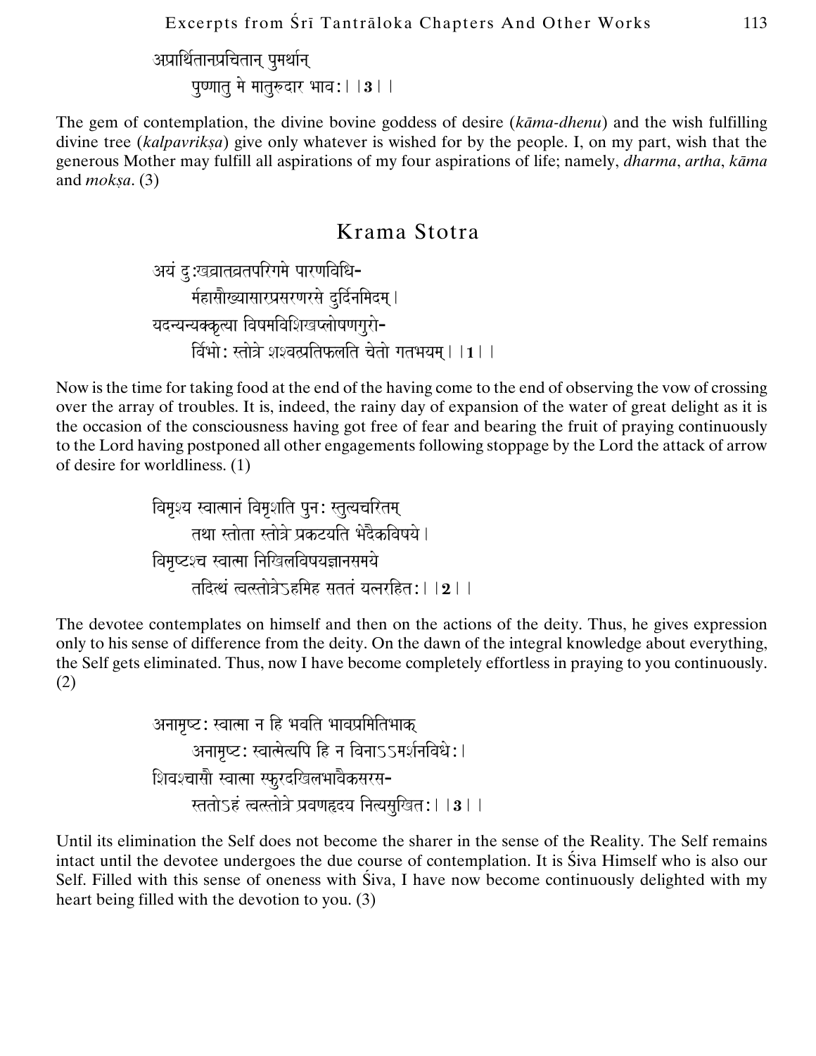अप्रार्थितानप्रचितान् पुमर्थान्
पुष्णातु मे मातुरुदार भाव:।।**3**।।

The gem of contemplation, the divine bovine goddess of desire (*kāma-dhenu*) and the wish fulfilling divine tree (*kalpavrikṣa*) give only whatever is wished for by the people. I, on my part, wish that the generous Mother may fulfill all aspirations of my four aspirations of life; namely, *dharma*, *artha*, *kāma* and *mokṣa*. (3)

## Krama Stotra

अयं दु:खव्रातव्रतपरिगमे पारणविधि-
र्महासौख्यासारप्रसरणरसे दुर्दिनमिदम्।
यदन्यन्यक्कृत्या विषमविशिखप्लोषणगुरो-
र्विभो: स्तोत्रे शश्वत्प्रतिफलति चेतो गतभयम्।।**1**।।

Now is the time for taking food at the end of the having come to the end of observing the vow of crossing over the array of troubles. It is, indeed, the rainy day of expansion of the water of great delight as it is the occasion of the consciousness having got free of fear and bearing the fruit of praying continuously to the Lord having postponed all other engagements following stoppage by the Lord the attack of arrow of desire for worldliness. (1)

विमृश्य स्वात्मानं विमृशति पुन: स्तुत्यचरितम्
तथा स्तोता स्तोत्रे प्रकटयति भेदैकविषये।
विमृष्टश्च स्वात्मा निखिलविषयज्ञानसमये
तदित्थं त्वत्स्तोत्रेऽहमिह सततं यत्नरहित:।।**2**।।

The devotee contemplates on himself and then on the actions of the deity. Thus, he gives expression only to his sense of difference from the deity. On the dawn of the integral knowledge about everything, the Self gets eliminated. Thus, now I have become completely effortless in praying to you continuously. (2)

अनामृष्ट: स्वात्मा न हि भवति भावप्रमितिभाक्
अनामृष्ट: स्वात्मेत्यपि हि न विनाऽऽमर्शनविधे:।
शिवश्चासौ स्वात्मा स्फुरदखिलभावैकसरस-
स्ततोऽहं त्वत्स्तोत्रे प्रवणहृदय नित्यसुखित:।।**3**।।

Until its elimination the Self does not become the sharer in the sense of the Reality. The Self remains intact until the devotee undergoes the due course of contemplation. It is Śiva Himself who is also our Self. Filled with this sense of oneness with Śiva, I have now become continuously delighted with my heart being filled with the devotion to you. (3)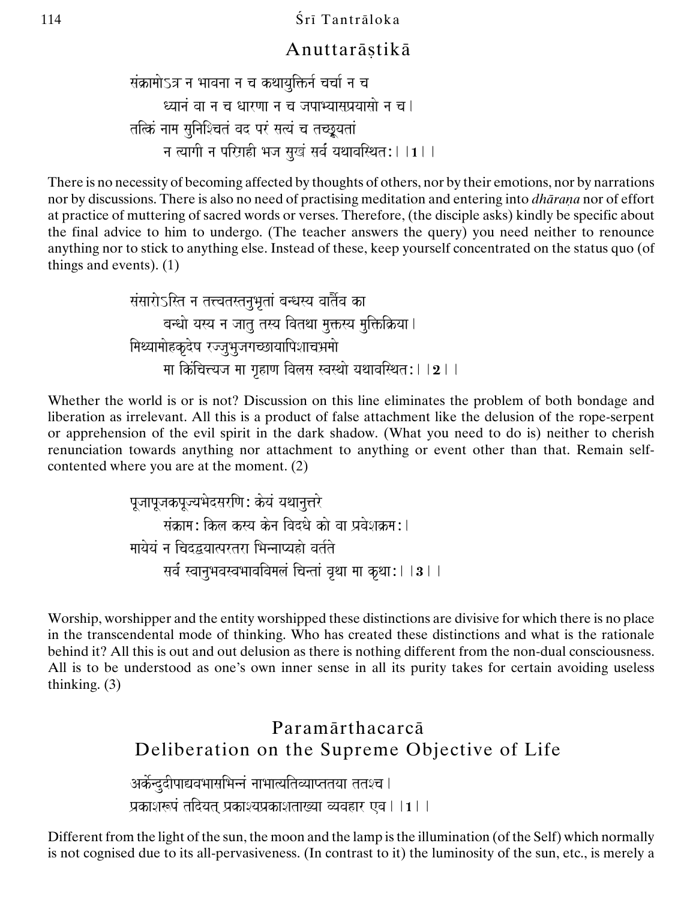## Anuttarāṣṭikā

संक्रामोऽत्र न भावना न च कथायुक्तिर्न चर्चा न च
ध्यानं वा न च धारणा न च जपाभ्यासप्रयासो न च।
तत्किं नाम सुनिश्चितं वद परं सत्यं च तच्छ्रूयतां
न त्यागी न परिग्रही भज सुखं सर्वं यथावस्थितः।।**1**।।

There is no necessity of becoming affected by thoughts of others, nor by their emotions, nor by narrations nor by discussions. There is also no need of practising meditation and entering into *dhāraṇa* nor of effort at practice of muttering of sacred words or verses. Therefore, (the disciple asks) kindly be specific about the final advice to him to undergo. (The teacher answers the query) you need neither to renounce anything nor to stick to anything else. Instead of these, keep yourself concentrated on the status quo (of things and events). (1)

संसारोऽस्ति न तत्त्वतस्तनुभृतां बन्धस्य वार्तैव का
बन्धो यस्य न जातु तस्य वितथा मुक्तस्य मुक्तिक्रिया।
मिथ्यामोहकृदेष रज्जुभुजगच्छायापिशाचभ्रमो
मा किंचित्त्यज मा गृहाण विलस स्वस्थो यथावस्थितः।।**2**।।

Whether the world is or is not? Discussion on this line eliminates the problem of both bondage and liberation as irrelevant. All this is a product of false attachment like the delusion of the rope-serpent or apprehension of the evil spirit in the dark shadow. (What you need to do is) neither to cherish renunciation towards anything nor attachment to anything or event other than that. Remain self-contented where you are at the moment. (2)

पूजापूजकपूज्यभेदसरणिः केयं यथानुत्तरे
संक्रामः किल कस्य केन विदधे को वा प्रवेशक्रमः।
मायेयं न चिदद्वयात्परतरा भिन्नाप्यहो वर्तते
सर्वं स्वानुभवस्वभावविमलं चिन्तां वृथा मा कृथाः।।**3**।।

Worship, worshipper and the entity worshipped these distinctions are divisive for which there is no place in the transcendental mode of thinking. Who has created these distinctions and what is the rationale behind it? All this is out and out delusion as there is nothing different from the non-dual consciousness. All is to be understood as one's own inner sense in all its purity takes for certain avoiding useless thinking. (3)

## Paramārthacarcā
## Deliberation on the Supreme Objective of Life

अर्केन्दुदीपाद्यवभासभिन्नं नाभात्यतिव्याप्ततया ततश्च।
प्रकाशरूपं तदियत् प्रकाश्यप्रकाशताख्या व्यवहार एव।।**1**।।

Different from the light of the sun, the moon and the lamp is the illumination (of the Self) which normally is not cognised due to its all-pervasiveness. (In contrast to it) the luminosity of the sun, etc., is merely a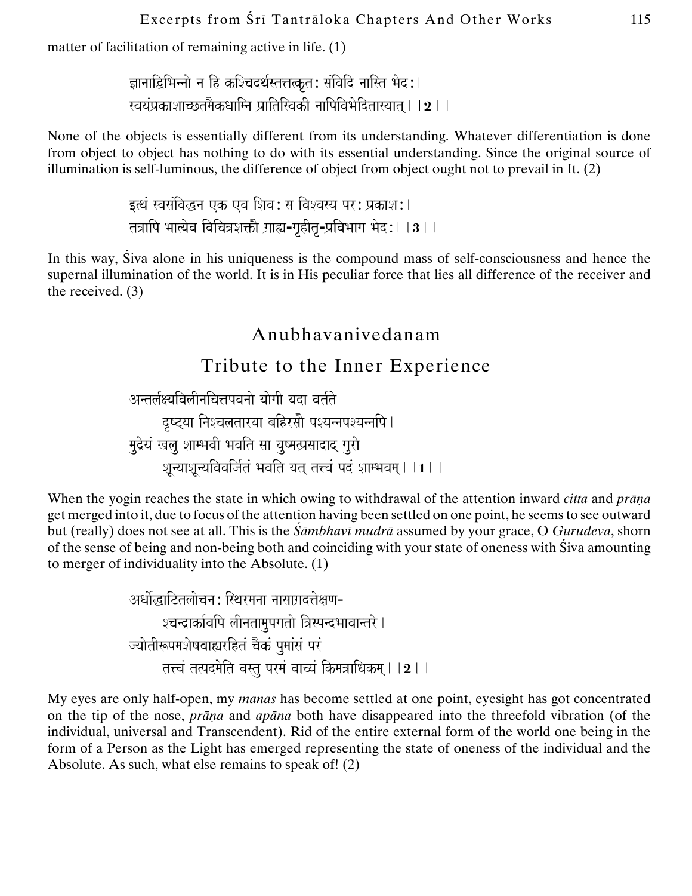matter of facilitation of remaining active in life. (1)

ज्ञानाद्विभिन्नो न हि कश्चिदर्थस्तत्तत्कृत: संविदि नास्ति भेद:।
स्वयंप्रकाशाच्छतमैकधाम्नि प्रातिस्विकी नापिविभेदितास्यात्।।**2**।।

None of the objects is essentially different from its understanding. Whatever differentiation is done from object to object has nothing to do with its essential understanding. Since the original source of illumination is self-luminous, the difference of object from object ought not to prevail in It. (2)

इत्थं स्वसंविद्धन एक एव शिव: स विश्वस्य पर: प्रकाश:।
तत्रापि भात्येव विचित्रशक्तौ ग्राह्य-गृहीतृ-प्रविभाग भेद:।।**3**।।

In this way, Śiva alone in his uniqueness is the compound mass of self-consciousness and hence the supernal illumination of the world. It is in His peculiar force that lies all difference of the receiver and the received. (3)

## Anubhavanivedanam

## Tribute to the Inner Experience

अन्तर्लक्ष्यविलीनचित्तपवनो योगी यदा वर्तते
दृष्ट्या निश्चलतारया बहिरसौ पश्यन्नपश्यन्नपि।
मुद्रेयं खलु शाम्भवी भवति सा युष्मत्प्रसादाद् गुरो
शून्याशून्यविवर्जितं भवति यत् तत्त्वं पदं शाम्भवम्।।**1**।।

When the yogin reaches the state in which owing to withdrawal of the attention inward *citta* and *prāṇa* get merged into it, due to focus of the attention having been settled on one point, he seems to see outward but (really) does not see at all. This is the *Śāmbhavī mudrā* assumed by your grace, O *Gurudeva*, shorn of the sense of being and non-being both and coinciding with your state of oneness with Śiva amounting to merger of individuality into the Absolute. (1)

अर्धोद्घाटितलोचन: स्थिरमना नासाग्रदत्तेक्षण-
श्चन्द्रार्कावपि लीनतामुपगतो त्रिस्पन्दभावान्तरे।
ज्योतीरूपमशेषबाह्यरहितं चैकं पुमांसं परं
तत्त्वं तत्पदमेति वस्तु परमं वाच्यं किमत्राधिकम्।।**2**।।

My eyes are only half-open, my *manas* has become settled at one point, eyesight has got concentrated on the tip of the nose, *prāṇa* and *apāna* both have disappeared into the threefold vibration (of the individual, universal and Transcendent). Rid of the entire external form of the world one being in the form of a Person as the Light has emerged representing the state of oneness of the individual and the Absolute. As such, what else remains to speak of! (2)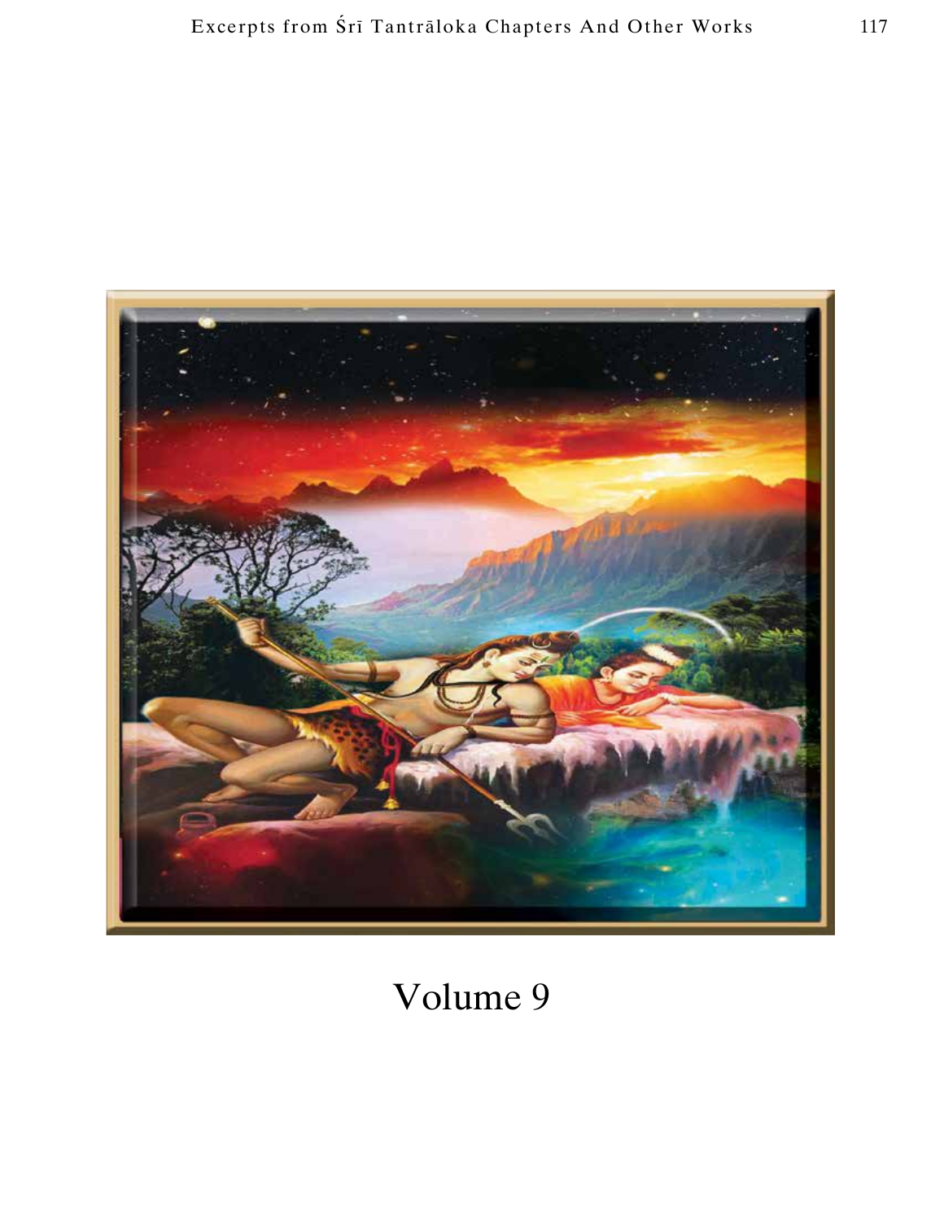# Volume 9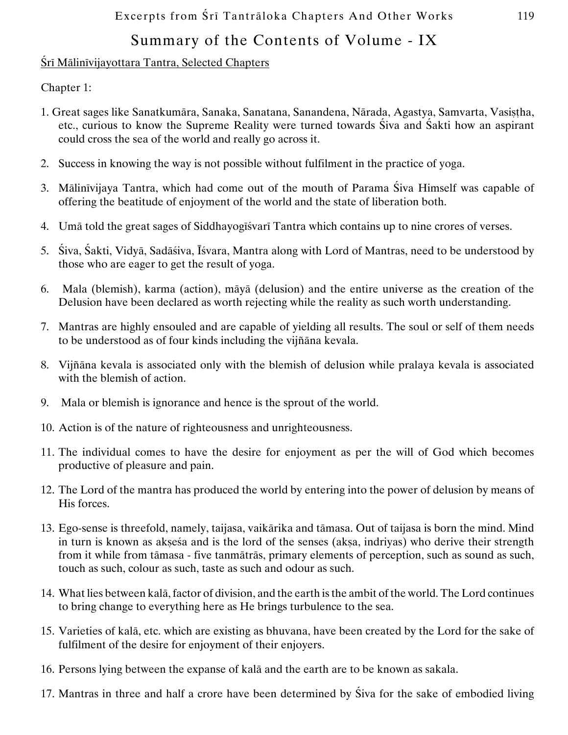# Summary of the Contents of Volume - IX

Śrī Mālinīvijayottara Tantra, Selected Chapters

Chapter 1:

1. Great sages like Sanatkumāra, Sanaka, Sanatana, Sanandena, Nārada, Agastya, Samvarta, Vasiṣṭha, etc., curious to know the Supreme Reality were turned towards Śiva and Śakti how an aspirant could cross the sea of the world and really go across it.

2. Success in knowing the way is not possible without fulfilment in the practice of yoga.

3. Mālinīvijaya Tantra, which had come out of the mouth of Parama Śiva Himself was capable of offering the beatitude of enjoyment of the world and the state of liberation both.

4. Umā told the great sages of Siddhayogīśvarī Tantra which contains up to nine crores of verses.

5. Śiva, Śakti, Vidyā, Sadāśiva, Īśvara, Mantra along with Lord of Mantras, need to be understood by those who are eager to get the result of yoga.

6. Mala (blemish), karma (action), māyā (delusion) and the entire universe as the creation of the Delusion have been declared as worth rejecting while the reality as such worth understanding.

7. Mantras are highly ensouled and are capable of yielding all results. The soul or self of them needs to be understood as of four kinds including the vijñāna kevala.

8. Vijñāna kevala is associated only with the blemish of delusion while pralaya kevala is associated with the blemish of action.

9. Mala or blemish is ignorance and hence is the sprout of the world.

10. Action is of the nature of righteousness and unrighteousness.

11. The individual comes to have the desire for enjoyment as per the will of God which becomes productive of pleasure and pain.

12. The Lord of the mantra has produced the world by entering into the power of delusion by means of His forces.

13. Ego-sense is threefold, namely, taijasa, vaikārika and tāmasa. Out of taijasa is born the mind. Mind in turn is known as akṣeśa and is the lord of the senses (akṣa, indriyas) who derive their strength from it while from tāmasa - five tanmātrās, primary elements of perception, such as sound as such, touch as such, colour as such, taste as such and odour as such.

14. What lies between kalā, factor of division, and the earth is the ambit of the world. The Lord continues to bring change to everything here as He brings turbulence to the sea.

15. Varieties of kalā, etc. which are existing as bhuvana, have been created by the Lord for the sake of fulfilment of the desire for enjoyment of their enjoyers.

16. Persons lying between the expanse of kalā and the earth are to be known as sakala.

17. Mantras in three and half a crore have been determined by Śiva for the sake of embodied living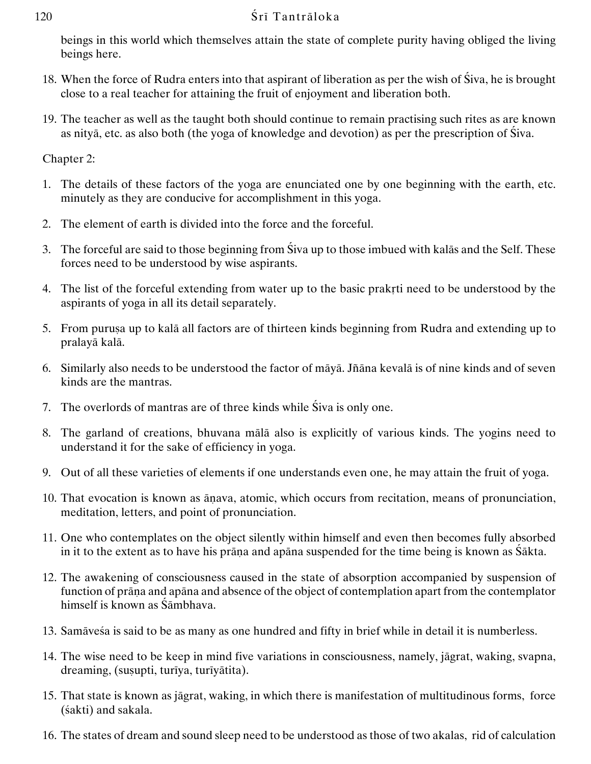beings in this world which themselves attain the state of complete purity having obliged the living beings here.

18. When the force of Rudra enters into that aspirant of liberation as per the wish of Śiva, he is brought close to a real teacher for attaining the fruit of enjoyment and liberation both.

19. The teacher as well as the taught both should continue to remain practising such rites as are known as nityā, etc. as also both (the yoga of knowledge and devotion) as per the prescription of Śiva.

Chapter 2:

1. The details of these factors of the yoga are enunciated one by one beginning with the earth, etc. minutely as they are conducive for accomplishment in this yoga.

2. The element of earth is divided into the force and the forceful.

3. The forceful are said to those beginning from Śiva up to those imbued with kalās and the Self. These forces need to be understood by wise aspirants.

4. The list of the forceful extending from water up to the basic prakṛti need to be understood by the aspirants of yoga in all its detail separately.

5. From puruṣa up to kalā all factors are of thirteen kinds beginning from Rudra and extending up to pralayā kalā.

6. Similarly also needs to be understood the factor of māyā. Jñāna kevalā is of nine kinds and of seven kinds are the mantras.

7. The overlords of mantras are of three kinds while Śiva is only one.

8. The garland of creations, bhuvana mālā also is explicitly of various kinds. The yogins need to understand it for the sake of efficiency in yoga.

9. Out of all these varieties of elements if one understands even one, he may attain the fruit of yoga.

10. That evocation is known as āṇava, atomic, which occurs from recitation, means of pronunciation, meditation, letters, and point of pronunciation.

11. One who contemplates on the object silently within himself and even then becomes fully absorbed in it to the extent as to have his prāṇa and apāna suspended for the time being is known as Śākta.

12. The awakening of consciousness caused in the state of absorption accompanied by suspension of function of prāṇa and apāna and absence of the object of contemplation apart from the contemplator himself is known as Śāmbhava.

13. Samāveśa is said to be as many as one hundred and fifty in brief while in detail it is numberless.

14. The wise need to be keep in mind five variations in consciousness, namely, jāgrat, waking, svapna, dreaming, (suṣupti, turīya, turīyātita).

15. That state is known as jāgrat, waking, in which there is manifestation of multitudinous forms, force (śakti) and sakala.

16. The states of dream and sound sleep need to be understood as those of two akalas, rid of calculation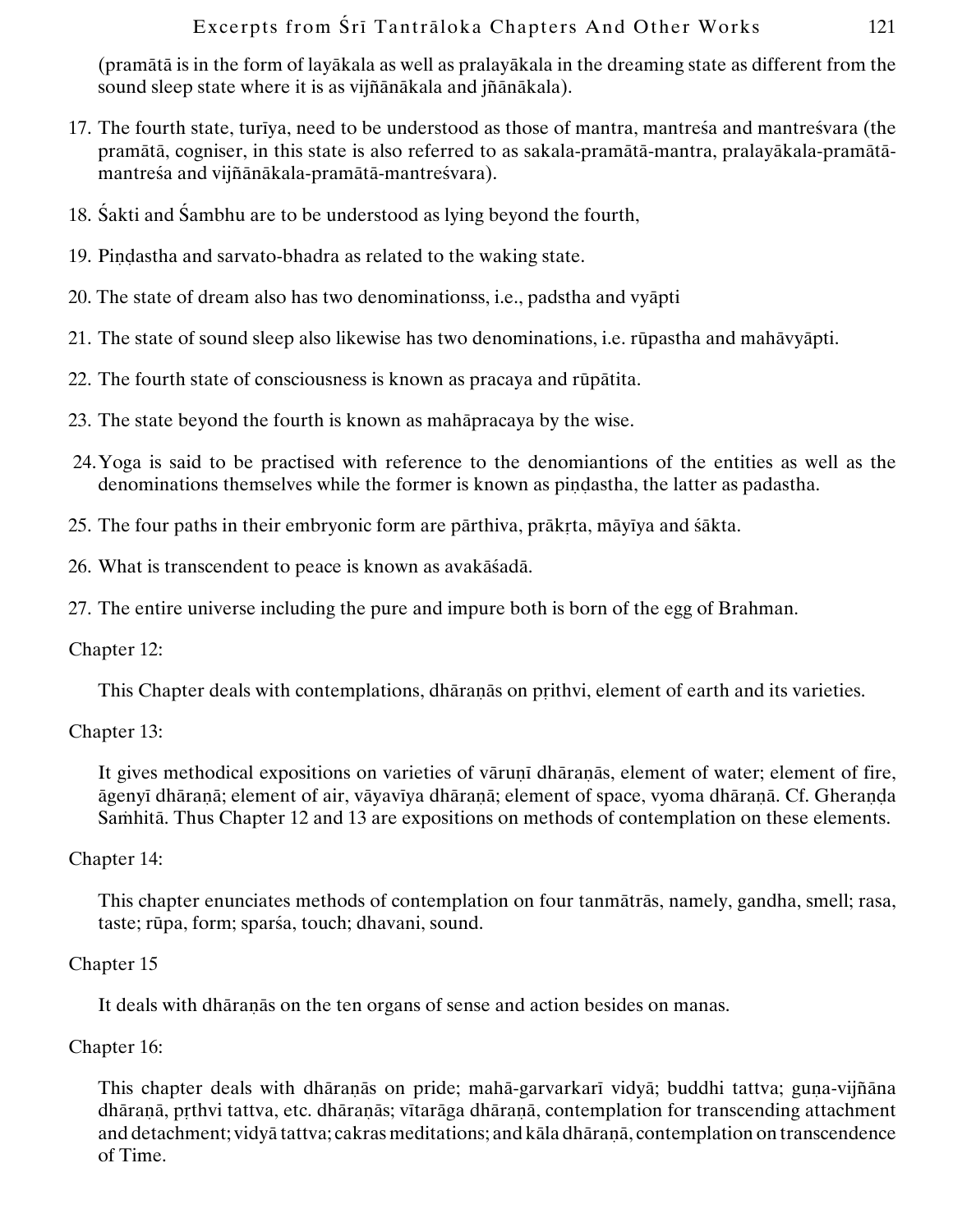(pramātā is in the form of layākala as well as pralayākala in the dreaming state as different from the sound sleep state where it is as vijñānākala and jñānākala).

17. The fourth state, turīya, need to be understood as those of mantra, mantreśa and mantreśvara (the pramātā, cogniser, in this state is also referred to as sakala-pramātā-mantra, pralayākala-pramātā-mantreśa and vijñānākala-pramātā-mantreśvara).

18. Śakti and Śambhu are to be understood as lying beyond the fourth,

19. Piṇḍastha and sarvato-bhadra as related to the waking state.

20. The state of dream also has two denominationss, i.e., padstha and vyāpti

21. The state of sound sleep also likewise has two denominations, i.e. rūpastha and mahāvyāpti.

22. The fourth state of consciousness is known as pracaya and rūpātita.

23. The state beyond the fourth is known as mahāpracaya by the wise.

24. Yoga is said to be practised with reference to the denomiantions of the entities as well as the denominations themselves while the former is known as piṇḍastha, the latter as padastha.

25. The four paths in their embryonic form are pārthiva, prākṛta, māyīya and śākta.

26. What is transcendent to peace is known as avakāśadā.

27. The entire universe including the pure and impure both is born of the egg of Brahman.

Chapter 12:

This Chapter deals with contemplations, dhāraṇās on pṛithvi, element of earth and its varieties.

Chapter 13:

It gives methodical expositions on varieties of vāruṇī dhāraṇās, element of water; element of fire, āgenyī dhāraṇā; element of air, vāyavīya dhāraṇā; element of space, vyoma dhāraṇā. Cf. Gheraṇḍa Saṁhitā. Thus Chapter 12 and 13 are expositions on methods of contemplation on these elements.

Chapter 14:

This chapter enunciates methods of contemplation on four tanmātrās, namely, gandha, smell; rasa, taste; rūpa, form; sparśa, touch; dhavani, sound.

Chapter 15

It deals with dhāraṇās on the ten organs of sense and action besides on manas.

Chapter 16:

This chapter deals with dhāraṇās on pride; mahā-garvarkarī vidyā; buddhi tattva; guṇa-vijñāna dhāraṇā, pṛthvi tattva, etc. dhāraṇās; vītarāga dhāraṇā, contemplation for transcending attachment and detachment; vidyā tattva; cakras meditations; and kāla dhāraṇā, contemplation on transcendence of Time.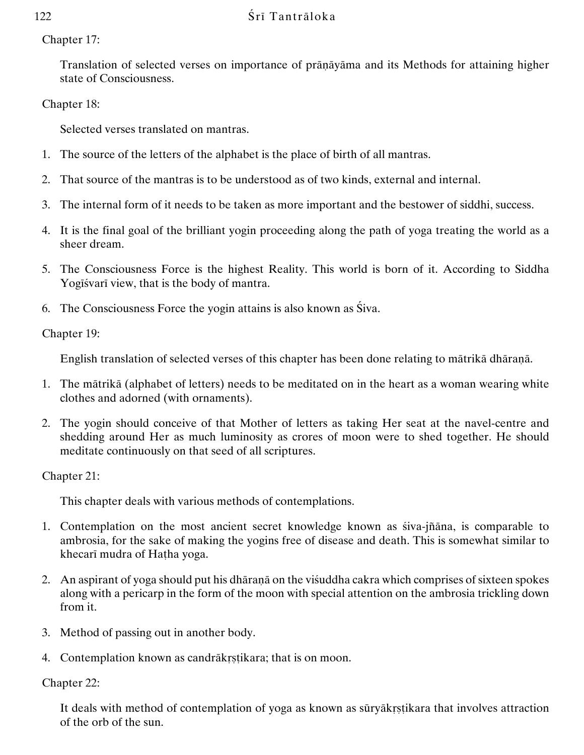Chapter 17:

Translation of selected verses on importance of prāṇāyāma and its Methods for attaining higher state of Consciousness.

Chapter 18:

Selected verses translated on mantras.

1. The source of the letters of the alphabet is the place of birth of all mantras.
2. That source of the mantras is to be understood as of two kinds, external and internal.
3. The internal form of it needs to be taken as more important and the bestower of siddhi, success.
4. It is the final goal of the brilliant yogin proceeding along the path of yoga treating the world as a sheer dream.
5. The Consciousness Force is the highest Reality. This world is born of it. According to Siddha Yogīśvarī view, that is the body of mantra.
6. The Consciousness Force the yogin attains is also known as Śiva.

Chapter 19:

English translation of selected verses of this chapter has been done relating to mātrikā dhāraṇā.

1. The mātrikā (alphabet of letters) needs to be meditated on in the heart as a woman wearing white clothes and adorned (with ornaments).
2. The yogin should conceive of that Mother of letters as taking Her seat at the navel-centre and shedding around Her as much luminosity as crores of moon were to shed together. He should meditate continuously on that seed of all scriptures.

Chapter 21:

This chapter deals with various methods of contemplations.

1. Contemplation on the most ancient secret knowledge known as śiva-jñāna, is comparable to ambrosia, for the sake of making the yogins free of disease and death. This is somewhat similar to khecarī mudra of Haṭha yoga.
2. An aspirant of yoga should put his dhāraṇā on the viśuddha cakra which comprises of sixteen spokes along with a pericarp in the form of the moon with special attention on the ambrosia trickling down from it.
3. Method of passing out in another body.
4. Contemplation known as candrākṛṣṭikara; that is on moon.

Chapter 22:

It deals with method of contemplation of yoga as known as sūryākṛṣṭikara that involves attraction of the orb of the sun.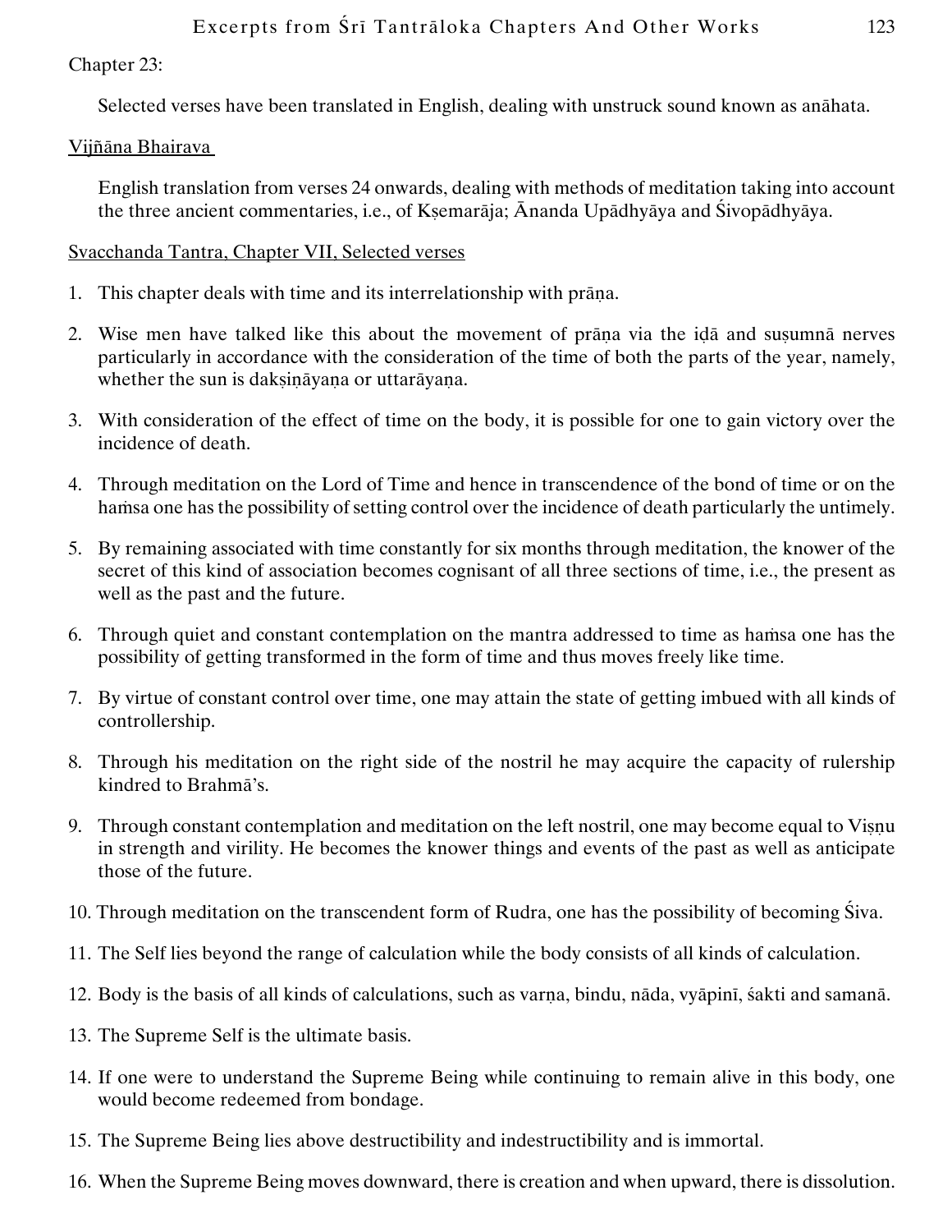Chapter 23:

Selected verses have been translated in English, dealing with unstruck sound known as anāhata.

Vijñāna Bhairava

English translation from verses 24 onwards, dealing with methods of meditation taking into account the three ancient commentaries, i.e., of Kṣemarāja; Ānanda Upādhyāya and Śivopādhyāya.

Svacchanda Tantra, Chapter VII, Selected verses

1. This chapter deals with time and its interrelationship with prāṇa.
2. Wise men have talked like this about the movement of prāṇa via the iḍā and suṣumnā nerves particularly in accordance with the consideration of the time of both the parts of the year, namely, whether the sun is dakṣiṇāyaṇa or uttarāyaṇa.
3. With consideration of the effect of time on the body, it is possible for one to gain victory over the incidence of death.
4. Through meditation on the Lord of Time and hence in transcendence of the bond of time or on the haṁsa one has the possibility of setting control over the incidence of death particularly the untimely.
5. By remaining associated with time constantly for six months through meditation, the knower of the secret of this kind of association becomes cognisant of all three sections of time, i.e., the present as well as the past and the future.
6. Through quiet and constant contemplation on the mantra addressed to time as haṁsa one has the possibility of getting transformed in the form of time and thus moves freely like time.
7. By virtue of constant control over time, one may attain the state of getting imbued with all kinds of controllership.
8. Through his meditation on the right side of the nostril he may acquire the capacity of rulership kindred to Brahmā's.
9. Through constant contemplation and meditation on the left nostril, one may become equal to Viṣṇu in strength and virility. He becomes the knower things and events of the past as well as anticipate those of the future.
10. Through meditation on the transcendent form of Rudra, one has the possibility of becoming Śiva.
11. The Self lies beyond the range of calculation while the body consists of all kinds of calculation.
12. Body is the basis of all kinds of calculations, such as varṇa, bindu, nāda, vyāpinī, śakti and samanā.
13. The Supreme Self is the ultimate basis.
14. If one were to understand the Supreme Being while continuing to remain alive in this body, one would become redeemed from bondage.
15. The Supreme Being lies above destructibility and indestructibility and is immortal.
16. When the Supreme Being moves downward, there is creation and when upward, there is dissolution.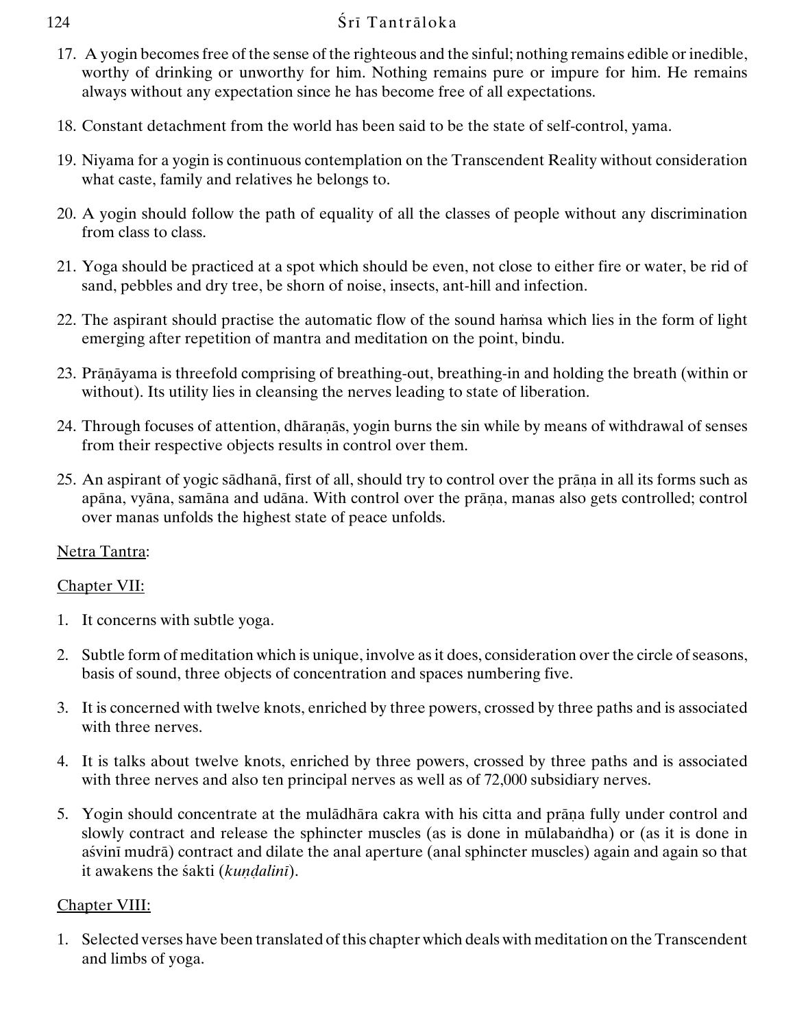17. A yogin becomes free of the sense of the righteous and the sinful; nothing remains edible or inedible, worthy of drinking or unworthy for him. Nothing remains pure or impure for him. He remains always without any expectation since he has become free of all expectations.

18. Constant detachment from the world has been said to be the state of self-control, yama.

19. Niyama for a yogin is continuous contemplation on the Transcendent Reality without consideration what caste, family and relatives he belongs to.

20. A yogin should follow the path of equality of all the classes of people without any discrimination from class to class.

21. Yoga should be practiced at a spot which should be even, not close to either fire or water, be rid of sand, pebbles and dry tree, be shorn of noise, insects, ant-hill and infection.

22. The aspirant should practise the automatic flow of the sound haṁsa which lies in the form of light emerging after repetition of mantra and meditation on the point, bindu.

23. Prāṇāyama is threefold comprising of breathing-out, breathing-in and holding the breath (within or without). Its utility lies in cleansing the nerves leading to state of liberation.

24. Through focuses of attention, dhāraṇās, yogin burns the sin while by means of withdrawal of senses from their respective objects results in control over them.

25. An aspirant of yogic sādhanā, first of all, should try to control over the prāṇa in all its forms such as apāna, vyāna, samāna and udāna. With control over the prāṇa, manas also gets controlled; control over manas unfolds the highest state of peace unfolds.

<u>Netra Tantra</u>:

<u>Chapter VII:</u>

1. It concerns with subtle yoga.

2. Subtle form of meditation which is unique, involve as it does, consideration over the circle of seasons, basis of sound, three objects of concentration and spaces numbering five.

3. It is concerned with twelve knots, enriched by three powers, crossed by three paths and is associated with three nerves.

4. It is talks about twelve knots, enriched by three powers, crossed by three paths and is associated with three nerves and also ten principal nerves as well as of 72,000 subsidiary nerves.

5. Yogin should concentrate at the mulādhāra cakra with his citta and prāṇa fully under control and slowly contract and release the sphincter muscles (as is done in mūlabaṅdha) or (as it is done in aśvinī mudrā) contract and dilate the anal aperture (anal sphincter muscles) again and again so that it awakens the śakti (*kuṇḍalinī*).

<u>Chapter VIII:</u>

1. Selected verses have been translated of this chapter which deals with meditation on the Transcendent and limbs of yoga.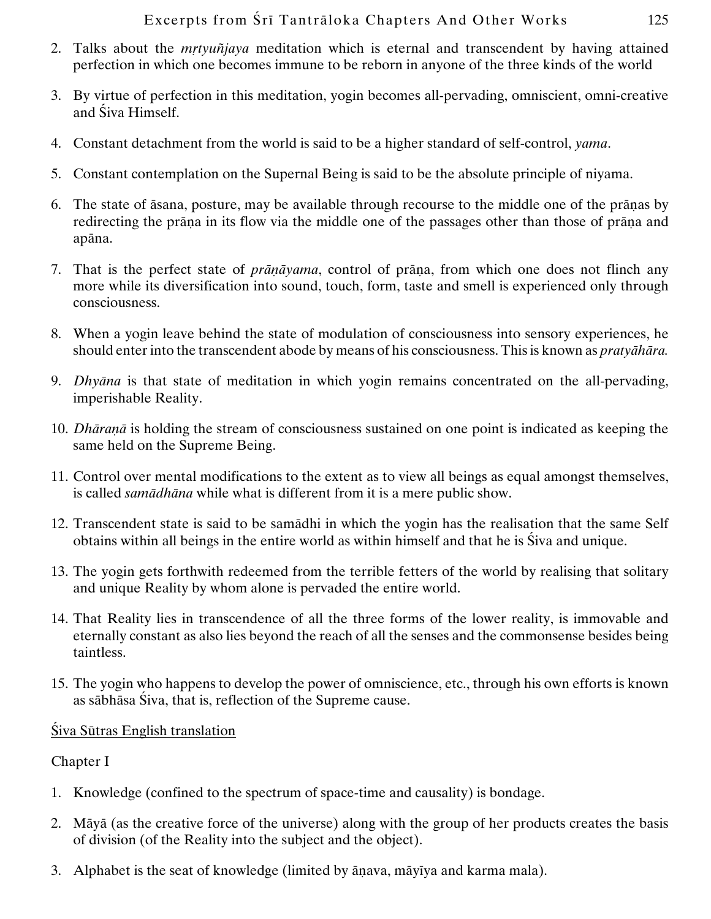2. Talks about the *mṛtyuñjaya* meditation which is eternal and transcendent by having attained perfection in which one becomes immune to be reborn in anyone of the three kinds of the world

3. By virtue of perfection in this meditation, yogin becomes all-pervading, omniscient, omni-creative and Śiva Himself.

4. Constant detachment from the world is said to be a higher standard of self-control, *yama*.

5. Constant contemplation on the Supernal Being is said to be the absolute principle of niyama.

6. The state of āsana, posture, may be available through recourse to the middle one of the prāṇas by redirecting the prāṇa in its flow via the middle one of the passages other than those of prāṇa and apāna.

7. That is the perfect state of *prāṇāyama*, control of prāṇa, from which one does not flinch any more while its diversification into sound, touch, form, taste and smell is experienced only through consciousness.

8. When a yogin leave behind the state of modulation of consciousness into sensory experiences, he should enter into the transcendent abode by means of his consciousness. This is known as *pratyāhāra.*

9. *Dhyāna* is that state of meditation in which yogin remains concentrated on the all-pervading, imperishable Reality.

10. *Dhāraṇā* is holding the stream of consciousness sustained on one point is indicated as keeping the same held on the Supreme Being.

11. Control over mental modifications to the extent as to view all beings as equal amongst themselves, is called *samādhāna* while what is different from it is a mere public show.

12. Transcendent state is said to be samādhi in which the yogin has the realisation that the same Self obtains within all beings in the entire world as within himself and that he is Śiva and unique.

13. The yogin gets forthwith redeemed from the terrible fetters of the world by realising that solitary and unique Reality by whom alone is pervaded the entire world.

14. That Reality lies in transcendence of all the three forms of the lower reality, is immovable and eternally constant as also lies beyond the reach of all the senses and the commonsense besides being taintless.

15. The yogin who happens to develop the power of omniscience, etc., through his own efforts is known as sābhāsa Śiva, that is, reflection of the Supreme cause.

Śiva Sūtras English translation

Chapter I

1. Knowledge (confined to the spectrum of space-time and causality) is bondage.

2. Māyā (as the creative force of the universe) along with the group of her products creates the basis of division (of the Reality into the subject and the object).

3. Alphabet is the seat of knowledge (limited by āṇava, māyīya and karma mala).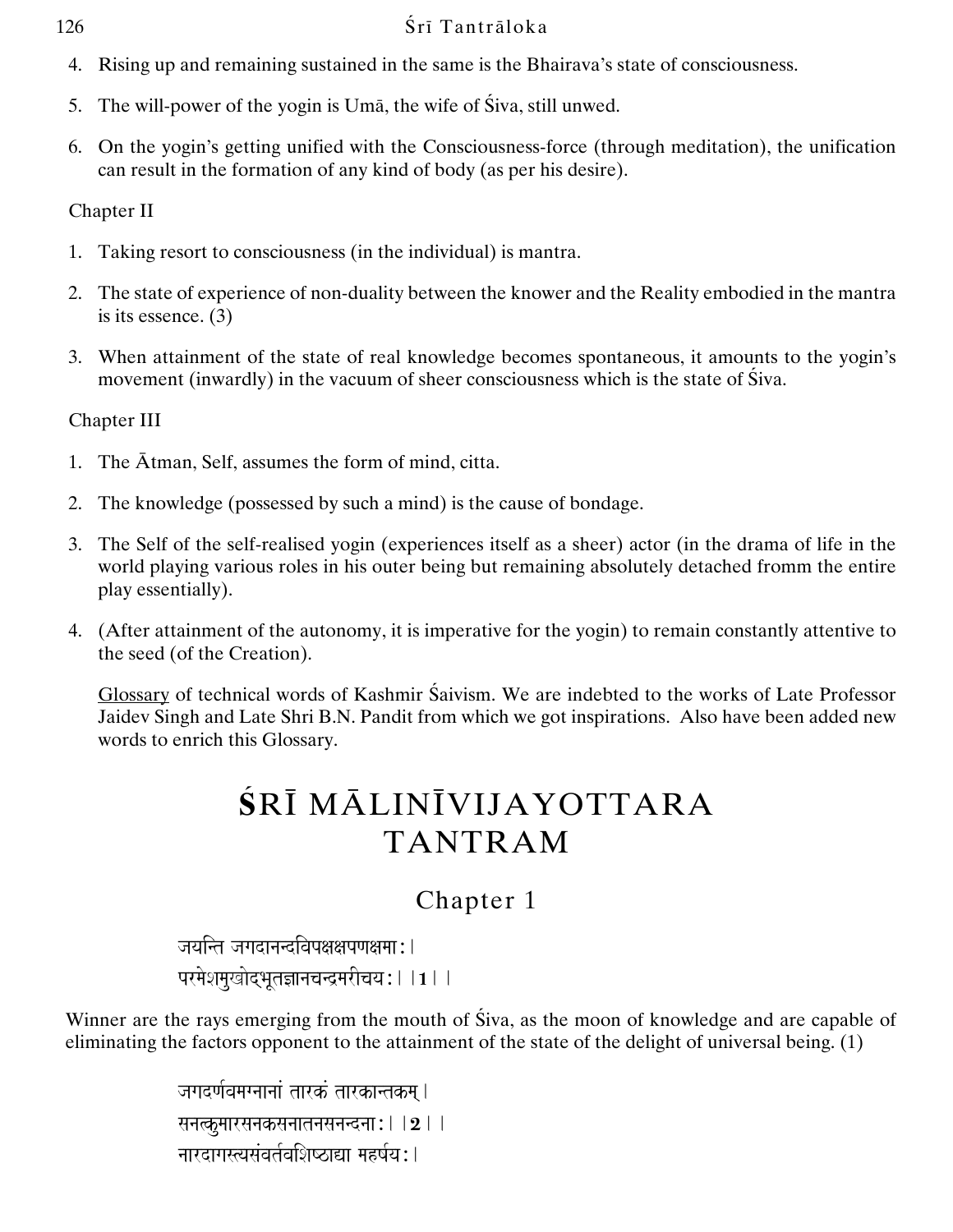4. Rising up and remaining sustained in the same is the Bhairava's state of consciousness.

5. The will-power of the yogin is Umā, the wife of Śiva, still unwed.

6. On the yogin's getting unified with the Consciousness-force (through meditation), the unification can result in the formation of any kind of body (as per his desire).

Chapter II

1. Taking resort to consciousness (in the individual) is mantra.

2. The state of experience of non-duality between the knower and the Reality embodied in the mantra is its essence. (3)

3. When attainment of the state of real knowledge becomes spontaneous, it amounts to the yogin's movement (inwardly) in the vacuum of sheer consciousness which is the state of Śiva.

Chapter III

1. The Ātman, Self, assumes the form of mind, citta.

2. The knowledge (possessed by such a mind) is the cause of bondage.

3. The Self of the self-realised yogin (experiences itself as a sheer) actor (in the drama of life in the world playing various roles in his outer being but remaining absolutely detached fromm the entire play essentially).

4. (After attainment of the autonomy, it is imperative for the yogin) to remain constantly attentive to the seed (of the Creation).

   Glossary of technical words of Kashmir Śaivism. We are indebted to the works of Late Professor Jaidev Singh and Late Shri B.N. Pandit from which we got inspirations. Also have been added new words to enrich this Glossary.

# ŚRĪ MĀLINĪVIJAYOTTARA TANTRAM

## Chapter 1

जयन्ति जगदानन्दविपक्षक्षपणक्षमाः।
परमेशमुखोद्भूतज्ञानचन्द्रमरीचयः।।1।।

Winner are the rays emerging from the mouth of Śiva, as the moon of knowledge and are capable of eliminating the factors opponent to the attainment of the state of the delight of universal being. (1)

जगदर्णवमग्नानां तारकं तारकान्तकम्।
सनत्कुमारसनकसनातनसनन्दनाः।।2।।
नारदागस्त्यसंवर्तवशिष्ठाद्या महर्षयः।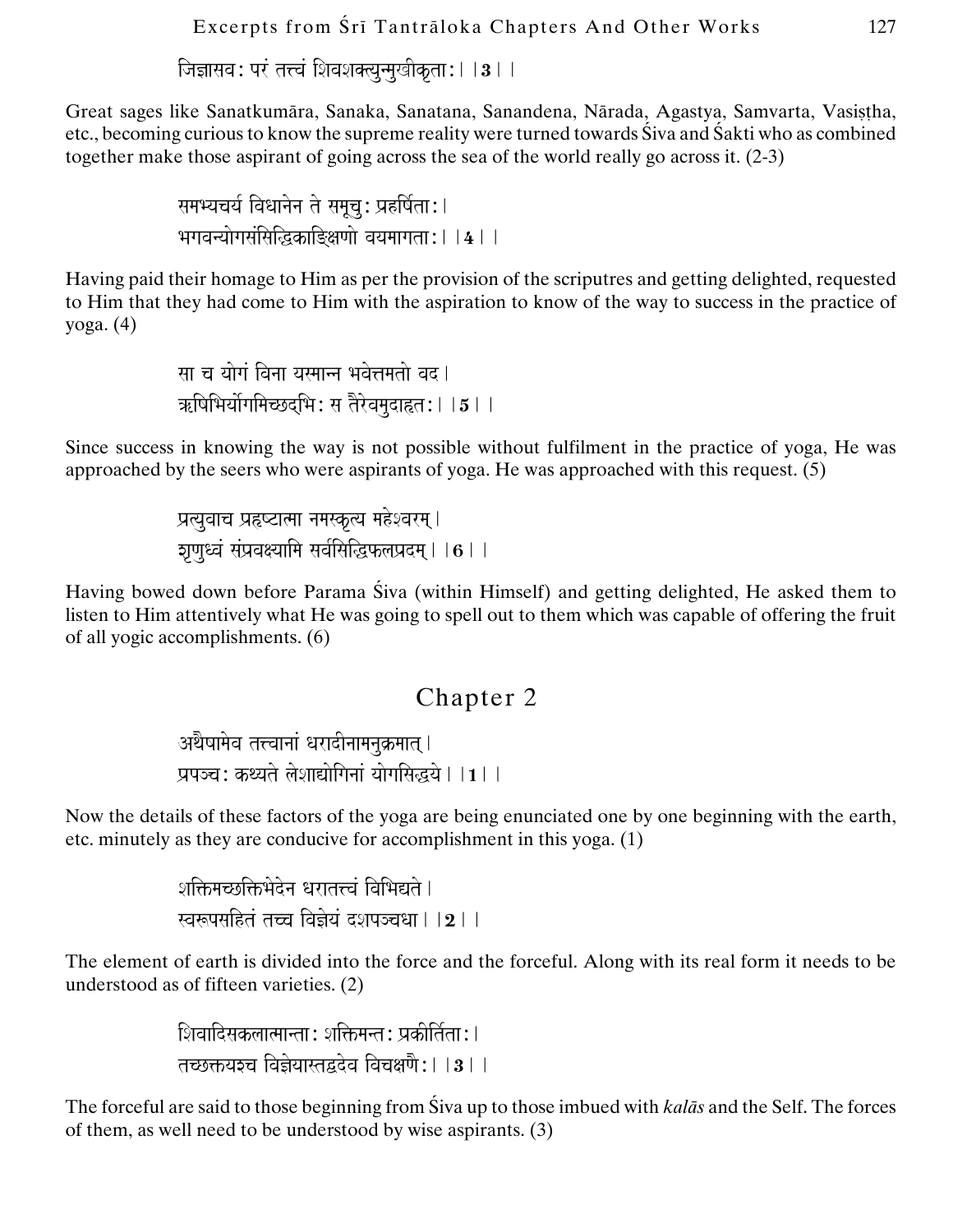जिज्ञासवः परं तत्त्वं शिवशक्त्युन्मुखीकृताः।।**3**।।

Great sages like Sanatkumāra, Sanaka, Sanatana, Sanandena, Nārada, Agastya, Samvarta, Vasiṣṭha, etc., becoming curious to know the supreme reality were turned towards Śiva and Śakti who as combined together make those aspirant of going across the sea of the world really go across it. (2-3)

समभ्यचर्य विधानेन ते समूचुः प्रहर्षिताः।
भगवन्योगसंसिद्धिकाङ्क्षिणो वयमागताः।।**4**।।

Having paid their homage to Him as per the provision of the scriptures and getting delighted, requested to Him that they had come to Him with the aspiration to know of the way to success in the practice of yoga. (4)

सा च योगं विना यस्मान्न भवेत्तमतो वद।
ऋषिभिर्योगमिच्छद्भिः स तैरेवमुदाहृतः।।**5**।।

Since success in knowing the way is not possible without fulfilment in the practice of yoga, He was approached by the seers who were aspirants of yoga. He was approached with this request. (5)

प्रत्युवाच प्रहृष्टात्मा नमस्कृत्य महेश्वरम्।
शृणुध्वं संप्रवक्ष्यामि सर्वसिद्धिफलप्रदम्।।**6**।।

Having bowed down before Parama Śiva (within Himself) and getting delighted, He asked them to listen to Him attentively what He was going to spell out to them which was capable of offering the fruit of all yogic accomplishments. (6)

## Chapter 2

अथैषामेव तत्त्वानां धरादीनामनुक्रमात्।
प्रपञ्चः कथ्यते लेशाद्योगिनां योगसिद्धये।।**1**।।

Now the details of these factors of the yoga are being enunciated one by one beginning with the earth, etc. minutely as they are conducive for accomplishment in this yoga. (1)

शक्तिमच्छक्तिभेदेन धरातत्त्वं विभिद्यते।
स्वरूपसहितं तच्च विज्ञेयं दशपञ्चधा।।**2**।।

The element of earth is divided into the force and the forceful. Along with its real form it needs to be understood as of fifteen varieties. (2)

शिवादिसकलात्मान्ताः शक्तिमन्तः प्रकीर्तिताः।
तच्छक्तयश्च विज्ञेयास्तद्वदेव विचक्षणैः।।**3**।।

The forceful are said to those beginning from Śiva up to those imbued with *kalās* and the Self. The forces of them, as well need to be understood by wise aspirants. (3)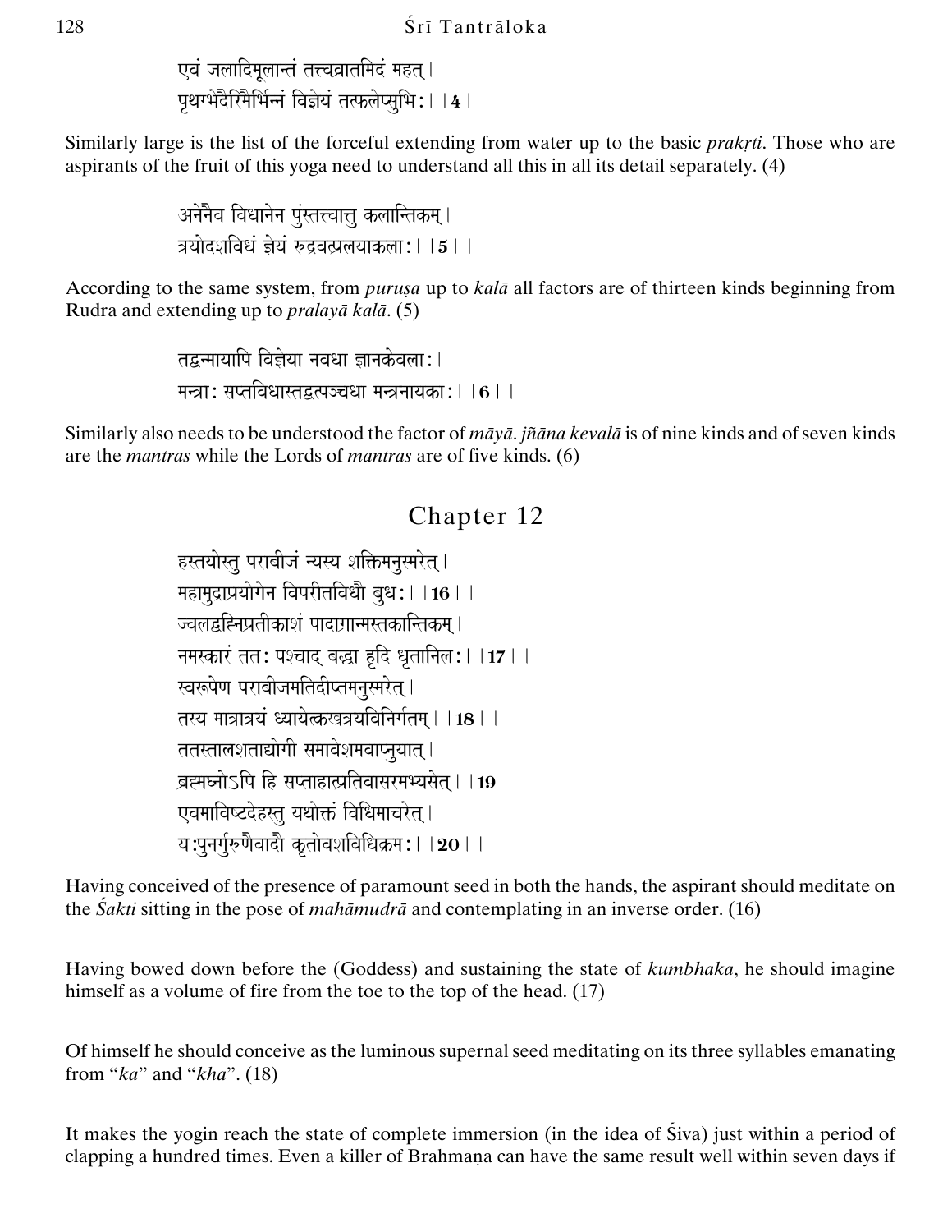एवं जलादिमूलान्तं तत्त्वव्रातमिदं महत्।
पृथग्भेदैरिमैर्भिन्नं विज्ञेयं तत्फलेप्सुभिः।।4।

Similarly large is the list of the forceful extending from water up to the basic *prakṛti*. Those who are aspirants of the fruit of this yoga need to understand all this in all its detail separately. (4)

अनेनैव विधानेन पुंस्तत्त्वात्तु कलान्तिकम्।
त्रयोदशविधं ज्ञेयं रुद्रवत्प्रलयाकलाः।।5।।

According to the same system, from *puruṣa* up to *kalā* all factors are of thirteen kinds beginning from Rudra and extending up to *pralayā kalā*. (5)

तद्वन्मायापि विज्ञेया नवधा ज्ञानकेवलाः।
मन्त्राः सप्तविधास्तद्वत्पञ्चधा मन्त्रनायकाः।।6।।

Similarly also needs to be understood the factor of *māyā*. *jñāna kevalā* is of nine kinds and of seven kinds are the *mantras* while the Lords of *mantras* are of five kinds. (6)

## Chapter 12

हस्तयोस्तु पराबीजं न्यस्य शक्तिमनुस्मरेत्।
महामुद्राप्रयोगेन विपरीतविधौ बुधः।।16।।
ज्वलद्वह्निप्रतीकाशं पादाग्रान्मस्तकान्तिकम्।
नमस्कारं ततः पश्चाद् बद्धा हृदि धृतानिलः।।17।।
स्वरूपेण पराबीजमतिदीप्तमनुस्मरेत्।
तस्य मात्रात्रयं ध्यायेत्कखत्रयविनिर्गतम्।।18।।
ततस्तालशताद्योगी समावेशमवाप्नुयात्।
ब्रह्मघ्नोऽपि हि सप्ताहात्प्रतिवासरमभ्यसेत्।।19
एवमाविष्टदेहस्तु यथोक्तं विधिमाचरेत्।
यःपुनर्गुरुणैवादौ कृतोवशविधिक्रमः।।20।।

Having conceived of the presence of paramount seed in both the hands, the aspirant should meditate on the *Śakti* sitting in the pose of *mahāmudrā* and contemplating in an inverse order. (16)

Having bowed down before the (Goddess) and sustaining the state of *kumbhaka*, he should imagine himself as a volume of fire from the toe to the top of the head. (17)

Of himself he should conceive as the luminous supernal seed meditating on its three syllables emanating from "*ka*" and "*kha*". (18)

It makes the yogin reach the state of complete immersion (in the idea of Śiva) just within a period of clapping a hundred times. Even a killer of Brahmaṇa can have the same result well within seven days if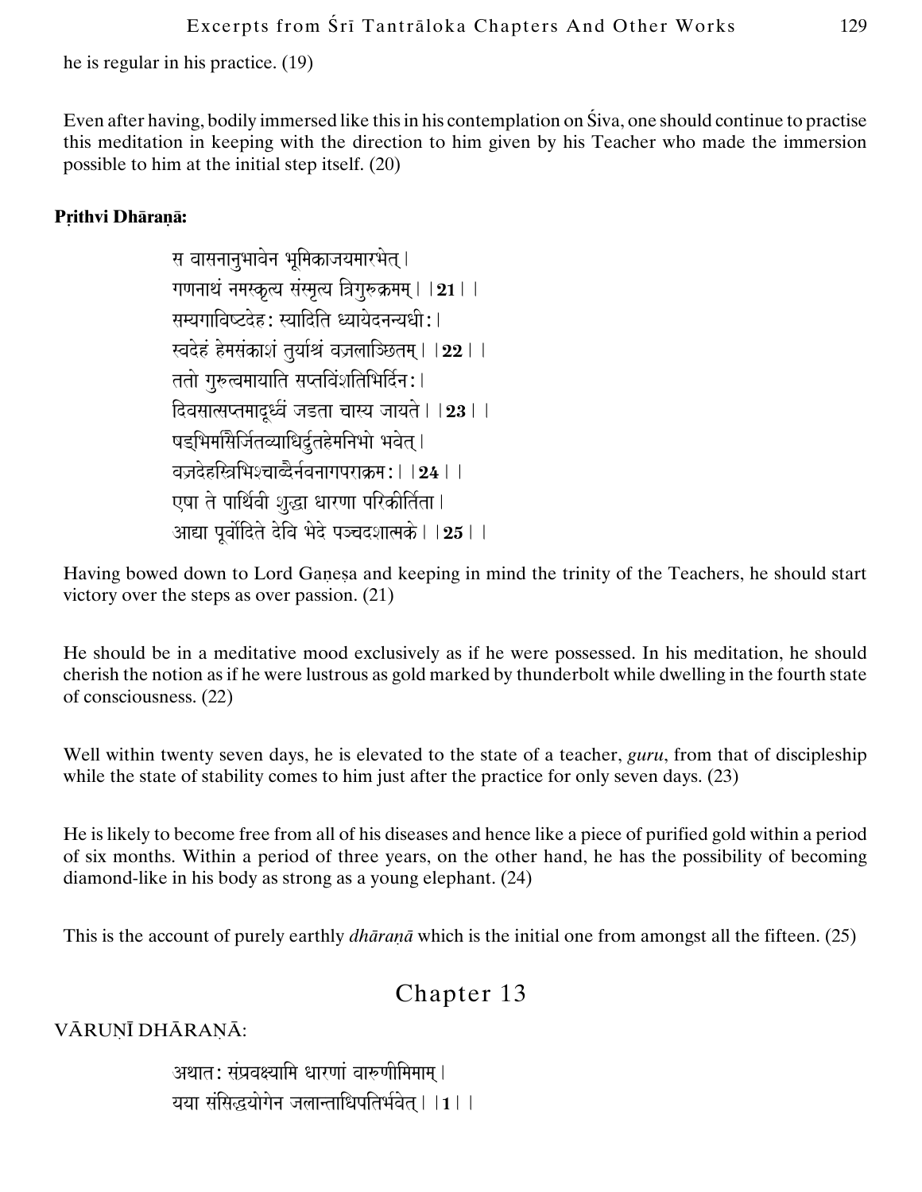he is regular in his practice. (19)

Even after having, bodily immersed like this in his contemplation on Śiva, one should continue to practise this meditation in keeping with the direction to him given by his Teacher who made the immersion possible to him at the initial step itself. (20)

**Pṛithvi Dhāraṇā:**

> स वासनानुभावेन भूमिकाजयमारभेत्।
> गणनाथं नमस्कृत्य संस्मृत्य त्रिगुरुक्रमम्।।**21**।।
> सम्यगाविष्टदेह: स्यादिति ध्यायेदनन्यधी:।
> स्वदेहं हेमसंकाशं तुर्याश्रं वज्रलाञ्छितम्।।**22**।।
> ततो गुरुत्वमायाति सप्तविंशतिभिर्दिन:।
> दिवसात्सप्तमादूर्ध्वं जडता चास्य जायते।।**23**।।
> षड्भिर्मासैर्जितव्याधिर्दुतहेमनिभो भवेत्।
> वज्रदेहस्त्रिभिश्चाब्दैर्नवनागपराक्रम:।।**24**।।
> एषा ते पार्थिवी शुद्धा धारणा परिकीर्तिता।
> आद्या पूर्वोदिते देवि भेदे पञ्चदशात्मके।।**25**।।

Having bowed down to Lord Gaṇeṣa and keeping in mind the trinity of the Teachers, he should start victory over the steps as over passion. (21)

He should be in a meditative mood exclusively as if he were possessed. In his meditation, he should cherish the notion as if he were lustrous as gold marked by thunderbolt while dwelling in the fourth state of consciousness. (22)

Well within twenty seven days, he is elevated to the state of a teacher, *guru*, from that of discipleship while the state of stability comes to him just after the practice for only seven days. (23)

He is likely to become free from all of his diseases and hence like a piece of purified gold within a period of six months. Within a period of three years, on the other hand, he has the possibility of becoming diamond-like in his body as strong as a young elephant. (24)

This is the account of purely earthly *dhāraṇā* which is the initial one from amongst all the fifteen. (25)

# Chapter 13

VĀRUṆĪ DHĀRAṆĀ:

> अथात: संप्रवक्ष्यामि धारणां वारुणीमिमाम्।
> यया संसिद्धयोगेन जलान्ताधिपतिर्भवेत्।।**1**।।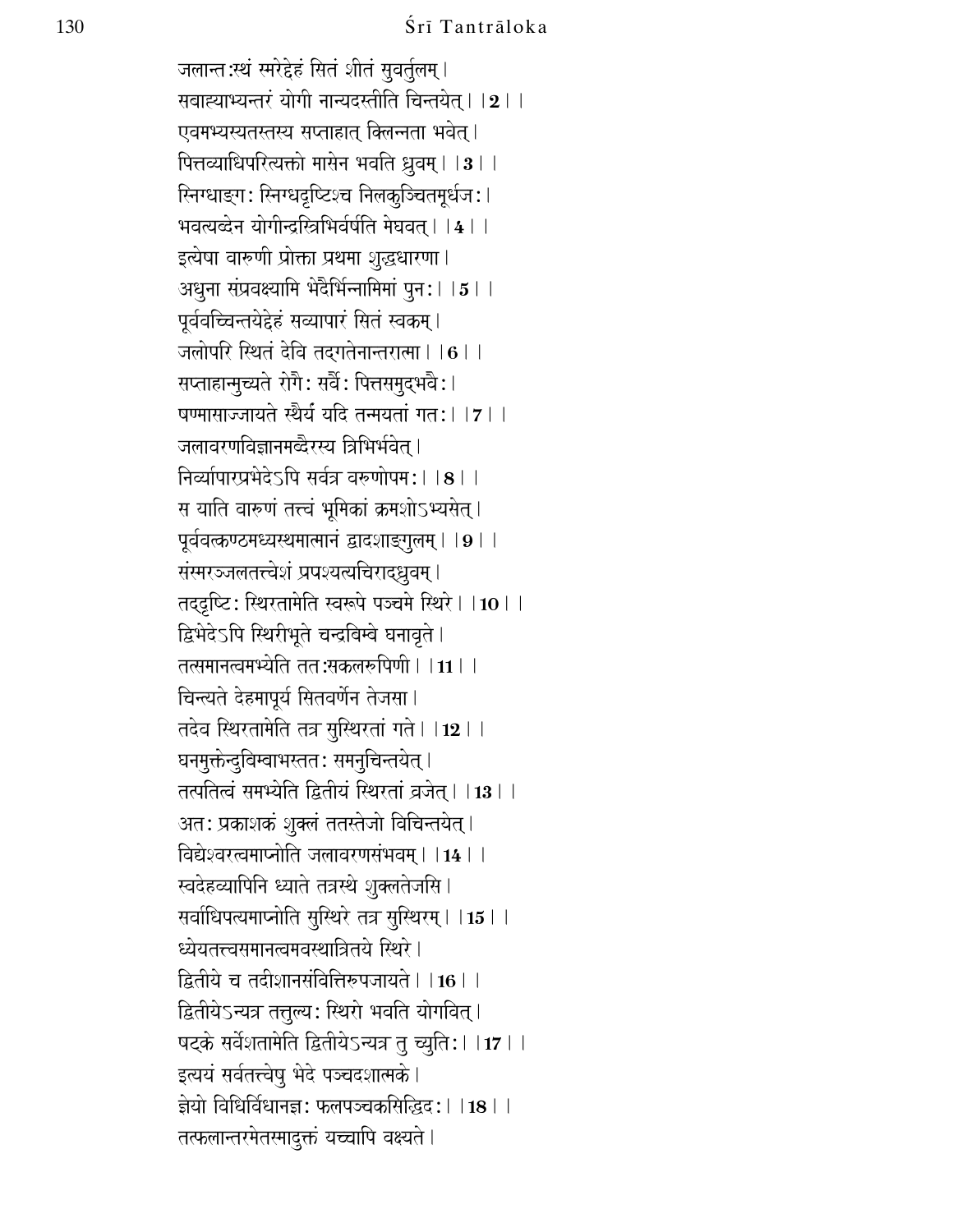जलान्तःस्थं स्मरेद्देहं सितं शीतं सुवर्तुलम्।
सबाह्याभ्यन्तरं योगी नान्यदस्तीति चिन्तयेत्।।**2**।।
एवमभ्यस्यतस्तस्य सप्ताहात् क्लिन्नता भवेत्।
पित्तव्याधिपरित्यक्तो मासेन भवति ध्रुवम्।।**3**।।
स्निग्धाङ्गः स्निग्धदृष्टिश्च निलकुञ्चितमूर्धजः।
भवत्यब्देन योगीन्द्रस्त्रिभिर्वर्षति मेघवत्।।**4**।।
इत्येषा वारुणी प्रोक्ता प्रथमा शुद्धधारणा।
अधुना संप्रवक्ष्यामि भेदैर्भिन्नामिमां पुनः।।**5**।।
पूर्ववच्चिन्तयेद्देहं सव्यापारं सितं स्वकम्।
जलोपरि स्थितं देवि तद्गतेनान्तरात्मा।।**6**।।
सप्ताहान्मुच्यते रोगैः सर्वैः पित्तसमुद्भवैः।
षण्मासाज्जायते स्थैर्यं यदि तन्मयतां गतः।।**7**।।
जलावरणविज्ञानमब्दैरस्य त्रिभिर्भवेत्।
निर्व्यापारप्रभेदेऽपि सर्वत्र वरुणोपमः।।**8**।।
स याति वारुणं तत्त्वं भूमिकां क्रमशोऽभ्यसेत्।
पूर्ववत्कण्ठमध्यस्थमात्मानं द्वादशाङ्गुलम्।।**9**।।
संस्मरञ्जलतत्त्वेशं प्रपश्यत्यचिराद्ध्रुवम्।
तद्दृष्टिः स्थिरतामेति स्वरूपे पञ्चमे स्थिरे।।**10**।।
द्विभेदेऽपि स्थिरीभूते चन्द्रबिम्बे घनावृते।
तत्समानत्वमभ्येति ततःसकलरुपिणी।।**11**।।
चिन्त्यते देहमापूर्य सितवर्णेन तेजसा।
तदेव स्थिरतामेति तत्र सुस्थिरतां गते।।**12**।।
घनमुक्तेन्दुबिम्बाभस्ततः समनुचिन्तयेत्।
तत्पतित्वं समभ्येति द्वितीयं स्थिरतां व्रजेत्।।**13**।।
अतः प्रकाशकं शुक्लं ततस्तेजो विचिन्तयेत्।
विद्येश्वरत्वमाप्नोति जलावरणसंभवम्।।**14**।।
स्वदेहव्यापिनि ध्याते तत्रस्थे शुक्लतेजसि।
सर्वाधिपत्यमाप्नोति सुस्थिरे तत्र सुस्थिरम्।।**15**।।
ध्येयतत्त्वसमानत्वमवस्थात्रितये स्थिरे।
द्वितीये च तदीशानसंवित्तिरुपजायते।।**16**।।
द्वितीयेऽन्यत्र तत्तुल्यः स्थिरो भवति योगवित्।
षट्के सर्वेशतामेति द्वितीयेऽन्यत्र तु च्युतिः।।**17**।।
इत्ययं सर्वतत्त्वेषु भेदे पञ्चदशात्मके।
ज्ञेयो विधिर्विधानज्ञः फलपञ्चकसिद्धिदः।।**18**।।
तत्फलान्तरमेतस्मादुक्तं यच्चापि वक्ष्यते।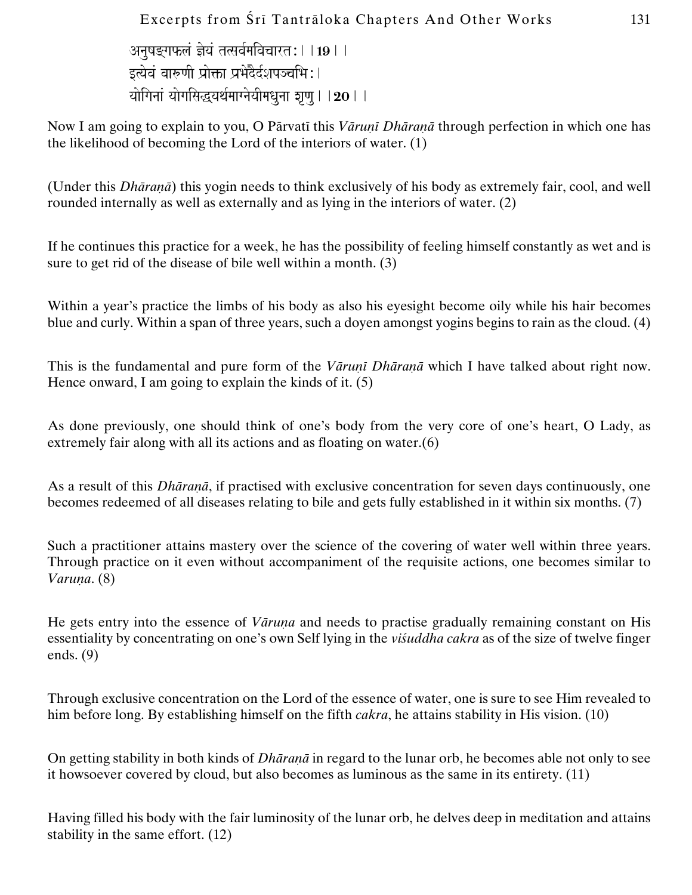अनुषङ्गफलं ज्ञेयं तत्सर्वमविचारतः।।19।।
इत्येवं वारुणी प्रोक्ता प्रभेदैर्दशपञ्चभिः।
योगिनां योगसिद्ध्यर्थमाग्नेयीमधुना शृणु।।20।।

Now I am going to explain to you, O Pārvatī this *Vāruṇī Dhāraṇā* through perfection in which one has the likelihood of becoming the Lord of the interiors of water. (1)

(Under this *Dhāraṇā*) this yogin needs to think exclusively of his body as extremely fair, cool, and well rounded internally as well as externally and as lying in the interiors of water. (2)

If he continues this practice for a week, he has the possibility of feeling himself constantly as wet and is sure to get rid of the disease of bile well within a month. (3)

Within a year's practice the limbs of his body as also his eyesight become oily while his hair becomes blue and curly. Within a span of three years, such a doyen amongst yogins begins to rain as the cloud. (4)

This is the fundamental and pure form of the *Vāruṇī Dhāraṇā* which I have talked about right now. Hence onward, I am going to explain the kinds of it. (5)

As done previously, one should think of one's body from the very core of one's heart, O Lady, as extremely fair along with all its actions and as floating on water.(6)

As a result of this *Dhāraṇā*, if practised with exclusive concentration for seven days continuously, one becomes redeemed of all diseases relating to bile and gets fully established in it within six months. (7)

Such a practitioner attains mastery over the science of the covering of water well within three years. Through practice on it even without accompaniment of the requisite actions, one becomes similar to *Varuṇa*. (8)

He gets entry into the essence of *Vāruṇa* and needs to practise gradually remaining constant on His essentiality by concentrating on one's own Self lying in the *viśuddha cakra* as of the size of twelve finger ends. (9)

Through exclusive concentration on the Lord of the essence of water, one is sure to see Him revealed to him before long. By establishing himself on the fifth *cakra*, he attains stability in His vision. (10)

On getting stability in both kinds of *Dhāraṇā* in regard to the lunar orb, he becomes able not only to see it howsoever covered by cloud, but also becomes as luminous as the same in its entirety. (11)

Having filled his body with the fair luminosity of the lunar orb, he delves deep in meditation and attains stability in the same effort. (12)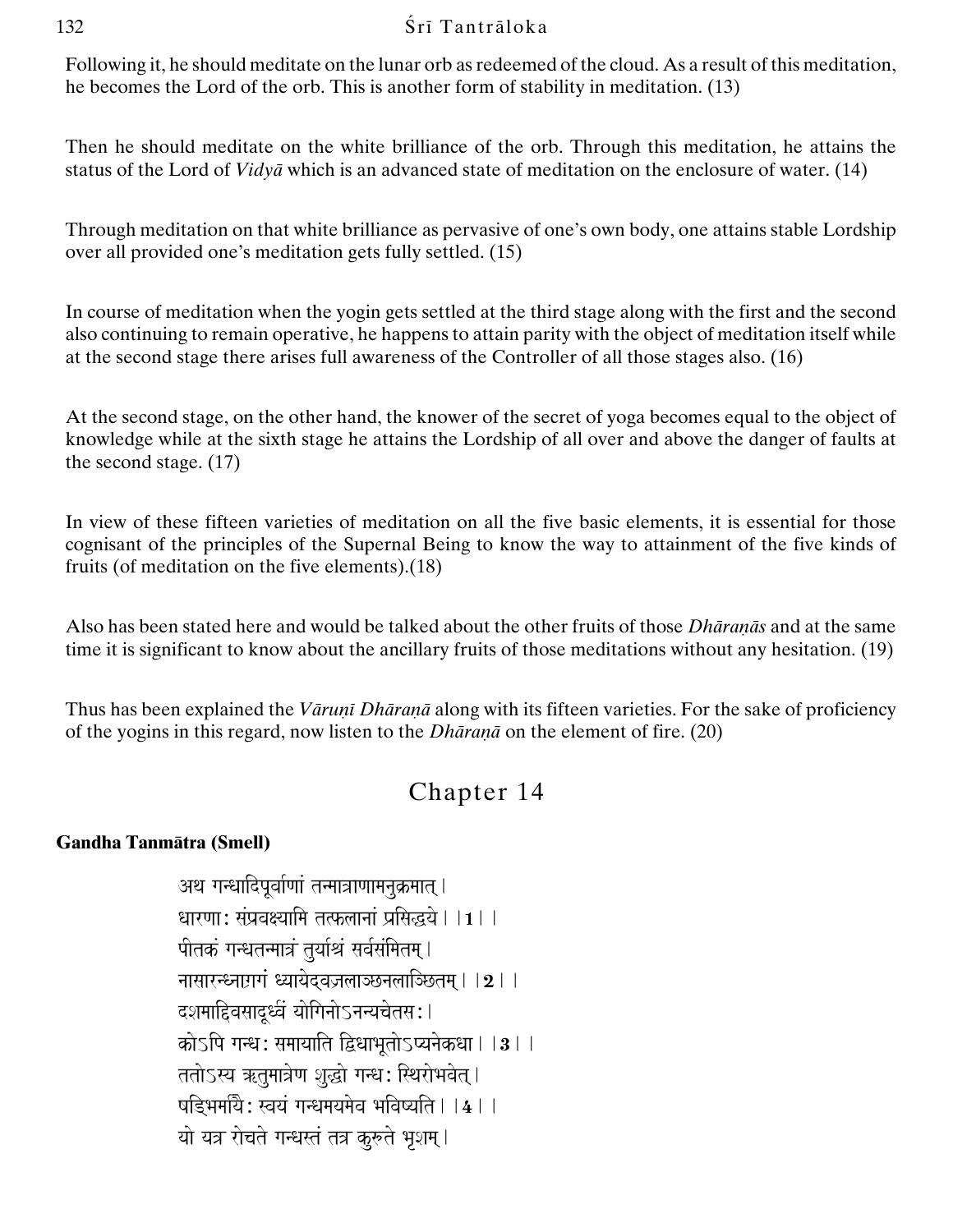Following it, he should meditate on the lunar orb as redeemed of the cloud. As a result of this meditation, he becomes the Lord of the orb. This is another form of stability in meditation. (13)

Then he should meditate on the white brilliance of the orb. Through this meditation, he attains the status of the Lord of *Vidyā* which is an advanced state of meditation on the enclosure of water. (14)

Through meditation on that white brilliance as pervasive of one's own body, one attains stable Lordship over all provided one's meditation gets fully settled. (15)

In course of meditation when the yogin gets settled at the third stage along with the first and the second also continuing to remain operative, he happens to attain parity with the object of meditation itself while at the second stage there arises full awareness of the Controller of all those stages also. (16)

At the second stage, on the other hand, the knower of the secret of yoga becomes equal to the object of knowledge while at the sixth stage he attains the Lordship of all over and above the danger of faults at the second stage. (17)

In view of these fifteen varieties of meditation on all the five basic elements, it is essential for those cognisant of the principles of the Supernal Being to know the way to attainment of the five kinds of fruits (of meditation on the five elements).(18)

Also has been stated here and would be talked about the other fruits of those *Dhāraṇās* and at the same time it is significant to know about the ancillary fruits of those meditations without any hesitation. (19)

Thus has been explained the *Vāruṇī Dhāraṇā* along with its fifteen varieties. For the sake of proficiency of the yogins in this regard, now listen to the *Dhāraṇā* on the element of fire. (20)

# Chapter 14

**Gandha Tanmātra (Smell)**

अथ गन्धादिपूर्वाणां तन्मात्राणामनुक्रमात्।
धारणा: संप्रवक्ष्यामि तत्फलानां प्रसिद्धये।।**1**।।
पीतकं गन्धतन्मात्रं तुर्याश्रं सर्वसंमितम्।
नासारन्ध्राग्रगं ध्यायेद्वज्रलाञ्छनलाञ्छितम्।।**2**।।
दशमाद्दिवसादूर्ध्वं योगिनोऽनन्यचेतस:।
कोऽपि गन्ध: समायाति द्विधाभूतोऽप्यनेकधा।।**3**।।
ततोऽस्य ऋतुमात्रेण शुद्धो गन्ध: स्थिरोभवेत्।
षड्भिर्मासै: स्वयं गन्धमयमेव भविष्यति।।**4**।।
यो यत्र रोचते गन्धस्तं तत्र कुरुते भृशम्।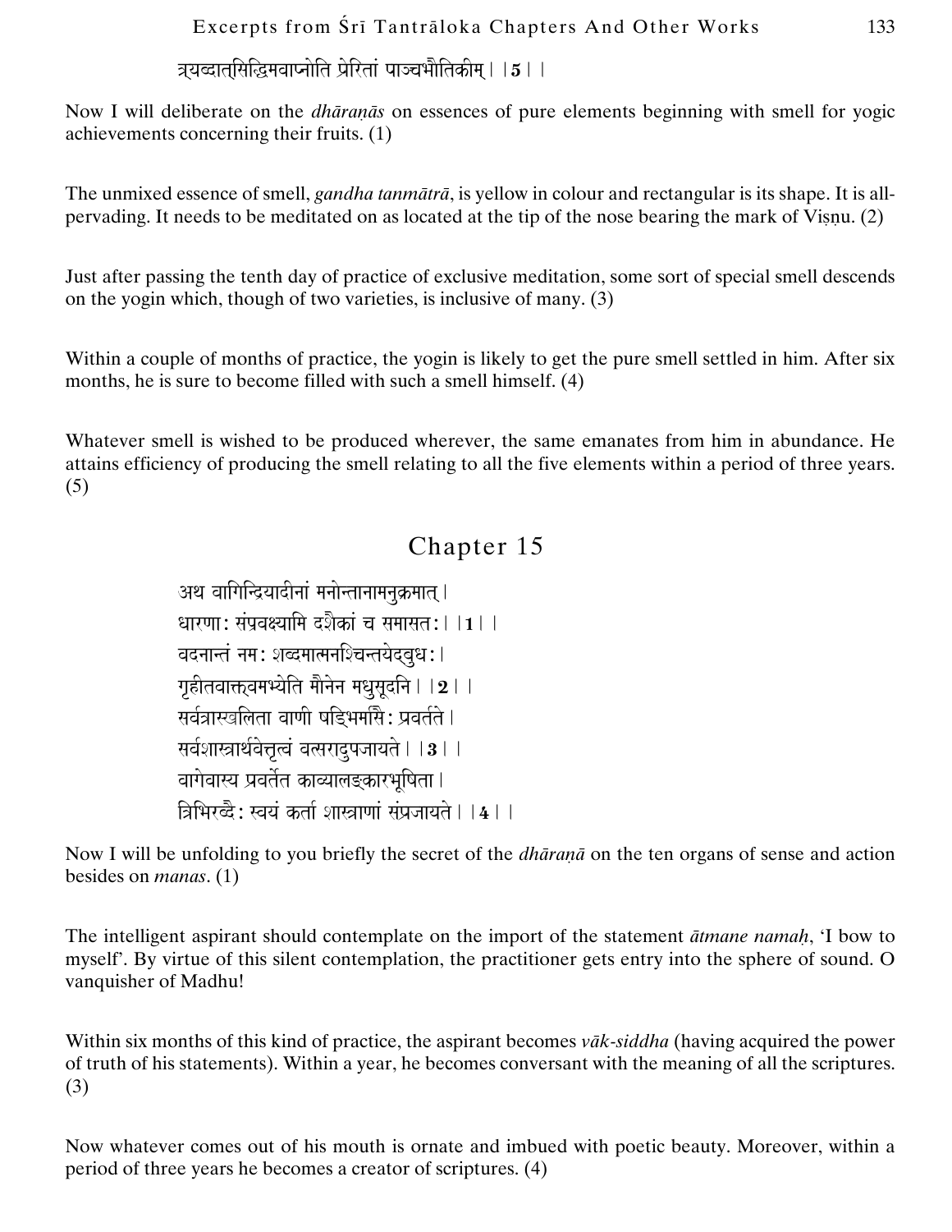त्र्यब्दात्सिद्धिमवाप्नोति प्रेरितां पाञ्चभौतिकीम्।।5।।

Now I will deliberate on the *dhāraṇās* on essences of pure elements beginning with smell for yogic achievements concerning their fruits. (1)

The unmixed essence of smell, *gandha tanmātrā*, is yellow in colour and rectangular is its shape. It is all-pervading. It needs to be meditated on as located at the tip of the nose bearing the mark of Viṣṇu. (2)

Just after passing the tenth day of practice of exclusive meditation, some sort of special smell descends on the yogin which, though of two varieties, is inclusive of many. (3)

Within a couple of months of practice, the yogin is likely to get the pure smell settled in him. After six months, he is sure to become filled with such a smell himself. (4)

Whatever smell is wished to be produced wherever, the same emanates from him in abundance. He attains efficiency of producing the smell relating to all the five elements within a period of three years. (5)

## Chapter 15

अथ वागिन्द्रियादीनां मनोन्तानामनुक्रमात्।
धारणा: संप्रवक्ष्यामि दशैकां च समासत:।।1।।
वदनान्तं नम: शब्दमात्मनश्चिन्तयेद्बुध:।
गृहीतवाक्त्वमभ्येति मौनेन मधुसूदनि।।2।।
सर्वत्रास्खलिता वाणी षड्भिर्मासै: प्रवर्तते।
सर्वशास्त्रार्थवेत्तृत्वं वत्सरादुपजायते।।3।।
वागेवास्य प्रवर्तेत काव्यालङ्कारभूषिता।
त्रिभिरब्दै: स्वयं कर्ता शास्त्राणां संप्रजायते।।4।।

Now I will be unfolding to you briefly the secret of the *dhāraṇā* on the ten organs of sense and action besides on *manas*. (1)

The intelligent aspirant should contemplate on the import of the statement *ātmane namaḥ*, 'I bow to myself'. By virtue of this silent contemplation, the practitioner gets entry into the sphere of sound. O vanquisher of Madhu!

Within six months of this kind of practice, the aspirant becomes *vāk-siddha* (having acquired the power of truth of his statements). Within a year, he becomes conversant with the meaning of all the scriptures. (3)

Now whatever comes out of his mouth is ornate and imbued with poetic beauty. Moreover, within a period of three years he becomes a creator of scriptures. (4)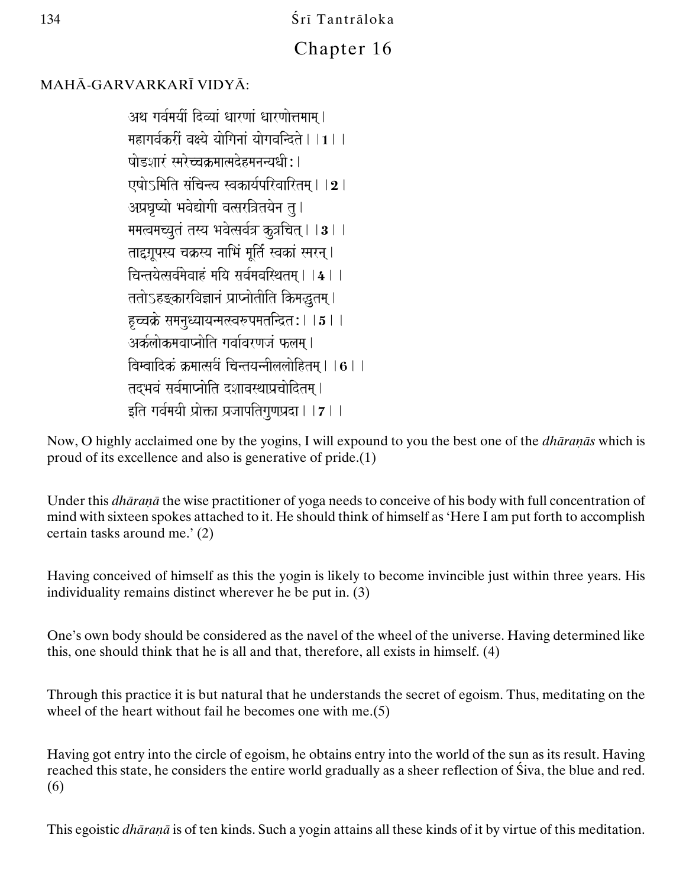# Chapter 16

MAHĀ-GARVARKARĪ VIDYĀ:

अथ गर्वमयीं दिव्यां धारणां धारणोत्तमाम्।
महागर्वकरीं वक्ष्ये योगिनां योगवन्दिते।।1।।
षोडशारं स्मरेच्चक्रमात्मदेहमनन्यधीः।
एषोऽमिति संचिन्त्य स्वकार्यपरिवारितम्।।2।
अप्रघृष्यो भवेद्योगी वत्सरत्रितयेन तु।
ममत्वमच्युतं तस्य भवेत्सर्वत्र कुत्रचित्।।3।।
तादृग्रूपस्य चक्रस्य नाभिं मूर्तिं स्वकां स्मरन्।
चिन्तयेत्सर्वमेवाहं मयि सर्वमवस्थितम्।।4।।
ततोऽहङ्कारविज्ञानं प्राप्नोतीति किमद्भुतम्।
हृच्चक्रे समनुध्यायन्मत्स्वरूपमतन्द्रितः।।5।।
अर्कलोकमवाप्नोति गर्वावरणजं फलम्।
बिम्बादिकं क्रमात्सर्वं चिन्तयन्नीललोहितम्।।6।।
तद्भवं सर्वमाप्नोति दशावस्थाप्रचोदितम्।
इति गर्वमयी प्रोक्ता प्रजापतिगुणप्रदा।।7।।

Now, O highly acclaimed one by the yogins, I will expound to you the best one of the *dhāraṇās* which is proud of its excellence and also is generative of pride.(1)

Under this *dhāraṇā* the wise practitioner of yoga needs to conceive of his body with full concentration of mind with sixteen spokes attached to it. He should think of himself as 'Here I am put forth to accomplish certain tasks around me.' (2)

Having conceived of himself as this the yogin is likely to become invincible just within three years. His individuality remains distinct wherever he be put in. (3)

One's own body should be considered as the navel of the wheel of the universe. Having determined like this, one should think that he is all and that, therefore, all exists in himself. (4)

Through this practice it is but natural that he understands the secret of egoism. Thus, meditating on the wheel of the heart without fail he becomes one with me.(5)

Having got entry into the circle of egoism, he obtains entry into the world of the sun as its result. Having reached this state, he considers the entire world gradually as a sheer reflection of Śiva, the blue and red. (6)

This egoistic *dhāraṇā* is of ten kinds. Such a yogin attains all these kinds of it by virtue of this meditation.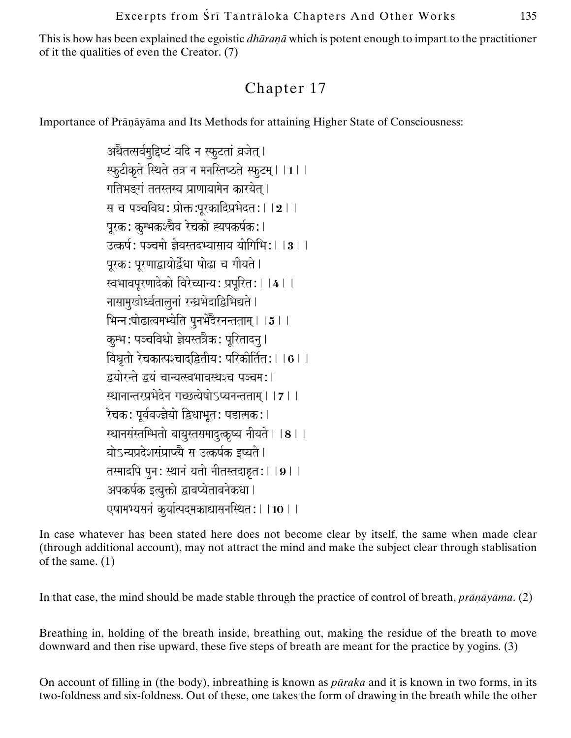This is how has been explained the egoistic *dhāraṇā* which is potent enough to impart to the practitioner of it the qualities of even the Creator. (7)

## Chapter 17

Importance of Prāṇāyāma and Its Methods for attaining Higher State of Consciousness:

अथैतत्सर्वमुद्दिष्टं यदि न स्फुटतां व्रजेत्।
स्फुटीकृते स्थिते तत्र न मनस्तिष्ठते स्फुटम्।।1।।
गतिभङ्गं ततस्तस्य प्राणायामेन कारयेत्।
स च पञ्चविधः प्रोक्तः पूरकादिप्रभेदतः।।2।।
पूरकः कुम्भकश्चैव रेचको ह्यपकर्षकः।
उत्कर्षः पञ्चमो ज्ञेयस्तदभ्यासाय योगिभिः।।3।।
पूरकः पूरणाद्वायोर्द्वेधा षोढा च गीयते।
स्वभावपूरणादेको विरेच्यान्यः प्रपूरितः।।4।।
नासामुखोर्ध्वतालुनां रन्ध्रभेदाद्विभिद्यते।
भिन्नः षोढात्वमभ्येति पुनर्भेदैरनन्तताम्।।5।।
कुम्भः पञ्चविधो ज्ञेयस्तत्रैकः पूरितादनु।
विधृतो रेचकात्पश्चाद्द्वितीयः परिकीर्तितः।।6।।
द्वयोरन्ते द्वयं चान्यत्स्वभावस्थश्च पञ्चमः।
स्थानान्तरप्रभेदेन गच्छत्येषोऽप्यनन्तताम्।।7।।
रेचकः पूर्ववज्ज्ञेयो द्विधाभूतः षडात्मकः।
स्थानसंस्तम्भितो वायुस्तसमादुत्कृष्य नीयते।।8।।
योऽन्यप्रदेशसंप्राप्त्यै स उत्कर्षक इष्यते।
तस्मादपि पुनः स्थानं यतो नीतस्तदाहृतः।।9।।
अपकर्षक इत्युक्तो द्वावप्येतावनेकधा।
एषामभ्यसनं कुर्यात्पद्मकाद्यासनस्थितः।।10।।

In case whatever has been stated here does not become clear by itself, the same when made clear (through additional account), may not attract the mind and make the subject clear through stablisation of the same. (1)

In that case, the mind should be made stable through the practice of control of breath, *prāṇāyāma*. (2)

Breathing in, holding of the breath inside, breathing out, making the residue of the breath to move downward and then rise upward, these five steps of breath are meant for the practice by yogins. (3)

On account of filling in (the body), inbreathing is known as *pūraka* and it is known in two forms, in its two-foldness and six-foldness. Out of these, one takes the form of drawing in the breath while the other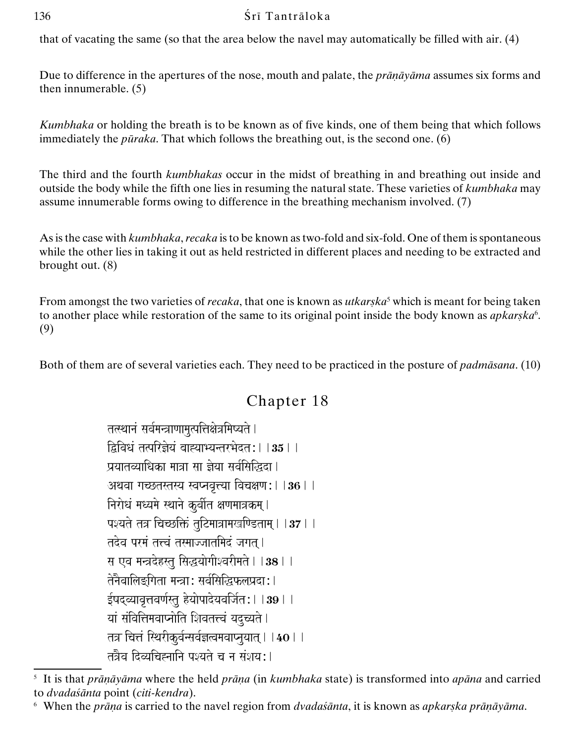that of vacating the same (so that the area below the navel may automatically be filled with air. (4)

Due to difference in the apertures of the nose, mouth and palate, the *prāṇāyāma* assumes six forms and then innumerable. (5)

*Kumbhaka* or holding the breath is to be known as of five kinds, one of them being that which follows immediately the *pūraka*. That which follows the breathing out, is the second one. (6)

The third and the fourth *kumbhakas* occur in the midst of breathing in and breathing out inside and outside the body while the fifth one lies in resuming the natural state. These varieties of *kumbhaka* may assume innumerable forms owing to difference in the breathing mechanism involved. (7)

As is the case with *kumbhaka*, *recaka* is to be known as two-fold and six-fold. One of them is spontaneous while the other lies in taking it out as held restricted in different places and needing to be extracted and brought out. (8)

From amongst the two varieties of *recaka*, that one is known as *utkarṣka*[5] which is meant for being taken to another place while restoration of the same to its original point inside the body known as *apkarṣka*[6]. (9)

Both of them are of several varieties each. They need to be practiced in the posture of *padmāsana*. (10)

## Chapter 18

तत्स्थानं सर्वमन्त्राणामुत्पत्तिक्षेत्रमिष्यते।
द्विविधं तत्परिज्ञेयं बाह्याभ्यन्तरभेदत:।।**35**।।
प्रयातव्याधिका मात्रा सा ज्ञेया सर्वसिद्धिदा।
अथवा गच्छतस्तस्य स्वप्नवृत्त्या विचक्षण:।।**36**।।
निरोधं मध्यमे स्थाने कुर्वीत क्षणमात्रकम्।
पश्यते तत्र चिच्छक्तिं तुटिमात्रामखण्डिताम्।।**37**।।
तदेव परमं तत्त्वं तस्माज्जातमिदं जगत्।
स एव मन्त्रदेहस्तु सिद्धयोगीश्वरीमते।।**38**।।
तेनैवालिङ्गिता मन्त्रा: सर्वसिद्धिफलप्रदा:।
ईषदव्यावृत्तवर्णस्तु हेयोपादेयवर्जित:।।**39**।।
यां संवित्तिमवाप्नोति शिवतत्त्वं यदुच्यते।
तत्र चित्तं स्थिरीकुर्वन्सर्वज्ञत्वमवाप्नुयात्।।**40**।।
तत्रैव दिव्यचिह्नानि पश्यते च न संशय:।

---

[5] It is that *prāṇāyāma* where the held *prāṇa* (in *kumbhaka* state) is transformed into *apāna* and carried to *dvadaśānta* point (*citi-kendra*).

[6] When the *prāṇa* is carried to the navel region from *dvadaśānta*, it is known as *apkarṣka prāṇāyāma*.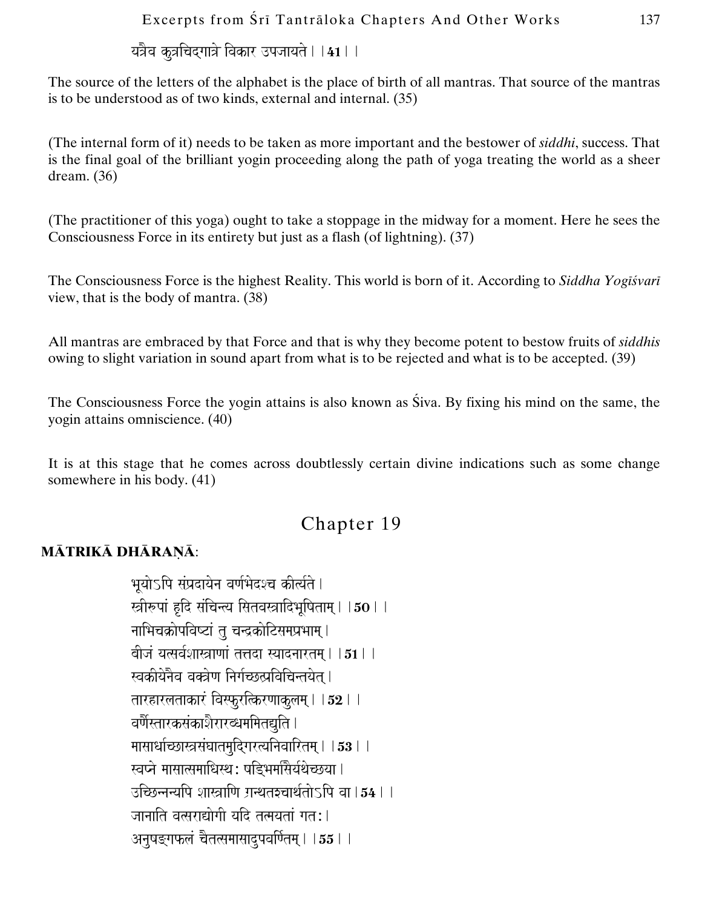यत्रैव कुत्रचिद्गात्रे विकार उपजायते। ।41। ।

The source of the letters of the alphabet is the place of birth of all mantras. That source of the mantras is to be understood as of two kinds, external and internal. (35)

(The internal form of it) needs to be taken as more important and the bestower of *siddhi*, success. That is the final goal of the brilliant yogin proceeding along the path of yoga treating the world as a sheer dream. (36)

(The practitioner of this yoga) ought to take a stoppage in the midway for a moment. Here he sees the Consciousness Force in its entirety but just as a flash (of lightning). (37)

The Consciousness Force is the highest Reality. This world is born of it. According to *Siddha Yogīśvarī* view, that is the body of mantra. (38)

All mantras are embraced by that Force and that is why they become potent to bestow fruits of *siddhis* owing to slight variation in sound apart from what is to be rejected and what is to be accepted. (39)

The Consciousness Force the yogin attains is also known as Śiva. By fixing his mind on the same, the yogin attains omniscience. (40)

It is at this stage that he comes across doubtlessly certain divine indications such as some change somewhere in his body. (41)

## Chapter 19

**MĀTRIKĀ DHĀRAṆĀ**:

भूयोऽपि संप्रदायेन वर्णभेदश्च कीर्त्यते।
स्त्रीरूपां हृदि संचिन्त्य सितवस्त्रादिभूषिताम्। ।50। ।
नाभिचक्रोपविष्टां तु चन्द्रकोटिसमप्रभाम्।
बीजं यत्सर्वशास्त्राणां तत्तदा स्यादनारतम्। ।51। ।
स्वकीयेनैव वक्त्रेण निर्गच्छत्प्रविचिन्तयेत्।
तारहारलताकारं विस्फुरत्किरणाकुलम्। ।52। ।
वर्णैस्तारकसंकाशैरारब्धममितद्युति।
मासार्धाच्छास्त्रसंघातमुद्गिरत्यनिवारितम्। ।53। ।
स्वप्ने मासात्समाधिस्थः षड्भिर्मासैर्यथेच्छया।
उच्छिन्नन्यपि शास्त्राणि ग्रन्थतश्चार्थतोऽपि वा।54। ।
जानाति वत्सराद्योगी यदि तत्मयतां गतः।
अनुषङ्गफलं चैतत्समासादुपवर्णितम्। ।55। ।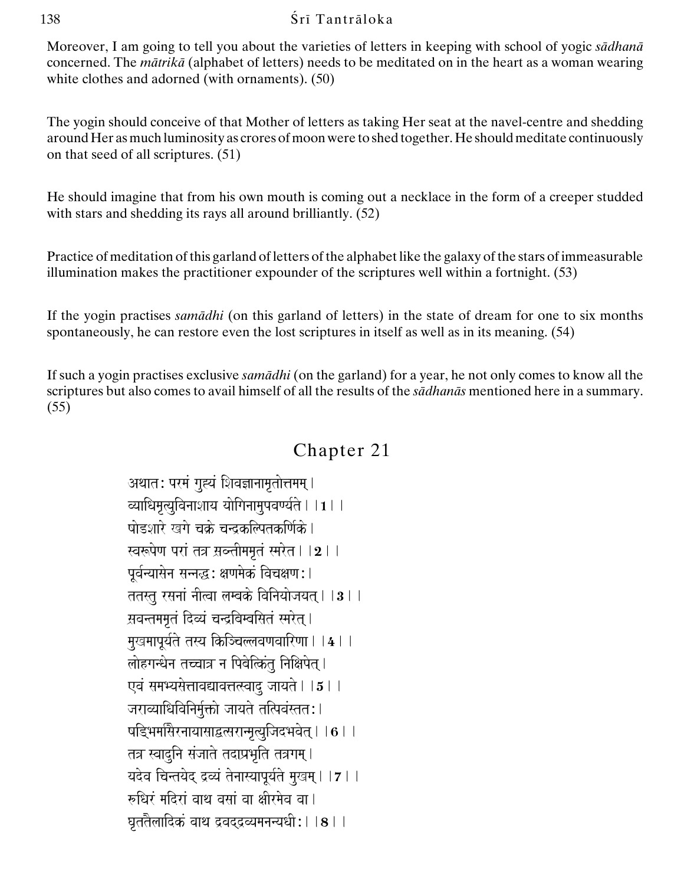Moreover, I am going to tell you about the varieties of letters in keeping with school of yogic *sādhanā* concerned. The *mātrikā* (alphabet of letters) needs to be meditated on in the heart as a woman wearing white clothes and adorned (with ornaments). (50)

The yogin should conceive of that Mother of letters as taking Her seat at the navel-centre and shedding around Her as much luminosity as crores of moon were to shed together. He should meditate continuously on that seed of all scriptures. (51)

He should imagine that from his own mouth is coming out a necklace in the form of a creeper studded with stars and shedding its rays all around brilliantly. (52)

Practice of meditation of this garland of letters of the alphabet like the galaxy of the stars of immeasurable illumination makes the practitioner expounder of the scriptures well within a fortnight. (53)

If the yogin practises *samādhi* (on this garland of letters) in the state of dream for one to six months spontaneously, he can restore even the lost scriptures in itself as well as in its meaning. (54)

If such a yogin practises exclusive *samādhi* (on the garland) for a year, he not only comes to know all the scriptures but also comes to avail himself of all the results of the *sādhanās* mentioned here in a summary. (55)

## Chapter 21

अथातः परमं गुह्यं शिवज्ञानामृतोत्तमम्।
व्याधिमृत्युविनाशाय योगिनामुपवर्ण्यते।।**1**।।
षोडशारे खगे चक्रे चन्द्रकल्पितकर्णिके।
स्वरूपेण परां तत्र स्रवन्तीममृतं स्मरेत।।**2**।।
पूर्वन्यासेन सन्नद्धः क्षणमेकं विचक्षणः।
ततस्तु रसनां नीत्वा लम्बके विनियोजयत्।।**3**।।
स्रवन्तममृतं दिव्यं चन्द्रबिम्बसितं स्मरेत्।
मुखमापूर्यते तस्य किञ्चिल्लवणवारिणा।।**4**।।
लोहगन्धेन तच्चात्र न पिबेत्किंतु निक्षिपेत्।
एवं समभ्यसेत्तावद्यावत्तत्स्वादु जायते।।**5**।।
जराव्याधिविनिर्मुक्तो जायते तत्पिवंस्ततः।
षड्भिर्मासैरनायासाद्वत्सरान्मृत्युजिदभवेत्।।**6**।।
तत्र स्वादुनि संजाते तदाप्रभृति तत्रगम्।
यदेव चिन्तयेद् द्रव्यं तेनास्यापूर्यते मुखम्।।**7**।।
रुधिरं मदिरां वाथ वसां वा क्षीरमेव वा।
घृततैलादिकं वाथ द्रवद्द्रव्यमनन्यधीः।।**8**।।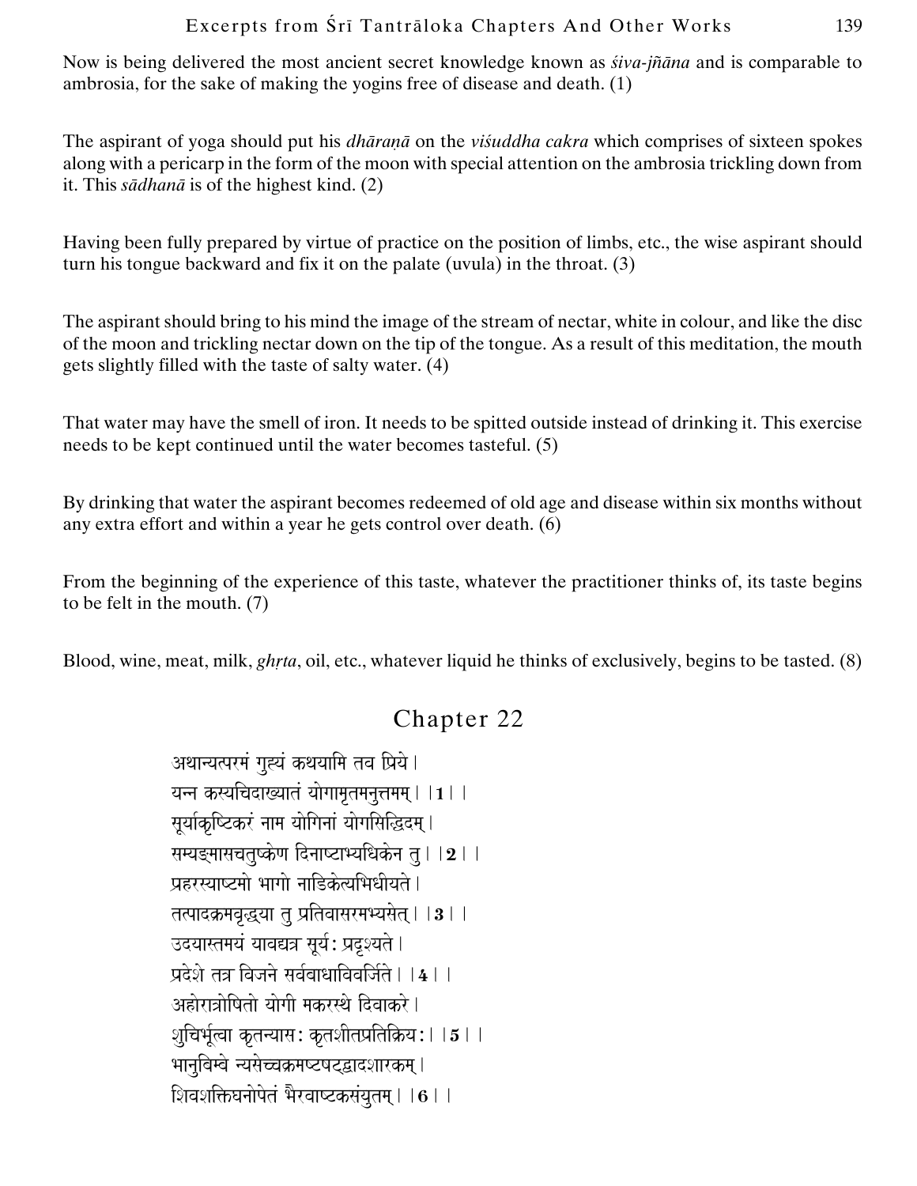Now is being delivered the most ancient secret knowledge known as *śiva-jñāna* and is comparable to ambrosia, for the sake of making the yogins free of disease and death. (1)

The aspirant of yoga should put his *dhāraṇā* on the *viśuddha cakra* which comprises of sixteen spokes along with a pericarp in the form of the moon with special attention on the ambrosia trickling down from it. This *sādhanā* is of the highest kind. (2)

Having been fully prepared by virtue of practice on the position of limbs, etc., the wise aspirant should turn his tongue backward and fix it on the palate (uvula) in the throat. (3)

The aspirant should bring to his mind the image of the stream of nectar, white in colour, and like the disc of the moon and trickling nectar down on the tip of the tongue. As a result of this meditation, the mouth gets slightly filled with the taste of salty water. (4)

That water may have the smell of iron. It needs to be spitted outside instead of drinking it. This exercise needs to be kept continued until the water becomes tasteful. (5)

By drinking that water the aspirant becomes redeemed of old age and disease within six months without any extra effort and within a year he gets control over death. (6)

From the beginning of the experience of this taste, whatever the practitioner thinks of, its taste begins to be felt in the mouth. (7)

Blood, wine, meat, milk, *ghṛta*, oil, etc., whatever liquid he thinks of exclusively, begins to be tasted. (8)

## Chapter 22

अथान्यत्परमं गुह्यं कथयामि तव प्रिये।
यन्न कस्यचिदाख्यातं योगामृतमनुत्तमम्।।**1**।।
सूर्याकृष्टिकरं नाम योगिनां योगसिद्धिदम्।
सम्यङ्मासचतुष्केण दिनाष्टाभ्यधिकेन तु।।**2**।।
प्रहरस्याष्टमो भागो नाडिकेत्यभिधीयते।
तत्पादक्रमवृद्ध्या तु प्रतिवासरमभ्यसेत्।।**3**।।
उदयास्तमयं यावद्यत्र सूर्यः प्रदृश्यते।
प्रदेशे तत्र विजने सर्वबाधाविवर्जिते।।**4**।।
अहोरात्रोषितो योगी मकरस्थे दिवाकरे।
शुचिर्भूत्वा कृतन्यासः कृतशीतप्रतिक्रियः।।**5**।।
भानुबिम्बे न्यसेच्चक्रमष्टषट्द्वादशारकम्।
शिवशक्तिघनोपेतं भैरवाष्टकसंयुतम्।।**6**।।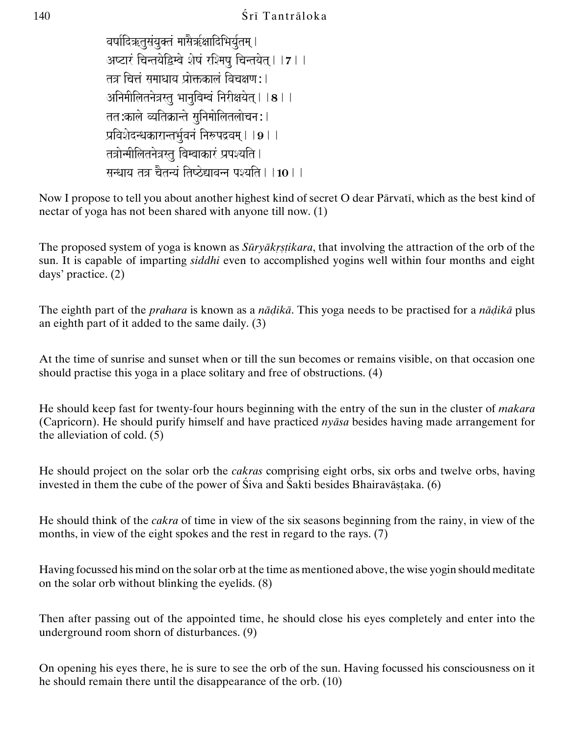वर्षादिऋतुसंयुक्तं मासैर्ऋक्षादिभिर्युतम्।
अष्टारं चिन्तयेद्बिम्बे शेषं रश्मिषु चिन्तयेत्।।7।।
तत्र चित्तं समाधाय प्रोक्तकालं विचक्षणः।
अनिमीलितनेत्रस्तु भानुबिम्बं निरीक्षयेत्।।8।।
ततःकाले व्यतिक्रान्ते सुनिमीलितलोचनः।
प्रविशेदन्धकारान्तर्भुवनं निरुपद्रवम्।।9।।
तत्रोन्मीलितनेत्रस्तु बिम्बाकारं प्रपश्यति।
सन्धाय तत्र चैतन्यं तिष्ठेद्यावन्न पश्यति।।10।।

Now I propose to tell you about another highest kind of secret O dear Pārvatī, which as the best kind of nectar of yoga has not been shared with anyone till now. (1)

The proposed system of yoga is known as *Sūryākṛṣṭikara*, that involving the attraction of the orb of the sun. It is capable of imparting *siddhi* even to accomplished yogins well within four months and eight days' practice. (2)

The eighth part of the *prahara* is known as a *nāḍikā*. This yoga needs to be practised for a *nāḍikā* plus an eighth part of it added to the same daily. (3)

At the time of sunrise and sunset when or till the sun becomes or remains visible, on that occasion one should practise this yoga in a place solitary and free of obstructions. (4)

He should keep fast for twenty-four hours beginning with the entry of the sun in the cluster of *makara* (Capricorn). He should purify himself and have practiced *nyāsa* besides having made arrangement for the alleviation of cold. (5)

He should project on the solar orb the *cakras* comprising eight orbs, six orbs and twelve orbs, having invested in them the cube of the power of Śiva and Śakti besides Bhairavāṣṭaka. (6)

He should think of the *cakra* of time in view of the six seasons beginning from the rainy, in view of the months, in view of the eight spokes and the rest in regard to the rays. (7)

Having focussed his mind on the solar orb at the time as mentioned above, the wise yogin should meditate on the solar orb without blinking the eyelids. (8)

Then after passing out of the appointed time, he should close his eyes completely and enter into the underground room shorn of disturbances. (9)

On opening his eyes there, he is sure to see the orb of the sun. Having focussed his consciousness on it he should remain there until the disappearance of the orb. (10)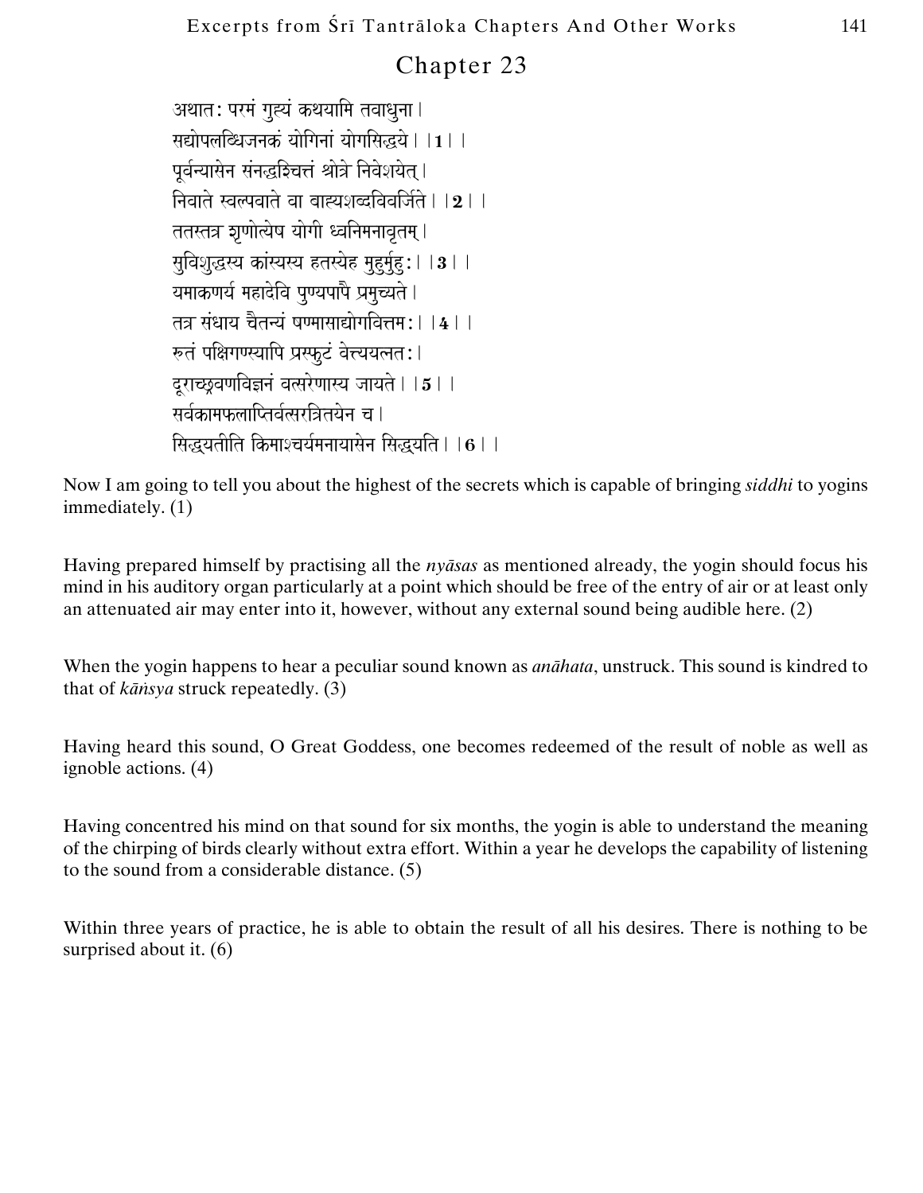## Chapter 23

अथातः परमं गुह्यं कथयामि तवाधुना।
सद्योपलब्धिजनकं योगिनां योगसिद्धये।।**1**।।
पूर्वन्यासेन संनद्धश्चित्तं श्रोत्रे निवेशयेत्।
निवाते स्वल्पवाते वा बाह्यशब्दविवर्जिते।।**2**।।
ततस्तत्र शृणोत्येष योगी ध्वनिमनावृतम्।
सुविशुद्धस्य कांस्यस्य हतस्येह मुहुर्मुहुः।।**3**।।
यमाकर्ण्य महादेवि पुण्यपापै प्रमुच्यते।
तत्र संधाय चैतन्यं षण्मासाद्योगवित्तमः।।**4**।।
रुतं पक्षिगण्स्यापि प्रस्फुटं वेत्त्ययत्नतः।
दूराच्छ्रवणविज्ञानं वत्सरेणास्य जायते।।**5**।।
सर्वकामफलाप्तिर्वत्सरत्रितयेन च।
सिद्ध्यतीति किमाश्चर्यमनायासेन सिद्ध्यति।।**6**।।

Now I am going to tell you about the highest of the secrets which is capable of bringing *siddhi* to yogins immediately. (1)

Having prepared himself by practising all the *nyāsas* as mentioned already, the yogin should focus his mind in his auditory organ particularly at a point which should be free of the entry of air or at least only an attenuated air may enter into it, however, without any external sound being audible here. (2)

When the yogin happens to hear a peculiar sound known as *anāhata*, unstruck. This sound is kindred to that of *kāṅsya* struck repeatedly. (3)

Having heard this sound, O Great Goddess, one becomes redeemed of the result of noble as well as ignoble actions. (4)

Having concentred his mind on that sound for six months, the yogin is able to understand the meaning of the chirping of birds clearly without extra effort. Within a year he develops the capability of listening to the sound from a considerable distance. (5)

Within three years of practice, he is able to obtain the result of all his desires. There is nothing to be surprised about it. (6)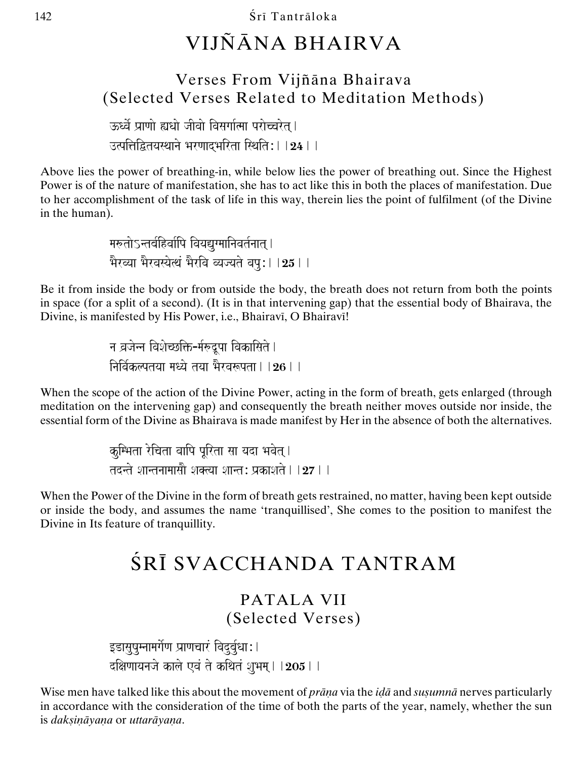# VIJÑĀNA BHAIRVA

## Verses From Vijñāna Bhairava (Selected Verses Related to Meditation Methods)

ऊर्ध्वे प्राणो ह्यधो जीवो विसर्गात्मा परोच्चरेत्।
उत्पत्तिद्वितयस्थाने भरणाद्भरिता स्थितिः।।**24**।।

Above lies the power of breathing-in, while below lies the power of breathing out. Since the Highest Power is of the nature of manifestation, she has to act like this in both the places of manifestation. Due to her accomplishment of the task of life in this way, therein lies the point of fulfilment (of the Divine in the human).

मरुतोऽन्तर्बहिर्वापि वियद्युग्मानिवर्तनात्।
भैरव्या भैरवस्येत्थं भैरवि व्यज्यते वपुः।।**25**।।

Be it from inside the body or from outside the body, the breath does not return from both the points in space (for a split of a second). (It is in that intervening gap) that the essential body of Bhairava, the Divine, is manifested by His Power, i.e., Bhairavī, O Bhairavī!

न व्रजेन्न विशेच्छक्ति-र्मरुद्रूपा विकासिते।
निर्विकल्पतया मध्ये तया भैरवरूपता।।**26**।।

When the scope of the action of the Divine Power, acting in the form of breath, gets enlarged (through meditation on the intervening gap) and consequently the breath neither moves outside nor inside, the essential form of the Divine as Bhairava is made manifest by Her in the absence of both the alternatives.

कुम्भिता रेचिता वापि पूरिता सा यदा भवेत्।
तदन्ते शान्तनामासौ शक्त्या शान्तः प्रकाशते।।**27**।।

When the Power of the Divine in the form of breath gets restrained, no matter, having been kept outside or inside the body, and assumes the name 'tranquillised', She comes to the position to manifest the Divine in Its feature of tranquillity.

# ŚRĪ SVACCHANDA TANTRAM

## PATALA VII (Selected Verses)

इडासुषुम्नामर्गेण प्राणचारं विदुर्बुधाः।
दक्षिणायनजे काले एवं ते कथितं शुभम्।।**205**।।

Wise men have talked like this about the movement of *prāṇa* via the *iḍā* and *suṣumnā* nerves particularly in accordance with the consideration of the time of both the parts of the year, namely, whether the sun is *dakṣiṇāyaṇa* or *uttarāyaṇa*.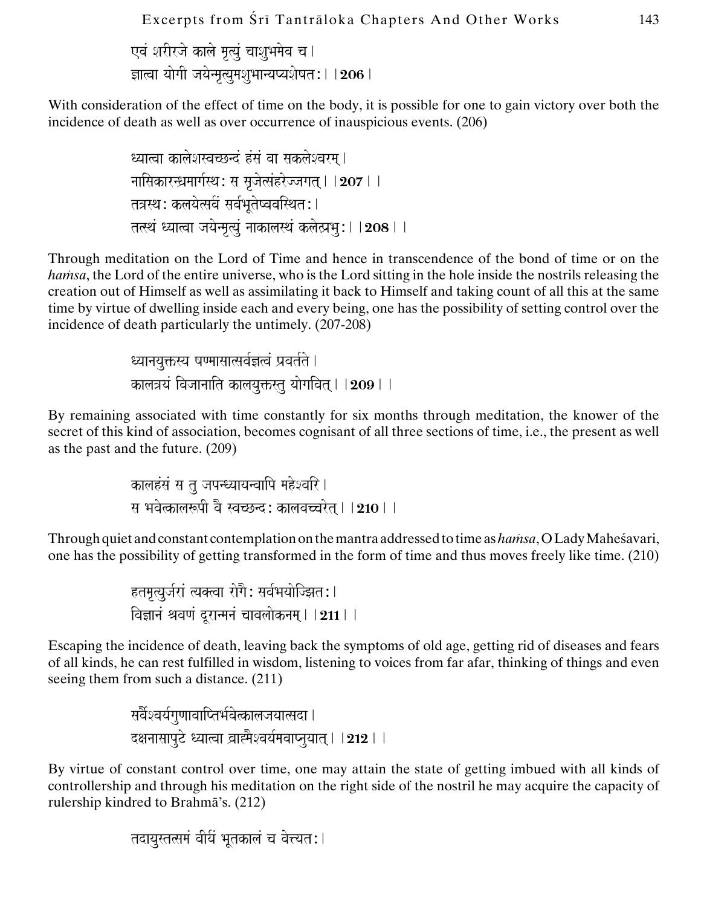एवं शरीरजे काले मृत्युं चाशुभमेव च।
ज्ञात्वा योगी जयेन्मृत्युमशुभान्यप्यशेषत:।।**206**।

With consideration of the effect of time on the body, it is possible for one to gain victory over both the incidence of death as well as over occurrence of inauspicious events. (206)

ध्यात्वा कालेशस्वच्छन्दं हंसं वा सकलेश्वरम्।
नासिकारन्ध्रमार्गस्थ: स सृजेत्संहरेज्जगत्।।**207**।।
तत्रस्थ: कलयेत्सर्वं सर्वभूतेष्ववस्थित:।
तत्स्थं ध्यात्वा जयेन्मृत्युं नाकालस्थं कलेत्प्रभु:।।**208**।।

Through meditation on the Lord of Time and hence in transcendence of the bond of time or on the *haṁsa*, the Lord of the entire universe, who is the Lord sitting in the hole inside the nostrils releasing the creation out of Himself as well as assimilating it back to Himself and taking count of all this at the same time by virtue of dwelling inside each and every being, one has the possibility of setting control over the incidence of death particularly the untimely. (207-208)

ध्यानयुक्तस्य षण्मासात्सर्वज्ञत्वं प्रवर्तते।
कालत्रयं विजानाति कालयुक्तस्तु योगवित्।।**209**।।

By remaining associated with time constantly for six months through meditation, the knower of the secret of this kind of association, becomes cognisant of all three sections of time, i.e., the present as well as the past and the future. (209)

कालहंसं स तु जपन्ध्यायन्वापि महेश्वरि।
स भवेत्कालरूपी वै स्वच्छन्द: कालवच्चरेत्।।**210**।।

Through quiet and constant contemplation on the mantra addressed to time as *haṁsa*, O Lady Maheśavari, one has the possibility of getting transformed in the form of time and thus moves freely like time. (210)

हतमृत्युर्जरां त्यक्त्वा रोगै: सर्वभयोज्झित:।
विज्ञानं श्रवणं दूरान्मनं चावलोकनम्।।**211**।।

Escaping the incidence of death, leaving back the symptoms of old age, getting rid of diseases and fears of all kinds, he can rest fulfilled in wisdom, listening to voices from far afar, thinking of things and even seeing them from such a distance. (211)

सर्वैश्वर्यगुणावाप्तिर्भवेत्कालजयात्सदा।
दक्षनासापुटे ध्यात्वा ब्राह्मैश्वर्यमवाप्नुयात्।।**212**।।

By virtue of constant control over time, one may attain the state of getting imbued with all kinds of controllership and through his meditation on the right side of the nostril he may acquire the capacity of rulership kindred to Brahmā's. (212)

तदायुस्तत्समं वीर्यं भूतकालं च वेत्यत:।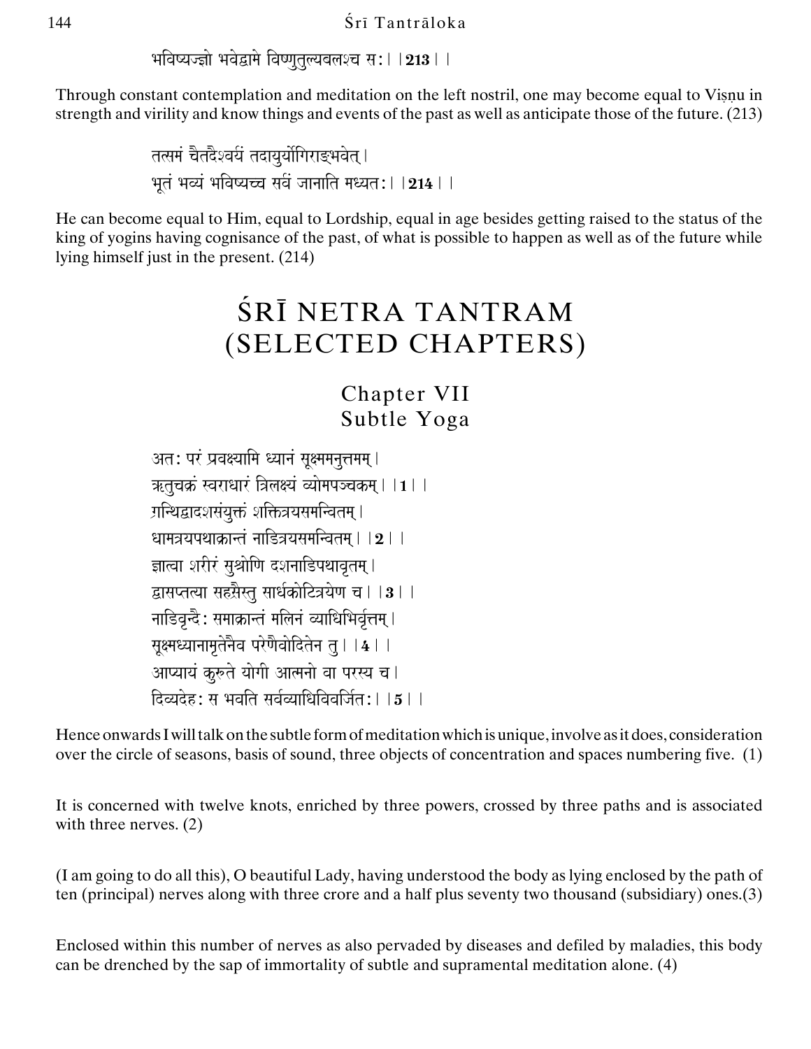भविष्यज्ज्ञो भवेद्वामे विष्णुतुल्यबलश्च सः। ।**213**। ।

Through constant contemplation and meditation on the left nostril, one may become equal to Viṣṇu in strength and virility and know things and events of the past as well as anticipate those of the future. (213)

तत्समं चैतदैश्वर्यं तदायुर्योगिराङ्भवेत्।
भूतं भव्यं भविष्यच्च सर्वं जानाति मध्यतः। ।**214**। ।

He can become equal to Him, equal to Lordship, equal in age besides getting raised to the status of the king of yogins having cognisance of the past, of what is possible to happen as well as of the future while lying himself just in the present. (214)

# ŚRĪ NETRA TANTRAM (SELECTED CHAPTERS)

## Chapter VII
## Subtle Yoga

अतः परं प्रवक्ष्यामि ध्यानं सूक्ष्ममनुत्तमम्।
ऋतुचक्रं स्वराधारं त्रिलक्ष्यं व्योमपञ्चकम्। ।**1**। ।
ग्रन्थिद्वादशसंयुक्तं शक्तित्रयसमन्वितम्।
धामत्रयपथाक्रान्तं नाडित्रयसमन्वितम्। ।**2**। ।
ज्ञात्वा शरीरं सुश्रोणि दशनाडिपथावृतम्।
द्वासप्तत्या सहस्रैस्तु सार्धकोटित्रयेण च। ।**3**। ।
नाडिवृन्दैः समाक्रान्तं मलिनं व्याधिभिर्वृत्तम्।
सूक्ष्मध्यानामृतेनैव परेणैवोदितेन तु। ।**4**। ।
आप्यायं कुरुते योगी आत्मनो वा परस्य च।
दिव्यदेहः स भवति सर्वव्याधिविवर्जितः। ।**5**। ।

Hence onwards I will talk on the subtle form of meditation which is unique, involve as it does, consideration over the circle of seasons, basis of sound, three objects of concentration and spaces numbering five. (1)

It is concerned with twelve knots, enriched by three powers, crossed by three paths and is associated with three nerves. (2)

(I am going to do all this), O beautiful Lady, having understood the body as lying enclosed by the path of ten (principal) nerves along with three crore and a half plus seventy two thousand (subsidiary) ones.(3)

Enclosed within this number of nerves as also pervaded by diseases and defiled by maladies, this body can be drenched by the sap of immortality of subtle and supramental meditation alone. (4)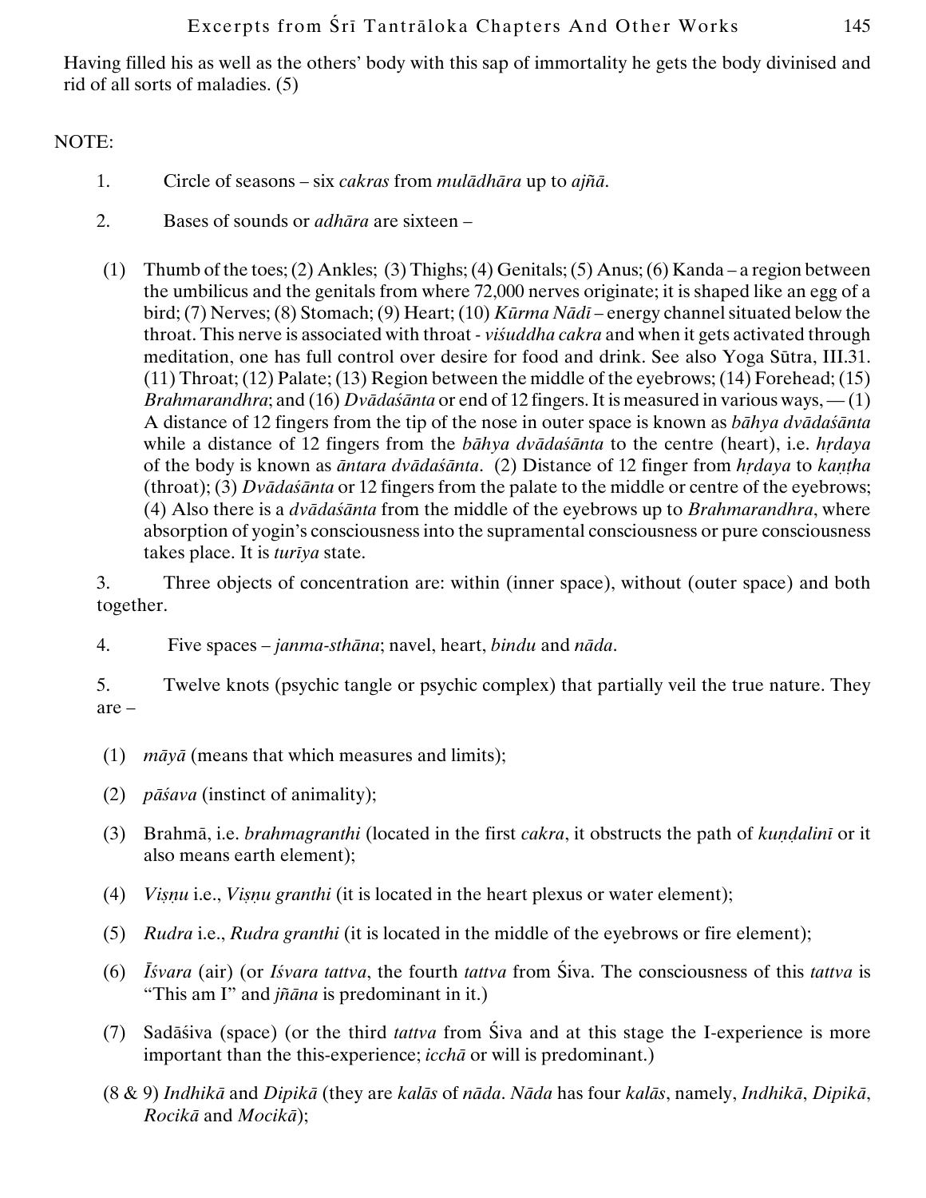Having filled his as well as the others' body with this sap of immortality he gets the body divinised and rid of all sorts of maladies. (5)

NOTE:

1. Circle of seasons – six *cakras* from *mulādhāra* up to *ajñā*.

2. Bases of sounds or *adhāra* are sixteen –

(1) Thumb of the toes; (2) Ankles; (3) Thighs; (4) Genitals; (5) Anus; (6) Kanda – a region between the umbilicus and the genitals from where 72,000 nerves originate; it is shaped like an egg of a bird; (7) Nerves; (8) Stomach; (9) Heart; (10) *Kūrma Nāḍī* – energy channel situated below the throat. This nerve is associated with throat - *viśuddha cakra* and when it gets activated through meditation, one has full control over desire for food and drink. See also Yoga Sūtra, III.31. (11) Throat; (12) Palate; (13) Region between the middle of the eyebrows; (14) Forehead; (15) *Brahmarandhra*; and (16) *Dvādaśānta* or end of 12 fingers. It is measured in various ways, — (1) A distance of 12 fingers from the tip of the nose in outer space is known as *bāhya dvādaśānta* while a distance of 12 fingers from the *bāhya dvādaśānta* to the centre (heart), i.e. *hṛdaya* of the body is known as *āntara dvādaśānta*. (2) Distance of 12 finger from *hṛdaya* to *kaṇṭha* (throat); (3) *Dvādaśānta* or 12 fingers from the palate to the middle or centre of the eyebrows; (4) Also there is a *dvādaśānta* from the middle of the eyebrows up to *Brahmarandhra*, where absorption of yogin's consciousness into the supramental consciousness or pure consciousness takes place. It is *turīya* state.

3. Three objects of concentration are: within (inner space), without (outer space) and both together.

4. Five spaces – *janma-sthāna*; navel, heart, *bindu* and *nāda*.

5. Twelve knots (psychic tangle or psychic complex) that partially veil the true nature. They are –

(1) *māyā* (means that which measures and limits);

(2) *pāśava* (instinct of animality);

(3) Brahmā, i.e. *brahmagranthi* (located in the first *cakra*, it obstructs the path of *kuṇḍalinī* or it also means earth element);

(4) *Viṣṇu* i.e., *Viṣṇu granthi* (it is located in the heart plexus or water element);

(5) *Rudra* i.e., *Rudra granthi* (it is located in the middle of the eyebrows or fire element);

(6) *Īśvara* (air) (or *Iśvara tattva*, the fourth *tattva* from Śiva. The consciousness of this *tattva* is "This am I" and *jñāna* is predominant in it.)

(7) Sadāśiva (space) (or the third *tattva* from Śiva and at this stage the I-experience is more important than the this-experience; *icchā* or will is predominant.)

(8 & 9) *Indhikā* and *Dipikā* (they are *kalās* of *nāda*. *Nāda* has four *kalās*, namely, *Indhikā*, *Dipikā*, *Rocikā* and *Mocikā*);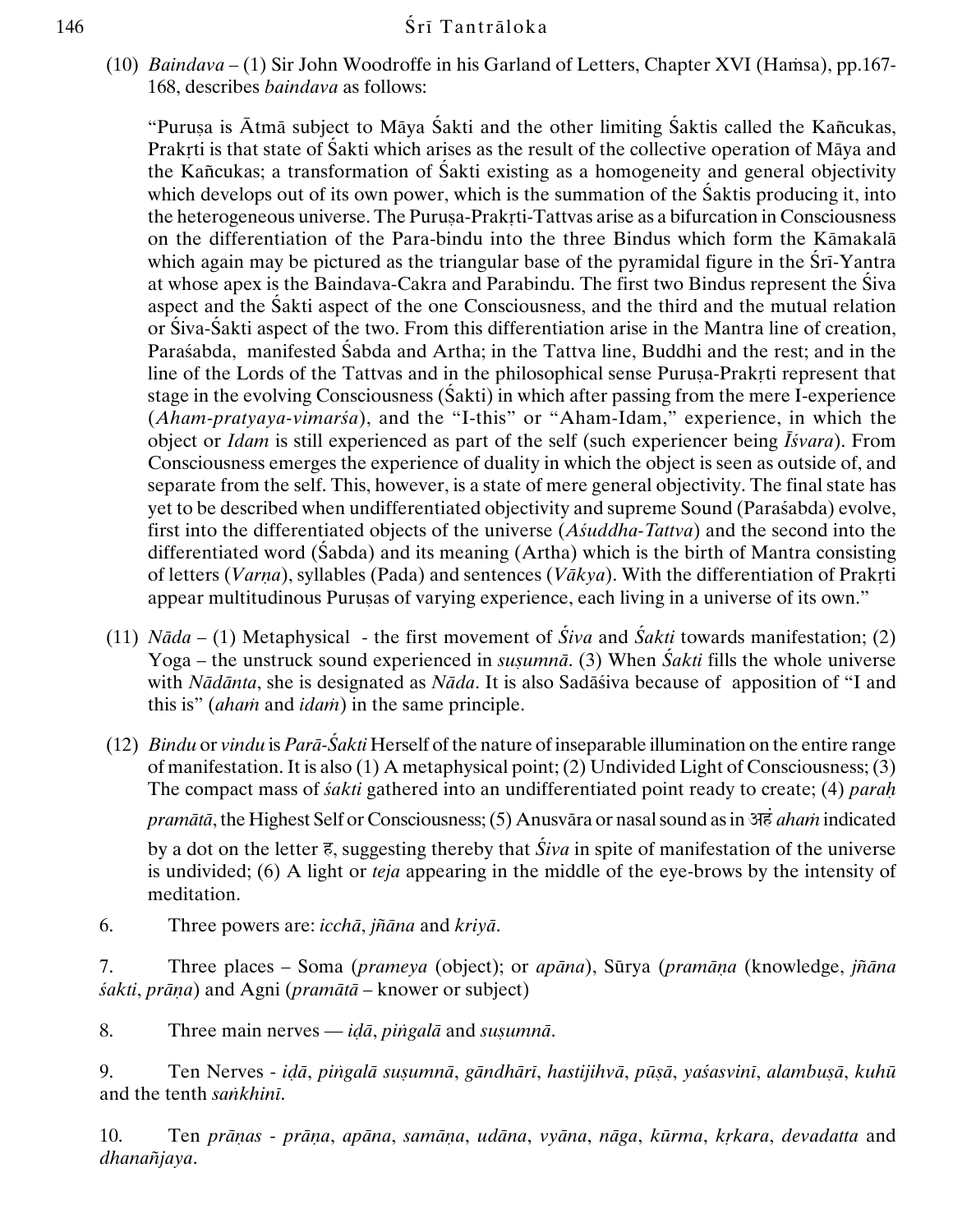(10) *Baindava* – (1) Sir John Woodroffe in his Garland of Letters, Chapter XVI (Haṁsa), pp.167-168, describes *baindava* as follows:

> "Puruṣa is Ātmā subject to Māya Śakti and the other limiting Śaktis called the Kañcukas, Prakṛti is that state of Śakti which arises as the result of the collective operation of Māya and the Kañcukas; a transformation of Śakti existing as a homogeneity and general objectivity which develops out of its own power, which is the summation of the Śaktis producing it, into the heterogeneous universe. The Puruṣa-Prakṛti-Tattvas arise as a bifurcation in Consciousness on the differentiation of the Para-bindu into the three Bindus which form the Kāmakalā which again may be pictured as the triangular base of the pyramidal figure in the Śrī-Yantra at whose apex is the Baindava-Cakra and Parabindu. The first two Bindus represent the Śiva aspect and the Śakti aspect of the one Consciousness, and the third and the mutual relation or Śiva-Śakti aspect of the two. From this differentiation arise in the Mantra line of creation, Paraśabda, manifested Śabda and Artha; in the Tattva line, Buddhi and the rest; and in the line of the Lords of the Tattvas and in the philosophical sense Puruṣa-Prakṛti represent that stage in the evolving Consciousness (Śakti) in which after passing from the mere I-experience (*Aham-pratyaya-vimarśa*), and the "I-this" or "Aham-Idam," experience, in which the object or *Idam* is still experienced as part of the self (such experiencer being *Īśvara*). From Consciousness emerges the experience of duality in which the object is seen as outside of, and separate from the self. This, however, is a state of mere general objectivity. The final state has yet to be described when undifferentiated objectivity and supreme Sound (Paraśabda) evolve, first into the differentiated objects of the universe (*Aśuddha-Tattva*) and the second into the differentiated word (Śabda) and its meaning (Artha) which is the birth of Mantra consisting of letters (*Varṇa*), syllables (Pada) and sentences (*Vākya*). With the differentiation of Prakṛti appear multitudinous Puruṣas of varying experience, each living in a universe of its own."

(11) *Nāda* – (1) Metaphysical - the first movement of *Śiva* and *Śakti* towards manifestation; (2) Yoga – the unstruck sound experienced in *suṣumnā*. (3) When *Śakti* fills the whole universe with *Nādānta*, she is designated as *Nāda*. It is also Sadāśiva because of apposition of "I and this is" (*ahaṁ* and *idaṁ*) in the same principle.

(12) *Bindu* or *vindu* is *Parā-Śakti* Herself of the nature of inseparable illumination on the entire range of manifestation. It is also (1) A metaphysical point; (2) Undivided Light of Consciousness; (3) The compact mass of *śakti* gathered into an undifferentiated point ready to create; (4) *paraḥ pramātā*, the Highest Self or Consciousness; (5) Anusvāra or nasal sound as in अहं *ahaṁ* indicated by a dot on the letter ह, suggesting thereby that *Śiva* in spite of manifestation of the universe is undivided; (6) A light or *teja* appearing in the middle of the eye-brows by the intensity of meditation.

6. Three powers are: *icchā*, *jñāna* and *kriyā*.

7. Three places – Soma (*prameya* (object); or *apāna*), Sūrya (*pramāṇa* (knowledge, *jñāna śakti*, *prāṇa*) and Agni (*pramātā* – knower or subject)

8. Three main nerves — *iḍā*, *piṅgalā* and *suṣumnā*.

9. Ten Nerves - *iḍā*, *piṅgalā suṣumnā*, *gāndhārī*, *hastijihvā*, *pūṣā*, *yaśasvinī*, *alambuṣā*, *kuhū* and the tenth *saṅkhinī*.

10. Ten *prāṇas* - *prāṇa*, *apāna*, *samāṇa*, *udāna*, *vyāna*, *nāga*, *kūrma*, *kṛkara*, *devadatta* and *dhanañjaya*.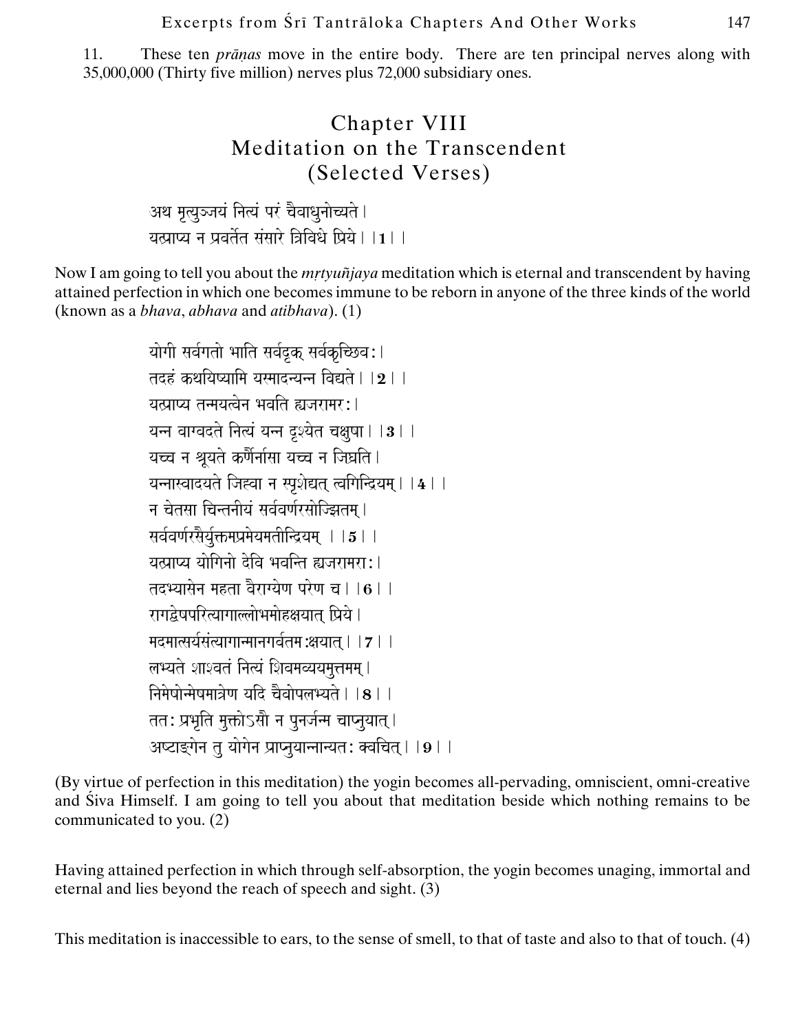11. These ten *prāṇas* move in the entire body. There are ten principal nerves along with 35,000,000 (Thirty five million) nerves plus 72,000 subsidiary ones.

## Chapter VIII
## Meditation on the Transcendent
## (Selected Verses)

अथ मृत्युञ्जयं नित्यं परं चैवाधुनोच्यते।
यत्प्राप्य न प्रवर्तेत संसारे त्रिविधे प्रिये।।1।।

Now I am going to tell you about the *mṛtyuñjaya* meditation which is eternal and transcendent by having attained perfection in which one becomes immune to be reborn in anyone of the three kinds of the world (known as a *bhava*, *abhava* and *atibhava*). (1)

योगी सर्वगतो भाति सर्वदृक् सर्वकृच्छिवः।
तदहं कथयिष्यामि यस्मादन्यन्न विद्यते।।2।।
यत्प्राप्य तन्मयत्वेन भवति ह्यजरामरः।
यन्न वाग्वदते नित्यं यन्न दृश्येत चक्षुषा।।3।।
यच्च न श्रूयते कर्णैर्नासा यच्च न जिघ्रति।
यन्नास्वादयते जिह्वा न स्पृशेद्यत् त्वगिन्द्रियम्।।4।।
न चेतसा चिन्तनीयं सर्ववर्णरसोज्झितम्।
सर्ववर्णरसैर्युक्तमप्रमेयमतीन्द्रियम् ।।5।।
यत्प्राप्य योगिनो देवि भवन्ति ह्यजरामराः।
तदभ्यासेन महता वैराग्येण परेण च।।6।।
रागद्वेषपरित्यागाल्लोभमोहक्षयात् प्रिये।
मदमात्सर्यसंत्यागान्मानगर्वतमःक्षयात्।।7।।
लभ्यते शाश्वतं नित्यं शिवमव्ययमुत्तमम्।
निमेषोन्मेषमात्रेण यदि चैवोपलभ्यते।।8।।
ततः प्रभृति मुक्तोऽसौ न पुनर्जन्म चाप्नुयात्।
अष्टाङ्गेन तु योगेन प्राप्नुयान्नान्यतः क्वचित्।।9।।

(By virtue of perfection in this meditation) the yogin becomes all-pervading, omniscient, omni-creative and Śiva Himself. I am going to tell you about that meditation beside which nothing remains to be communicated to you. (2)

Having attained perfection in which through self-absorption, the yogin becomes unaging, immortal and eternal and lies beyond the reach of speech and sight. (3)

This meditation is inaccessible to ears, to the sense of smell, to that of taste and also to that of touch. (4)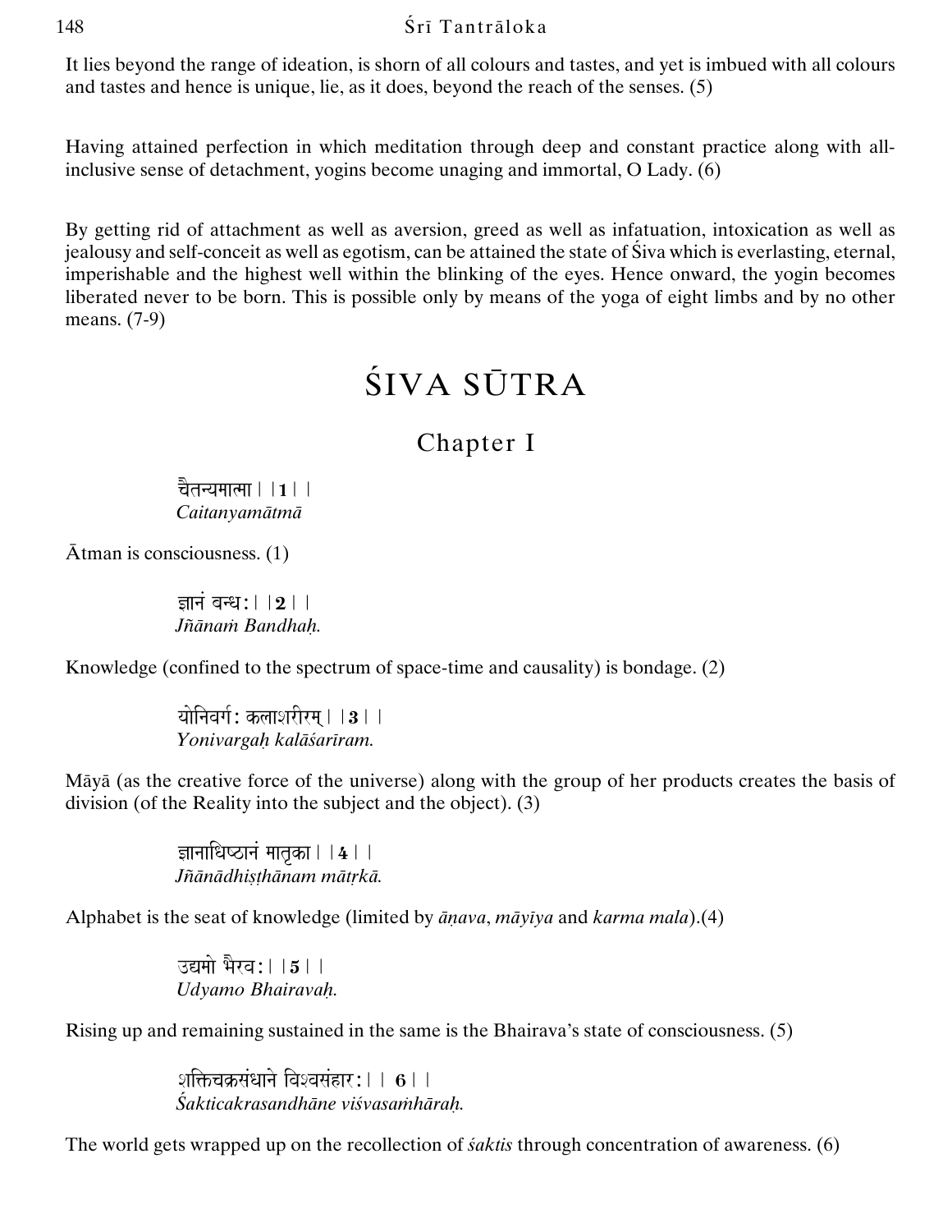It lies beyond the range of ideation, is shorn of all colours and tastes, and yet is imbued with all colours and tastes and hence is unique, lie, as it does, beyond the reach of the senses. (5)

Having attained perfection in which meditation through deep and constant practice along with all-inclusive sense of detachment, yogins become unaging and immortal, O Lady. (6)

By getting rid of attachment as well as aversion, greed as well as infatuation, intoxication as well as jealousy and self-conceit as well as egotism, can be attained the state of Śiva which is everlasting, eternal, imperishable and the highest well within the blinking of the eyes. Hence onward, the yogin becomes liberated never to be born. This is possible only by means of the yoga of eight limbs and by no other means. (7-9)

# ŚIVA SŪTRA

## Chapter I

चैतन्यमात्मा । ।**1**। ।
*Caitanyamātmā*

Ātman is consciousness. (1)

ज्ञानं बन्धः। ।**2**। ।
*Jñānaṁ Bandhaḥ.*

Knowledge (confined to the spectrum of space-time and causality) is bondage. (2)

योनिवर्गः कलाशरीरम्। ।**3**। ।
*Yonivargaḥ kalāśarīram.*

Māyā (as the creative force of the universe) along with the group of her products creates the basis of division (of the Reality into the subject and the object). (3)

ज्ञानाधिष्ठानं मातृका। ।**4**। ।
*Jñānādhiṣṭhānam mātṛkā.*

Alphabet is the seat of knowledge (limited by *āṇava*, *māyīya* and *karma mala*).(4)

उद्यमो भैरवः। ।**5**। ।
*Udyamo Bhairavaḥ.*

Rising up and remaining sustained in the same is the Bhairava's state of consciousness. (5)

शक्तिचक्रसंधाने विश्वसंहारः। । **6**। ।
*Śakticakrasandhāne viśvasaṁhāraḥ.*

The world gets wrapped up on the recollection of *śaktis* through concentration of awareness. (6)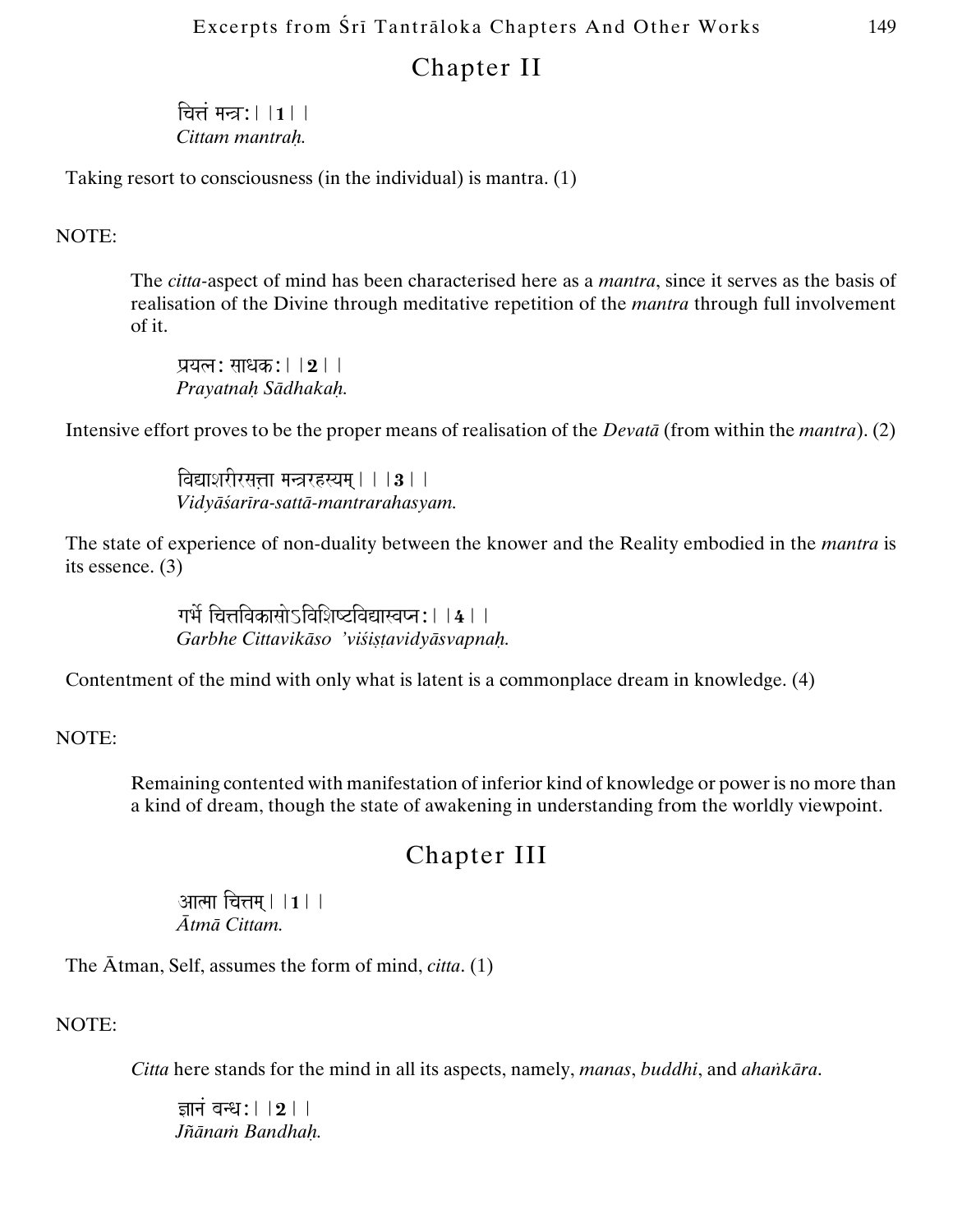## Chapter II

चित्तं मन्त्रः॥1॥
*Cittam mantraḥ.*

Taking resort to consciousness (in the individual) is mantra. (1)

NOTE:

The *citta*-aspect of mind has been characterised here as a *mantra*, since it serves as the basis of realisation of the Divine through meditative repetition of the *mantra* through full involvement of it.

प्रयत्नः साधकः॥2॥
*Prayatnaḥ Sādhakaḥ.*

Intensive effort proves to be the proper means of realisation of the *Devatā* (from within the *mantra*). (2)

विद्याशरीरसत्ता मन्त्ररहस्यम्॥3॥
*Vidyāśarīra-sattā-mantrarahasyam.*

The state of experience of non-duality between the knower and the Reality embodied in the *mantra* is its essence. (3)

गर्भे चित्तविकासोऽविशिष्टविद्यास्वप्नः॥4॥
*Garbhe Cittavikāso 'viśiṣṭavidyāsvapnaḥ.*

Contentment of the mind with only what is latent is a commonplace dream in knowledge. (4)

NOTE:

Remaining contented with manifestation of inferior kind of knowledge or power is no more than a kind of dream, though the state of awakening in understanding from the worldly viewpoint.

## Chapter III

आत्मा चित्तम्॥1॥
*Ātmā Cittam.*

The Ātman, Self, assumes the form of mind, *citta*. (1)

NOTE:

*Citta* here stands for the mind in all its aspects, namely, *manas*, *buddhi*, and *ahaṅkāra*.

ज्ञानं बन्धः॥2॥
*Jñānaṁ Bandhaḥ.*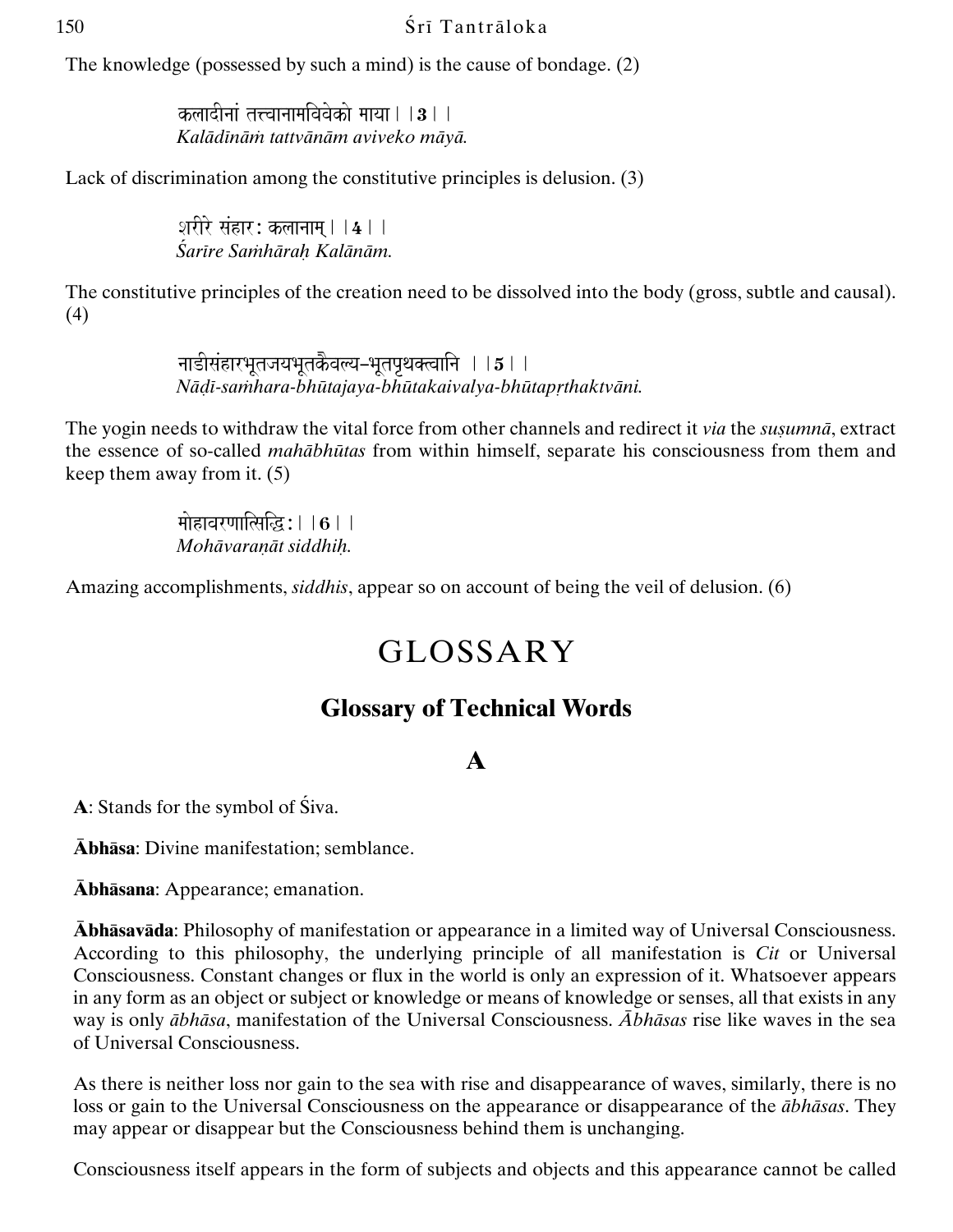The knowledge (possessed by such a mind) is the cause of bondage. (2)

कलादीनां तत्त्वानामविवेको माया। ।3। ।
*Kalādīnāṁ tattvānām aviveko māyā.*

Lack of discrimination among the constitutive principles is delusion. (3)

शरीरे संहारः कलानाम्। ।4। ।
*Śarīre Saṁhāraḥ Kalānām.*

The constitutive principles of the creation need to be dissolved into the body (gross, subtle and causal). (4)

नाडीसंहारभूतजयभूतकैवल्य-भूतपृथक्त्वानि । ।5। ।
*Nāḍī-saṁhara-bhūtajaya-bhūtakaivalya-bhūtapṛthaktvāni.*

The yogin needs to withdraw the vital force from other channels and redirect it *via* the *suṣumnā*, extract the essence of so-called *mahābhūtas* from within himself, separate his consciousness from them and keep them away from it. (5)

मोहावरणात्सिद्धिः। ।6। ।
*Mohāvaraṇāt siddhiḥ.*

Amazing accomplishments, *siddhis*, appear so on account of being the veil of delusion. (6)

# GLOSSARY

## Glossary of Technical Words

### A

**A**: Stands for the symbol of Śiva.

**Ābhāsa**: Divine manifestation; semblance.

**Ābhāsana**: Appearance; emanation.

**Ābhāsavāda**: Philosophy of manifestation or appearance in a limited way of Universal Consciousness. According to this philosophy, the underlying principle of all manifestation is *Cit* or Universal Consciousness. Constant changes or flux in the world is only an expression of it. Whatsoever appears in any form as an object or subject or knowledge or means of knowledge or senses, all that exists in any way is only *ābhāsa*, manifestation of the Universal Consciousness. *Ābhāsas* rise like waves in the sea of Universal Consciousness.

As there is neither loss nor gain to the sea with rise and disappearance of waves, similarly, there is no loss or gain to the Universal Consciousness on the appearance or disappearance of the *ābhāsas*. They may appear or disappear but the Consciousness behind them is unchanging.

Consciousness itself appears in the form of subjects and objects and this appearance cannot be called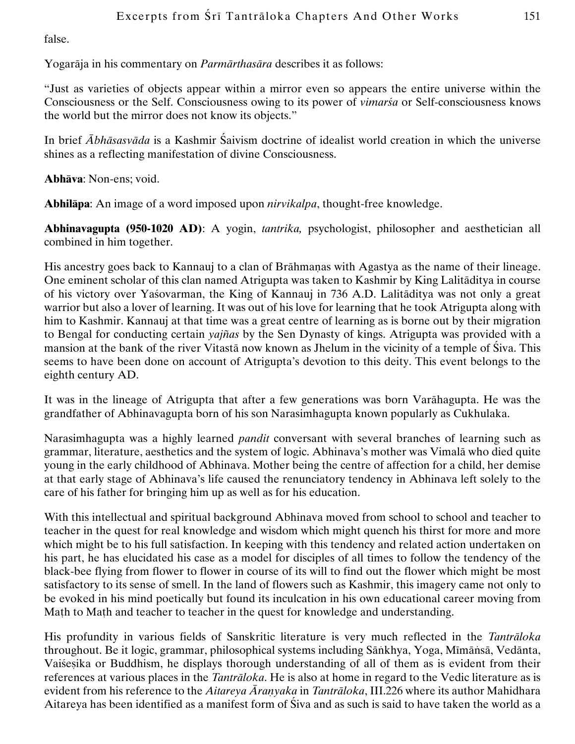false.

Yogarāja in his commentary on *Parmārthasāra* describes it as follows:

"Just as varieties of objects appear within a mirror even so appears the entire universe within the Consciousness or the Self. Consciousness owing to its power of *vimarśa* or Self-consciousness knows the world but the mirror does not know its objects."

In brief *Ābhāsasvāda* is a Kashmir Śaivism doctrine of idealist world creation in which the universe shines as a reflecting manifestation of divine Consciousness.

**Abhāva**: Non-ens; void.

**Abhilāpa**: An image of a word imposed upon *nirvikalpa*, thought-free knowledge.

**Abhinavagupta (950-1020 AD)**: A yogin, *tantrika,* psychologist, philosopher and aesthetician all combined in him together.

His ancestry goes back to Kannauj to a clan of Brāhmaṇas with Agastya as the name of their lineage. One eminent scholar of this clan named Atrigupta was taken to Kashmir by King Lalitāditya in course of his victory over Yaśovarman, the King of Kannauj in 736 A.D. Lalitāditya was not only a great warrior but also a lover of learning. It was out of his love for learning that he took Atrigupta along with him to Kashmir. Kannauj at that time was a great centre of learning as is borne out by their migration to Bengal for conducting certain *yajñas* by the Sen Dynasty of kings. Atrigupta was provided with a mansion at the bank of the river Vitastā now known as Jhelum in the vicinity of a temple of Śiva. This seems to have been done on account of Atrigupta's devotion to this deity. This event belongs to the eighth century AD.

It was in the lineage of Atrigupta that after a few generations was born Varāhagupta. He was the grandfather of Abhinavagupta born of his son Narasimhagupta known popularly as Cukhulaka.

Narasimhagupta was a highly learned *pandit* conversant with several branches of learning such as grammar, literature, aesthetics and the system of logic. Abhinava's mother was Vimalā who died quite young in the early childhood of Abhinava. Mother being the centre of affection for a child, her demise at that early stage of Abhinava's life caused the renunciatory tendency in Abhinava left solely to the care of his father for bringing him up as well as for his education.

With this intellectual and spiritual background Abhinava moved from school to school and teacher to teacher in the quest for real knowledge and wisdom which might quench his thirst for more and more which might be to his full satisfaction. In keeping with this tendency and related action undertaken on his part, he has elucidated his case as a model for disciples of all times to follow the tendency of the black-bee flying from flower to flower in course of its will to find out the flower which might be most satisfactory to its sense of smell. In the land of flowers such as Kashmir, this imagery came not only to be evoked in his mind poetically but found its inculcation in his own educational career moving from Maṭh to Maṭh and teacher to teacher in the quest for knowledge and understanding.

His profundity in various fields of Sanskritic literature is very much reflected in the *Tantrāloka* throughout. Be it logic, grammar, philosophical systems including Sāṅkhya, Yoga, Mīmāṅsā, Vedānta, Vaiśeṣika or Buddhism, he displays thorough understanding of all of them as is evident from their references at various places in the *Tantrāloka*. He is also at home in regard to the Vedic literature as is evident from his reference to the *Aitareya Āraṇyaka* in *Tantrāloka*, III.226 where its author Mahidhara Aitareya has been identified as a manifest form of Śiva and as such is said to have taken the world as a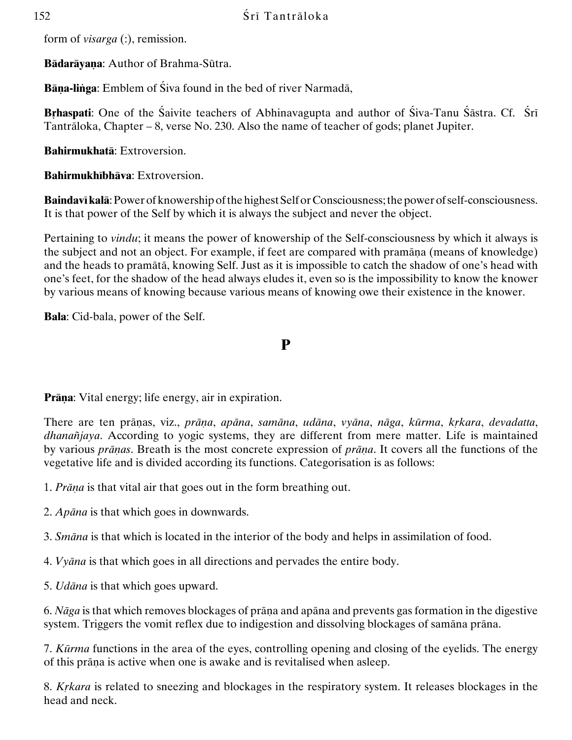form of *visarga* (:), remission.

**Bādarāyaṇa**: Author of Brahma-Sūtra.

**Bāṇa-liṅga**: Emblem of Śiva found in the bed of river Narmadā,

**Bṛhaspati**: One of the Śaivite teachers of Abhinavagupta and author of Śiva-Tanu Śāstra. Cf. Śrī Tantrāloka, Chapter – 8, verse No. 230. Also the name of teacher of gods; planet Jupiter.

**Bahirmukhatā**: Extroversion.

**Bahirmukhībhāva**: Extroversion.

**Baindavī kalā**: Power of knowership of the highest Self or Consciousness; the power of self-consciousness. It is that power of the Self by which it is always the subject and never the object.

Pertaining to *vindu*; it means the power of knowership of the Self-consciousness by which it always is the subject and not an object. For example, if feet are compared with pramāṇa (means of knowledge) and the heads to pramātā, knowing Self. Just as it is impossible to catch the shadow of one's head with one's feet, for the shadow of the head always eludes it, even so is the impossibility to know the knower by various means of knowing because various means of knowing owe their existence in the knower.

**Bala**: Cid-bala, power of the Self.

## P

**Prāṇa**: Vital energy; life energy, air in expiration.

There are ten prāṇas, viz., *prāṇa*, *apāna*, *samāna*, *udāna*, *vyāna*, *nāga*, *kūrma*, *kṛkara*, *devadatta*, *dhanañjaya*. According to yogic systems, they are different from mere matter. Life is maintained by various *prāṇas*. Breath is the most concrete expression of *prāṇa*. It covers all the functions of the vegetative life and is divided according its functions. Categorisation is as follows:

1. *Prāṇa* is that vital air that goes out in the form breathing out.

2. *Apāna* is that which goes in downwards.

3. *Smāna* is that which is located in the interior of the body and helps in assimilation of food.

4. *Vyāna* is that which goes in all directions and pervades the entire body.

5. *Udāna* is that which goes upward.

6. *Nāga* is that which removes blockages of prāṇa and apāna and prevents gas formation in the digestive system. Triggers the vomit reflex due to indigestion and dissolving blockages of samāna prāṇa.

7. *Kūrma* functions in the area of the eyes, controlling opening and closing of the eyelids. The energy of this prāṇa is active when one is awake and is revitalised when asleep.

8. *Kṛkara* is related to sneezing and blockages in the respiratory system. It releases blockages in the head and neck.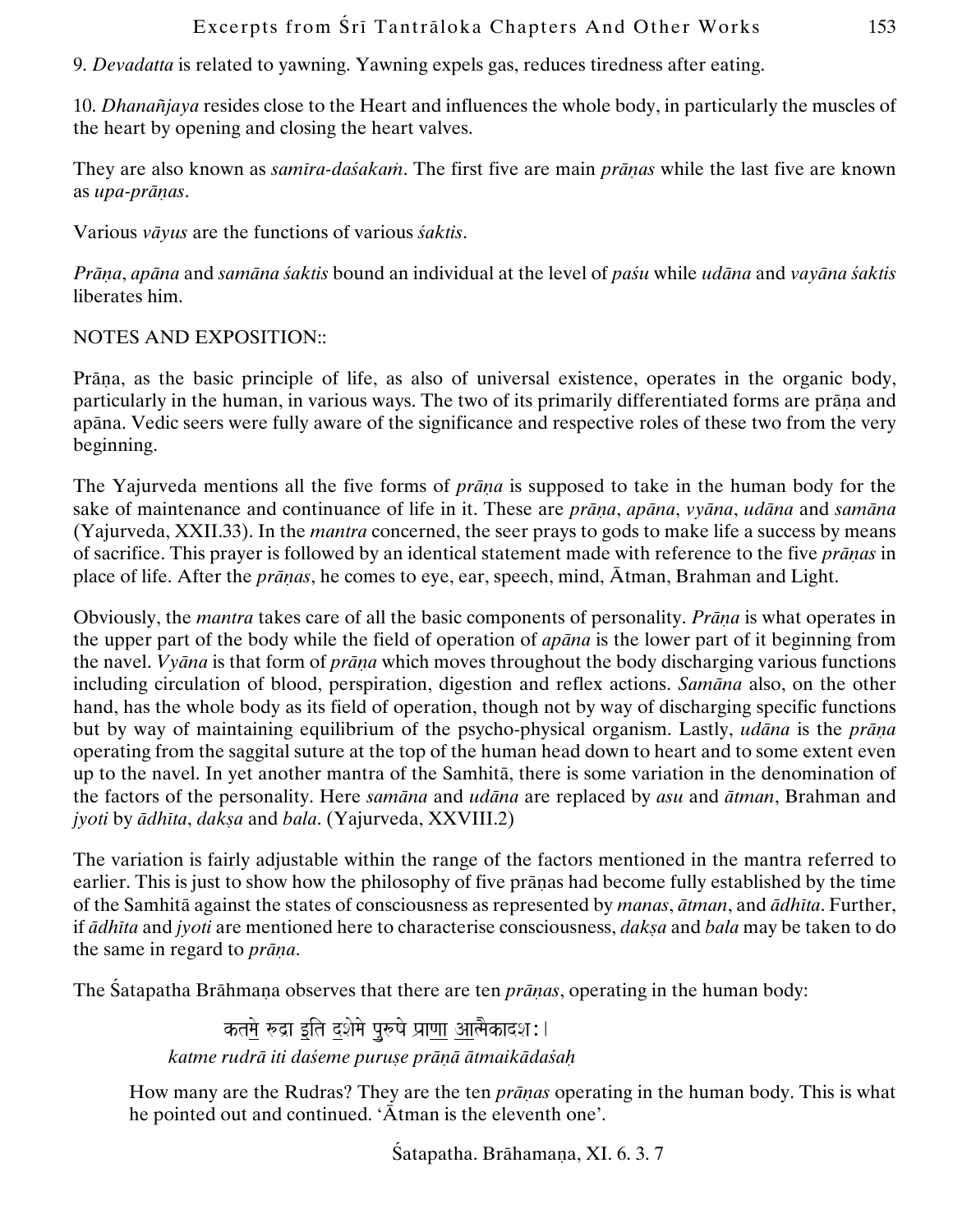9. *Devadatta* is related to yawning. Yawning expels gas, reduces tiredness after eating.

10. *Dhanañjaya* resides close to the Heart and influences the whole body, in particularly the muscles of the heart by opening and closing the heart valves.

They are also known as *samīra-daśakaṁ*. The first five are main *prāṇas* while the last five are known as *upa-prāṇas*.

Various *vāyus* are the functions of various *śaktis*.

*Prāṇa*, *apāna* and *samāna śaktis* bound an individual at the level of *paśu* while *udāna* and *vayāna śaktis* liberates him.

NOTES AND EXPOSITION::

Prāṇa, as the basic principle of life, as also of universal existence, operates in the organic body, particularly in the human, in various ways. The two of its primarily differentiated forms are prāṇa and apāna. Vedic seers were fully aware of the significance and respective roles of these two from the very beginning.

The Yajurveda mentions all the five forms of *prāṇa* is supposed to take in the human body for the sake of maintenance and continuance of life in it. These are *prāṇa*, *apāna*, *vyāna*, *udāna* and *samāna* (Yajurveda, XXII.33). In the *mantra* concerned, the seer prays to gods to make life a success by means of sacrifice. This prayer is followed by an identical statement made with reference to the five *prāṇas* in place of life. After the *prāṇas*, he comes to eye, ear, speech, mind, Ātman, Brahman and Light.

Obviously, the *mantra* takes care of all the basic components of personality. *Prāṇa* is what operates in the upper part of the body while the field of operation of *apāna* is the lower part of it beginning from the navel. *Vyāna* is that form of *prāṇa* which moves throughout the body discharging various functions including circulation of blood, perspiration, digestion and reflex actions. *Samāna* also, on the other hand, has the whole body as its field of operation, though not by way of discharging specific functions but by way of maintaining equilibrium of the psycho-physical organism. Lastly, *udāna* is the *prāṇa* operating from the saggital suture at the top of the human head down to heart and to some extent even up to the navel. In yet another mantra of the Samhitā, there is some variation in the denomination of the factors of the personality. Here *samāna* and *udāna* are replaced by *asu* and *ātman*, Brahman and *jyoti* by *ādhīta*, *dakṣa* and *bala*. (Yajurveda, XXVIII.2)

The variation is fairly adjustable within the range of the factors mentioned in the mantra referred to earlier. This is just to show how the philosophy of five prāṇas had become fully established by the time of the Samhitā against the states of consciousness as represented by *manas*, *ātman*, and *ādhīta*. Further, if *ādhīta* and *jyoti* are mentioned here to characterise consciousness, *dakṣa* and *bala* may be taken to do the same in regard to *prāṇa*.

The Śatapatha Brāhmaṇa observes that there are ten *prāṇas*, operating in the human body:

कतमे रुद्रा इति दशेमे पुरुषे प्राणा आत्मैकादशः।
*katme rudrā iti daśeme puruṣe prāṇā ātmaikādaśaḥ*

> How many are the Rudras? They are the ten *prāṇas* operating in the human body. This is what he pointed out and continued. 'Ātman is the eleventh one'.
>
> Śatapatha. Brāhamaṇa, XI. 6. 3. 7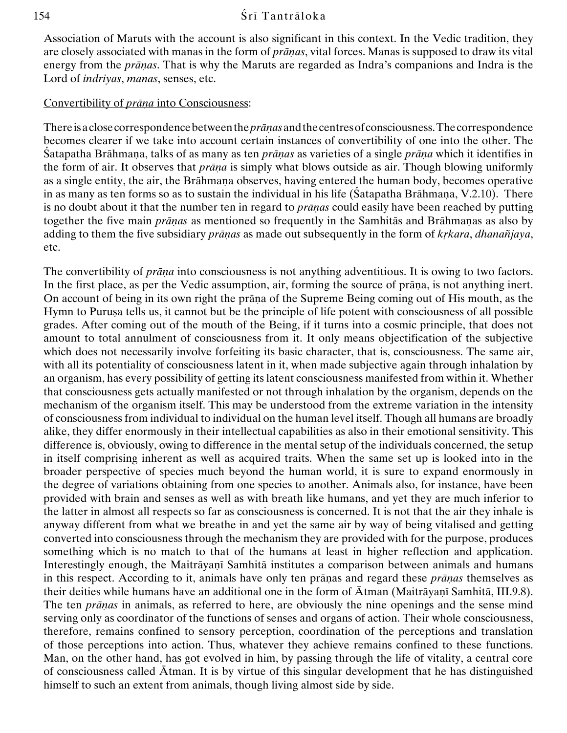Association of Maruts with the account is also significant in this context. In the Vedic tradition, they are closely associated with manas in the form of *prāṇas*, vital forces. Manas is supposed to draw its vital energy from the *prāṇas*. That is why the Maruts are regarded as Indra's companions and Indra is the Lord of *indriyas*, *manas*, senses, etc.

<u>Convertibility of *prāṇa* into Consciousness</u>:

There is a close correspondence between the *prāṇas* and the centres of consciousness. The correspondence becomes clearer if we take into account certain instances of convertibility of one into the other. The Śatapatha Brāhmaṇa, talks of as many as ten *prāṇas* as varieties of a single *prāṇa* which it identifies in the form of air. It observes that *prāṇa* is simply what blows outside as air. Though blowing uniformly as a single entity, the air, the Brāhmaṇa observes, having entered the human body, becomes operative in as many as ten forms so as to sustain the individual in his life (Śatapatha Brāhmaṇa, V.2.10). There is no doubt about it that the number ten in regard to *prāṇas* could easily have been reached by putting together the five main *prāṇas* as mentioned so frequently in the Samhitās and Brāhmaṇas as also by adding to them the five subsidiary *prāṇas* as made out subsequently in the form of *kṛkara*, *dhanañjaya*, etc.

The convertibility of *prāṇa* into consciousness is not anything adventitious. It is owing to two factors. In the first place, as per the Vedic assumption, air, forming the source of prāṇa, is not anything inert. On account of being in its own right the prāṇa of the Supreme Being coming out of His mouth, as the Hymn to Puruṣa tells us, it cannot but be the principle of life potent with consciousness of all possible grades. After coming out of the mouth of the Being, if it turns into a cosmic principle, that does not amount to total annulment of consciousness from it. It only means objectification of the subjective which does not necessarily involve forfeiting its basic character, that is, consciousness. The same air, with all its potentiality of consciousness latent in it, when made subjective again through inhalation by an organism, has every possibility of getting its latent consciousness manifested from within it. Whether that consciousness gets actually manifested or not through inhalation by the organism, depends on the mechanism of the organism itself. This may be understood from the extreme variation in the intensity of consciousness from individual to individual on the human level itself. Though all humans are broadly alike, they differ enormously in their intellectual capabilities as also in their emotional sensitivity. This difference is, obviously, owing to difference in the mental setup of the individuals concerned, the setup in itself comprising inherent as well as acquired traits. When the same set up is looked into in the broader perspective of species much beyond the human world, it is sure to expand enormously in the degree of variations obtaining from one species to another. Animals also, for instance, have been provided with brain and senses as well as with breath like humans, and yet they are much inferior to the latter in almost all respects so far as consciousness is concerned. It is not that the air they inhale is anyway different from what we breathe in and yet the same air by way of being vitalised and getting converted into consciousness through the mechanism they are provided with for the purpose, produces something which is no match to that of the humans at least in higher reflection and application. Interestingly enough, the Maitrāyaṇī Samhitā institutes a comparison between animals and humans in this respect. According to it, animals have only ten prāṇas and regard these *prāṇas* themselves as their deities while humans have an additional one in the form of Ātman (Maitrāyaṇī Samhitā, III.9.8). The ten *prāṇas* in animals, as referred to here, are obviously the nine openings and the sense mind serving only as coordinator of the functions of senses and organs of action. Their whole consciousness, therefore, remains confined to sensory perception, coordination of the perceptions and translation of those perceptions into action. Thus, whatever they achieve remains confined to these functions. Man, on the other hand, has got evolved in him, by passing through the life of vitality, a central core of consciousness called Ātman. It is by virtue of this singular development that he has distinguished himself to such an extent from animals, though living almost side by side.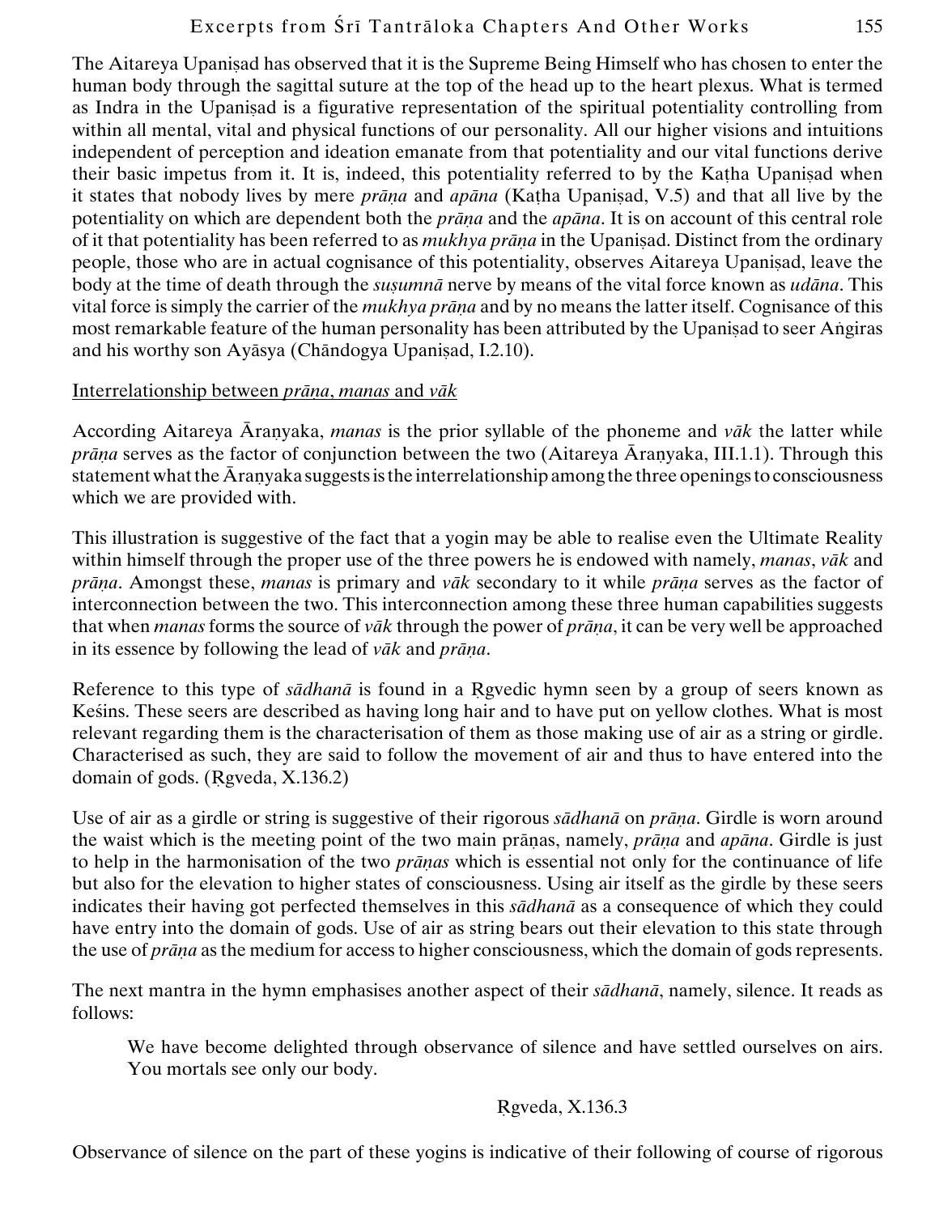The Aitareya Upaniṣad has observed that it is the Supreme Being Himself who has chosen to enter the human body through the sagittal suture at the top of the head up to the heart plexus. What is termed as Indra in the Upaniṣad is a figurative representation of the spiritual potentiality controlling from within all mental, vital and physical functions of our personality. All our higher visions and intuitions independent of perception and ideation emanate from that potentiality and our vital functions derive their basic impetus from it. It is, indeed, this potentiality referred to by the Kaṭha Upaniṣad when it states that nobody lives by mere *prāṇa* and *apāna* (Kaṭha Upaniṣad, V.5) and that all live by the potentiality on which are dependent both the *prāṇa* and the *apāna*. It is on account of this central role of it that potentiality has been referred to as *mukhya prāṇa* in the Upaniṣad. Distinct from the ordinary people, those who are in actual cognisance of this potentiality, observes Aitareya Upaniṣad, leave the body at the time of death through the *suṣumnā* nerve by means of the vital force known as *udāna*. This vital force is simply the carrier of the *mukhya prāṇa* and by no means the latter itself. Cognisance of this most remarkable feature of the human personality has been attributed by the Upaniṣad to seer Aṅgiras and his worthy son Ayāsya (Chāndogya Upaniṣad, I.2.10).

<u>Interrelationship between *prāṇa*, *manas* and *vāk*</u>

According Aitareya Āraṇyaka, *manas* is the prior syllable of the phoneme and *vāk* the latter while *prāṇa* serves as the factor of conjunction between the two (Aitareya Āraṇyaka, III.1.1). Through this statement what the Āraṇyaka suggests is the interrelationship among the three openings to consciousness which we are provided with.

This illustration is suggestive of the fact that a yogin may be able to realise even the Ultimate Reality within himself through the proper use of the three powers he is endowed with namely, *manas*, *vāk* and *prāṇa*. Amongst these, *manas* is primary and *vāk* secondary to it while *prāṇa* serves as the factor of interconnection between the two. This interconnection among these three human capabilities suggests that when *manas* forms the source of *vāk* through the power of *prāṇa*, it can be very well be approached in its essence by following the lead of *vāk* and *prāṇa*.

Reference to this type of *sādhanā* is found in a Ṛgvedic hymn seen by a group of seers known as Keśins. These seers are described as having long hair and to have put on yellow clothes. What is most relevant regarding them is the characterisation of them as those making use of air as a string or girdle. Characterised as such, they are said to follow the movement of air and thus to have entered into the domain of gods. (Ṛgveda, X.136.2)

Use of air as a girdle or string is suggestive of their rigorous *sādhanā* on *prāṇa*. Girdle is worn around the waist which is the meeting point of the two main prāṇas, namely, *prāṇa* and *apāna*. Girdle is just to help in the harmonisation of the two *prāṇas* which is essential not only for the continuance of life but also for the elevation to higher states of consciousness. Using air itself as the girdle by these seers indicates their having got perfected themselves in this *sādhanā* as a consequence of which they could have entry into the domain of gods. Use of air as string bears out their elevation to this state through the use of *prāṇa* as the medium for access to higher consciousness, which the domain of gods represents.

The next mantra in the hymn emphasises another aspect of their *sādhanā*, namely, silence. It reads as follows:

> We have become delighted through observance of silence and have settled ourselves on airs. You mortals see only our body.
>
> Ṛgveda, X.136.3

Observance of silence on the part of these yogins is indicative of their following of course of rigorous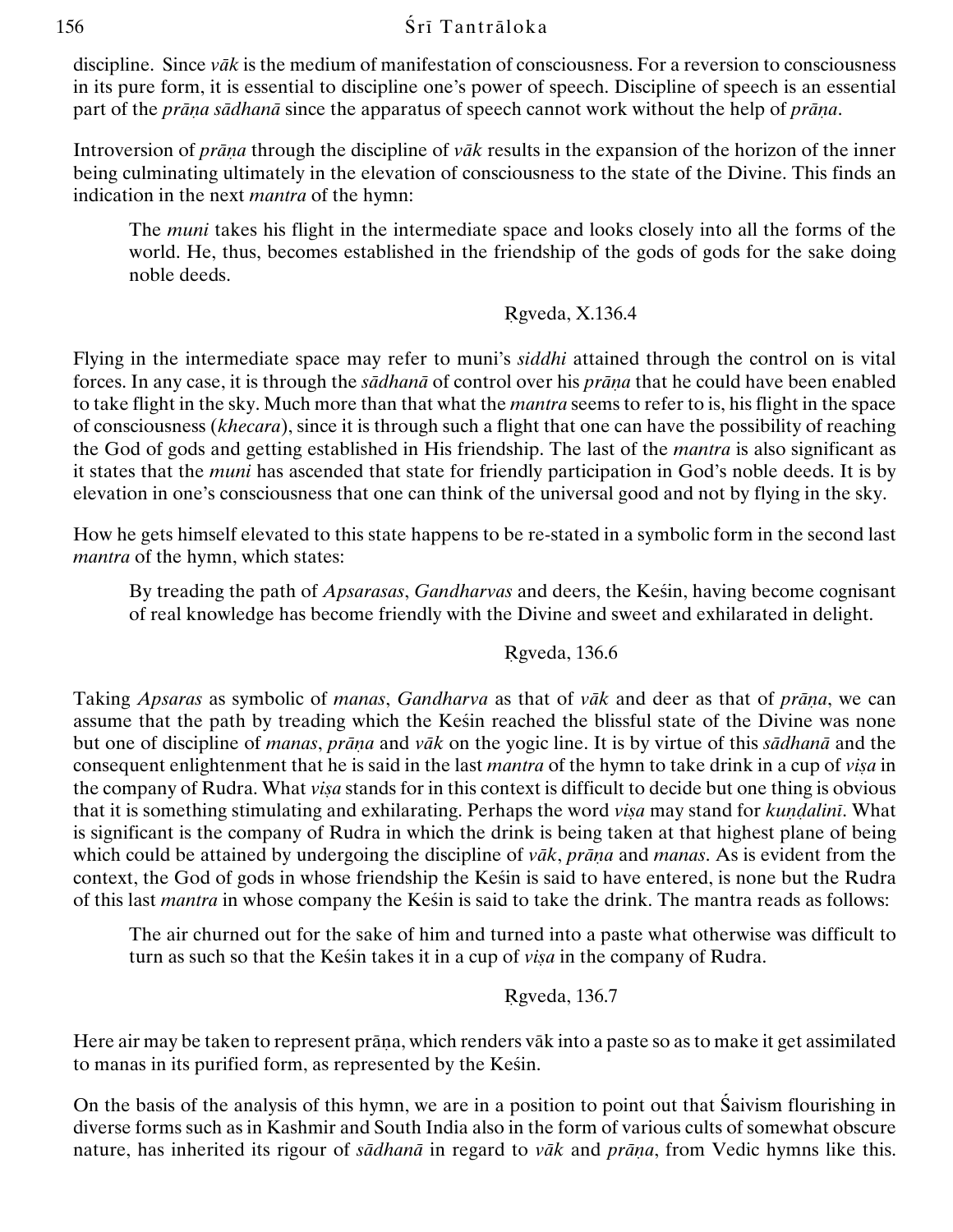discipline. Since *vāk* is the medium of manifestation of consciousness. For a reversion to consciousness in its pure form, it is essential to discipline one's power of speech. Discipline of speech is an essential part of the *prāṇa sādhanā* since the apparatus of speech cannot work without the help of *prāṇa*.

Introversion of *prāṇa* through the discipline of *vāk* results in the expansion of the horizon of the inner being culminating ultimately in the elevation of consciousness to the state of the Divine. This finds an indication in the next *mantra* of the hymn:

> The *muni* takes his flight in the intermediate space and looks closely into all the forms of the world. He, thus, becomes established in the friendship of the gods of gods for the sake doing noble deeds.
>
> Ṛgveda, X.136.4

Flying in the intermediate space may refer to muni's *siddhi* attained through the control on is vital forces. In any case, it is through the *sādhanā* of control over his *prāṇa* that he could have been enabled to take flight in the sky. Much more than that what the *mantra* seems to refer to is, his flight in the space of consciousness (*khecara*), since it is through such a flight that one can have the possibility of reaching the God of gods and getting established in His friendship. The last of the *mantra* is also significant as it states that the *muni* has ascended that state for friendly participation in God's noble deeds. It is by elevation in one's consciousness that one can think of the universal good and not by flying in the sky.

How he gets himself elevated to this state happens to be re-stated in a symbolic form in the second last *mantra* of the hymn, which states:

> By treading the path of *Apsarasas*, *Gandharvas* and deers, the Keśin, having become cognisant of real knowledge has become friendly with the Divine and sweet and exhilarated in delight.
>
> Ṛgveda, 136.6

Taking *Apsaras* as symbolic of *manas*, *Gandharva* as that of *vāk* and deer as that of *prāṇa*, we can assume that the path by treading which the Keśin reached the blissful state of the Divine was none but one of discipline of *manas*, *prāṇa* and *vāk* on the yogic line. It is by virtue of this *sādhanā* and the consequent enlightenment that he is said in the last *mantra* of the hymn to take drink in a cup of *viṣa* in the company of Rudra. What *viṣa* stands for in this context is difficult to decide but one thing is obvious that it is something stimulating and exhilarating. Perhaps the word *viṣa* may stand for *kuṇḍalinī*. What is significant is the company of Rudra in which the drink is being taken at that highest plane of being which could be attained by undergoing the discipline of *vāk*, *prāṇa* and *manas*. As is evident from the context, the God of gods in whose friendship the Keśin is said to have entered, is none but the Rudra of this last *mantra* in whose company the Keśin is said to take the drink. The mantra reads as follows:

> The air churned out for the sake of him and turned into a paste what otherwise was difficult to turn as such so that the Keśin takes it in a cup of *viṣa* in the company of Rudra.
>
> Ṛgveda, 136.7

Here air may be taken to represent prāṇa, which renders vāk into a paste so as to make it get assimilated to manas in its purified form, as represented by the Keśin.

On the basis of the analysis of this hymn, we are in a position to point out that Śaivism flourishing in diverse forms such as in Kashmir and South India also in the form of various cults of somewhat obscure nature, has inherited its rigour of *sādhanā* in regard to *vāk* and *prāṇa*, from Vedic hymns like this.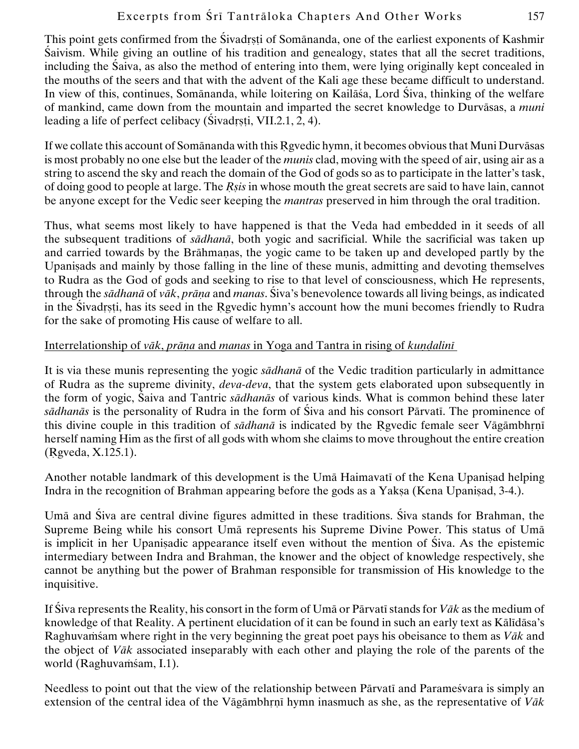This point gets confirmed from the Śivadṛṣṭi of Somānanda, one of the earliest exponents of Kashmir Śaivism. While giving an outline of his tradition and genealogy, states that all the secret traditions, including the Śaiva, as also the method of entering into them, were lying originally kept concealed in the mouths of the seers and that with the advent of the Kali age these became difficult to understand. In view of this, continues, Somānanda, while loitering on Kailāśa, Lord Śiva, thinking of the welfare of mankind, came down from the mountain and imparted the secret knowledge to Durvāsas, a *muni* leading a life of perfect celibacy (Śivadṛṣṭi, VII.2.1, 2, 4).

If we collate this account of Somānanda with this Ṛgvedic hymn, it becomes obvious that Muni Durvāsas is most probably no one else but the leader of the *munis* clad, moving with the speed of air, using air as a string to ascend the sky and reach the domain of the God of gods so as to participate in the latter's task, of doing good to people at large. The *Ṛṣis* in whose mouth the great secrets are said to have lain, cannot be anyone except for the Vedic seer keeping the *mantras* preserved in him through the oral tradition.

Thus, what seems most likely to have happened is that the Veda had embedded in it seeds of all the subsequent traditions of *sādhanā*, both yogic and sacrificial. While the sacrificial was taken up and carried towards by the Brāhmaṇas, the yogic came to be taken up and developed partly by the Upaniṣads and mainly by those falling in the line of these munis, admitting and devoting themselves to Rudra as the God of gods and seeking to rise to that level of consciousness, which He represents, through the *sādhanā* of *vāk*, *prāṇa* and *manas*. Śiva's benevolence towards all living beings, as indicated in the Śivadṛṣṭi, has its seed in the Ṛgvedic hymn's account how the muni becomes friendly to Rudra for the sake of promoting His cause of welfare to all.

Interrelationship of *vāk*, *prāṇa* and *manas* in Yoga and Tantra in rising of *kuṇḍalinī*

It is via these munis representing the yogic *sādhanā* of the Vedic tradition particularly in admittance of Rudra as the supreme divinity, *deva-deva*, that the system gets elaborated upon subsequently in the form of yogic, Śaiva and Tantric *sādhanās* of various kinds. What is common behind these later *sādhanās* is the personality of Rudra in the form of Śiva and his consort Pārvatī. The prominence of this divine couple in this tradition of *sādhanā* is indicated by the Ṛgvedic female seer Vāgāmbhṛṇī herself naming Him as the first of all gods with whom she claims to move throughout the entire creation (Ṛgveda, X.125.1).

Another notable landmark of this development is the Umā Haimavatī of the Kena Upaniṣad helping Indra in the recognition of Brahman appearing before the gods as a Yakṣa (Kena Upaniṣad, 3-4.).

Umā and Śiva are central divine figures admitted in these traditions. Śiva stands for Brahman, the Supreme Being while his consort Umā represents his Supreme Divine Power. This status of Umā is implicit in her Upaniṣadic appearance itself even without the mention of Śiva. As the epistemic intermediary between Indra and Brahman, the knower and the object of knowledge respectively, she cannot be anything but the power of Brahman responsible for transmission of His knowledge to the inquisitive.

If Śiva represents the Reality, his consort in the form of Umā or Pārvatī stands for *Vāk* as the medium of knowledge of that Reality. A pertinent elucidation of it can be found in such an early text as Kālīdāsa's Raghuvaṁśam where right in the very beginning the great poet pays his obeisance to them as *Vāk* and the object of *Vāk* associated inseparably with each other and playing the role of the parents of the world (Raghuvaṁśam, I.1).

Needless to point out that the view of the relationship between Pārvatī and Parameśvara is simply an extension of the central idea of the Vāgāmbhṛṇī hymn inasmuch as she, as the representative of *Vāk*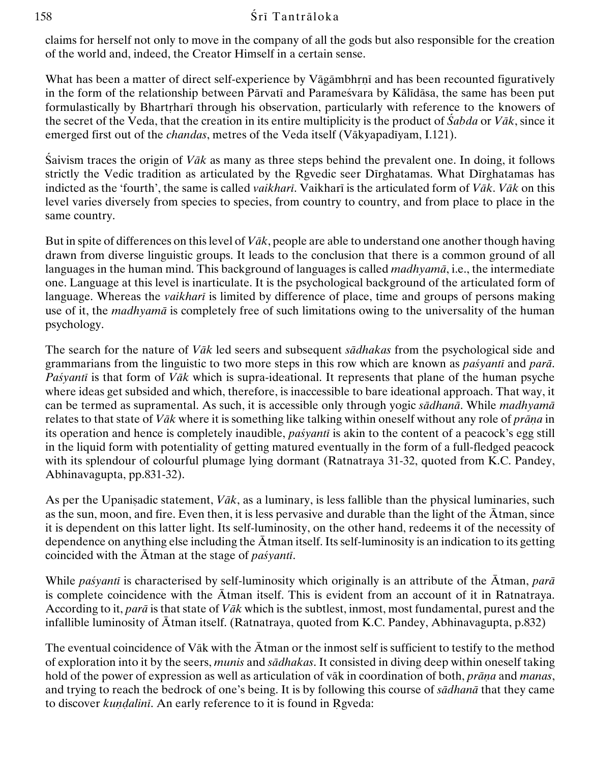claims for herself not only to move in the company of all the gods but also responsible for the creation of the world and, indeed, the Creator Himself in a certain sense.

What has been a matter of direct self-experience by Vāgāmbhṛṇī and has been recounted figuratively in the form of the relationship between Pārvatī and Parameśvara by Kālīdāsa, the same has been put formulastically by Bhartṛharī through his observation, particularly with reference to the knowers of the secret of the Veda, that the creation in its entire multiplicity is the product of *Śabda* or *Vāk*, since it emerged first out of the *chandas*, metres of the Veda itself (Vākyapadīyam, I.121).

Śaivism traces the origin of *Vāk* as many as three steps behind the prevalent one. In doing, it follows strictly the Vedic tradition as articulated by the Ṛgvedic seer Dīrghatamas. What Dīrghatamas has indicted as the 'fourth', the same is called *vaikharī*. Vaikharī is the articulated form of *Vāk*. *Vāk* on this level varies diversely from species to species, from country to country, and from place to place in the same country.

But in spite of differences on this level of *Vāk*, people are able to understand one another though having drawn from diverse linguistic groups. It leads to the conclusion that there is a common ground of all languages in the human mind. This background of languages is called *madhyamā*, i.e., the intermediate one. Language at this level is inarticulate. It is the psychological background of the articulated form of language. Whereas the *vaikharī* is limited by difference of place, time and groups of persons making use of it, the *madhyamā* is completely free of such limitations owing to the universality of the human psychology.

The search for the nature of *Vāk* led seers and subsequent *sādhakas* from the psychological side and grammarians from the linguistic to two more steps in this row which are known as *paśyantī* and *parā*. *Paśyantī* is that form of *Vāk* which is supra-ideational. It represents that plane of the human psyche where ideas get subsided and which, therefore, is inaccessible to bare ideational approach. That way, it can be termed as supramental. As such, it is accessible only through yogic *sādhanā*. While *madhyamā* relates to that state of *Vāk* where it is something like talking within oneself without any role of *prāṇa* in its operation and hence is completely inaudible, *paśyantī* is akin to the content of a peacock's egg still in the liquid form with potentiality of getting matured eventually in the form of a full-fledged peacock with its splendour of colourful plumage lying dormant (Ratnatraya 31-32, quoted from K.C. Pandey, Abhinavagupta, pp.831-32).

As per the Upaniṣadic statement, *Vāk*, as a luminary, is less fallible than the physical luminaries, such as the sun, moon, and fire. Even then, it is less pervasive and durable than the light of the Ātman, since it is dependent on this latter light. Its self-luminosity, on the other hand, redeems it of the necessity of dependence on anything else including the Ātman itself. Its self-luminosity is an indication to its getting coincided with the Ātman at the stage of *paśyantī*.

While *paśyantī* is characterised by self-luminosity which originally is an attribute of the Ātman, *parā* is complete coincidence with the Ātman itself. This is evident from an account of it in Ratnatraya. According to it, *parā* is that state of *Vāk* which is the subtlest, inmost, most fundamental, purest and the infallible luminosity of Ātman itself. (Ratnatraya, quoted from K.C. Pandey, Abhinavagupta, p.832)

The eventual coincidence of Vāk with the Ātman or the inmost self is sufficient to testify to the method of exploration into it by the seers, *munis* and *sādhakas*. It consisted in diving deep within oneself taking hold of the power of expression as well as articulation of vāk in coordination of both, *prāṇa* and *manas*, and trying to reach the bedrock of one's being. It is by following this course of *sādhanā* that they came to discover *kuṇḍalinī*. An early reference to it is found in Ṛgveda: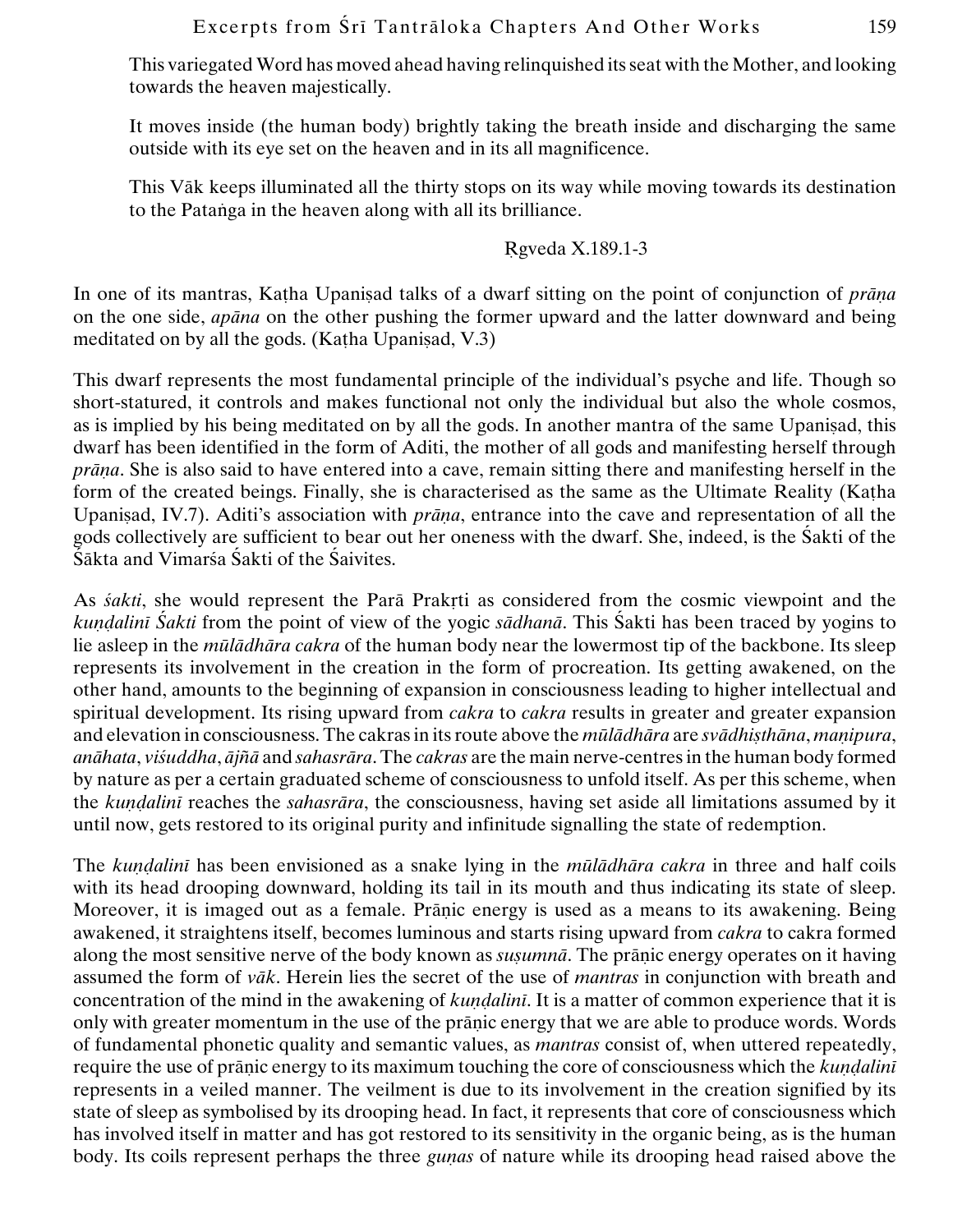> This variegated Word has moved ahead having relinquished its seat with the Mother, and looking towards the heaven majestically.
>
> It moves inside (the human body) brightly taking the breath inside and discharging the same outside with its eye set on the heaven and in its all magnificence.
>
> This Vāk keeps illuminated all the thirty stops on its way while moving towards its destination to the Pataṅga in the heaven along with all its brilliance.
>
> Ṛgveda X.189.1-3

In one of its mantras, Kaṭha Upaniṣad talks of a dwarf sitting on the point of conjunction of *prāṇa* on the one side, *apāna* on the other pushing the former upward and the latter downward and being meditated on by all the gods. (Kaṭha Upaniṣad, V.3)

This dwarf represents the most fundamental principle of the individual's psyche and life. Though so short-statured, it controls and makes functional not only the individual but also the whole cosmos, as is implied by his being meditated on by all the gods. In another mantra of the same Upaniṣad, this dwarf has been identified in the form of Aditi, the mother of all gods and manifesting herself through *prāṇa*. She is also said to have entered into a cave, remain sitting there and manifesting herself in the form of the created beings. Finally, she is characterised as the same as the Ultimate Reality (Kaṭha Upaniṣad, IV.7). Aditi's association with *prāṇa*, entrance into the cave and representation of all the gods collectively are sufficient to bear out her oneness with the dwarf. She, indeed, is the Śakti of the Śākta and Vimarśa Śakti of the Śaivites.

As *śakti*, she would represent the Parā Prakṛti as considered from the cosmic viewpoint and the *kuṇḍalinī Śakti* from the point of view of the yogic *sādhanā*. This Śakti has been traced by yogins to lie asleep in the *mūlādhāra cakra* of the human body near the lowermost tip of the backbone. Its sleep represents its involvement in the creation in the form of procreation. Its getting awakened, on the other hand, amounts to the beginning of expansion in consciousness leading to higher intellectual and spiritual development. Its rising upward from *cakra* to *cakra* results in greater and greater expansion and elevation in consciousness. The cakras in its route above the *mūlādhāra* are *svādhiṣṭhāna*, *maṇipura*, *anāhata*, *viśuddha*, *ājñā* and *sahasrāra*. The *cakras* are the main nerve-centres in the human body formed by nature as per a certain graduated scheme of consciousness to unfold itself. As per this scheme, when the *kuṇḍalinī* reaches the *sahasrāra*, the consciousness, having set aside all limitations assumed by it until now, gets restored to its original purity and infinitude signalling the state of redemption.

The *kuṇḍalinī* has been envisioned as a snake lying in the *mūlādhāra cakra* in three and half coils with its head drooping downward, holding its tail in its mouth and thus indicating its state of sleep. Moreover, it is imaged out as a female. Prāṇic energy is used as a means to its awakening. Being awakened, it straightens itself, becomes luminous and starts rising upward from *cakra* to cakra formed along the most sensitive nerve of the body known as *suṣumnā*. The prāṇic energy operates on it having assumed the form of *vāk*. Herein lies the secret of the use of *mantras* in conjunction with breath and concentration of the mind in the awakening of *kuṇḍalinī*. It is a matter of common experience that it is only with greater momentum in the use of the prāṇic energy that we are able to produce words. Words of fundamental phonetic quality and semantic values, as *mantras* consist of, when uttered repeatedly, require the use of prāṇic energy to its maximum touching the core of consciousness which the *kuṇḍalinī* represents in a veiled manner. The veilment is due to its involvement in the creation signified by its state of sleep as symbolised by its drooping head. In fact, it represents that core of consciousness which has involved itself in matter and has got restored to its sensitivity in the organic being, as is the human body. Its coils represent perhaps the three *guṇas* of nature while its drooping head raised above the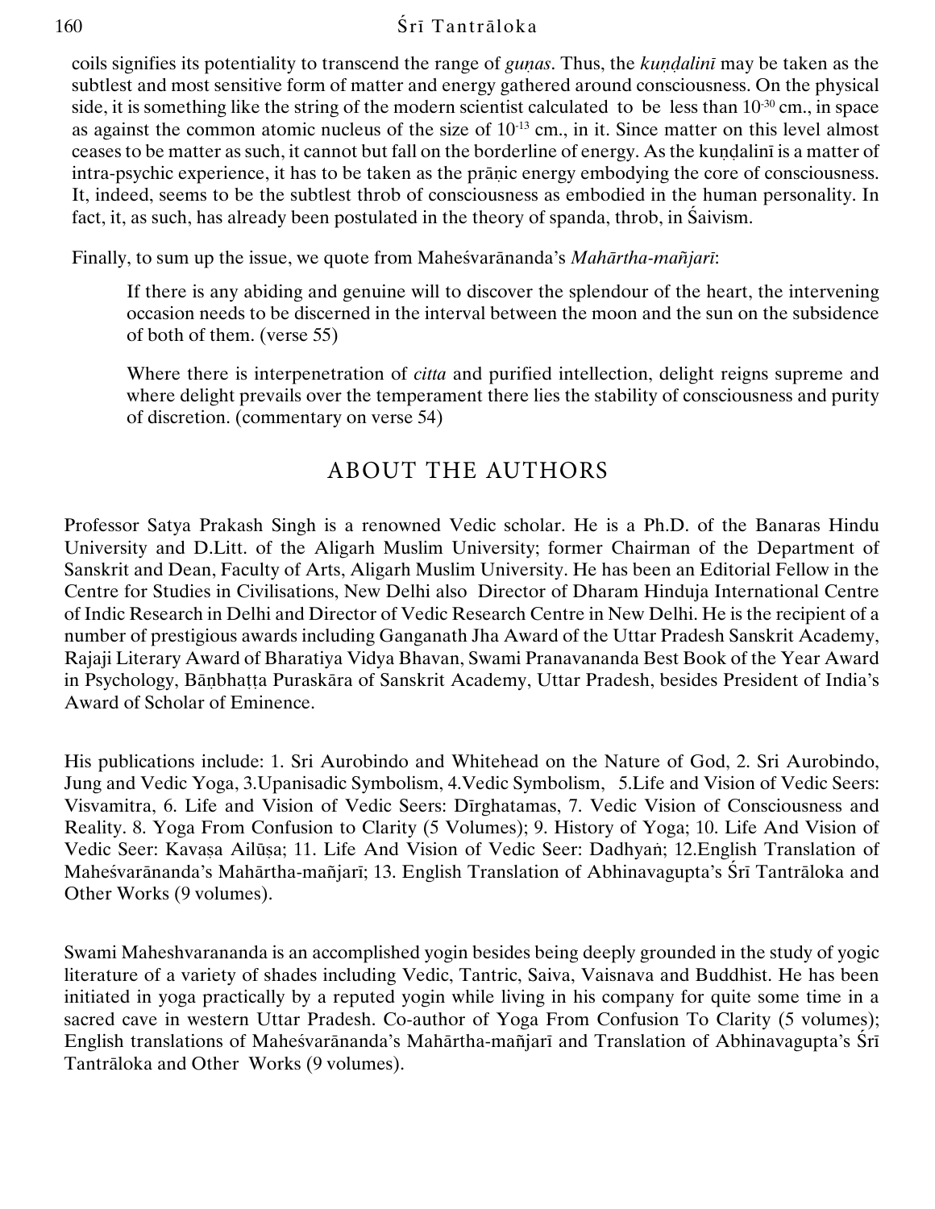coils signifies its potentiality to transcend the range of *guṇas*. Thus, the *kuṇḍalinī* may be taken as the subtlest and most sensitive form of matter and energy gathered around consciousness. On the physical side, it is something like the string of the modern scientist calculated to be less than $10^{-30}$ cm., in space as against the common atomic nucleus of the size of $10^{-13}$ cm., in it. Since matter on this level almost ceases to be matter as such, it cannot but fall on the borderline of energy. As the kuṇḍalinī is a matter of intra-psychic experience, it has to be taken as the prāṇic energy embodying the core of consciousness. It, indeed, seems to be the subtlest throb of consciousness as embodied in the human personality. In fact, it, as such, has already been postulated in the theory of spanda, throb, in Śaivism.

Finally, to sum up the issue, we quote from Maheśvarānanda's *Mahārtha-mañjarī*:

> If there is any abiding and genuine will to discover the splendour of the heart, the intervening occasion needs to be discerned in the interval between the moon and the sun on the subsidence of both of them. (verse 55)
>
> Where there is interpenetration of *citta* and purified intellection, delight reigns supreme and where delight prevails over the temperament there lies the stability of consciousness and purity of discretion. (commentary on verse 54)

## ABOUT THE AUTHORS

Professor Satya Prakash Singh is a renowned Vedic scholar. He is a Ph.D. of the Banaras Hindu University and D.Litt. of the Aligarh Muslim University; former Chairman of the Department of Sanskrit and Dean, Faculty of Arts, Aligarh Muslim University. He has been an Editorial Fellow in the Centre for Studies in Civilisations, New Delhi also Director of Dharam Hinduja International Centre of Indic Research in Delhi and Director of Vedic Research Centre in New Delhi. He is the recipient of a number of prestigious awards including Ganganath Jha Award of the Uttar Pradesh Sanskrit Academy, Rajaji Literary Award of Bharatiya Vidya Bhavan, Swami Pranavananda Best Book of the Year Award in Psychology, Bāṇbhaṭṭa Puraskāra of Sanskrit Academy, Uttar Pradesh, besides President of India's Award of Scholar of Eminence.

His publications include: 1. Sri Aurobindo and Whitehead on the Nature of God, 2. Sri Aurobindo, Jung and Vedic Yoga, 3.Upanisadic Symbolism, 4.Vedic Symbolism, 5.Life and Vision of Vedic Seers: Visvamitra, 6. Life and Vision of Vedic Seers: Dīrghatamas, 7. Vedic Vision of Consciousness and Reality. 8. Yoga From Confusion to Clarity (5 Volumes); 9. History of Yoga; 10. Life And Vision of Vedic Seer: Kavaṣa Ailūṣa; 11. Life And Vision of Vedic Seer: Dadhyaṅ; 12.English Translation of Maheśvarānanda's Mahārtha-mañjarī; 13. English Translation of Abhinavagupta's Śrī Tantrāloka and Other Works (9 volumes).

Swami Maheshvarananda is an accomplished yogin besides being deeply grounded in the study of yogic literature of a variety of shades including Vedic, Tantric, Saiva, Vaisnava and Buddhist. He has been initiated in yoga practically by a reputed yogin while living in his company for quite some time in a sacred cave in western Uttar Pradesh. Co-author of Yoga From Confusion To Clarity (5 volumes); English translations of Maheśvarānanda's Mahārtha-mañjarī and Translation of Abhinavagupta's Śrī Tantrāloka and Other Works (9 volumes).